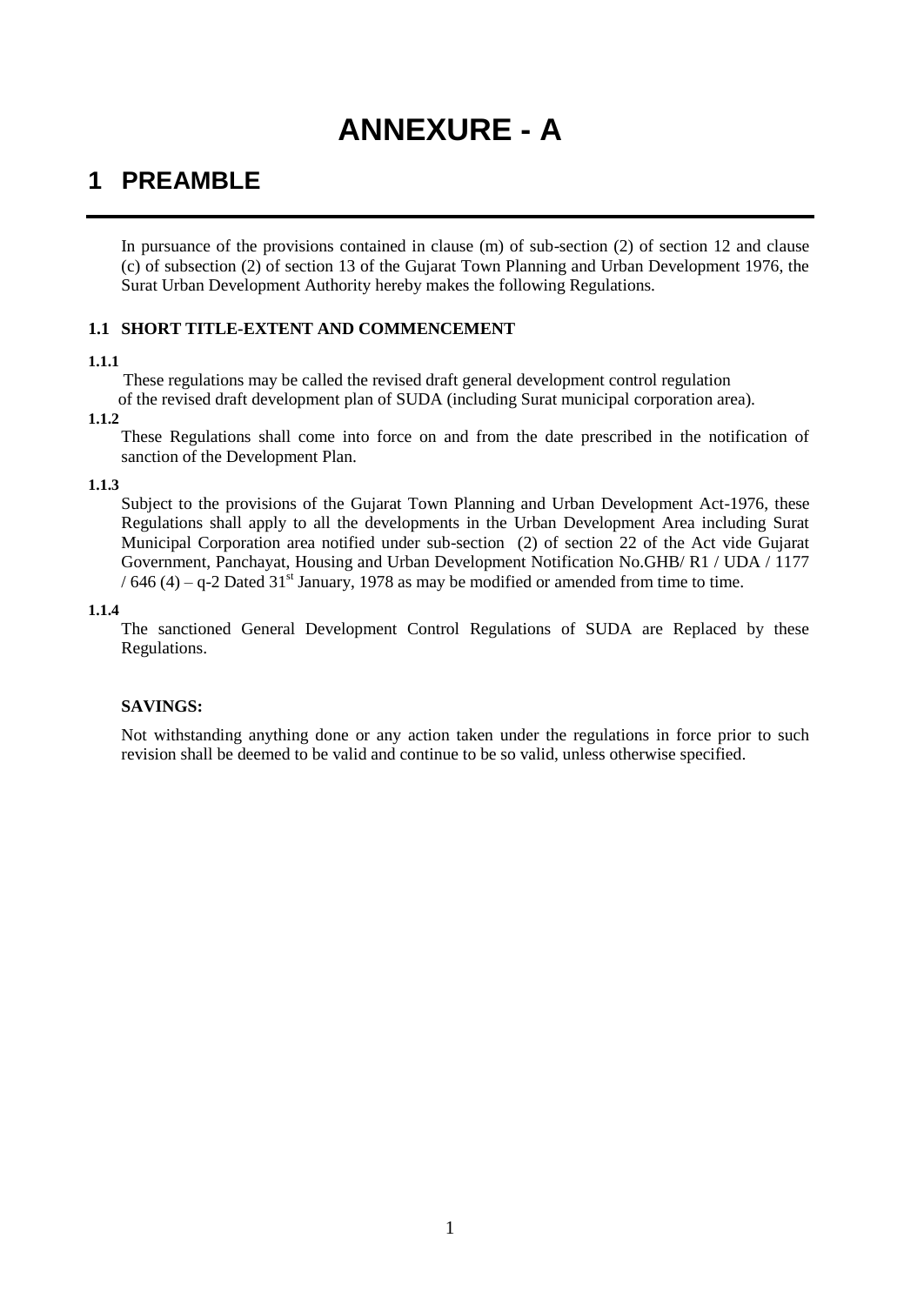# ANNEXURE - A

## 1 PREAMBLE

In pursuance of the provisions contained in clause (m) of sub-section (2) of section 12 and clause (c) of subsection (2) of section 13 of the Gujarat Town Planning and Urban Development 1976, the Surat Urban Development Authority hereby makes the following Regulations.

### 1.1 SHORT TITLE-EXTENT AND COMMENCEMENT

**1.1.1**

These regulations may be called the revised draft general development control regulation of the revised draft development plan of SUDA (including Surat municipal corporation area).

**1.1.2**

These Regulations shall come into force on and from the date prescribed in the notification of sanction of the Development Plan.

**1.1.3**

Subject to the provisions of the Gujarat Town Planning and Urban Development Act-1976, these Regulations shall apply to all the developments in the Urban Development Area including Surat Municipal Corporation area notified under sub-section (2) of section 22 of the Act vide Gujarat Government, Panchayat, Housing and Urban Development Notification No.GHB/ R1 / UDA / 1177 / 646 (4) – q-2 Dated 31st January, 1978 as may be modified or amended from time to time.

**1.1.4**

The sanctioned General Development Control Regulations of SUDA are Replaced by these Regulations.

**SAVINGS:**

Not withstanding anything done or any action taken under the regulations in force prior to such revision shall be deemed to be valid and continue to be so valid, unless otherwise specified.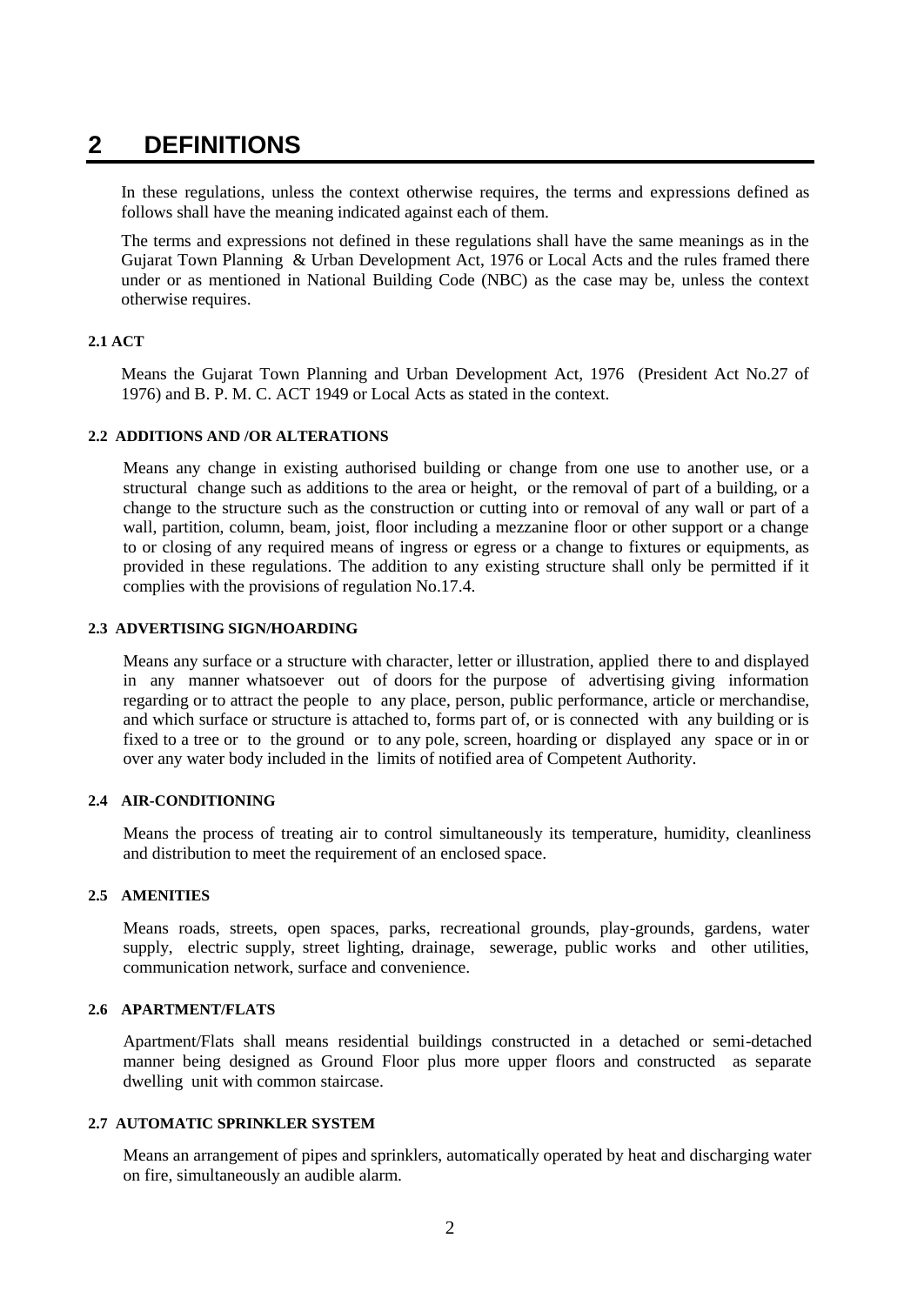# 2 DEFINITIONS

In these regulations, unless the context otherwise requires, the terms and expressions defined as follows shall have the meaning indicated against each of them.

The terms and expressions not defined in these regulations shall have the same meanings as in the Gujarat Town Planning & Urban Development Act, 1976 or Local Acts and the rules framed there under or as mentioned in National Building Code (NBC) as the case may be, unless the context otherwise requires.

### 2.1 ACT

Means the Gujarat Town Planning and Urban Development Act, 1976 (President Act No.27 of 1976) and B. P. M. C. ACT 1949 or Local Acts as stated in the context.

### 2.2 ADDITIONS AND /OR ALTERATIONS

Means any change in existing authorised building or change from one use to another use, or a structural change such as additions to the area or height, or the removal of part of a building, or a change to the structure such as the construction or cutting into or removal of any wall or part of a wall, partition, column, beam, joist, floor including a mezzanine floor or other support or a change to or closing of any required means of ingress or egress or a change to fixtures or equipments, as provided in these regulations. The addition to any existing structure shall only be permitted if it complies with the provisions of regulation No.17.4.

### 2.3 ADVERTISING SIGN/HOARDING

Means any surface or a structure with character, letter or illustration, applied there to and displayed in any manner whatsoever out of doors for the purpose of advertising giving information regarding or to attract the people to any place, person, public performance, article or merchandise, and which surface or structure is attached to, forms part of, or is connected with any building or is fixed to a tree or to the ground or to any pole, screen, hoarding or displayed any space or in or over any water body included in the limits of notified area of Competent Authority.

### 2.4 AIR-CONDITIONING

Means the process of treating air to control simultaneously its temperature, humidity, cleanliness and distribution to meet the requirement of an enclosed space.

### 2.5 AMENITIES

Means roads, streets, open spaces, parks, recreational grounds, play-grounds, gardens, water supply, electric supply, street lighting, drainage, sewerage, public works and other utilities, communication network, surface and convenience.

### 2.6 APARTMENT/FLATS

Apartment/Flats shall means residential buildings constructed in a detached or semi-detached manner being designed as Ground Floor plus more upper floors and constructed as separate dwelling unit with common staircase.

### 2.7 AUTOMATIC SPRINKLER SYSTEM

Means an arrangement of pipes and sprinklers, automatically operated by heat and discharging water on fire, simultaneously an audible alarm.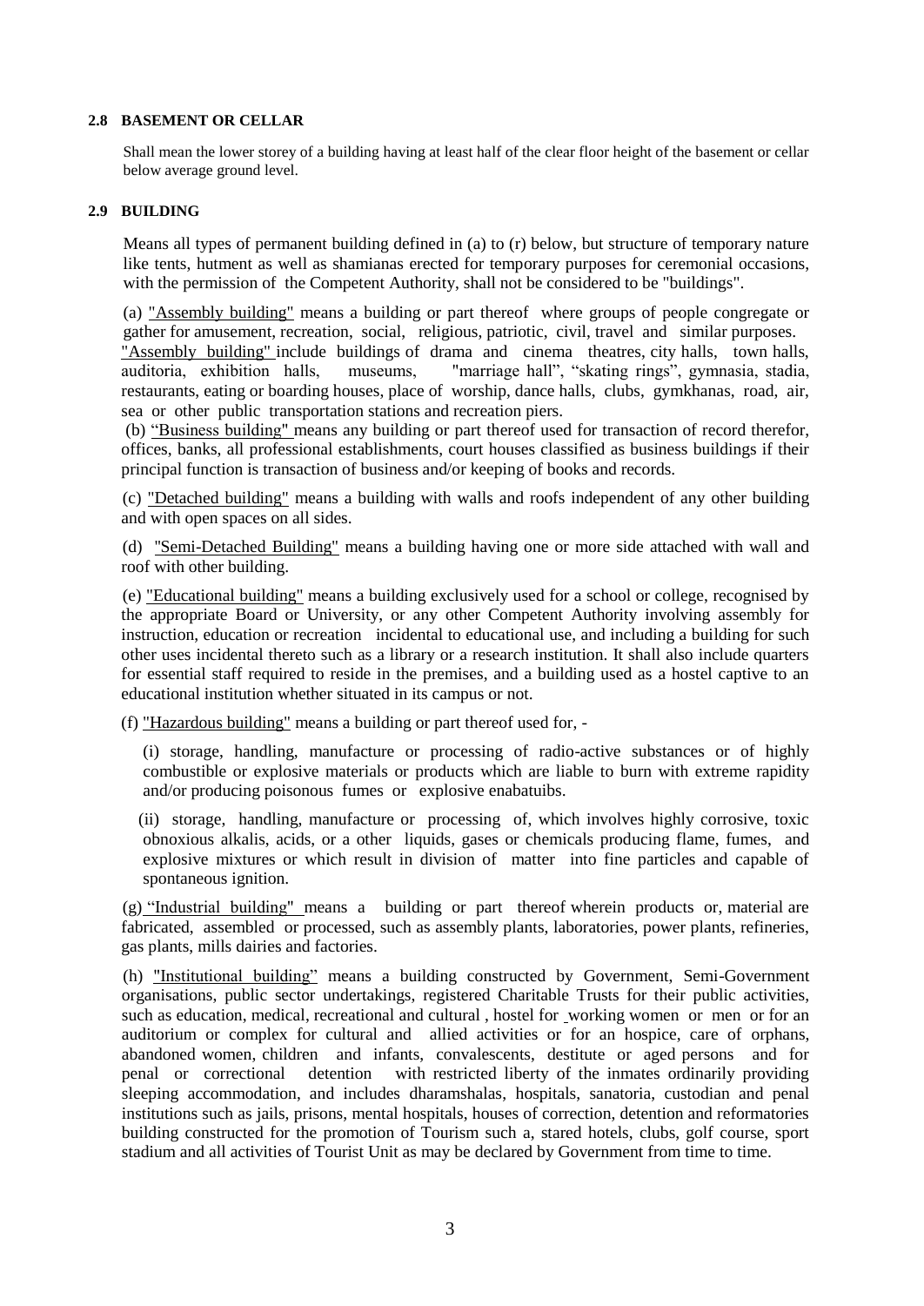#### 2.8 BASEMENT OR CELLAR

Shall mean the lower storey of a building having at least half of the clear floor height of the basement or cellar below average ground level.

#### 2.9 BUILDING

Means all types of permanent building defined in (a) to (r) below, but structure of temporary nature like tents, hutment as well as shamianas erected for temporary purposes for ceremonial occasions, with the permission of the Competent Authority, shall not be considered to be "buildings".

(a) "Assembly building" means a building or part thereof where groups of people congregate or gather for amusement, recreation, social, religious, patriotic, civil, travel and similar purposes. "Assembly building" include buildings of drama and cinema theatres, city halls, town halls, auditoria, exhibition halls, museums, "marriage hall", "skating rings", gymnasia, stadia, restaurants, eating or boarding houses, place of worship, dance halls, clubs, gymkhanas, road, air, sea or other public transportation stations and recreation piers.

(b) "Business building" means any building or part thereof used for transaction of record therefor, offices, banks, all professional establishments, court houses classified as business buildings if their principal function is transaction of business and/or keeping of books and records.

(c) "Detached building" means a building with walls and roofs independent of any other building and with open spaces on all sides.

(d) "Semi-Detached Building" means a building having one or more side attached with wall and roof with other building.

(e) "Educational building" means a building exclusively used for a school or college, recognised by the appropriate Board or University, or any other Competent Authority involving assembly for instruction, education or recreation incidental to educational use, and including a building for such other uses incidental thereto such as a library or a research institution. It shall also include quarters for essential staff required to reside in the premises, and a building used as a hostel captive to an educational institution whether situated in its campus or not.

(f) "Hazardous building" means a building or part thereof used for, -

(i) storage, handling, manufacture or processing of radio-active substances or of highly combustible or explosive materials or products which are liable to burn with extreme rapidity and/or producing poisonous fumes or explosive enabatuibs.

(ii) storage, handling, manufacture or processing of, which involves highly corrosive, toxic obnoxious alkalis, acids, or a other liquids, gases or chemicals producing flame, fumes, and explosive mixtures or which result in division of matter into fine particles and capable of spontaneous ignition.

(g) "Industrial building" means a building or part thereof wherein products or, material are fabricated, assembled or processed, such as assembly plants, laboratories, power plants, refineries, gas plants, mills dairies and factories.

(h) "Institutional building" means a building constructed by Government, Semi-Government organisations, public sector undertakings, registered Charitable Trusts for their public activities, such as education, medical, recreational and cultural , hostel for working women or men or for an auditorium or complex for cultural and allied activities or for an hospice, care of orphans, abandoned women, children and infants, convalescents, destitute or aged persons and for penal or correctional detention with restricted liberty of the inmates ordinarily providing sleeping accommodation, and includes dharamshalas, hospitals, sanatoria, custodian and penal institutions such as jails, prisons, mental hospitals, houses of correction, detention and reformatories building constructed for the promotion of Tourism such a, stared hotels, clubs, golf course, sport stadium and all activities of Tourist Unit as may be declared by Government from time to time.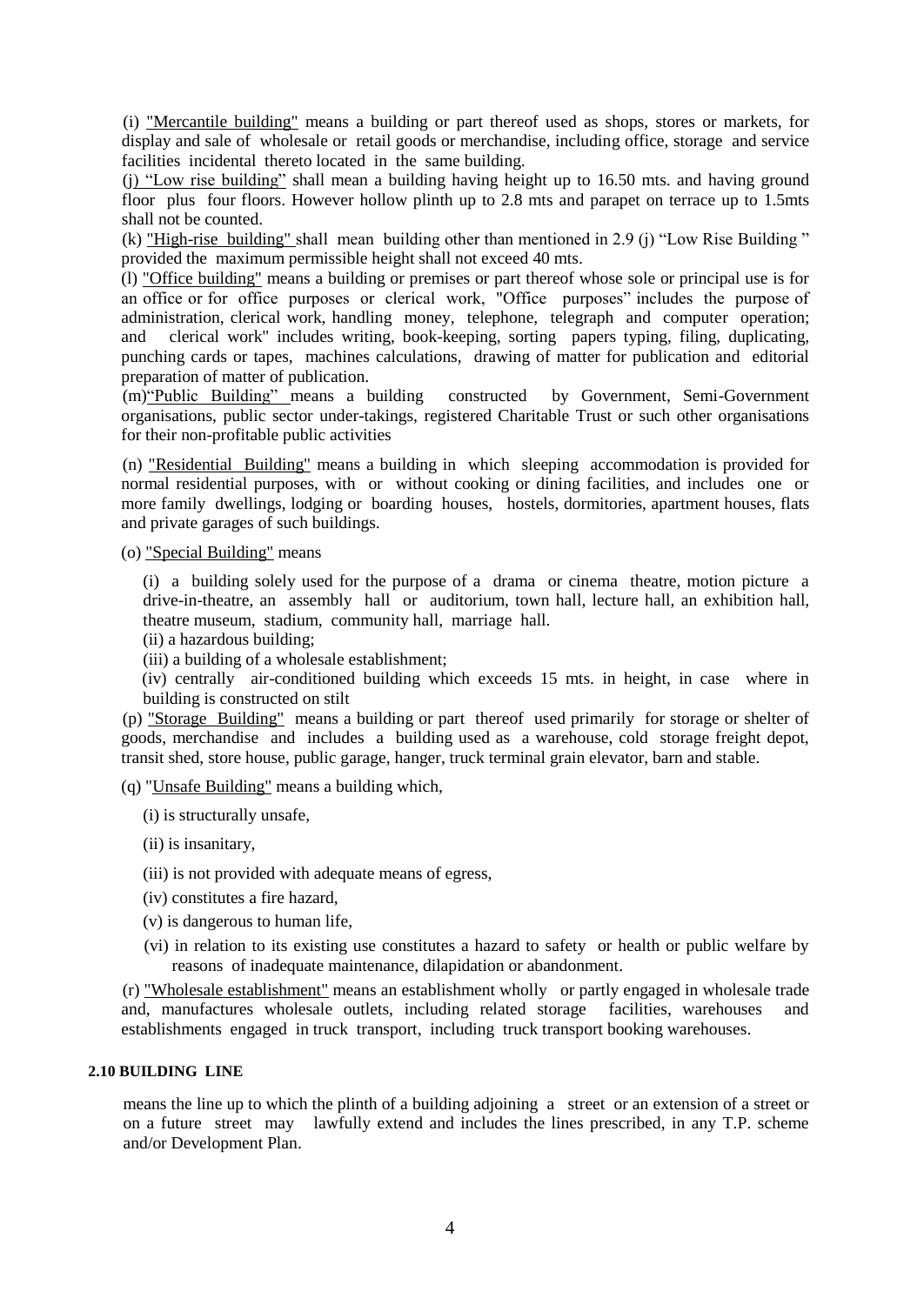(i) <u>"Mercantile building"</u> means a building or part thereof used as shops, stores or markets, for display and sale of wholesale or retail goods or merchandise, including office, storage and service facilities incidental thereto located in the same building.

(j) <u>"Low rise building"</u> shall mean a building having height up to 16.50 mts. and having ground floor plus four floors. However hollow plinth up to 2.8 mts and parapet on terrace up to 1.5mts shall not be counted.

(k) <u>"High-rise building"</u> shall mean building other than mentioned in 2.9 (j) "Low Rise Building " provided the maximum permissible height shall not exceed 40 mts.

(l) <u>"Office building"</u> means a building or premises or part thereof whose sole or principal use is for an office or for office purposes or clerical work, "Office purposes" includes the purpose of administration, clerical work, handling money, telephone, telegraph and computer operation; and clerical work" includes writing, book-keeping, sorting papers typing, filing, duplicating, punching cards or tapes, machines calculations, drawing of matter for publication and editorial preparation of matter of publication.

(m)<u>"Public Building"</u> means a building constructed by Government, Semi-Government organisations, public sector under-takings, registered Charitable Trust or such other organisations for their non-profitable public activities

(n) <u>"Residential Building"</u> means a building in which sleeping accommodation is provided for normal residential purposes, with or without cooking or dining facilities, and includes one or more family dwellings, lodging or boarding houses, hostels, dormitories, apartment houses, flats and private garages of such buildings.

(o) <u>"Special Building"</u> means

(i) a building solely used for the purpose of a drama or cinema theatre, motion picture a drive-in-theatre, an assembly hall or auditorium, town hall, lecture hall, an exhibition hall, theatre museum, stadium, community hall, marriage hall.

(ii) a hazardous building;

(iii) a building of a wholesale establishment;

(iv) centrally air-conditioned building which exceeds 15 mts. in height, in case where in building is constructed on stilt

(p) <u>"Storage Building"</u> means a building or part thereof used primarily for storage or shelter of goods, merchandise and includes a building used as a warehouse, cold storage freight depot, transit shed, store house, public garage, hanger, truck terminal grain elevator, barn and stable.

(q) "<u>Unsafe Building"</u> means a building which,

(i) is structurally unsafe,

(ii) is insanitary,

(iii) is not provided with adequate means of egress,

(iv) constitutes a fire hazard,

(v) is dangerous to human life,

(vi) in relation to its existing use constitutes a hazard to safety or health or public welfare by reasons of inadequate maintenance, dilapidation or abandonment.

(r) <u>"Wholesale establishment"</u> means an establishment wholly or partly engaged in wholesale trade and, manufactures wholesale outlets, including related storage facilities, warehouses and establishments engaged in truck transport, including truck transport booking warehouses.

**2.10 BUILDING LINE**

means the line up to which the plinth of a building adjoining a street or an extension of a street or on a future street may lawfully extend and includes the lines prescribed, in any T.P. scheme and/or Development Plan.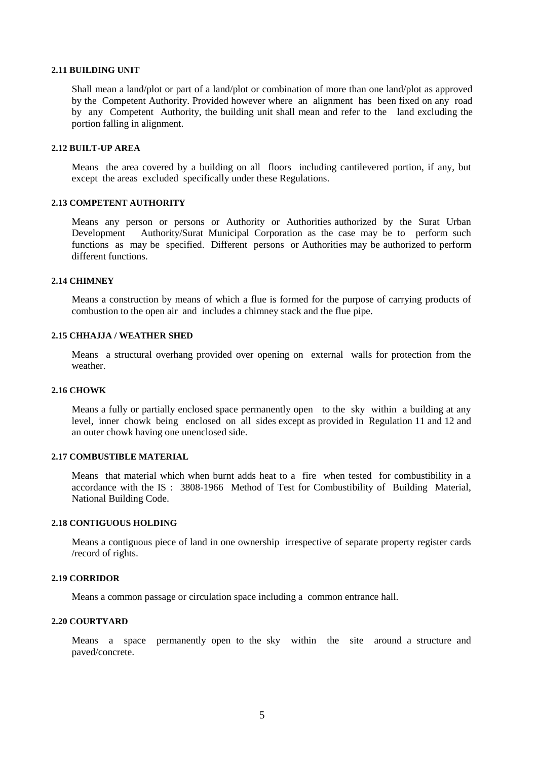#### 2.11 BUILDING UNIT

Shall mean a land/plot or part of a land/plot or combination of more than one land/plot as approved by the Competent Authority. Provided however where an alignment has been fixed on any road by any Competent Authority, the building unit shall mean and refer to the land excluding the portion falling in alignment.

#### 2.12 BUILT-UP AREA

Means the area covered by a building on all floors including cantilevered portion, if any, but except the areas excluded specifically under these Regulations.

#### 2.13 COMPETENT AUTHORITY

Means any person or persons or Authority or Authorities authorized by the Surat Urban Development Authority/Surat Municipal Corporation as the case may be to perform such functions as may be specified. Different persons or Authorities may be authorized to perform different functions.

#### 2.14 CHIMNEY

Means a construction by means of which a flue is formed for the purpose of carrying products of combustion to the open air and includes a chimney stack and the flue pipe.

#### 2.15 CHHAJJA / WEATHER SHED

Means a structural overhang provided over opening on external walls for protection from the weather.

#### 2.16 CHOWK

Means a fully or partially enclosed space permanently open to the sky within a building at any level, inner chowk being enclosed on all sides except as provided in Regulation 11 and 12 and an outer chowk having one unenclosed side.

#### 2.17 COMBUSTIBLE MATERIAL

Means that material which when burnt adds heat to a fire when tested for combustibility in a accordance with the IS : 3808-1966 Method of Test for Combustibility of Building Material, National Building Code.

#### 2.18 CONTIGUOUS HOLDING

Means a contiguous piece of land in one ownership irrespective of separate property register cards /record of rights.

#### 2.19 CORRIDOR

Means a common passage or circulation space including a common entrance hall.

#### 2.20 COURTYARD

Means a space permanently open to the sky within the site around a structure and paved/concrete.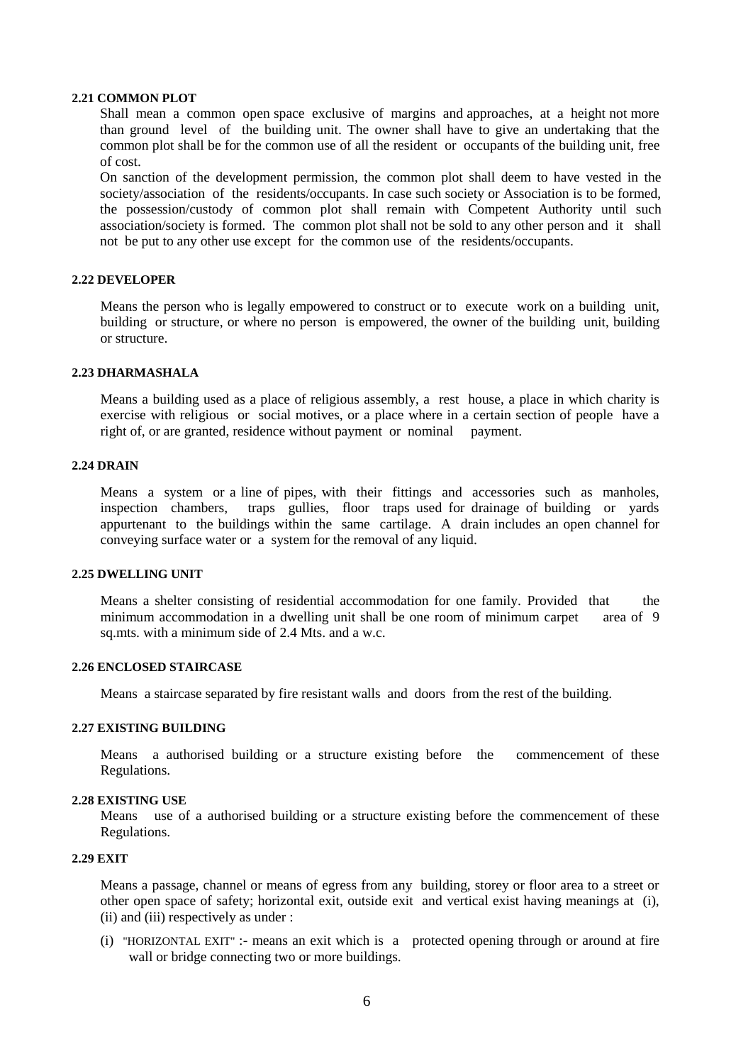#### 2.21 COMMON PLOT

Shall mean a common open space exclusive of margins and approaches, at a height not more than ground level of the building unit. The owner shall have to give an undertaking that the common plot shall be for the common use of all the resident or occupants of the building unit, free of cost.

On sanction of the development permission, the common plot shall deem to have vested in the society/association of the residents/occupants. In case such society or Association is to be formed, the possession/custody of common plot shall remain with Competent Authority until such association/society is formed. The common plot shall not be sold to any other person and it shall not be put to any other use except for the common use of the residents/occupants.

#### 2.22 DEVELOPER

Means the person who is legally empowered to construct or to execute work on a building unit, building or structure, or where no person is empowered, the owner of the building unit, building or structure.

#### 2.23 DHARMASHALA

Means a building used as a place of religious assembly, a rest house, a place in which charity is exercise with religious or social motives, or a place where in a certain section of people have a right of, or are granted, residence without payment or nominal payment.

#### 2.24 DRAIN

Means a system or a line of pipes, with their fittings and accessories such as manholes, inspection chambers, traps gullies, floor traps used for drainage of building or yards appurtenant to the buildings within the same cartilage. A drain includes an open channel for conveying surface water or a system for the removal of any liquid.

#### 2.25 DWELLING UNIT

Means a shelter consisting of residential accommodation for one family. Provided that the minimum accommodation in a dwelling unit shall be one room of minimum carpet area of 9 sq.mts. with a minimum side of 2.4 Mts. and a w.c.

#### 2.26 ENCLOSED STAIRCASE

Means a staircase separated by fire resistant walls and doors from the rest of the building.

#### 2.27 EXISTING BUILDING

Means a authorised building or a structure existing before the commencement of these Regulations.

#### 2.28 EXISTING USE

Means use of a authorised building or a structure existing before the commencement of these Regulations.

#### 2.29 EXIT

Means a passage, channel or means of egress from any building, storey or floor area to a street or other open space of safety; horizontal exit, outside exit and vertical exist having meanings at (i), (ii) and (iii) respectively as under :

(i) "HORIZONTAL EXIT" :- means an exit which is a protected opening through or around at fire wall or bridge connecting two or more buildings.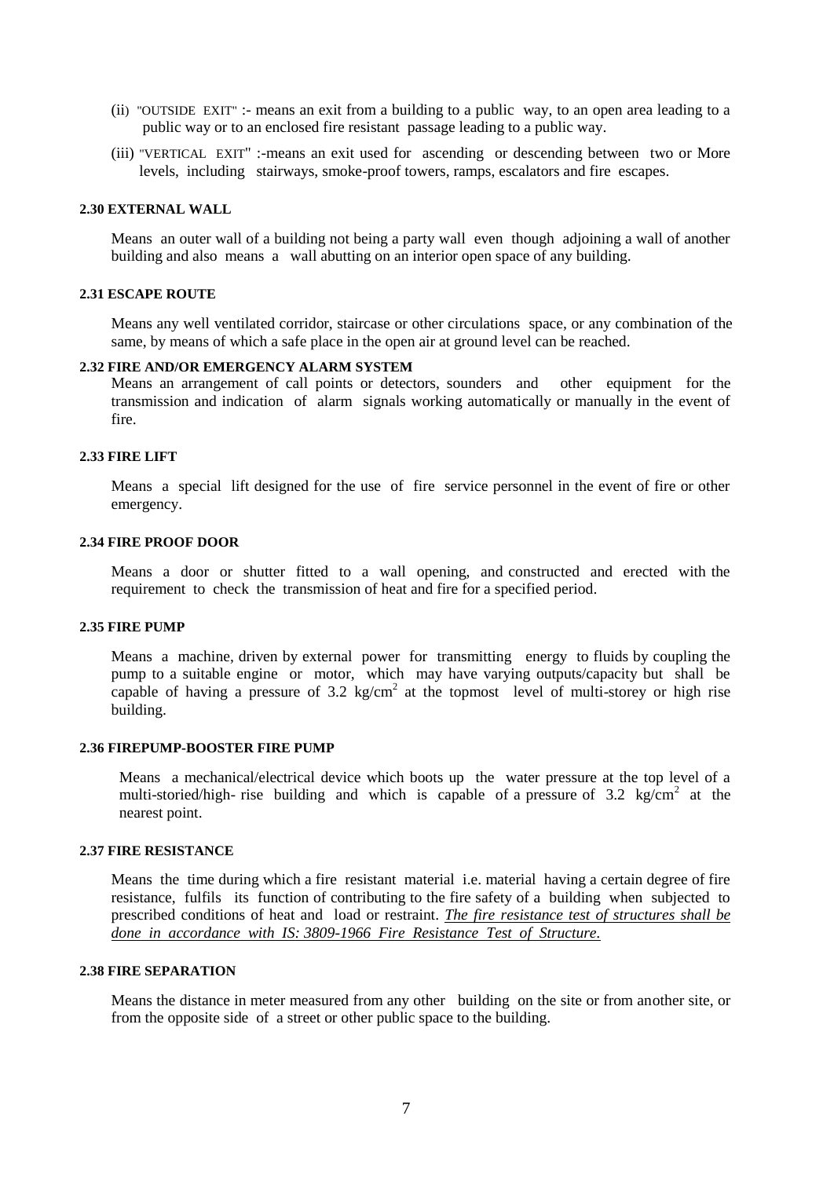(ii) "OUTSIDE EXIT" :- means an exit from a building to a public way, to an open area leading to a public way or to an enclosed fire resistant passage leading to a public way.

(iii) "VERTICAL EXIT" :-means an exit used for ascending or descending between two or More levels, including stairways, smoke-proof towers, ramps, escalators and fire escapes.

**2.30 EXTERNAL WALL**

Means an outer wall of a building not being a party wall even though adjoining a wall of another building and also means a wall abutting on an interior open space of any building.

**2.31 ESCAPE ROUTE**

Means any well ventilated corridor, staircase or other circulations space, or any combination of the same, by means of which a safe place in the open air at ground level can be reached.

**2.32 FIRE AND/OR EMERGENCY ALARM SYSTEM**

Means an arrangement of call points or detectors, sounders and other equipment for the transmission and indication of alarm signals working automatically or manually in the event of fire.

**2.33 FIRE LIFT**

Means a special lift designed for the use of fire service personnel in the event of fire or other emergency.

**2.34 FIRE PROOF DOOR**

Means a door or shutter fitted to a wall opening, and constructed and erected with the requirement to check the transmission of heat and fire for a specified period.

**2.35 FIRE PUMP**

Means a machine, driven by external power for transmitting energy to fluids by coupling the pump to a suitable engine or motor, which may have varying outputs/capacity but shall be capable of having a pressure of 3.2 $kg/cm^2$ at the topmost level of multi-storey or high rise building.

**2.36 FIREPUMP-BOOSTER FIRE PUMP**

Means a mechanical/electrical device which boots up the water pressure at the top level of a multi-storied/high- rise building and which is capable of a pressure of 3.2 $kg/cm^2$ at the nearest point.

**2.37 FIRE RESISTANCE**

Means the time during which a fire resistant material i.e. material having a certain degree of fire resistance, fulfils its function of contributing to the fire safety of a building when subjected to prescribed conditions of heat and load or restraint. *The fire resistance test of structures shall be done in accordance with IS: 3809-1966 Fire Resistance Test of Structure.*

**2.38 FIRE SEPARATION**

Means the distance in meter measured from any other building on the site or from another site, or from the opposite side of a street or other public space to the building.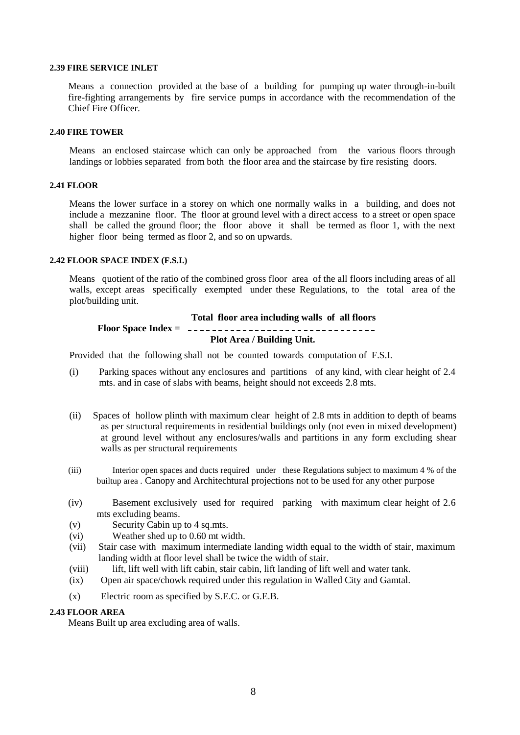#### 2.39 FIRE SERVICE INLET

Means a connection provided at the base of a building for pumping up water through-in-built fire-fighting arrangements by fire service pumps in accordance with the recommendation of the Chief Fire Officer.

#### 2.40 FIRE TOWER

Means an enclosed staircase which can only be approached from the various floors through landings or lobbies separated from both the floor area and the staircase by fire resisting doors.

#### 2.41 FLOOR

Means the lower surface in a storey on which one normally walks in a building, and does not include a mezzanine floor. The floor at ground level with a direct access to a street or open space shall be called the ground floor; the floor above it shall be termed as floor 1, with the next higher floor being termed as floor 2, and so on upwards.

#### 2.42 FLOOR SPACE INDEX (F.S.I.)

Means quotient of the ratio of the combined gross floor area of the all floors including areas of all walls, except areas specifically exempted under these Regulations, to the total area of the plot/building unit.

$$\textbf{Floor Space Index} = \frac{\textbf{Total floor area including walls of all floors}}{\textbf{Plot Area / Building Unit.}}$$

Provided that the following shall not be counted towards computation of F.S.I.

(i) Parking spaces without any enclosures and partitions of any kind, with clear height of 2.4 mts. and in case of slabs with beams, height should not exceeds 2.8 mts.

(ii) Spaces of hollow plinth with maximum clear height of 2.8 mts in addition to depth of beams as per structural requirements in residential buildings only (not even in mixed development) at ground level without any enclosures/walls and partitions in any form excluding shear walls as per structural requirements

(iii) Interior open spaces and ducts required under these Regulations subject to maximum 4 % of the builtup area . Canopy and Architechtural projections not to be used for any other purpose

(iv) Basement exclusively used for required parking with maximum clear height of 2.6 mts excluding beams.

(v) Security Cabin up to 4 sq.mts.

(vi) Weather shed up to 0.60 mt width.

(vii) Stair case with maximum intermediate landing width equal to the width of stair, maximum landing width at floor level shall be twice the width of stair.

(viii) lift, lift well with lift cabin, stair cabin, lift landing of lift well and water tank.

(ix) Open air space/chowk required under this regulation in Walled City and Gamtal.

(x) Electric room as specified by S.E.C. or G.E.B.

#### 2.43 FLOOR AREA

Means Built up area excluding area of walls.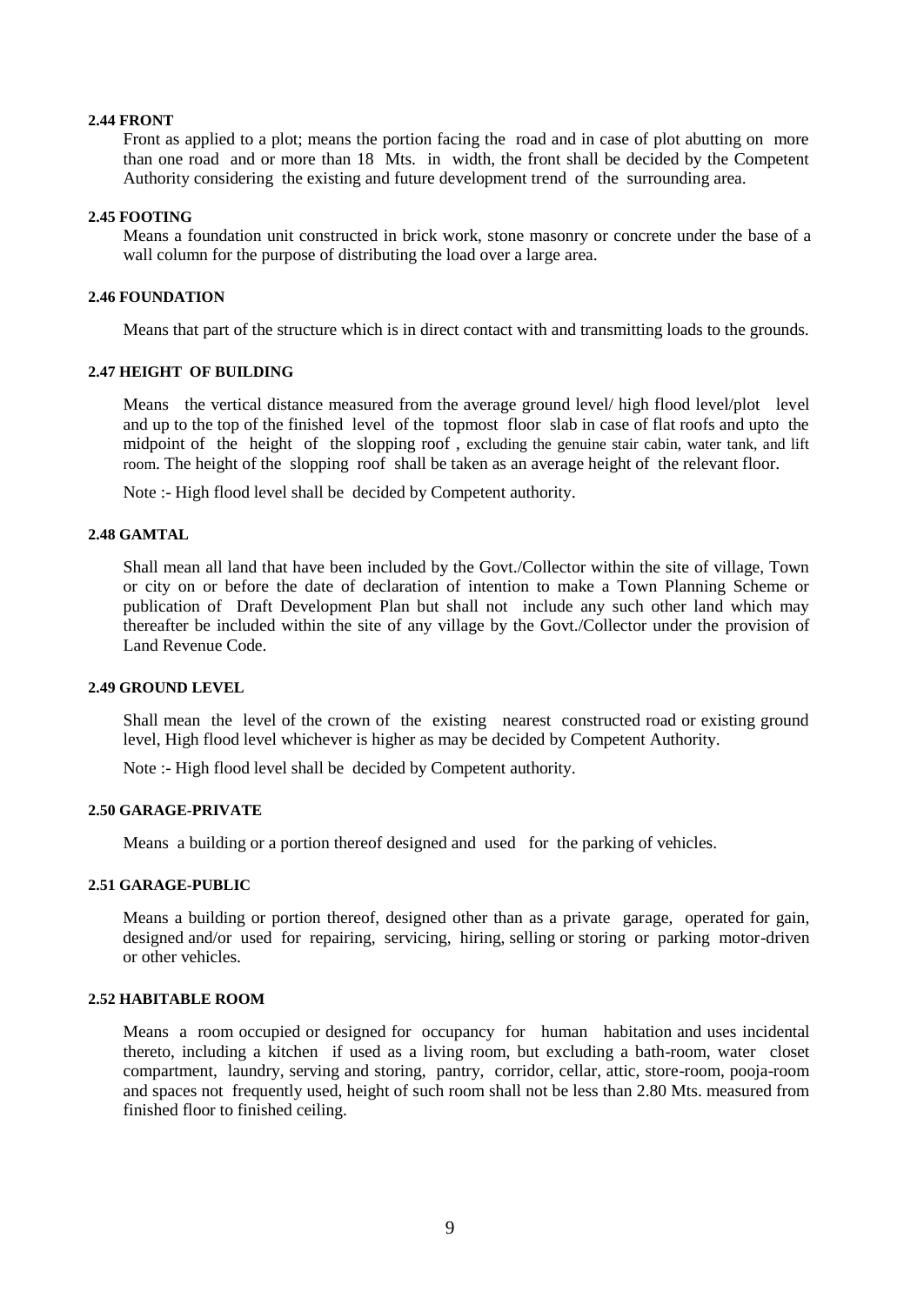#### 2.44 FRONT

Front as applied to a plot; means the portion facing the road and in case of plot abutting on more than one road and or more than 18 Mts. in width, the front shall be decided by the Competent Authority considering the existing and future development trend of the surrounding area.

#### 2.45 FOOTING

Means a foundation unit constructed in brick work, stone masonry or concrete under the base of a wall column for the purpose of distributing the load over a large area.

#### 2.46 FOUNDATION

Means that part of the structure which is in direct contact with and transmitting loads to the grounds.

#### 2.47 HEIGHT OF BUILDING

Means the vertical distance measured from the average ground level/ high flood level/plot level and up to the top of the finished level of the topmost floor slab in case of flat roofs and upto the midpoint of the height of the slopping roof , excluding the genuine stair cabin, water tank, and lift room. The height of the slopping roof shall be taken as an average height of the relevant floor.

Note :- High flood level shall be decided by Competent authority.

#### 2.48 GAMTAL

Shall mean all land that have been included by the Govt./Collector within the site of village, Town or city on or before the date of declaration of intention to make a Town Planning Scheme or publication of Draft Development Plan but shall not include any such other land which may thereafter be included within the site of any village by the Govt./Collector under the provision of Land Revenue Code.

#### 2.49 GROUND LEVEL

Shall mean the level of the crown of the existing nearest constructed road or existing ground level, High flood level whichever is higher as may be decided by Competent Authority.

Note :- High flood level shall be decided by Competent authority.

#### 2.50 GARAGE-PRIVATE

Means a building or a portion thereof designed and used for the parking of vehicles.

#### 2.51 GARAGE-PUBLIC

Means a building or portion thereof, designed other than as a private garage, operated for gain, designed and/or used for repairing, servicing, hiring, selling or storing or parking motor-driven or other vehicles.

#### 2.52 HABITABLE ROOM

Means a room occupied or designed for occupancy for human habitation and uses incidental thereto, including a kitchen if used as a living room, but excluding a bath-room, water closet compartment, laundry, serving and storing, pantry, corridor, cellar, attic, store-room, pooja-room and spaces not frequently used, height of such room shall not be less than 2.80 Mts. measured from finished floor to finished ceiling.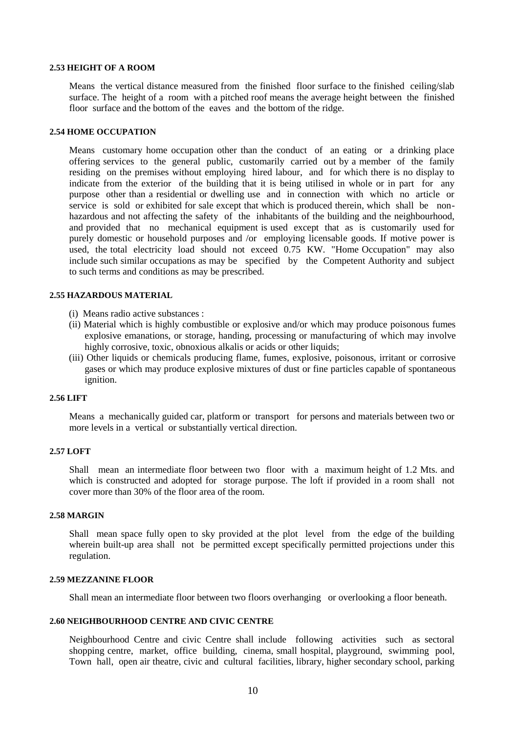### 2.53 HEIGHT OF A ROOM

Means the vertical distance measured from the finished floor surface to the finished ceiling/slab surface. The height of a room with a pitched roof means the average height between the finished floor surface and the bottom of the eaves and the bottom of the ridge.

### 2.54 HOME OCCUPATION

Means customary home occupation other than the conduct of an eating or a drinking place offering services to the general public, customarily carried out by a member of the family residing on the premises without employing hired labour, and for which there is no display to indicate from the exterior of the building that it is being utilised in whole or in part for any purpose other than a residential or dwelling use and in connection with which no article or service is sold or exhibited for sale except that which is produced therein, which shall be non-hazardous and not affecting the safety of the inhabitants of the building and the neighbourhood, and provided that no mechanical equipment is used except that as is customarily used for purely domestic or household purposes and /or employing licensable goods. If motive power is used, the total electricity load should not exceed 0.75 KW. "Home Occupation" may also include such similar occupations as may be specified by the Competent Authority and subject to such terms and conditions as may be prescribed.

### 2.55 HAZARDOUS MATERIAL

(i) Means radio active substances :

(ii) Material which is highly combustible or explosive and/or which may produce poisonous fumes explosive emanations, or storage, handing, processing or manufacturing of which may involve highly corrosive, toxic, obnoxious alkalis or acids or other liquids;

(iii) Other liquids or chemicals producing flame, fumes, explosive, poisonous, irritant or corrosive gases or which may produce explosive mixtures of dust or fine particles capable of spontaneous ignition.

### 2.56 LIFT

Means a mechanically guided car, platform or transport for persons and materials between two or more levels in a vertical or substantially vertical direction.

### 2.57 LOFT

Shall mean an intermediate floor between two floor with a maximum height of 1.2 Mts. and which is constructed and adopted for storage purpose. The loft if provided in a room shall not cover more than 30% of the floor area of the room.

### 2.58 MARGIN

Shall mean space fully open to sky provided at the plot level from the edge of the building wherein built-up area shall not be permitted except specifically permitted projections under this regulation.

### 2.59 MEZZANINE FLOOR

Shall mean an intermediate floor between two floors overhanging or overlooking a floor beneath.

### 2.60 NEIGHBOURHOOD CENTRE AND CIVIC CENTRE

Neighbourhood Centre and civic Centre shall include following activities such as sectoral shopping centre, market, office building, cinema, small hospital, playground, swimming pool, Town hall, open air theatre, civic and cultural facilities, library, higher secondary school, parking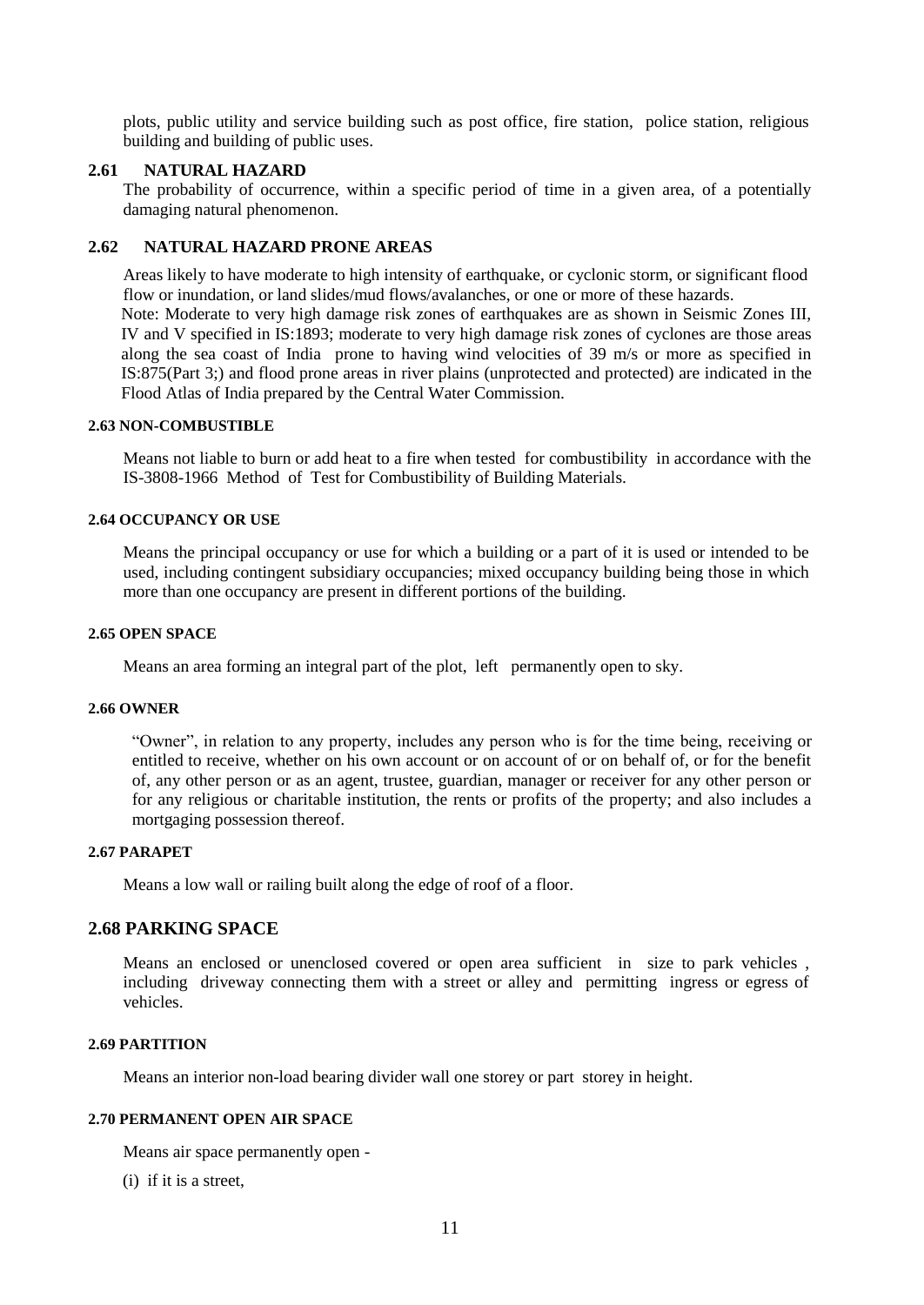plots, public utility and service building such as post office, fire station, police station, religious building and building of public uses.

### 2.61 NATURAL HAZARD

The probability of occurrence, within a specific period of time in a given area, of a potentially damaging natural phenomenon.

### 2.62 NATURAL HAZARD PRONE AREAS

Areas likely to have moderate to high intensity of earthquake, or cyclonic storm, or significant flood flow or inundation, or land slides/mud flows/avalanches, or one or more of these hazards.

Note: Moderate to very high damage risk zones of earthquakes are as shown in Seismic Zones III, IV and V specified in IS:1893; moderate to very high damage risk zones of cyclones are those areas along the sea coast of India prone to having wind velocities of 39 m/s or more as specified in IS:875(Part 3;) and flood prone areas in river plains (unprotected and protected) are indicated in the Flood Atlas of India prepared by the Central Water Commission.

#### 2.63 NON-COMBUSTIBLE

Means not liable to burn or add heat to a fire when tested for combustibility in accordance with the IS-3808-1966 Method of Test for Combustibility of Building Materials.

#### 2.64 OCCUPANCY OR USE

Means the principal occupancy or use for which a building or a part of it is used or intended to be used, including contingent subsidiary occupancies; mixed occupancy building being those in which more than one occupancy are present in different portions of the building.

#### 2.65 OPEN SPACE

Means an area forming an integral part of the plot, left permanently open to sky.

#### 2.66 OWNER

"Owner", in relation to any property, includes any person who is for the time being, receiving or entitled to receive, whether on his own account or on account of or on behalf of, or for the benefit of, any other person or as an agent, trustee, guardian, manager or receiver for any other person or for any religious or charitable institution, the rents or profits of the property; and also includes a mortgaging possession thereof.

#### 2.67 PARAPET

Means a low wall or railing built along the edge of roof of a floor.

## 2.68 PARKING SPACE

Means an enclosed or unenclosed covered or open area sufficient in size to park vehicles , including driveway connecting them with a street or alley and permitting ingress or egress of vehicles.

#### 2.69 PARTITION

Means an interior non-load bearing divider wall one storey or part storey in height.

#### 2.70 PERMANENT OPEN AIR SPACE

Means air space permanently open -

(i) if it is a street,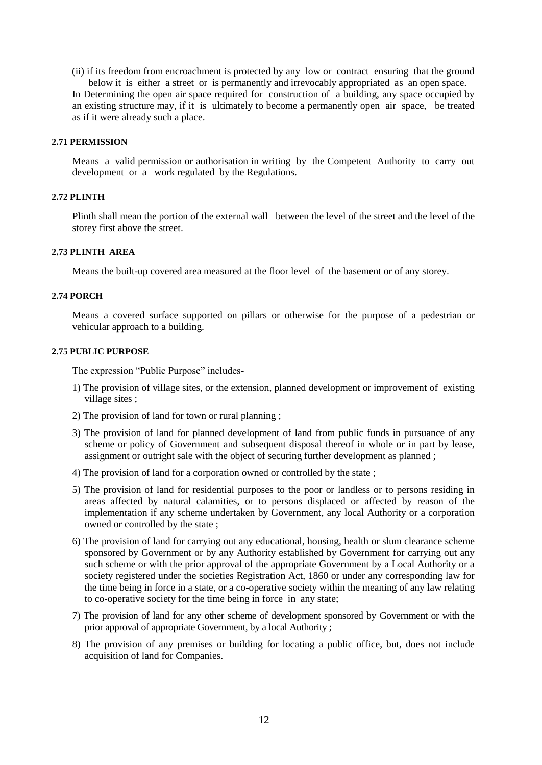(ii) if its freedom from encroachment is protected by any low or contract ensuring that the ground below it is either a street or is permanently and irrevocably appropriated as an open space.

In Determining the open air space required for construction of a building, any space occupied by an existing structure may, if it is ultimately to become a permanently open air space, be treated as if it were already such a place.

#### 2.71 PERMISSION

Means a valid permission or authorisation in writing by the Competent Authority to carry out development or a work regulated by the Regulations.

#### 2.72 PLINTH

Plinth shall mean the portion of the external wall between the level of the street and the level of the storey first above the street.

#### 2.73 PLINTH AREA

Means the built-up covered area measured at the floor level of the basement or of any storey.

#### 2.74 PORCH

Means a covered surface supported on pillars or otherwise for the purpose of a pedestrian or vehicular approach to a building.

#### 2.75 PUBLIC PURPOSE

The expression "Public Purpose" includes-

1) The provision of village sites, or the extension, planned development or improvement of existing village sites ;
2) The provision of land for town or rural planning ;
3) The provision of land for planned development of land from public funds in pursuance of any scheme or policy of Government and subsequent disposal thereof in whole or in part by lease, assignment or outright sale with the object of securing further development as planned ;
4) The provision of land for a corporation owned or controlled by the state ;
5) The provision of land for residential purposes to the poor or landless or to persons residing in areas affected by natural calamities, or to persons displaced or affected by reason of the implementation if any scheme undertaken by Government, any local Authority or a corporation owned or controlled by the state ;
6) The provision of land for carrying out any educational, housing, health or slum clearance scheme sponsored by Government or by any Authority established by Government for carrying out any such scheme or with the prior approval of the appropriate Government by a Local Authority or a society registered under the societies Registration Act, 1860 or under any corresponding law for the time being in force in a state, or a co-operative society within the meaning of any law relating to co-operative society for the time being in force in any state;
7) The provision of land for any other scheme of development sponsored by Government or with the prior approval of appropriate Government, by a local Authority ;
8) The provision of any premises or building for locating a public office, but, does not include acquisition of land for Companies.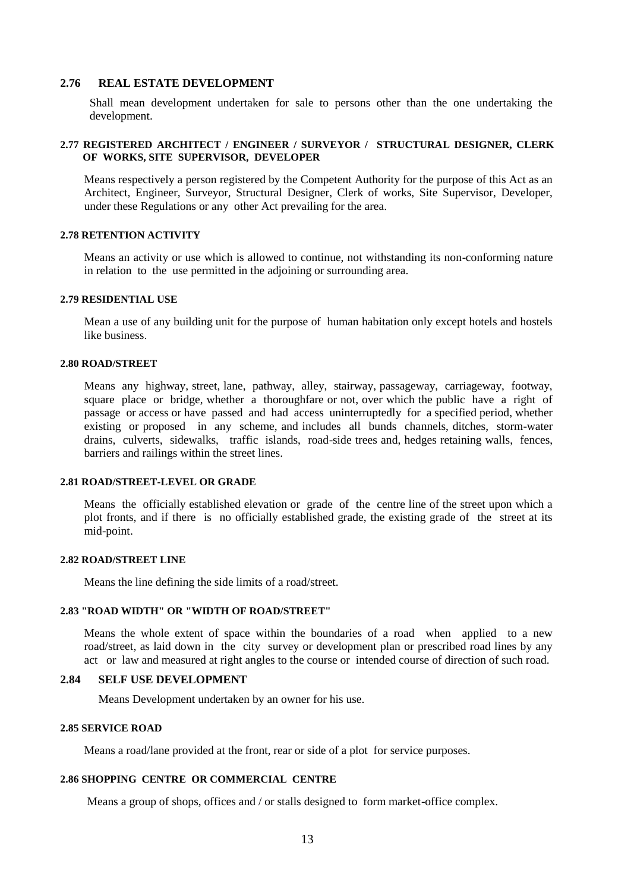### 2.76 REAL ESTATE DEVELOPMENT

Shall mean development undertaken for sale to persons other than the one undertaking the development.

### 2.77 REGISTERED ARCHITECT / ENGINEER / SURVEYOR / STRUCTURAL DESIGNER, CLERK OF WORKS, SITE SUPERVISOR, DEVELOPER

Means respectively a person registered by the Competent Authority for the purpose of this Act as an Architect, Engineer, Surveyor, Structural Designer, Clerk of works, Site Supervisor, Developer, under these Regulations or any other Act prevailing for the area.

### 2.78 RETENTION ACTIVITY

Means an activity or use which is allowed to continue, not withstanding its non-conforming nature in relation to the use permitted in the adjoining or surrounding area.

### 2.79 RESIDENTIAL USE

Mean a use of any building unit for the purpose of human habitation only except hotels and hostels like business.

### 2.80 ROAD/STREET

Means any highway, street, lane, pathway, alley, stairway, passageway, carriageway, footway, square place or bridge, whether a thoroughfare or not, over which the public have a right of passage or access or have passed and had access uninterruptedly for a specified period, whether existing or proposed in any scheme, and includes all bunds channels, ditches, storm-water drains, culverts, sidewalks, traffic islands, road-side trees and, hedges retaining walls, fences, barriers and railings within the street lines.

### 2.81 ROAD/STREET-LEVEL OR GRADE

Means the officially established elevation or grade of the centre line of the street upon which a plot fronts, and if there is no officially established grade, the existing grade of the street at its mid-point.

### 2.82 ROAD/STREET LINE

Means the line defining the side limits of a road/street.

### 2.83 "ROAD WIDTH" OR "WIDTH OF ROAD/STREET"

Means the whole extent of space within the boundaries of a road when applied to a new road/street, as laid down in the city survey or development plan or prescribed road lines by any act or law and measured at right angles to the course or intended course of direction of such road.

### 2.84 SELF USE DEVELOPMENT

Means Development undertaken by an owner for his use.

### 2.85 SERVICE ROAD

Means a road/lane provided at the front, rear or side of a plot for service purposes.

### 2.86 SHOPPING CENTRE OR COMMERCIAL CENTRE

Means a group of shops, offices and / or stalls designed to form market-office complex.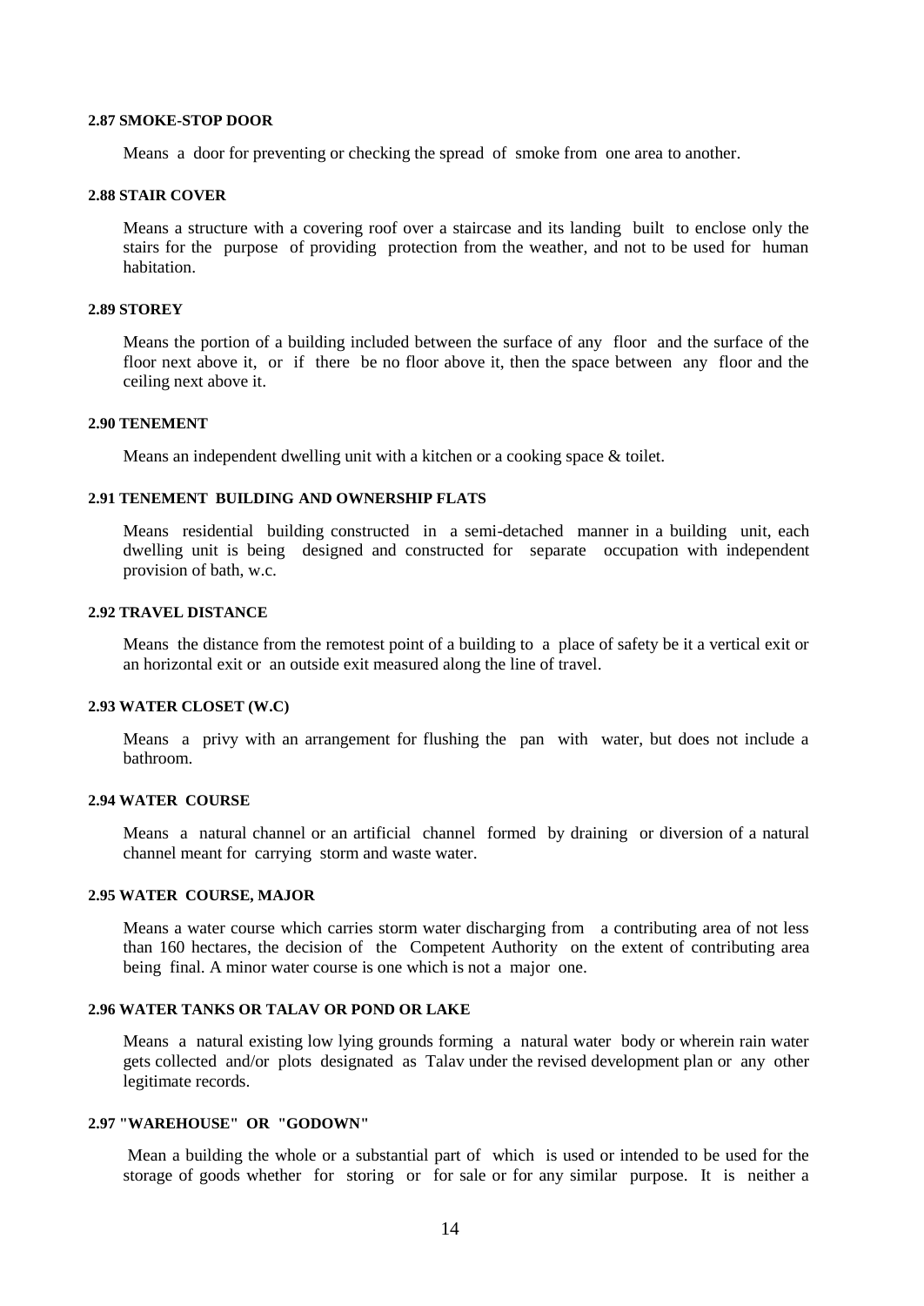#### 2.87 SMOKE-STOP DOOR

Means a door for preventing or checking the spread of smoke from one area to another.

#### 2.88 STAIR COVER

Means a structure with a covering roof over a staircase and its landing built to enclose only the stairs for the purpose of providing protection from the weather, and not to be used for human habitation.

#### 2.89 STOREY

Means the portion of a building included between the surface of any floor and the surface of the floor next above it, or if there be no floor above it, then the space between any floor and the ceiling next above it.

#### 2.90 TENEMENT

Means an independent dwelling unit with a kitchen or a cooking space & toilet.

#### 2.91 TENEMENT BUILDING AND OWNERSHIP FLATS

Means residential building constructed in a semi-detached manner in a building unit, each dwelling unit is being designed and constructed for separate occupation with independent provision of bath, w.c.

#### 2.92 TRAVEL DISTANCE

Means the distance from the remotest point of a building to a place of safety be it a vertical exit or an horizontal exit or an outside exit measured along the line of travel.

#### 2.93 WATER CLOSET (W.C)

Means a privy with an arrangement for flushing the pan with water, but does not include a bathroom.

#### 2.94 WATER COURSE

Means a natural channel or an artificial channel formed by draining or diversion of a natural channel meant for carrying storm and waste water.

#### 2.95 WATER COURSE, MAJOR

Means a water course which carries storm water discharging from a contributing area of not less than 160 hectares, the decision of the Competent Authority on the extent of contributing area being final. A minor water course is one which is not a major one.

#### 2.96 WATER TANKS OR TALAV OR POND OR LAKE

Means a natural existing low lying grounds forming a natural water body or wherein rain water gets collected and/or plots designated as Talav under the revised development plan or any other legitimate records.

#### 2.97 "WAREHOUSE" OR "GODOWN"

Mean a building the whole or a substantial part of which is used or intended to be used for the storage of goods whether for storing or for sale or for any similar purpose. It is neither a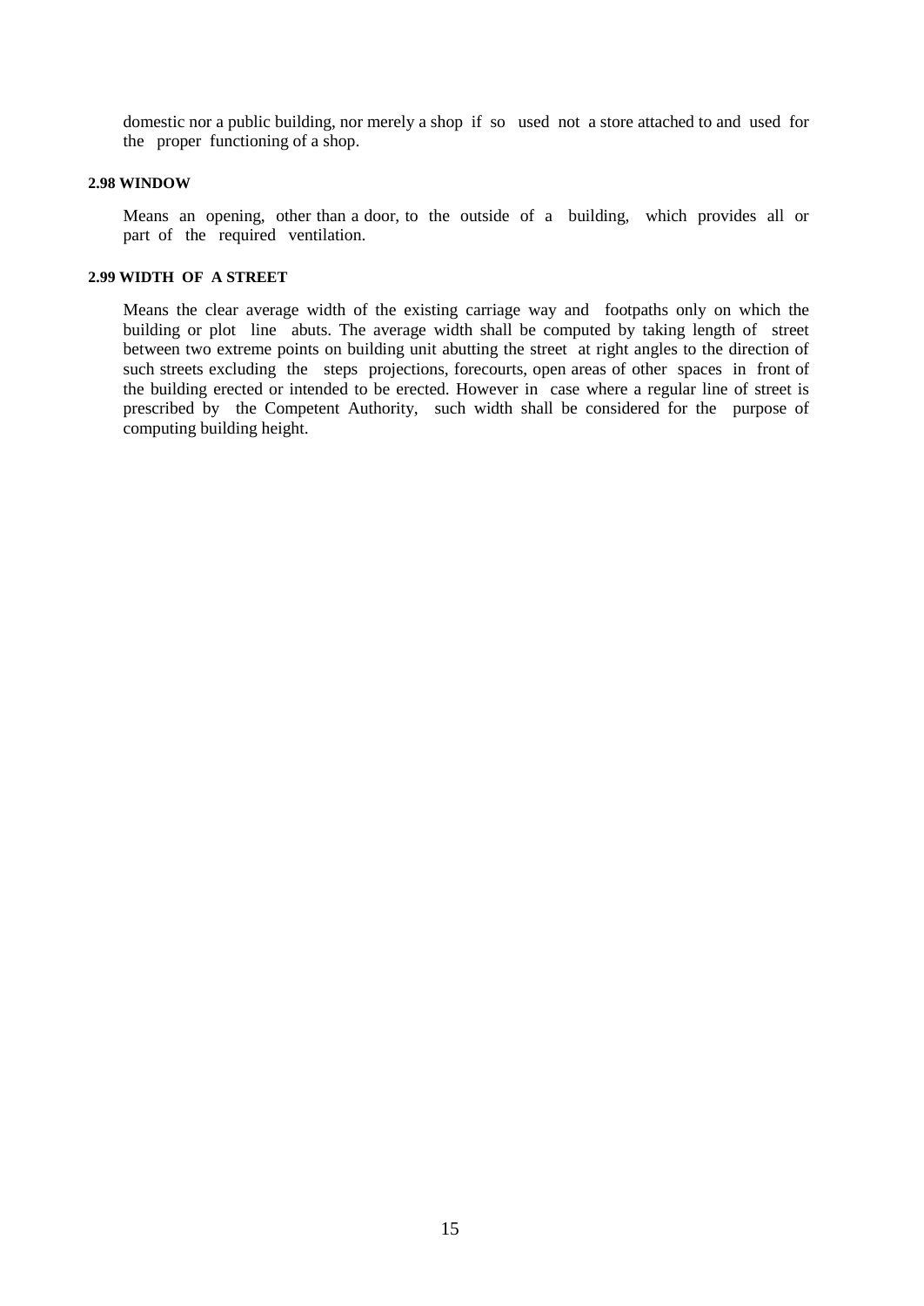domestic nor a public building, nor merely a shop if so used not a store attached to and used for the proper functioning of a shop.

### 2.98 WINDOW

Means an opening, other than a door, to the outside of a building, which provides all or part of the required ventilation.

### 2.99 WIDTH OF A STREET

Means the clear average width of the existing carriage way and footpaths only on which the building or plot line abuts. The average width shall be computed by taking length of street between two extreme points on building unit abutting the street at right angles to the direction of such streets excluding the steps projections, forecourts, open areas of other spaces in front of the building erected or intended to be erected. However in case where a regular line of street is prescribed by the Competent Authority, such width shall be considered for the purpose of computing building height.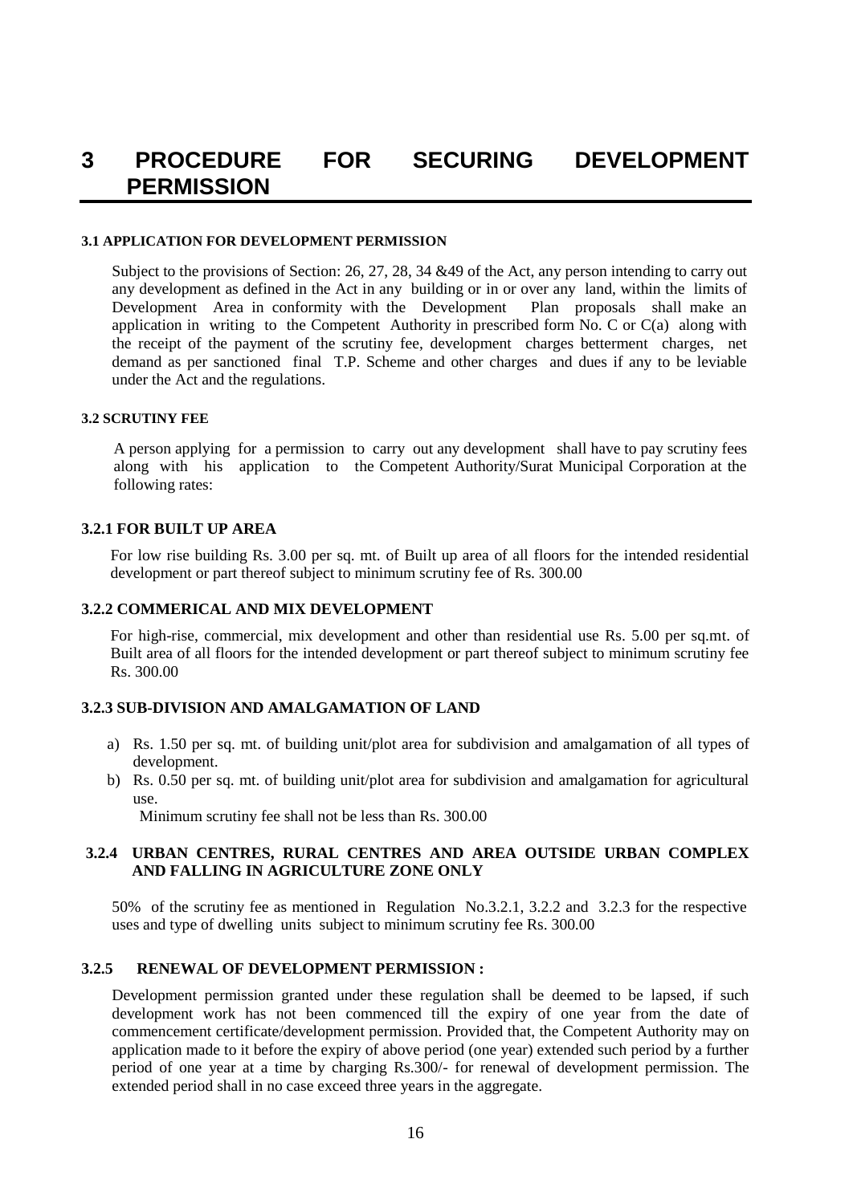# 3 PROCEDURE FOR SECURING DEVELOPMENT PERMISSION

### 3.1 APPLICATION FOR DEVELOPMENT PERMISSION

Subject to the provisions of Section: 26, 27, 28, 34 &49 of the Act, any person intending to carry out any development as defined in the Act in any building or in or over any land, within the limits of Development Area in conformity with the Development Plan proposals shall make an application in writing to the Competent Authority in prescribed form No. C or C(a) along with the receipt of the payment of the scrutiny fee, development charges betterment charges, net demand as per sanctioned final T.P. Scheme and other charges and dues if any to be leviable under the Act and the regulations.

### 3.2 SCRUTINY FEE

A person applying for a permission to carry out any development shall have to pay scrutiny fees along with his application to the Competent Authority/Surat Municipal Corporation at the following rates:

#### 3.2.1 FOR BUILT UP AREA

For low rise building Rs. 3.00 per sq. mt. of Built up area of all floors for the intended residential development or part thereof subject to minimum scrutiny fee of Rs. 300.00

#### 3.2.2 COMMERICAL AND MIX DEVELOPMENT

For high-rise, commercial, mix development and other than residential use Rs. 5.00 per sq.mt. of Built area of all floors for the intended development or part thereof subject to minimum scrutiny fee Rs. 300.00

#### 3.2.3 SUB-DIVISION AND AMALGAMATION OF LAND

a) Rs. 1.50 per sq. mt. of building unit/plot area for subdivision and amalgamation of all types of development.

b) Rs. 0.50 per sq. mt. of building unit/plot area for subdivision and amalgamation for agricultural use.

Minimum scrutiny fee shall not be less than Rs. 300.00

#### 3.2.4 URBAN CENTRES, RURAL CENTRES AND AREA OUTSIDE URBAN COMPLEX AND FALLING IN AGRICULTURE ZONE ONLY

50% of the scrutiny fee as mentioned in Regulation No.3.2.1, 3.2.2 and 3.2.3 for the respective uses and type of dwelling units subject to minimum scrutiny fee Rs. 300.00

#### 3.2.5 RENEWAL OF DEVELOPMENT PERMISSION :

Development permission granted under these regulation shall be deemed to be lapsed, if such development work has not been commenced till the expiry of one year from the date of commencement certificate/development permission. Provided that, the Competent Authority may on application made to it before the expiry of above period (one year) extended such period by a further period of one year at a time by charging Rs.300/- for renewal of development permission. The extended period shall in no case exceed three years in the aggregate.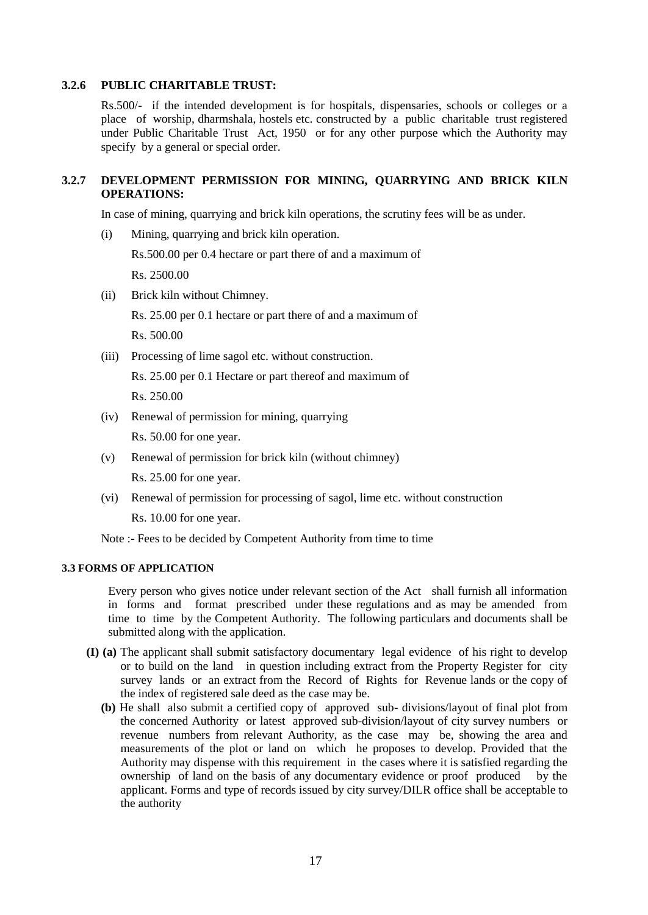### 3.2.6 PUBLIC CHARITABLE TRUST:

Rs.500/- if the intended development is for hospitals, dispensaries, schools or colleges or a place of worship, dharmshala, hostels etc. constructed by a public charitable trust registered under Public Charitable Trust Act, 1950 or for any other purpose which the Authority may specify by a general or special order.

### 3.2.7 DEVELOPMENT PERMISSION FOR MINING, QUARRYING AND BRICK KILN OPERATIONS:

In case of mining, quarrying and brick kiln operations, the scrutiny fees will be as under.

(i) Mining, quarrying and brick kiln operation.

Rs.500.00 per 0.4 hectare or part there of and a maximum of

Rs. 2500.00

(ii) Brick kiln without Chimney.

Rs. 25.00 per 0.1 hectare or part there of and a maximum of

Rs. 500.00

(iii) Processing of lime sagol etc. without construction.

Rs. 25.00 per 0.1 Hectare or part thereof and maximum of

Rs. 250.00

(iv) Renewal of permission for mining, quarrying

Rs. 50.00 for one year.

(v) Renewal of permission for brick kiln (without chimney)

Rs. 25.00 for one year.

(vi) Renewal of permission for processing of sagol, lime etc. without construction

Rs. 10.00 for one year.

Note :- Fees to be decided by Competent Authority from time to time

## 3.3 FORMS OF APPLICATION

Every person who gives notice under relevant section of the Act shall furnish all information in forms and format prescribed under these regulations and as may be amended from time to time by the Competent Authority. The following particulars and documents shall be submitted along with the application.

**(I) (a)** The applicant shall submit satisfactory documentary legal evidence of his right to develop or to build on the land in question including extract from the Property Register for city survey lands or an extract from the Record of Rights for Revenue lands or the copy of the index of registered sale deed as the case may be.

**(b)** He shall also submit a certified copy of approved sub- divisions/layout of final plot from the concerned Authority or latest approved sub-division/layout of city survey numbers or revenue numbers from relevant Authority, as the case may be, showing the area and measurements of the plot or land on which he proposes to develop. Provided that the Authority may dispense with this requirement in the cases where it is satisfied regarding the ownership of land on the basis of any documentary evidence or proof produced by the applicant. Forms and type of records issued by city survey/DILR office shall be acceptable to the authority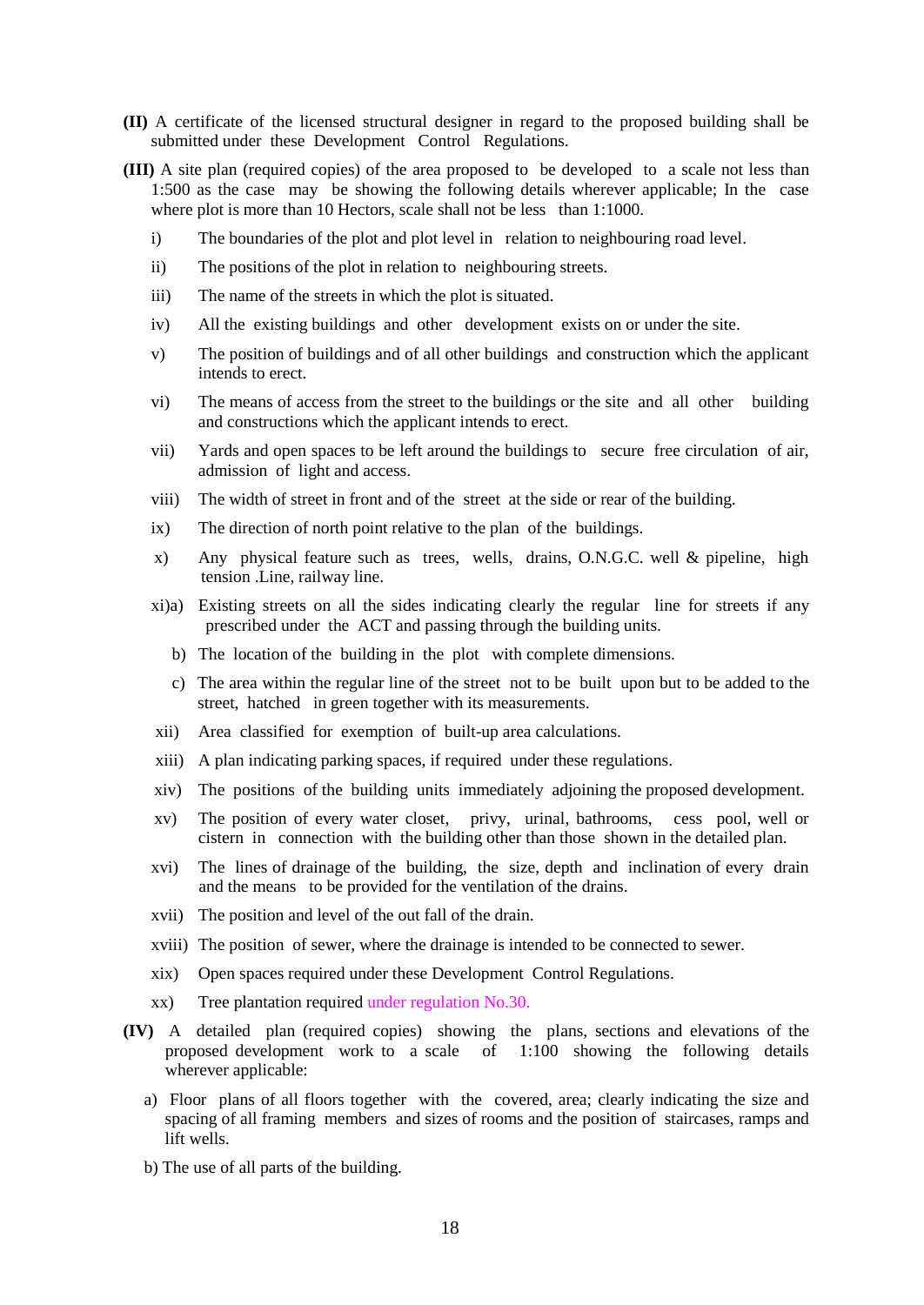**(II)** A certificate of the licensed structural designer in regard to the proposed building shall be submitted under these Development Control Regulations.

**(III)** A site plan (required copies) of the area proposed to be developed to a scale not less than 1:500 as the case may be showing the following details wherever applicable; In the case where plot is more than 10 Hectors, scale shall not be less than 1:1000.

- i) The boundaries of the plot and plot level in relation to neighbouring road level.
- ii) The positions of the plot in relation to neighbouring streets.
- iii) The name of the streets in which the plot is situated.
- iv) All the existing buildings and other development exists on or under the site.
- v) The position of buildings and of all other buildings and construction which the applicant intends to erect.
- vi) The means of access from the street to the buildings or the site and all other building and constructions which the applicant intends to erect.
- vii) Yards and open spaces to be left around the buildings to secure free circulation of air, admission of light and access.
- viii) The width of street in front and of the street at the side or rear of the building.
- ix) The direction of north point relative to the plan of the buildings.
- x) Any physical feature such as trees, wells, drains, O.N.G.C. well & pipeline, high tension .Line, railway line.
- xi)a) Existing streets on all the sides indicating clearly the regular line for streets if any prescribed under the ACT and passing through the building units.
  - b) The location of the building in the plot with complete dimensions.
  - c) The area within the regular line of the street not to be built upon but to be added to the street, hatched in green together with its measurements.
- xii) Area classified for exemption of built-up area calculations.
- xiii) A plan indicating parking spaces, if required under these regulations.
- xiv) The positions of the building units immediately adjoining the proposed development.
- xv) The position of every water closet, privy, urinal, bathrooms, cess pool, well or cistern in connection with the building other than those shown in the detailed plan.
- xvi) The lines of drainage of the building, the size, depth and inclination of every drain and the means to be provided for the ventilation of the drains.
- xvii) The position and level of the out fall of the drain.
- xviii) The position of sewer, where the drainage is intended to be connected to sewer.
- xix) Open spaces required under these Development Control Regulations.
- xx) Tree plantation required under regulation No.30.

**(IV)** A detailed plan (required copies) showing the plans, sections and elevations of the proposed development work to a scale of 1:100 showing the following details wherever applicable:

- a) Floor plans of all floors together with the covered, area; clearly indicating the size and spacing of all framing members and sizes of rooms and the position of staircases, ramps and lift wells.
- b) The use of all parts of the building.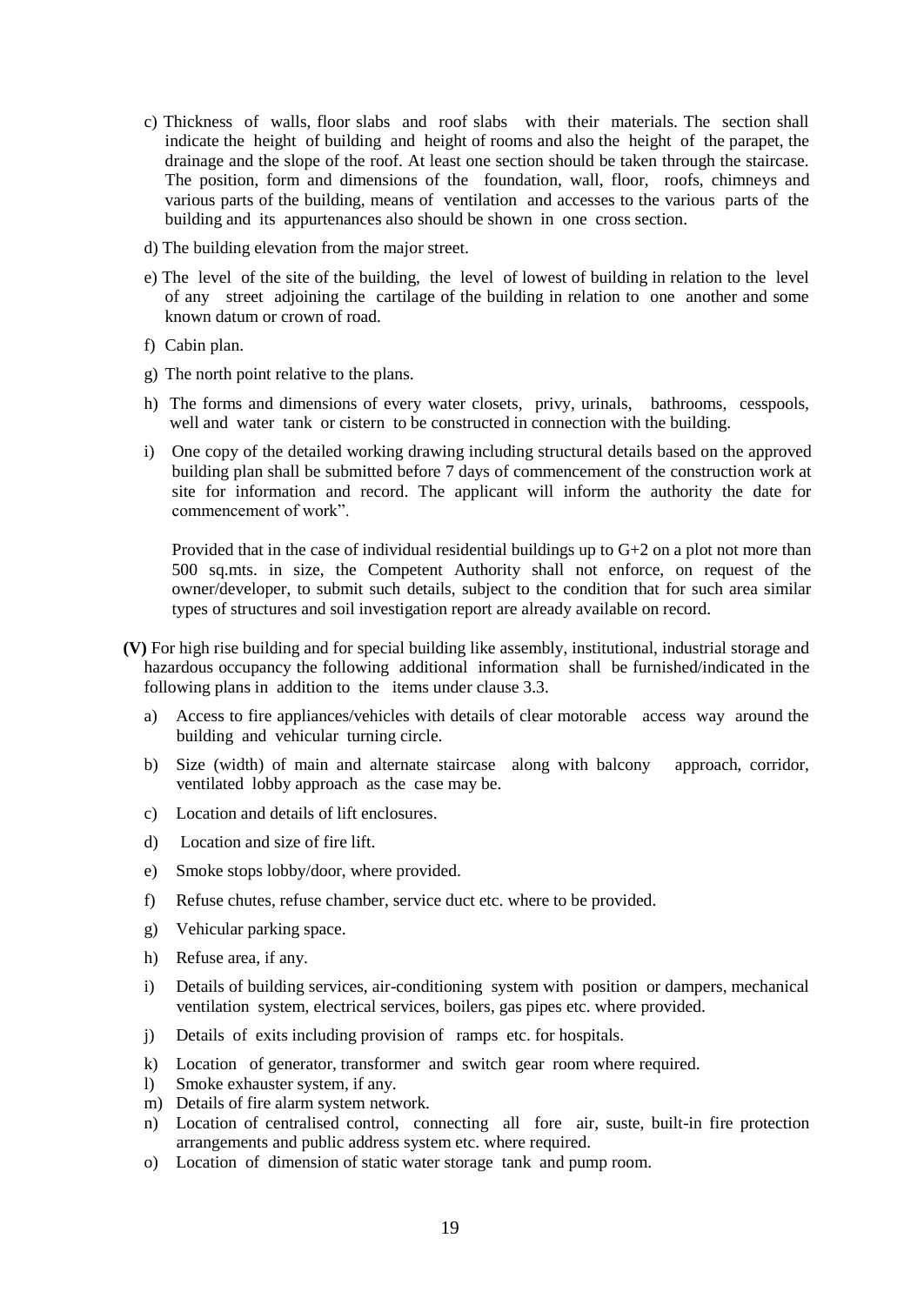c) Thickness of walls, floor slabs and roof slabs with their materials. The section shall indicate the height of building and height of rooms and also the height of the parapet, the drainage and the slope of the roof. At least one section should be taken through the staircase. The position, form and dimensions of the foundation, wall, floor, roofs, chimneys and various parts of the building, means of ventilation and accesses to the various parts of the building and its appurtenances also should be shown in one cross section.

d) The building elevation from the major street.

e) The level of the site of the building, the level of lowest of building in relation to the level of any street adjoining the cartilage of the building in relation to one another and some known datum or crown of road.

f) Cabin plan.

g) The north point relative to the plans.

h) The forms and dimensions of every water closets, privy, urinals, bathrooms, cesspools, well and water tank or cistern to be constructed in connection with the building.

i) One copy of the detailed working drawing including structural details based on the approved building plan shall be submitted before 7 days of commencement of the construction work at site for information and record. The applicant will inform the authority the date for commencement of work".

Provided that in the case of individual residential buildings up to G+2 on a plot not more than 500 sq.mts. in size, the Competent Authority shall not enforce, on request of the owner/developer, to submit such details, subject to the condition that for such area similar types of structures and soil investigation report are already available on record.

**(V)** For high rise building and for special building like assembly, institutional, industrial storage and hazardous occupancy the following additional information shall be furnished/indicated in the following plans in addition to the items under clause 3.3.

a) Access to fire appliances/vehicles with details of clear motorable access way around the building and vehicular turning circle.

b) Size (width) of main and alternate staircase along with balcony approach, corridor, ventilated lobby approach as the case may be.

c) Location and details of lift enclosures.

d) Location and size of fire lift.

e) Smoke stops lobby/door, where provided.

f) Refuse chutes, refuse chamber, service duct etc. where to be provided.

g) Vehicular parking space.

h) Refuse area, if any.

i) Details of building services, air-conditioning system with position or dampers, mechanical ventilation system, electrical services, boilers, gas pipes etc. where provided.

j) Details of exits including provision of ramps etc. for hospitals.

k) Location of generator, transformer and switch gear room where required.

l) Smoke exhauster system, if any.

m) Details of fire alarm system network.

n) Location of centralised control, connecting all fore air, suste, built-in fire protection arrangements and public address system etc. where required.

o) Location of dimension of static water storage tank and pump room.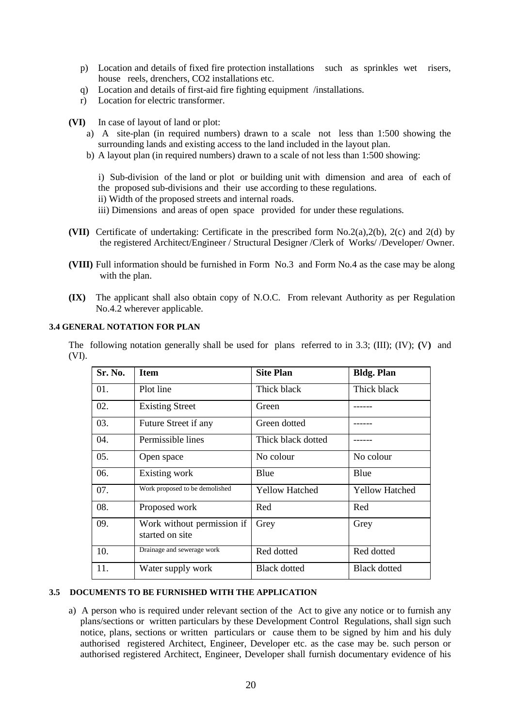p) Location and details of fixed fire protection installations such as sprinkles wet risers, house reels, drenchers, CO2 installations etc.
q) Location and details of first-aid fire fighting equipment /installations.
r) Location for electric transformer.

**(VI)** In case of layout of land or plot:

a) A site-plan (in required numbers) drawn to a scale not less than 1:500 showing the surrounding lands and existing access to the land included in the layout plan.
b) A layout plan (in required numbers) drawn to a scale of not less than 1:500 showing:

i) Sub-division of the land or plot or building unit with dimension and area of each of the proposed sub-divisions and their use according to these regulations.
ii) Width of the proposed streets and internal roads.
iii) Dimensions and areas of open space provided for under these regulations.

**(VII)** Certificate of undertaking: Certificate in the prescribed form No.2(a),2(b), 2(c) and 2(d) by the registered Architect/Engineer / Structural Designer /Clerk of Works/ /Developer/ Owner.

**(VIII)** Full information should be furnished in Form No.3 and Form No.4 as the case may be along with the plan.

**(IX)** The applicant shall also obtain copy of N.O.C. From relevant Authority as per Regulation No.4.2 wherever applicable.

### 3.4 GENERAL NOTATION FOR PLAN

The following notation generally shall be used for plans referred to in 3.3; (III); (IV); **(V)** and (VI).

| Sr. No. | Item | Site Plan | Bldg. Plan |
|---|---|---|---|
| 01. | Plot line | Thick black | Thick black |
| 02. | Existing Street | Green | ------ |
| 03. | Future Street if any | Green dotted | ------ |
| 04. | Permissible lines | Thick black dotted | ------ |
| 05. | Open space | No colour | No colour |
| 06. | Existing work | Blue | Blue |
| 07. | Work proposed to be demolished | Yellow Hatched | Yellow Hatched |
| 08. | Proposed work | Red | Red |
| 09. | Work without permission if started on site | Grey | Grey |
| 10. | Drainage and sewerage work | Red dotted | Red dotted |
| 11. | Water supply work | Black dotted | Black dotted |

### 3.5 DOCUMENTS TO BE FURNISHED WITH THE APPLICATION

a) A person who is required under relevant section of the Act to give any notice or to furnish any plans/sections or written particulars by these Development Control Regulations, shall sign such notice, plans, sections or written particulars or cause them to be signed by him and his duly authorised registered Architect, Engineer, Developer etc. as the case may be. such person or authorised registered Architect, Engineer, Developer shall furnish documentary evidence of his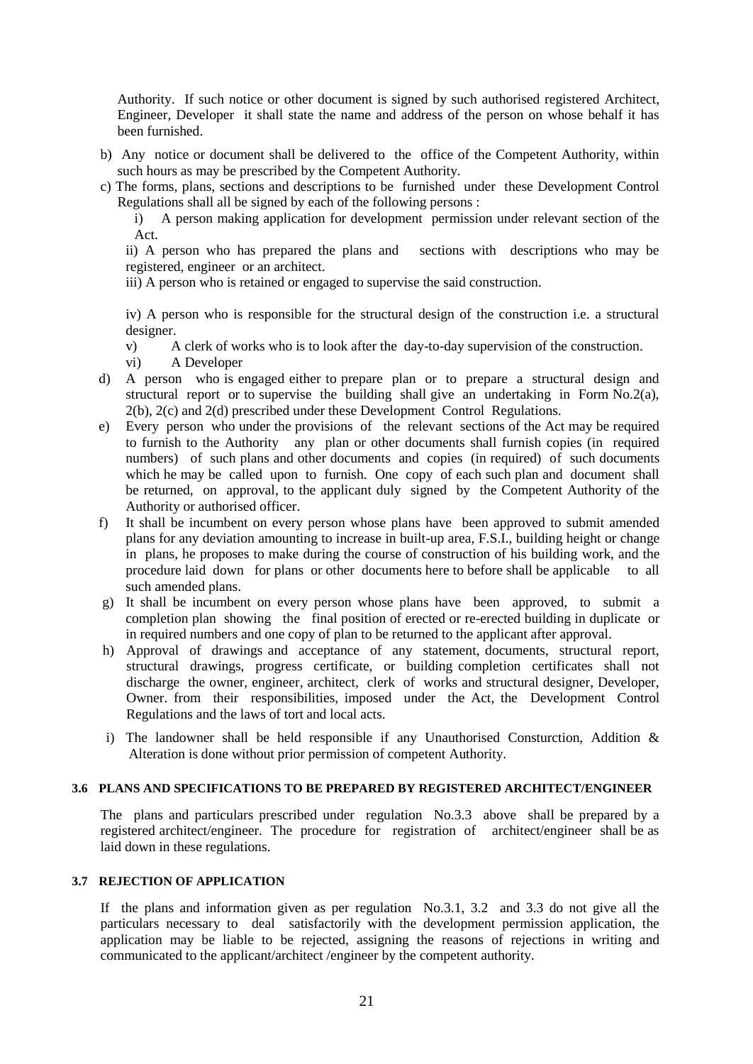Authority. If such notice or other document is signed by such authorised registered Architect, Engineer, Developer it shall state the name and address of the person on whose behalf it has been furnished.

b) Any notice or document shall be delivered to the office of the Competent Authority, within such hours as may be prescribed by the Competent Authority.

c) The forms, plans, sections and descriptions to be furnished under these Development Control Regulations shall all be signed by each of the following persons :

   i) A person making application for development permission under relevant section of the Act.

   ii) A person who has prepared the plans and sections with descriptions who may be registered, engineer or an architect.

   iii) A person who is retained or engaged to supervise the said construction.

   iv) A person who is responsible for the structural design of the construction i.e. a structural designer.

   v) A clerk of works who is to look after the day-to-day supervision of the construction.

   vi) A Developer

d) A person who is engaged either to prepare plan or to prepare a structural design and structural report or to supervise the building shall give an undertaking in Form No.2(a), 2(b), 2(c) and 2(d) prescribed under these Development Control Regulations.

e) Every person who under the provisions of the relevant sections of the Act may be required to furnish to the Authority any plan or other documents shall furnish copies (in required numbers) of such plans and other documents and copies (in required) of such documents which he may be called upon to furnish. One copy of each such plan and document shall be returned, on approval, to the applicant duly signed by the Competent Authority of the Authority or authorised officer.

f) It shall be incumbent on every person whose plans have been approved to submit amended plans for any deviation amounting to increase in built-up area, F.S.I., building height or change in plans, he proposes to make during the course of construction of his building work, and the procedure laid down for plans or other documents here to before shall be applicable to all such amended plans.

g) It shall be incumbent on every person whose plans have been approved, to submit a completion plan showing the final position of erected or re-erected building in duplicate or in required numbers and one copy of plan to be returned to the applicant after approval.

h) Approval of drawings and acceptance of any statement, documents, structural report, structural drawings, progress certificate, or building completion certificates shall not discharge the owner, engineer, architect, clerk of works and structural designer, Developer, Owner. from their responsibilities, imposed under the Act, the Development Control Regulations and the laws of tort and local acts.

i) The landowner shall be held responsible if any Unauthorised Consturction, Addition & Alteration is done without prior permission of competent Authority.

### 3.6 PLANS AND SPECIFICATIONS TO BE PREPARED BY REGISTERED ARCHITECT/ENGINEER

The plans and particulars prescribed under regulation No.3.3 above shall be prepared by a registered architect/engineer. The procedure for registration of architect/engineer shall be as laid down in these regulations.

### 3.7 REJECTION OF APPLICATION

If the plans and information given as per regulation No.3.1, 3.2 and 3.3 do not give all the particulars necessary to deal satisfactorily with the development permission application, the application may be liable to be rejected, assigning the reasons of rejections in writing and communicated to the applicant/architect /engineer by the competent authority.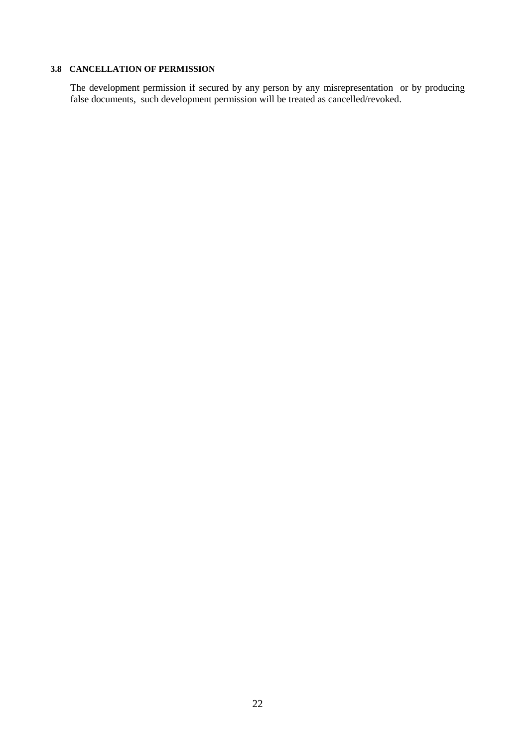### 3.8 CANCELLATION OF PERMISSION

The development permission if secured by any person by any misrepresentation or by producing false documents, such development permission will be treated as cancelled/revoked.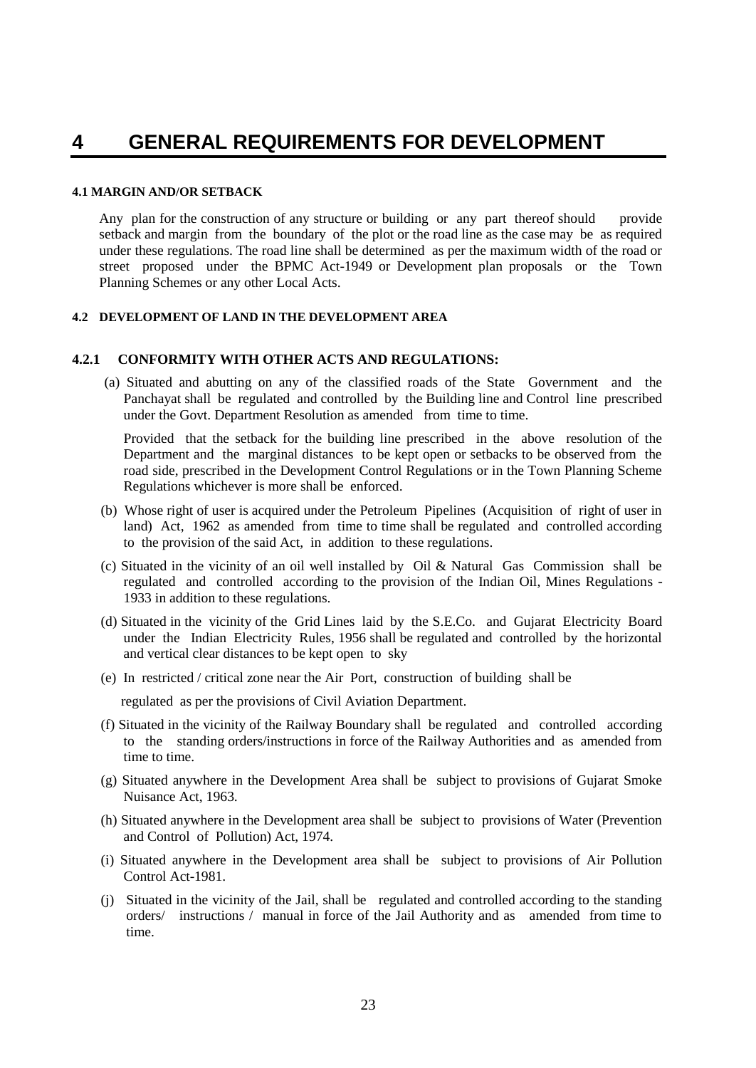# 4 GENERAL REQUIREMENTS FOR DEVELOPMENT

#### 4.1 MARGIN AND/OR SETBACK

Any plan for the construction of any structure or building or any part thereof should provide setback and margin from the boundary of the plot or the road line as the case may be as required under these regulations. The road line shall be determined as per the maximum width of the road or street proposed under the BPMC Act-1949 or Development plan proposals or the Town Planning Schemes or any other Local Acts.

#### 4.2 DEVELOPMENT OF LAND IN THE DEVELOPMENT AREA

### 4.2.1 CONFORMITY WITH OTHER ACTS AND REGULATIONS:

(a) Situated and abutting on any of the classified roads of the State Government and the Panchayat shall be regulated and controlled by the Building line and Control line prescribed under the Govt. Department Resolution as amended from time to time.

Provided that the setback for the building line prescribed in the above resolution of the Department and the marginal distances to be kept open or setbacks to be observed from the road side, prescribed in the Development Control Regulations or in the Town Planning Scheme Regulations whichever is more shall be enforced.

(b) Whose right of user is acquired under the Petroleum Pipelines (Acquisition of right of user in land) Act, 1962 as amended from time to time shall be regulated and controlled according to the provision of the said Act, in addition to these regulations.

(c) Situated in the vicinity of an oil well installed by Oil & Natural Gas Commission shall be regulated and controlled according to the provision of the Indian Oil, Mines Regulations - 1933 in addition to these regulations.

(d) Situated in the vicinity of the Grid Lines laid by the S.E.Co. and Gujarat Electricity Board under the Indian Electricity Rules, 1956 shall be regulated and controlled by the horizontal and vertical clear distances to be kept open to sky

(e) In restricted / critical zone near the Air Port, construction of building shall be

regulated as per the provisions of Civil Aviation Department.

(f) Situated in the vicinity of the Railway Boundary shall be regulated and controlled according to the standing orders/instructions in force of the Railway Authorities and as amended from time to time.

(g) Situated anywhere in the Development Area shall be subject to provisions of Gujarat Smoke Nuisance Act, 1963.

(h) Situated anywhere in the Development area shall be subject to provisions of Water (Prevention and Control of Pollution) Act, 1974.

(i) Situated anywhere in the Development area shall be subject to provisions of Air Pollution Control Act-1981.

(j) Situated in the vicinity of the Jail, shall be regulated and controlled according to the standing orders/ instructions / manual in force of the Jail Authority and as amended from time to time.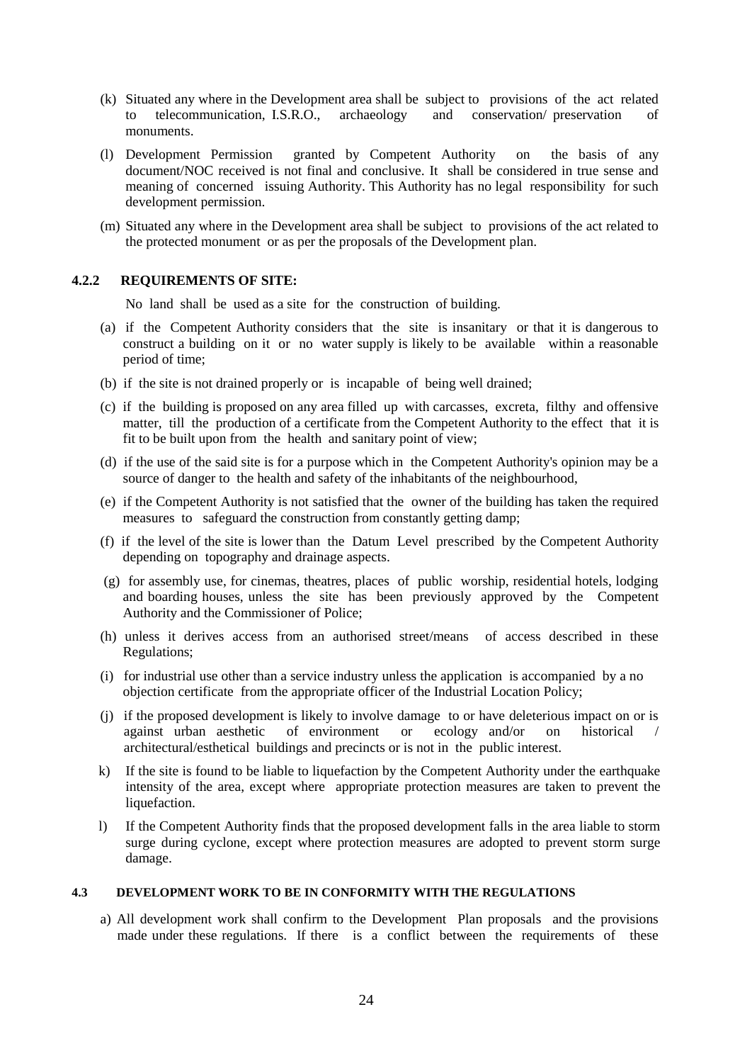(k) Situated any where in the Development area shall be subject to provisions of the act related to telecommunication, I.S.R.O., archaeology and conservation/ preservation of monuments.

(l) Development Permission granted by Competent Authority on the basis of any document/NOC received is not final and conclusive. It shall be considered in true sense and meaning of concerned issuing Authority. This Authority has no legal responsibility for such development permission.

(m) Situated any where in the Development area shall be subject to provisions of the act related to the protected monument or as per the proposals of the Development plan.

#### 4.2.2 REQUIREMENTS OF SITE:

No land shall be used as a site for the construction of building.

(a) if the Competent Authority considers that the site is insanitary or that it is dangerous to construct a building on it or no water supply is likely to be available within a reasonable period of time;

(b) if the site is not drained properly or is incapable of being well drained;

(c) if the building is proposed on any area filled up with carcasses, excreta, filthy and offensive matter, till the production of a certificate from the Competent Authority to the effect that it is fit to be built upon from the health and sanitary point of view;

(d) if the use of the said site is for a purpose which in the Competent Authority's opinion may be a source of danger to the health and safety of the inhabitants of the neighbourhood,

(e) if the Competent Authority is not satisfied that the owner of the building has taken the required measures to safeguard the construction from constantly getting damp;

(f) if the level of the site is lower than the Datum Level prescribed by the Competent Authority depending on topography and drainage aspects.

(g) for assembly use, for cinemas, theatres, places of public worship, residential hotels, lodging and boarding houses, unless the site has been previously approved by the Competent Authority and the Commissioner of Police;

(h) unless it derives access from an authorised street/means of access described in these Regulations;

(i) for industrial use other than a service industry unless the application is accompanied by a no objection certificate from the appropriate officer of the Industrial Location Policy;

(j) if the proposed development is likely to involve damage to or have deleterious impact on or is against urban aesthetic of environment or ecology and/or on historical / architectural/esthetical buildings and precincts or is not in the public interest.

k) If the site is found to be liable to liquefaction by the Competent Authority under the earthquake intensity of the area, except where appropriate protection measures are taken to prevent the liquefaction.

l) If the Competent Authority finds that the proposed development falls in the area liable to storm surge during cyclone, except where protection measures are adopted to prevent storm surge damage.

### 4.3 DEVELOPMENT WORK TO BE IN CONFORMITY WITH THE REGULATIONS

a) All development work shall confirm to the Development Plan proposals and the provisions made under these regulations. If there is a conflict between the requirements of these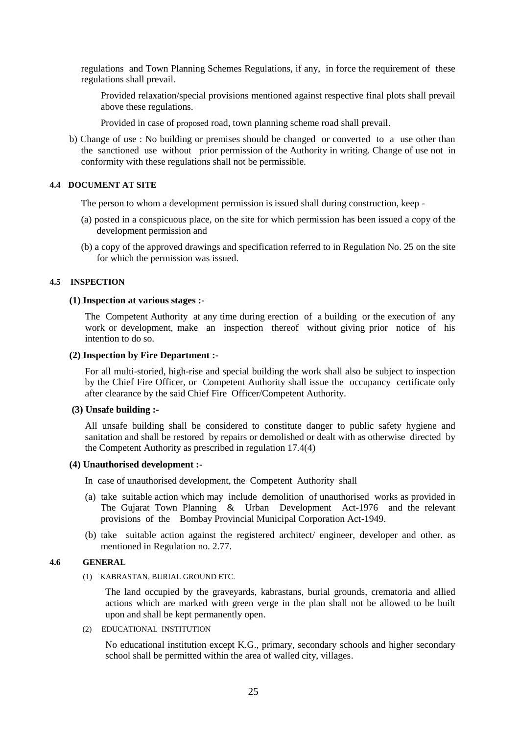regulations and Town Planning Schemes Regulations, if any, in force the requirement of these regulations shall prevail.

Provided relaxation/special provisions mentioned against respective final plots shall prevail above these regulations.

Provided in case of proposed road, town planning scheme road shall prevail.

b) Change of use : No building or premises should be changed or converted to a use other than the sanctioned use without prior permission of the Authority in writing. Change of use not in conformity with these regulations shall not be permissible.

#### 4.4 DOCUMENT AT SITE

The person to whom a development permission is issued shall during construction, keep -

(a) posted in a conspicuous place, on the site for which permission has been issued a copy of the development permission and

(b) a copy of the approved drawings and specification referred to in Regulation No. 25 on the site for which the permission was issued.

#### 4.5 INSPECTION

**(1) Inspection at various stages :-**

The Competent Authority at any time during erection of a building or the execution of any work or development, make an inspection thereof without giving prior notice of his intention to do so.

**(2) Inspection by Fire Department :-**

For all multi-storied, high-rise and special building the work shall also be subject to inspection by the Chief Fire Officer, or Competent Authority shall issue the occupancy certificate only after clearance by the said Chief Fire Officer/Competent Authority.

**(3) Unsafe building :-**

All unsafe building shall be considered to constitute danger to public safety hygiene and sanitation and shall be restored by repairs or demolished or dealt with as otherwise directed by the Competent Authority as prescribed in regulation 17.4(4)

**(4) Unauthorised development :-**

In case of unauthorised development, the Competent Authority shall

(a) take suitable action which may include demolition of unauthorised works as provided in The Gujarat Town Planning & Urban Development Act-1976 and the relevant provisions of the Bombay Provincial Municipal Corporation Act-1949.

(b) take suitable action against the registered architect/ engineer, developer and other. as mentioned in Regulation no. 2.77.

#### 4.6 GENERAL

(1) KABRASTAN, BURIAL GROUND ETC.

The land occupied by the graveyards, kabrastans, burial grounds, crematoria and allied actions which are marked with green verge in the plan shall not be allowed to be built upon and shall be kept permanently open.

(2) EDUCATIONAL INSTITUTION

No educational institution except K.G., primary, secondary schools and higher secondary school shall be permitted within the area of walled city, villages.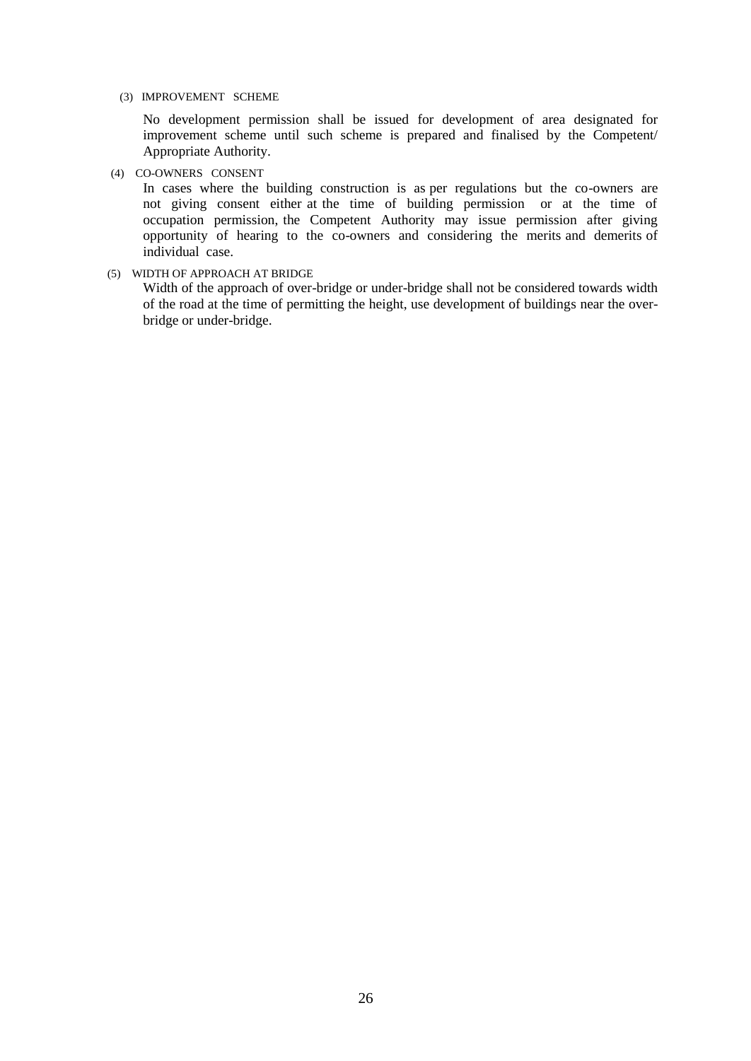(3) IMPROVEMENT SCHEME

No development permission shall be issued for development of area designated for improvement scheme until such scheme is prepared and finalised by the Competent/ Appropriate Authority.

(4) CO-OWNERS CONSENT

In cases where the building construction is as per regulations but the co-owners are not giving consent either at the time of building permission or at the time of occupation permission, the Competent Authority may issue permission after giving opportunity of hearing to the co-owners and considering the merits and demerits of individual case.

(5) WIDTH OF APPROACH AT BRIDGE

Width of the approach of over-bridge or under-bridge shall not be considered towards width of the road at the time of permitting the height, use development of buildings near the over-bridge or under-bridge.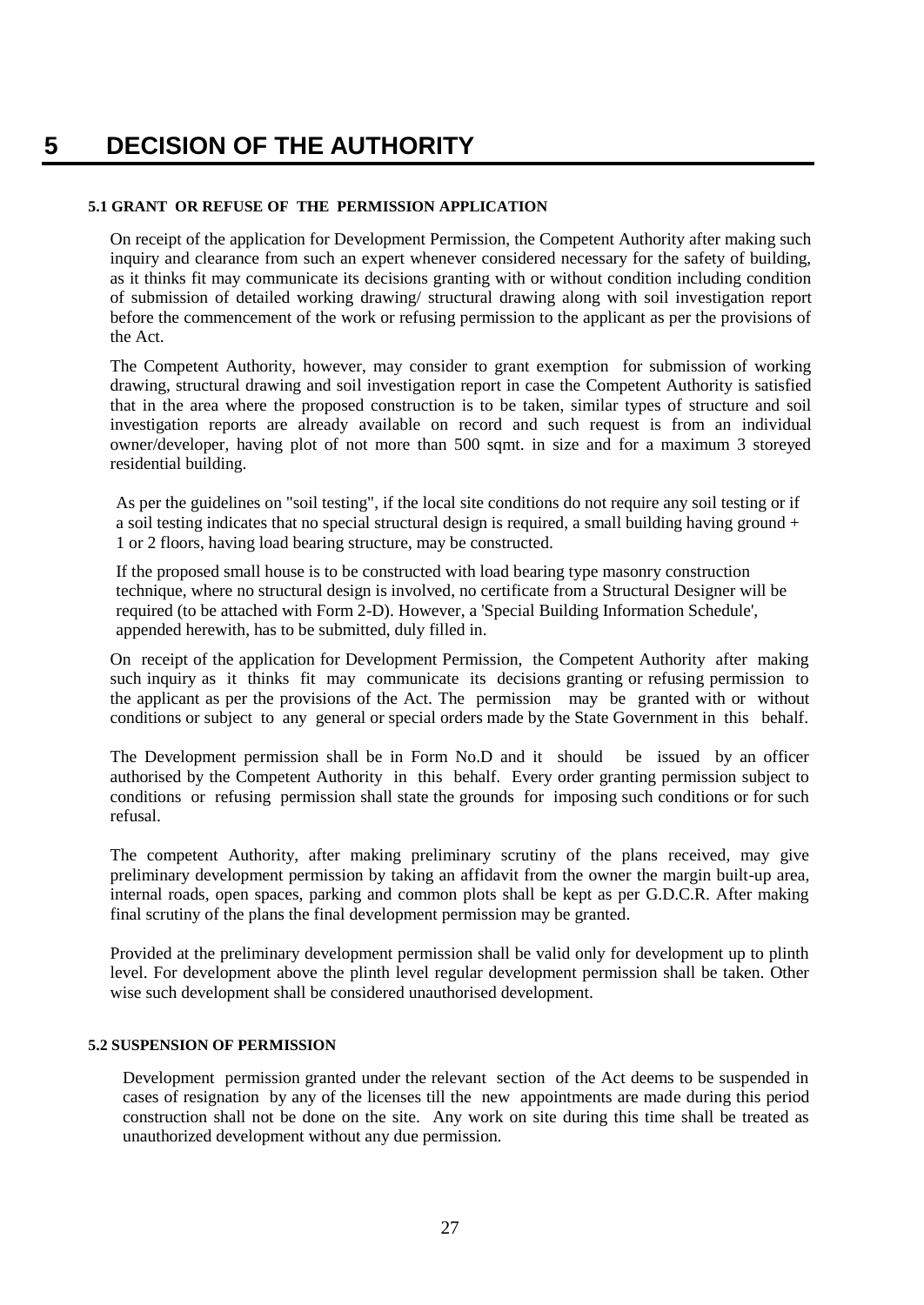# 5 DECISION OF THE AUTHORITY

### 5.1 GRANT OR REFUSE OF THE PERMISSION APPLICATION

On receipt of the application for Development Permission, the Competent Authority after making such inquiry and clearance from such an expert whenever considered necessary for the safety of building, as it thinks fit may communicate its decisions granting with or without condition including condition of submission of detailed working drawing/ structural drawing along with soil investigation report before the commencement of the work or refusing permission to the applicant as per the provisions of the Act.

The Competent Authority, however, may consider to grant exemption for submission of working drawing, structural drawing and soil investigation report in case the Competent Authority is satisfied that in the area where the proposed construction is to be taken, similar types of structure and soil investigation reports are already available on record and such request is from an individual owner/developer, having plot of not more than 500 sqmt. in size and for a maximum 3 storeyed residential building.

As per the guidelines on "soil testing", if the local site conditions do not require any soil testing or if a soil testing indicates that no special structural design is required, a small building having ground + 1 or 2 floors, having load bearing structure, may be constructed.

If the proposed small house is to be constructed with load bearing type masonry construction technique, where no structural design is involved, no certificate from a Structural Designer will be required (to be attached with Form 2-D). However, a 'Special Building Information Schedule', appended herewith, has to be submitted, duly filled in.

On receipt of the application for Development Permission, the Competent Authority after making such inquiry as it thinks fit may communicate its decisions granting or refusing permission to the applicant as per the provisions of the Act. The permission may be granted with or without conditions or subject to any general or special orders made by the State Government in this behalf.

The Development permission shall be in Form No.D and it should be issued by an officer authorised by the Competent Authority in this behalf. Every order granting permission subject to conditions or refusing permission shall state the grounds for imposing such conditions or for such refusal.

The competent Authority, after making preliminary scrutiny of the plans received, may give preliminary development permission by taking an affidavit from the owner the margin built-up area, internal roads, open spaces, parking and common plots shall be kept as per G.D.C.R. After making final scrutiny of the plans the final development permission may be granted.

Provided at the preliminary development permission shall be valid only for development up to plinth level. For development above the plinth level regular development permission shall be taken. Other wise such development shall be considered unauthorised development.

### 5.2 SUSPENSION OF PERMISSION

Development permission granted under the relevant section of the Act deems to be suspended in cases of resignation by any of the licenses till the new appointments are made during this period construction shall not be done on the site. Any work on site during this time shall be treated as unauthorized development without any due permission.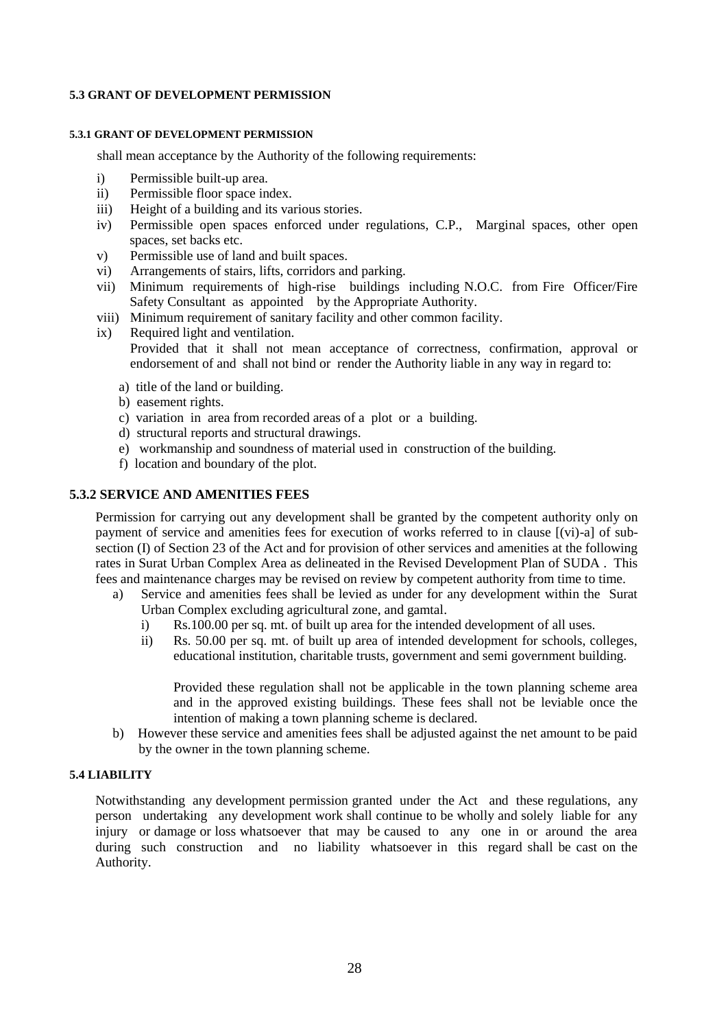### 5.3 GRANT OF DEVELOPMENT PERMISSION

#### 5.3.1 GRANT OF DEVELOPMENT PERMISSION

shall mean acceptance by the Authority of the following requirements:

i) Permissible built-up area.

ii) Permissible floor space index.

iii) Height of a building and its various stories.

iv) Permissible open spaces enforced under regulations, C.P., Marginal spaces, other open spaces, set backs etc.

v) Permissible use of land and built spaces.

vi) Arrangements of stairs, lifts, corridors and parking.

vii) Minimum requirements of high-rise buildings including N.O.C. from Fire Officer/Fire Safety Consultant as appointed by the Appropriate Authority.

viii) Minimum requirement of sanitary facility and other common facility.

ix) Required light and ventilation.

Provided that it shall not mean acceptance of correctness, confirmation, approval or endorsement of and shall not bind or render the Authority liable in any way in regard to:

a) title of the land or building.

b) easement rights.

c) variation in area from recorded areas of a plot or a building.

d) structural reports and structural drawings.

e) workmanship and soundness of material used in construction of the building.

f) location and boundary of the plot.

### 5.3.2 SERVICE AND AMENITIES FEES

Permission for carrying out any development shall be granted by the competent authority only on payment of service and amenities fees for execution of works referred to in clause [(vi)-a] of sub-section (I) of Section 23 of the Act and for provision of other services and amenities at the following rates in Surat Urban Complex Area as delineated in the Revised Development Plan of SUDA . This fees and maintenance charges may be revised on review by competent authority from time to time.

a) Service and amenities fees shall be levied as under for any development within the Surat Urban Complex excluding agricultural zone, and gamtal.

   i) Rs.100.00 per sq. mt. of built up area for the intended development of all uses.

   ii) Rs. 50.00 per sq. mt. of built up area of intended development for schools, colleges, educational institution, charitable trusts, government and semi government building.

   Provided these regulation shall not be applicable in the town planning scheme area and in the approved existing buildings. These fees shall not be leviable once the intention of making a town planning scheme is declared.

b) However these service and amenities fees shall be adjusted against the net amount to be paid by the owner in the town planning scheme.

### 5.4 LIABILITY

Notwithstanding any development permission granted under the Act and these regulations, any person undertaking any development work shall continue to be wholly and solely liable for any injury or damage or loss whatsoever that may be caused to any one in or around the area during such construction and no liability whatsoever in this regard shall be cast on the Authority.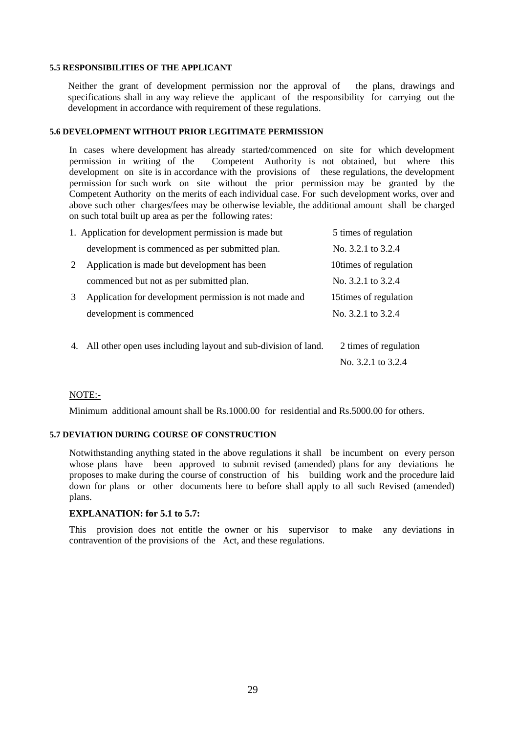#### 5.5 RESPONSIBILITIES OF THE APPLICANT

Neither the grant of development permission nor the approval of the plans, drawings and specifications shall in any way relieve the applicant of the responsibility for carrying out the development in accordance with requirement of these regulations.

#### 5.6 DEVELOPMENT WITHOUT PRIOR LEGITIMATE PERMISSION

In cases where development has already started/commenced on site for which development permission in writing of the Competent Authority is not obtained, but where this development on site is in accordance with the provisions of these regulations, the development permission for such work on site without the prior permission may be granted by the Competent Authority on the merits of each individual case. For such development works, over and above such other charges/fees may be otherwise leviable, the additional amount shall be charged on such total built up area as per the following rates:

| | | |
|---|---|---|
| 1. | Application for development permission is made but development is commenced as per submitted plan. | 5 times of regulation No. 3.2.1 to 3.2.4 |
| 2 | Application is made but development has been commenced but not as per submitted plan. | 10times of regulation No. 3.2.1 to 3.2.4 |
| 3 | Application for development permission is not made and development is commenced | 15times of regulation No. 3.2.1 to 3.2.4 |
| 4. | All other open uses including layout and sub-division of land. | 2 times of regulation No. 3.2.1 to 3.2.4 |

NOTE:-

Minimum additional amount shall be Rs.1000.00 for residential and Rs.5000.00 for others.

#### 5.7 DEVIATION DURING COURSE OF CONSTRUCTION

Notwithstanding anything stated in the above regulations it shall be incumbent on every person whose plans have been approved to submit revised (amended) plans for any deviations he proposes to make during the course of construction of his building work and the procedure laid down for plans or other documents here to before shall apply to all such Revised (amended) plans.

**EXPLANATION: for 5.1 to 5.7:**

This provision does not entitle the owner or his supervisor to make any deviations in contravention of the provisions of the Act, and these regulations.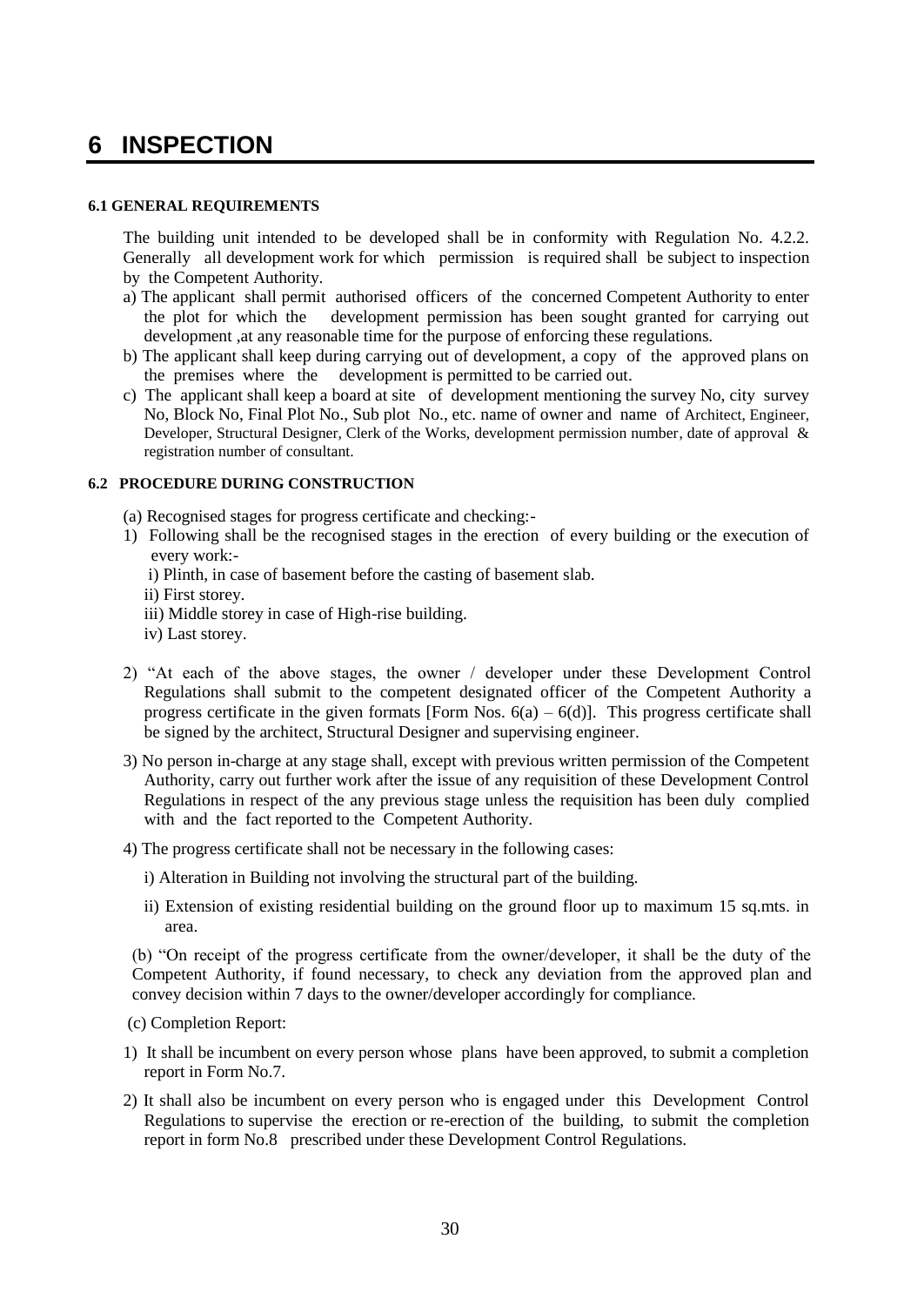# 6 INSPECTION

### 6.1 GENERAL REQUIREMENTS

The building unit intended to be developed shall be in conformity with Regulation No. 4.2.2. Generally all development work for which permission is required shall be subject to inspection by the Competent Authority.

a) The applicant shall permit authorised officers of the concerned Competent Authority to enter the plot for which the development permission has been sought granted for carrying out development ,at any reasonable time for the purpose of enforcing these regulations.

b) The applicant shall keep during carrying out of development, a copy of the approved plans on the premises where the development is permitted to be carried out.

c) The applicant shall keep a board at site of development mentioning the survey No, city survey No, Block No, Final Plot No., Sub plot No., etc. name of owner and name of Architect, Engineer, Developer, Structural Designer, Clerk of the Works, development permission number, date of approval & registration number of consultant.

### 6.2 PROCEDURE DURING CONSTRUCTION

(a) Recognised stages for progress certificate and checking:-

1) Following shall be the recognised stages in the erection of every building or the execution of every work:-

   i) Plinth, in case of basement before the casting of basement slab.

   ii) First storey.

   iii) Middle storey in case of High-rise building.

   iv) Last storey.

2) "At each of the above stages, the owner / developer under these Development Control Regulations shall submit to the competent designated officer of the Competent Authority a progress certificate in the given formats [Form Nos. 6(a) – 6(d)]. This progress certificate shall be signed by the architect, Structural Designer and supervising engineer.

3) No person in-charge at any stage shall, except with previous written permission of the Competent Authority, carry out further work after the issue of any requisition of these Development Control Regulations in respect of the any previous stage unless the requisition has been duly complied with and the fact reported to the Competent Authority.

4) The progress certificate shall not be necessary in the following cases:

   i) Alteration in Building not involving the structural part of the building.

   ii) Extension of existing residential building on the ground floor up to maximum 15 sq.mts. in area.

(b) "On receipt of the progress certificate from the owner/developer, it shall be the duty of the Competent Authority, if found necessary, to check any deviation from the approved plan and convey decision within 7 days to the owner/developer accordingly for compliance.

(c) Completion Report:

1) It shall be incumbent on every person whose plans have been approved, to submit a completion report in Form No.7.

2) It shall also be incumbent on every person who is engaged under this Development Control Regulations to supervise the erection or re-erection of the building, to submit the completion report in form No.8 prescribed under these Development Control Regulations.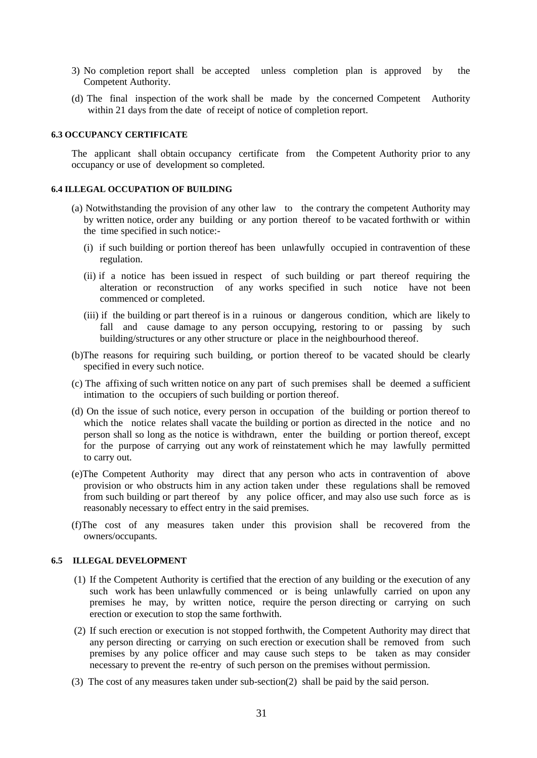3) No completion report shall be accepted unless completion plan is approved by the Competent Authority.

(d) The final inspection of the work shall be made by the concerned Competent Authority within 21 days from the date of receipt of notice of completion report.

#### 6.3 OCCUPANCY CERTIFICATE

The applicant shall obtain occupancy certificate from the Competent Authority prior to any occupancy or use of development so completed.

#### 6.4 ILLEGAL OCCUPATION OF BUILDING

(a) Notwithstanding the provision of any other law to the contrary the competent Authority may by written notice, order any building or any portion thereof to be vacated forthwith or within the time specified in such notice:-

(i) if such building or portion thereof has been unlawfully occupied in contravention of these regulation.

(ii) if a notice has been issued in respect of such building or part thereof requiring the alteration or reconstruction of any works specified in such notice have not been commenced or completed.

(iii) if the building or part thereof is in a ruinous or dangerous condition, which are likely to fall and cause damage to any person occupying, restoring to or passing by such building/structures or any other structure or place in the neighbourhood thereof.

(b)The reasons for requiring such building, or portion thereof to be vacated should be clearly specified in every such notice.

(c) The affixing of such written notice on any part of such premises shall be deemed a sufficient intimation to the occupiers of such building or portion thereof.

(d) On the issue of such notice, every person in occupation of the building or portion thereof to which the notice relates shall vacate the building or portion as directed in the notice and no person shall so long as the notice is withdrawn, enter the building or portion thereof, except for the purpose of carrying out any work of reinstatement which he may lawfully permitted to carry out.

(e)The Competent Authority may direct that any person who acts in contravention of above provision or who obstructs him in any action taken under these regulations shall be removed from such building or part thereof by any police officer, and may also use such force as is reasonably necessary to effect entry in the said premises.

(f)The cost of any measures taken under this provision shall be recovered from the owners/occupants.

#### 6.5 ILLEGAL DEVELOPMENT

(1) If the Competent Authority is certified that the erection of any building or the execution of any such work has been unlawfully commenced or is being unlawfully carried on upon any premises he may, by written notice, require the person directing or carrying on such erection or execution to stop the same forthwith.

(2) If such erection or execution is not stopped forthwith, the Competent Authority may direct that any person directing or carrying on such erection or execution shall be removed from such premises by any police officer and may cause such steps to be taken as may consider necessary to prevent the re-entry of such person on the premises without permission.

(3) The cost of any measures taken under sub-section(2) shall be paid by the said person.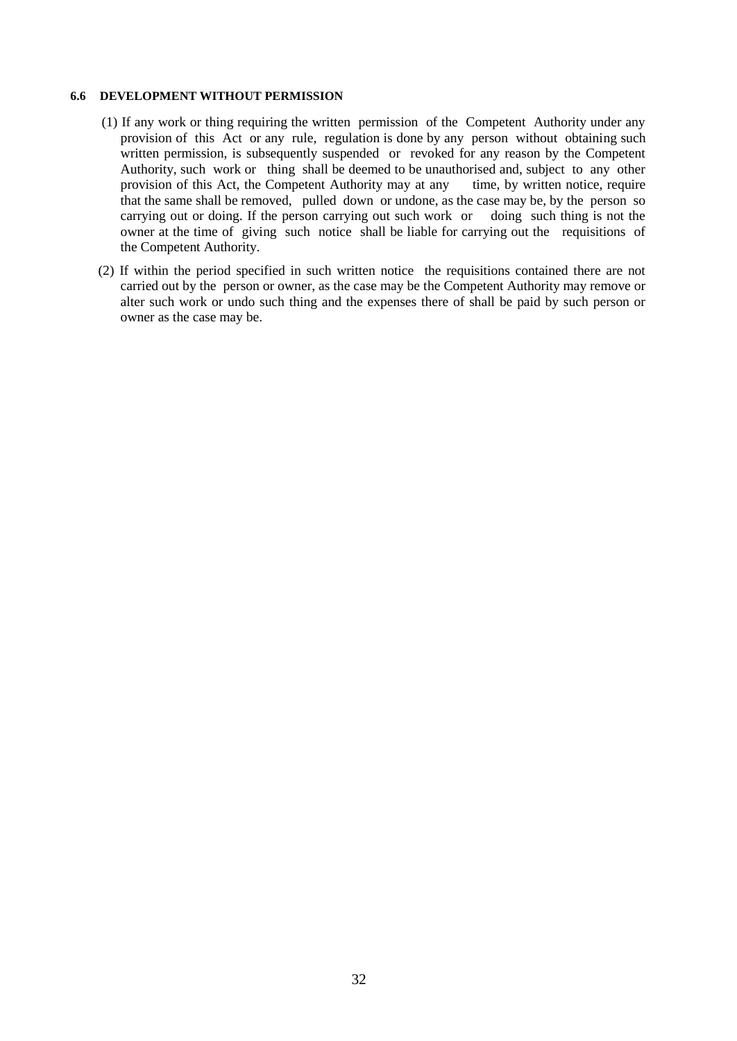### 6.6 DEVELOPMENT WITHOUT PERMISSION

(1) If any work or thing requiring the written permission of the Competent Authority under any provision of this Act or any rule, regulation is done by any person without obtaining such written permission, is subsequently suspended or revoked for any reason by the Competent Authority, such work or thing shall be deemed to be unauthorised and, subject to any other provision of this Act, the Competent Authority may at any time, by written notice, require that the same shall be removed, pulled down or undone, as the case may be, by the person so carrying out or doing. If the person carrying out such work or doing such thing is not the owner at the time of giving such notice shall be liable for carrying out the requisitions of the Competent Authority.

(2) If within the period specified in such written notice the requisitions contained there are not carried out by the person or owner, as the case may be the Competent Authority may remove or alter such work or undo such thing and the expenses there of shall be paid by such person or owner as the case may be.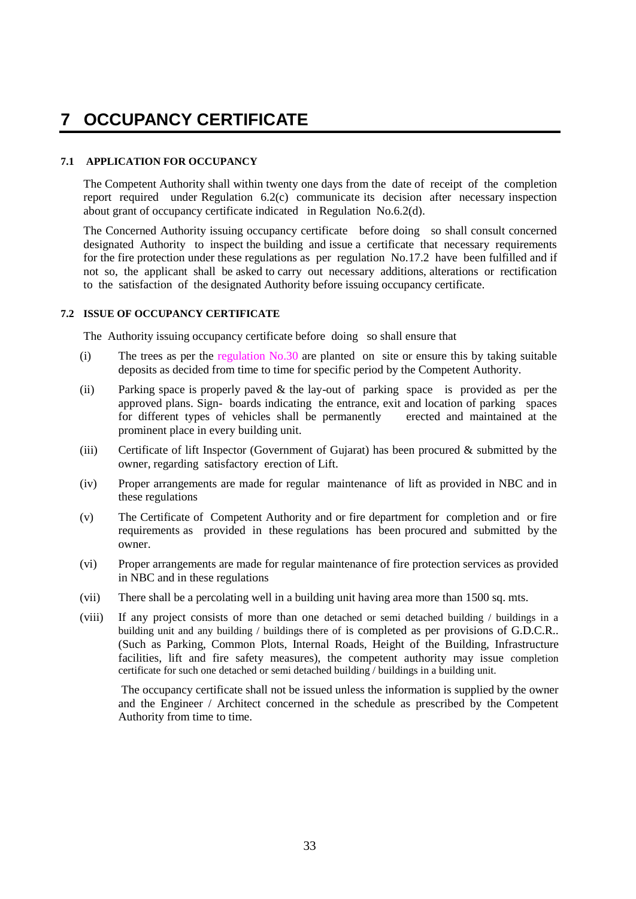# 7 OCCUPANCY CERTIFICATE

### 7.1 APPLICATION FOR OCCUPANCY

The Competent Authority shall within twenty one days from the date of receipt of the completion report required under Regulation 6.2(c) communicate its decision after necessary inspection about grant of occupancy certificate indicated in Regulation No.6.2(d).

The Concerned Authority issuing occupancy certificate before doing so shall consult concerned designated Authority to inspect the building and issue a certificate that necessary requirements for the fire protection under these regulations as per regulation No.17.2 have been fulfilled and if not so, the applicant shall be asked to carry out necessary additions, alterations or rectification to the satisfaction of the designated Authority before issuing occupancy certificate.

### 7.2 ISSUE OF OCCUPANCY CERTIFICATE

The Authority issuing occupancy certificate before doing so shall ensure that

(i) The trees as per the regulation No.30 are planted on site or ensure this by taking suitable deposits as decided from time to time for specific period by the Competent Authority.

(ii) Parking space is properly paved & the lay-out of parking space is provided as per the approved plans. Sign- boards indicating the entrance, exit and location of parking spaces for different types of vehicles shall be permanently erected and maintained at the prominent place in every building unit.

(iii) Certificate of lift Inspector (Government of Gujarat) has been procured & submitted by the owner, regarding satisfactory erection of Lift.

(iv) Proper arrangements are made for regular maintenance of lift as provided in NBC and in these regulations

(v) The Certificate of Competent Authority and or fire department for completion and or fire requirements as provided in these regulations has been procured and submitted by the owner.

(vi) Proper arrangements are made for regular maintenance of fire protection services as provided in NBC and in these regulations

(vii) There shall be a percolating well in a building unit having area more than 1500 sq. mts.

(viii) If any project consists of more than one detached or semi detached building / buildings in a building unit and any building / buildings there of is completed as per provisions of G.D.C.R.. (Such as Parking, Common Plots, Internal Roads, Height of the Building, Infrastructure facilities, lift and fire safety measures), the competent authority may issue completion certificate for such one detached or semi detached building / buildings in a building unit.

The occupancy certificate shall not be issued unless the information is supplied by the owner and the Engineer / Architect concerned in the schedule as prescribed by the Competent Authority from time to time.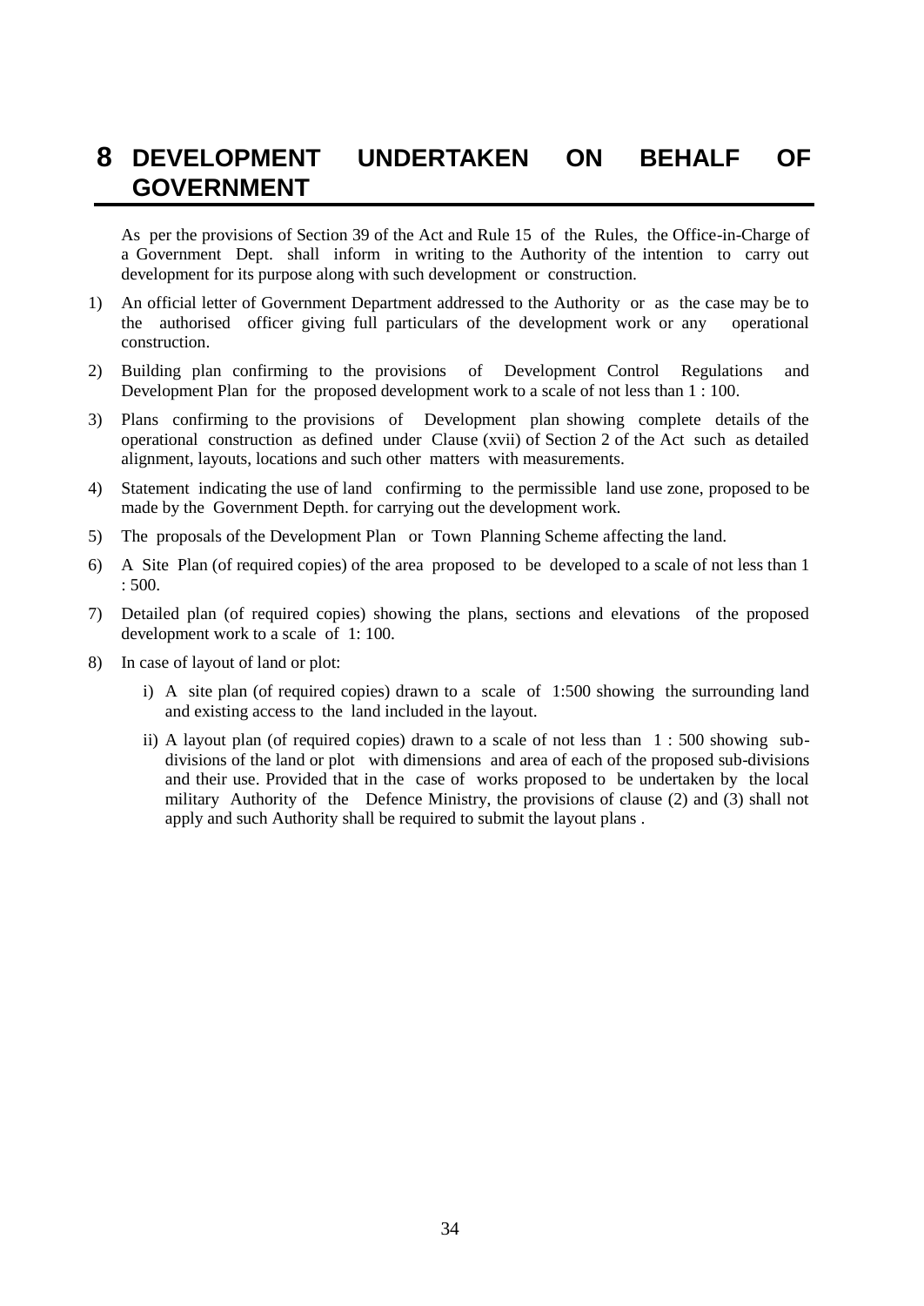# 8 DEVELOPMENT UNDERTAKEN ON BEHALF OF GOVERNMENT

As per the provisions of Section 39 of the Act and Rule 15 of the Rules, the Office-in-Charge of a Government Dept. shall inform in writing to the Authority of the intention to carry out development for its purpose along with such development or construction.

1) An official letter of Government Department addressed to the Authority or as the case may be to the authorised officer giving full particulars of the development work or any operational construction.
2) Building plan confirming to the provisions of Development Control Regulations and Development Plan for the proposed development work to a scale of not less than 1 : 100.
3) Plans confirming to the provisions of Development plan showing complete details of the operational construction as defined under Clause (xvii) of Section 2 of the Act such as detailed alignment, layouts, locations and such other matters with measurements.
4) Statement indicating the use of land confirming to the permissible land use zone, proposed to be made by the Government Depth. for carrying out the development work.
5) The proposals of the Development Plan or Town Planning Scheme affecting the land.
6) A Site Plan (of required copies) of the area proposed to be developed to a scale of not less than 1 : 500.
7) Detailed plan (of required copies) showing the plans, sections and elevations of the proposed development work to a scale of 1: 100.
8) In case of layout of land or plot:
    i) A site plan (of required copies) drawn to a scale of 1:500 showing the surrounding land and existing access to the land included in the layout.
    ii) A layout plan (of required copies) drawn to a scale of not less than 1 : 500 showing sub-divisions of the land or plot with dimensions and area of each of the proposed sub-divisions and their use. Provided that in the case of works proposed to be undertaken by the local military Authority of the Defence Ministry, the provisions of clause (2) and (3) shall not apply and such Authority shall be required to submit the layout plans .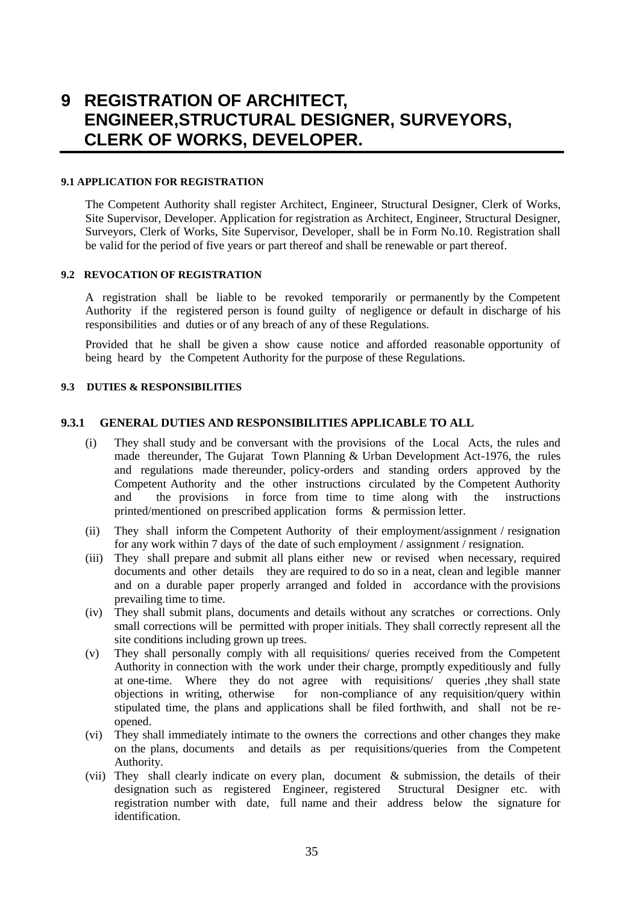# 9 REGISTRATION OF ARCHITECT, ENGINEER,STRUCTURAL DESIGNER, SURVEYORS, CLERK OF WORKS, DEVELOPER.

### 9.1 APPLICATION FOR REGISTRATION

The Competent Authority shall register Architect, Engineer, Structural Designer, Clerk of Works, Site Supervisor, Developer. Application for registration as Architect, Engineer, Structural Designer, Surveyors, Clerk of Works, Site Supervisor, Developer, shall be in Form No.10. Registration shall be valid for the period of five years or part thereof and shall be renewable or part thereof.

### 9.2 REVOCATION OF REGISTRATION

A registration shall be liable to be revoked temporarily or permanently by the Competent Authority if the registered person is found guilty of negligence or default in discharge of his responsibilities and duties or of any breach of any of these Regulations.

Provided that he shall be given a show cause notice and afforded reasonable opportunity of being heard by the Competent Authority for the purpose of these Regulations.

### 9.3 DUTIES & RESPONSIBILITIES

#### 9.3.1 GENERAL DUTIES AND RESPONSIBILITIES APPLICABLE TO ALL

(i) They shall study and be conversant with the provisions of the Local Acts, the rules and made thereunder, The Gujarat Town Planning & Urban Development Act-1976, the rules and regulations made thereunder, policy-orders and standing orders approved by the Competent Authority and the other instructions circulated by the Competent Authority and the provisions in force from time to time along with the instructions printed/mentioned on prescribed application forms & permission letter.

(ii) They shall inform the Competent Authority of their employment/assignment / resignation for any work within 7 days of the date of such employment / assignment / resignation.

(iii) They shall prepare and submit all plans either new or revised when necessary, required documents and other details they are required to do so in a neat, clean and legible manner and on a durable paper properly arranged and folded in accordance with the provisions prevailing time to time.

(iv) They shall submit plans, documents and details without any scratches or corrections. Only small corrections will be permitted with proper initials. They shall correctly represent all the site conditions including grown up trees.

(v) They shall personally comply with all requisitions/ queries received from the Competent Authority in connection with the work under their charge, promptly expeditiously and fully at one-time. Where they do not agree with requisitions/ queries ,they shall state objections in writing, otherwise for non-compliance of any requisition/query within stipulated time, the plans and applications shall be filed forthwith, and shall not be re-opened.

(vi) They shall immediately intimate to the owners the corrections and other changes they make on the plans, documents and details as per requisitions/queries from the Competent Authority.

(vii) They shall clearly indicate on every plan, document & submission, the details of their designation such as registered Engineer, registered Structural Designer etc. with registration number with date, full name and their address below the signature for identification.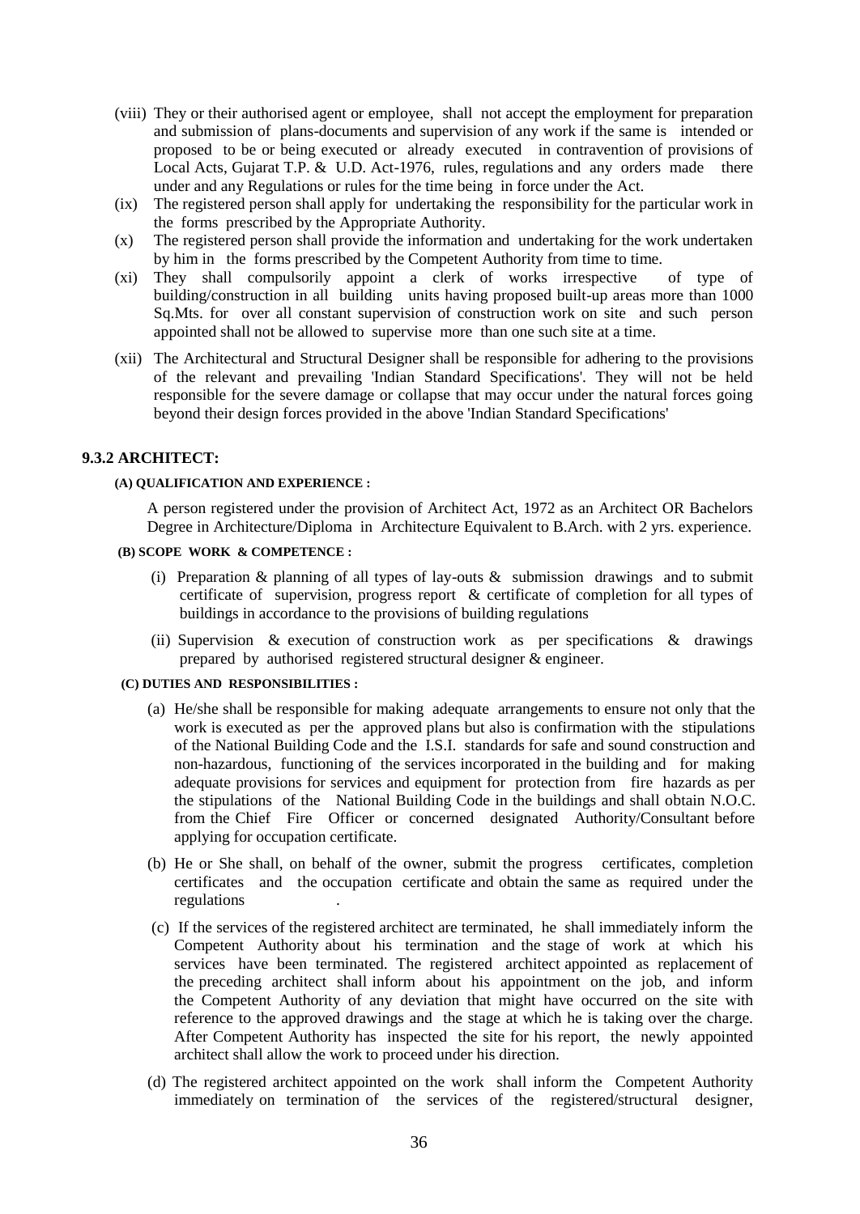(viii) They or their authorised agent or employee, shall not accept the employment for preparation and submission of plans-documents and supervision of any work if the same is intended or proposed to be or being executed or already executed in contravention of provisions of Local Acts, Gujarat T.P. & U.D. Act-1976, rules, regulations and any orders made there under and any Regulations or rules for the time being in force under the Act.

(ix) The registered person shall apply for undertaking the responsibility for the particular work in the forms prescribed by the Appropriate Authority.

(x) The registered person shall provide the information and undertaking for the work undertaken by him in the forms prescribed by the Competent Authority from time to time.

(xi) They shall compulsorily appoint a clerk of works irrespective of type of building/construction in all building units having proposed built-up areas more than 1000 Sq.Mts. for over all constant supervision of construction work on site and such person appointed shall not be allowed to supervise more than one such site at a time.

(xii) The Architectural and Structural Designer shall be responsible for adhering to the provisions of the relevant and prevailing 'Indian Standard Specifications'. They will not be held responsible for the severe damage or collapse that may occur under the natural forces going beyond their design forces provided in the above 'Indian Standard Specifications'

## 9.3.2 ARCHITECT:

**(A) QUALIFICATION AND EXPERIENCE :**

A person registered under the provision of Architect Act, 1972 as an Architect OR Bachelors Degree in Architecture/Diploma in Architecture Equivalent to B.Arch. with 2 yrs. experience.

**(B) SCOPE WORK & COMPETENCE :**

(i) Preparation & planning of all types of lay-outs & submission drawings and to submit certificate of supervision, progress report & certificate of completion for all types of buildings in accordance to the provisions of building regulations

(ii) Supervision & execution of construction work as per specifications & drawings prepared by authorised registered structural designer & engineer.

**(C) DUTIES AND RESPONSIBILITIES :**

(a) He/she shall be responsible for making adequate arrangements to ensure not only that the work is executed as per the approved plans but also is confirmation with the stipulations of the National Building Code and the I.S.I. standards for safe and sound construction and non-hazardous, functioning of the services incorporated in the building and for making adequate provisions for services and equipment for protection from fire hazards as per the stipulations of the National Building Code in the buildings and shall obtain N.O.C. from the Chief Fire Officer or concerned designated Authority/Consultant before applying for occupation certificate.

(b) He or She shall, on behalf of the owner, submit the progress certificates, completion certificates and the occupation certificate and obtain the same as required under the regulations .

(c) If the services of the registered architect are terminated, he shall immediately inform the Competent Authority about his termination and the stage of work at which his services have been terminated. The registered architect appointed as replacement of the preceding architect shall inform about his appointment on the job, and inform the Competent Authority of any deviation that might have occurred on the site with reference to the approved drawings and the stage at which he is taking over the charge. After Competent Authority has inspected the site for his report, the newly appointed architect shall allow the work to proceed under his direction.

(d) The registered architect appointed on the work shall inform the Competent Authority immediately on termination of the services of the registered/structural designer,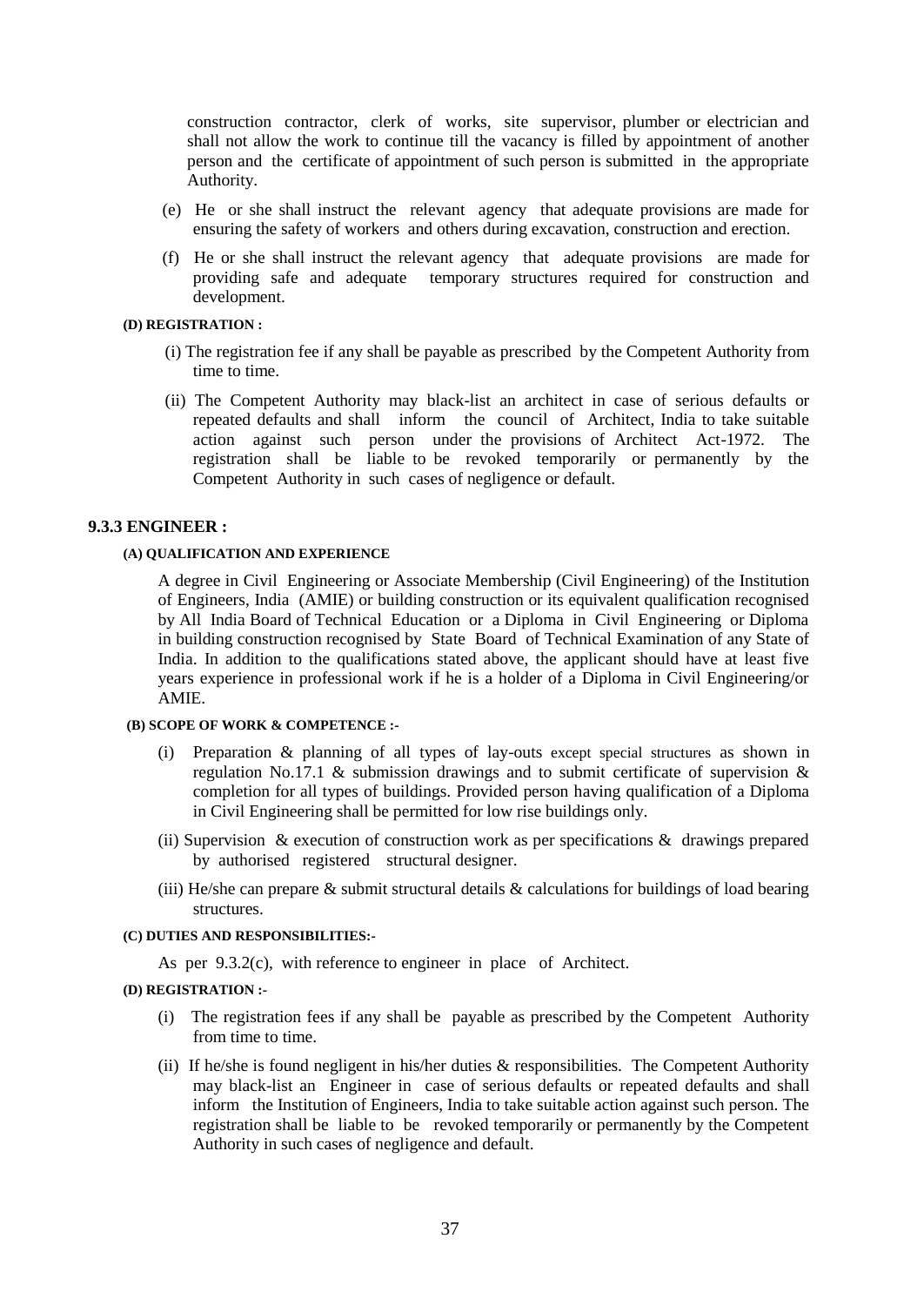construction contractor, clerk of works, site supervisor, plumber or electrician and shall not allow the work to continue till the vacancy is filled by appointment of another person and the certificate of appointment of such person is submitted in the appropriate Authority.

(e) He or she shall instruct the relevant agency that adequate provisions are made for ensuring the safety of workers and others during excavation, construction and erection.

(f) He or she shall instruct the relevant agency that adequate provisions are made for providing safe and adequate temporary structures required for construction and development.

**(D) REGISTRATION :**

(i) The registration fee if any shall be payable as prescribed by the Competent Authority from time to time.

(ii) The Competent Authority may black-list an architect in case of serious defaults or repeated defaults and shall inform the council of Architect, India to take suitable action against such person under the provisions of Architect Act-1972. The registration shall be liable to be revoked temporarily or permanently by the Competent Authority in such cases of negligence or default.

### 9.3.3 ENGINEER :

**(A) QUALIFICATION AND EXPERIENCE**

A degree in Civil Engineering or Associate Membership (Civil Engineering) of the Institution of Engineers, India (AMIE) or building construction or its equivalent qualification recognised by All India Board of Technical Education or a Diploma in Civil Engineering or Diploma in building construction recognised by State Board of Technical Examination of any State of India. In addition to the qualifications stated above, the applicant should have at least five years experience in professional work if he is a holder of a Diploma in Civil Engineering/or AMIE.

**(B) SCOPE OF WORK & COMPETENCE :-**

(i) Preparation & planning of all types of lay-outs except special structures as shown in regulation No.17.1 & submission drawings and to submit certificate of supervision & completion for all types of buildings. Provided person having qualification of a Diploma in Civil Engineering shall be permitted for low rise buildings only.

(ii) Supervision & execution of construction work as per specifications & drawings prepared by authorised registered structural designer.

(iii) He/she can prepare & submit structural details & calculations for buildings of load bearing structures.

**(C) DUTIES AND RESPONSIBILITIES:-**

As per 9.3.2(c), with reference to engineer in place of Architect.

**(D) REGISTRATION :-**

(i) The registration fees if any shall be payable as prescribed by the Competent Authority from time to time.

(ii) If he/she is found negligent in his/her duties & responsibilities. The Competent Authority may black-list an Engineer in case of serious defaults or repeated defaults and shall inform the Institution of Engineers, India to take suitable action against such person. The registration shall be liable to be revoked temporarily or permanently by the Competent Authority in such cases of negligence and default.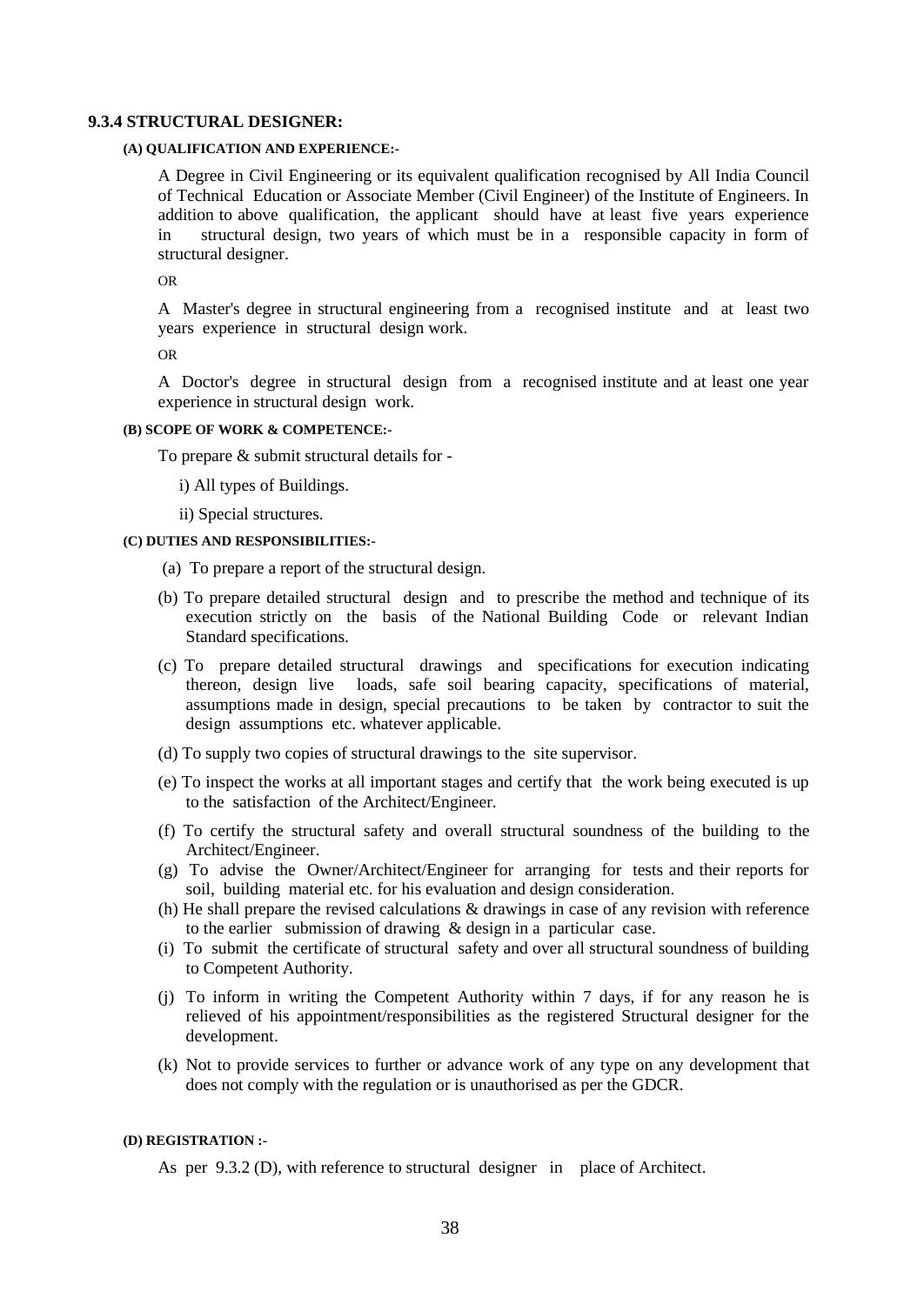### 9.3.4 STRUCTURAL DESIGNER:

#### (A) QUALIFICATION AND EXPERIENCE:-

A Degree in Civil Engineering or its equivalent qualification recognised by All India Council of Technical Education or Associate Member (Civil Engineer) of the Institute of Engineers. In addition to above qualification, the applicant should have at least five years experience in structural design, two years of which must be in a responsible capacity in form of structural designer.

OR

A Master's degree in structural engineering from a recognised institute and at least two years experience in structural design work.

OR

A Doctor's degree in structural design from a recognised institute and at least one year experience in structural design work.

#### (B) SCOPE OF WORK & COMPETENCE:-

To prepare & submit structural details for -

i) All types of Buildings.

ii) Special structures.

#### (C) DUTIES AND RESPONSIBILITIES:-

(a) To prepare a report of the structural design.

(b) To prepare detailed structural design and to prescribe the method and technique of its execution strictly on the basis of the National Building Code or relevant Indian Standard specifications.

(c) To prepare detailed structural drawings and specifications for execution indicating thereon, design live loads, safe soil bearing capacity, specifications of material, assumptions made in design, special precautions to be taken by contractor to suit the design assumptions etc. whatever applicable.

(d) To supply two copies of structural drawings to the site supervisor.

(e) To inspect the works at all important stages and certify that the work being executed is up to the satisfaction of the Architect/Engineer.

(f) To certify the structural safety and overall structural soundness of the building to the Architect/Engineer.

(g) To advise the Owner/Architect/Engineer for arranging for tests and their reports for soil, building material etc. for his evaluation and design consideration.

(h) He shall prepare the revised calculations & drawings in case of any revision with reference to the earlier submission of drawing & design in a particular case.

(i) To submit the certificate of structural safety and over all structural soundness of building to Competent Authority.

(j) To inform in writing the Competent Authority within 7 days, if for any reason he is relieved of his appointment/responsibilities as the registered Structural designer for the development.

(k) Not to provide services to further or advance work of any type on any development that does not comply with the regulation or is unauthorised as per the GDCR.

#### (D) REGISTRATION :-

As per 9.3.2 (D), with reference to structural designer in place of Architect.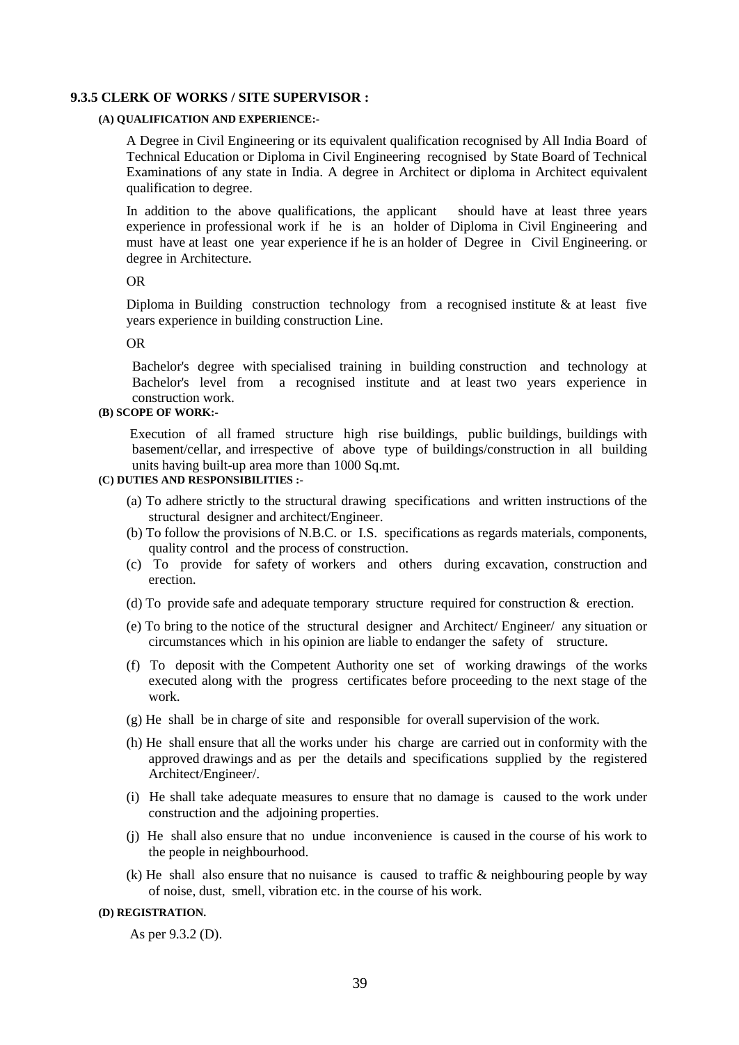### 9.3.5 CLERK OF WORKS / SITE SUPERVISOR :

#### (A) QUALIFICATION AND EXPERIENCE:-

A Degree in Civil Engineering or its equivalent qualification recognised by All India Board of Technical Education or Diploma in Civil Engineering recognised by State Board of Technical Examinations of any state in India. A degree in Architect or diploma in Architect equivalent qualification to degree.

In addition to the above qualifications, the applicant should have at least three years experience in professional work if he is an holder of Diploma in Civil Engineering and must have at least one year experience if he is an holder of Degree in Civil Engineering. or degree in Architecture.

OR

Diploma in Building construction technology from a recognised institute & at least five years experience in building construction Line.

OR

Bachelor's degree with specialised training in building construction and technology at Bachelor's level from a recognised institute and at least two years experience in construction work.

#### (B) SCOPE OF WORK:-

Execution of all framed structure high rise buildings, public buildings, buildings with basement/cellar, and irrespective of above type of buildings/construction in all building units having built-up area more than 1000 Sq.mt.

#### (C) DUTIES AND RESPONSIBILITIES :-

(a) To adhere strictly to the structural drawing specifications and written instructions of the structural designer and architect/Engineer.

(b) To follow the provisions of N.B.C. or I.S. specifications as regards materials, components, quality control and the process of construction.

(c) To provide for safety of workers and others during excavation, construction and erection.

(d) To provide safe and adequate temporary structure required for construction & erection.

(e) To bring to the notice of the structural designer and Architect/ Engineer/ any situation or circumstances which in his opinion are liable to endanger the safety of structure.

(f) To deposit with the Competent Authority one set of working drawings of the works executed along with the progress certificates before proceeding to the next stage of the work.

(g) He shall be in charge of site and responsible for overall supervision of the work.

(h) He shall ensure that all the works under his charge are carried out in conformity with the approved drawings and as per the details and specifications supplied by the registered Architect/Engineer/.

(i) He shall take adequate measures to ensure that no damage is caused to the work under construction and the adjoining properties.

(j) He shall also ensure that no undue inconvenience is caused in the course of his work to the people in neighbourhood.

(k) He shall also ensure that no nuisance is caused to traffic & neighbouring people by way of noise, dust, smell, vibration etc. in the course of his work.

#### (D) REGISTRATION.

As per 9.3.2 (D).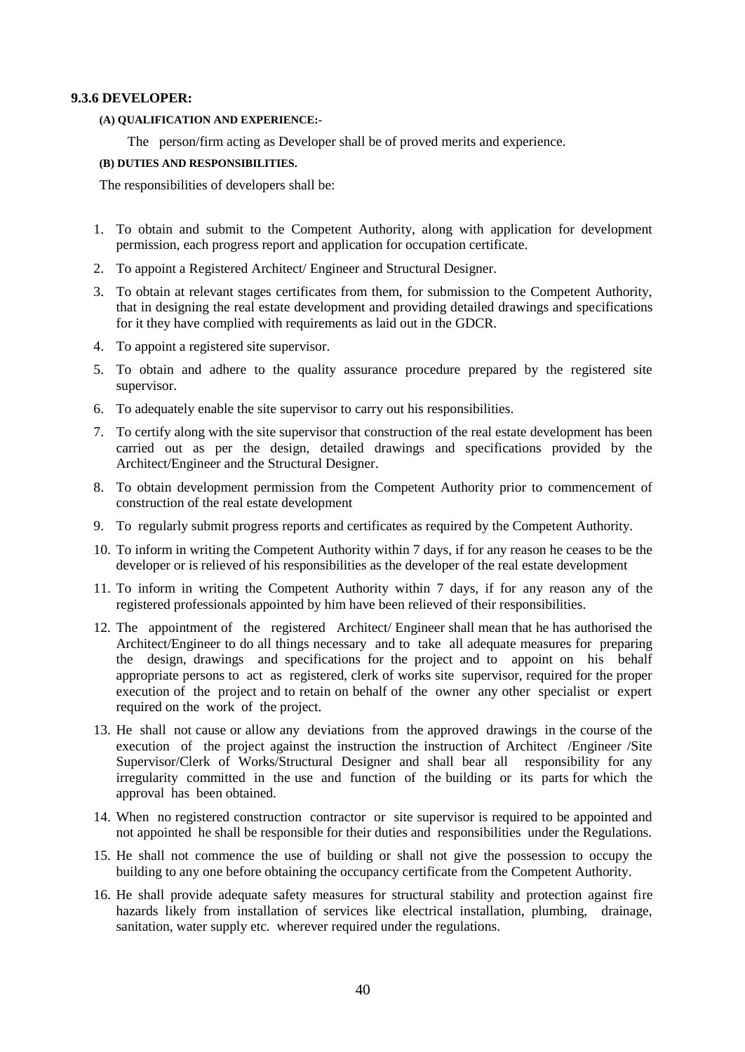### 9.3.6 DEVELOPER:

**(A) QUALIFICATION AND EXPERIENCE:-**

The person/firm acting as Developer shall be of proved merits and experience.

**(B) DUTIES AND RESPONSIBILITIES.**

The responsibilities of developers shall be:

1. To obtain and submit to the Competent Authority, along with application for development permission, each progress report and application for occupation certificate.
2. To appoint a Registered Architect/ Engineer and Structural Designer.
3. To obtain at relevant stages certificates from them, for submission to the Competent Authority, that in designing the real estate development and providing detailed drawings and specifications for it they have complied with requirements as laid out in the GDCR.
4. To appoint a registered site supervisor.
5. To obtain and adhere to the quality assurance procedure prepared by the registered site supervisor.
6. To adequately enable the site supervisor to carry out his responsibilities.
7. To certify along with the site supervisor that construction of the real estate development has been carried out as per the design, detailed drawings and specifications provided by the Architect/Engineer and the Structural Designer.
8. To obtain development permission from the Competent Authority prior to commencement of construction of the real estate development
9. To regularly submit progress reports and certificates as required by the Competent Authority.
10. To inform in writing the Competent Authority within 7 days, if for any reason he ceases to be the developer or is relieved of his responsibilities as the developer of the real estate development
11. To inform in writing the Competent Authority within 7 days, if for any reason any of the registered professionals appointed by him have been relieved of their responsibilities.
12. The appointment of the registered Architect/ Engineer shall mean that he has authorised the Architect/Engineer to do all things necessary and to take all adequate measures for preparing the design, drawings and specifications for the project and to appoint on his behalf appropriate persons to act as registered, clerk of works site supervisor, required for the proper execution of the project and to retain on behalf of the owner any other specialist or expert required on the work of the project.
13. He shall not cause or allow any deviations from the approved drawings in the course of the execution of the project against the instruction the instruction of Architect /Engineer /Site Supervisor/Clerk of Works/Structural Designer and shall bear all responsibility for any irregularity committed in the use and function of the building or its parts for which the approval has been obtained.
14. When no registered construction contractor or site supervisor is required to be appointed and not appointed he shall be responsible for their duties and responsibilities under the Regulations.
15. He shall not commence the use of building or shall not give the possession to occupy the building to any one before obtaining the occupancy certificate from the Competent Authority.
16. He shall provide adequate safety measures for structural stability and protection against fire hazards likely from installation of services like electrical installation, plumbing, drainage, sanitation, water supply etc. wherever required under the regulations.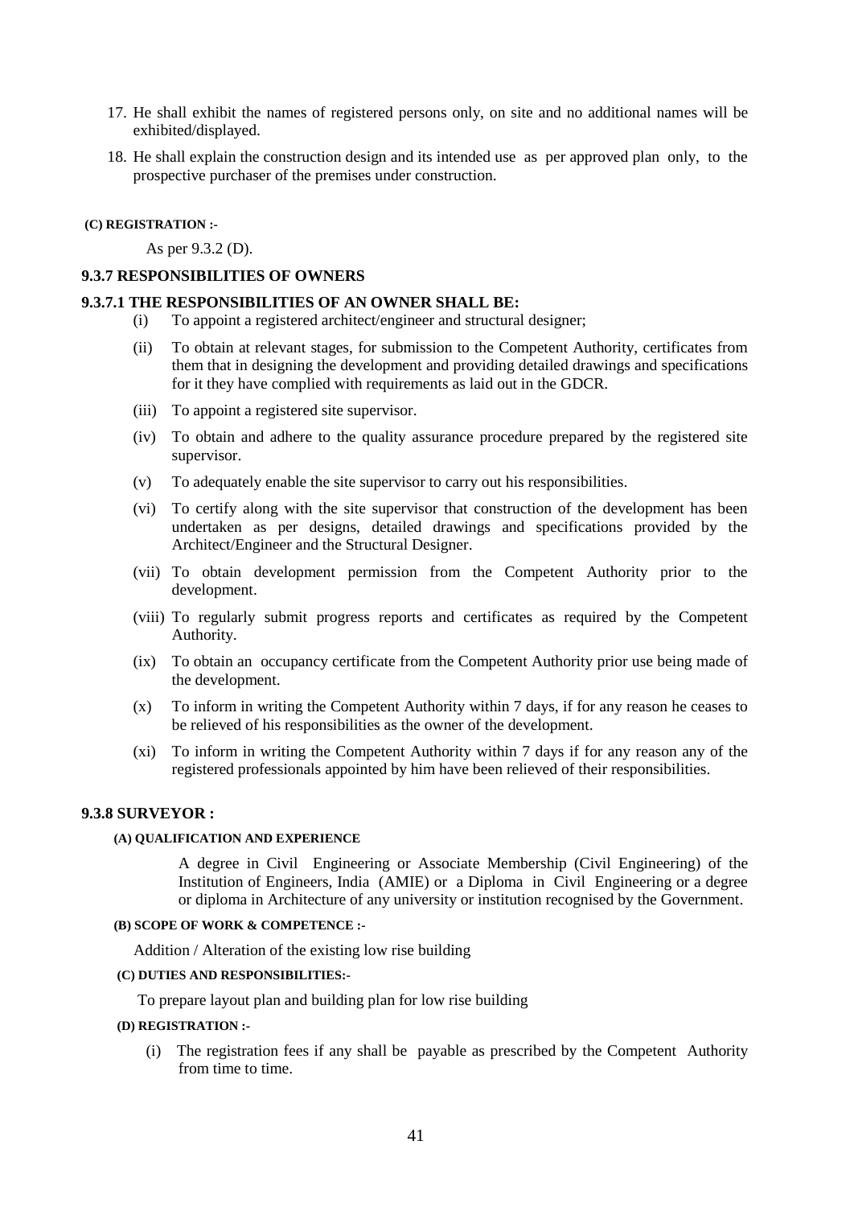17. He shall exhibit the names of registered persons only, on site and no additional names will be exhibited/displayed.
18. He shall explain the construction design and its intended use as per approved plan only, to the prospective purchaser of the premises under construction.

**(C) REGISTRATION :-**

As per 9.3.2 (D).

### 9.3.7 RESPONSIBILITIES OF OWNERS

#### 9.3.7.1 THE RESPONSIBILITIES OF AN OWNER SHALL BE:

(i) To appoint a registered architect/engineer and structural designer;

(ii) To obtain at relevant stages, for submission to the Competent Authority, certificates from them that in designing the development and providing detailed drawings and specifications for it they have complied with requirements as laid out in the GDCR.

(iii) To appoint a registered site supervisor.

(iv) To obtain and adhere to the quality assurance procedure prepared by the registered site supervisor.

(v) To adequately enable the site supervisor to carry out his responsibilities.

(vi) To certify along with the site supervisor that construction of the development has been undertaken as per designs, detailed drawings and specifications provided by the Architect/Engineer and the Structural Designer.

(vii) To obtain development permission from the Competent Authority prior to the development.

(viii) To regularly submit progress reports and certificates as required by the Competent Authority.

(ix) To obtain an occupancy certificate from the Competent Authority prior use being made of the development.

(x) To inform in writing the Competent Authority within 7 days, if for any reason he ceases to be relieved of his responsibilities as the owner of the development.

(xi) To inform in writing the Competent Authority within 7 days if for any reason any of the registered professionals appointed by him have been relieved of their responsibilities.

### 9.3.8 SURVEYOR :

**(A) QUALIFICATION AND EXPERIENCE**

A degree in Civil Engineering or Associate Membership (Civil Engineering) of the Institution of Engineers, India (AMIE) or a Diploma in Civil Engineering or a degree or diploma in Architecture of any university or institution recognised by the Government.

**(B) SCOPE OF WORK & COMPETENCE :-**

Addition / Alteration of the existing low rise building

**(C) DUTIES AND RESPONSIBILITIES:-**

To prepare layout plan and building plan for low rise building

**(D) REGISTRATION :-**

(i) The registration fees if any shall be payable as prescribed by the Competent Authority from time to time.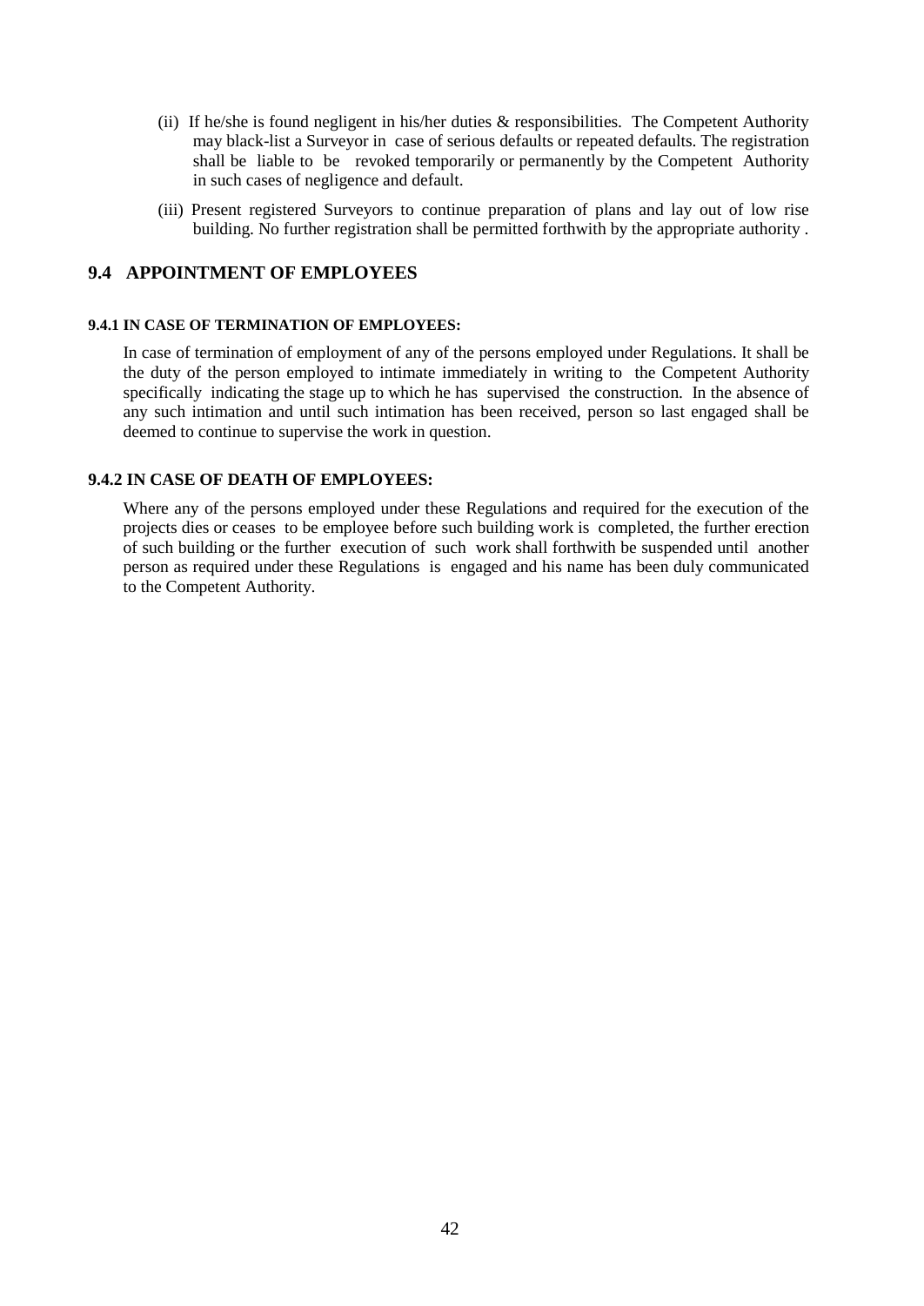(ii) If he/she is found negligent in his/her duties & responsibilities. The Competent Authority may black-list a Surveyor in case of serious defaults or repeated defaults. The registration shall be liable to be revoked temporarily or permanently by the Competent Authority in such cases of negligence and default.

(iii) Present registered Surveyors to continue preparation of plans and lay out of low rise building. No further registration shall be permitted forthwith by the appropriate authority .

## 9.4 APPOINTMENT OF EMPLOYEES

#### 9.4.1 IN CASE OF TERMINATION OF EMPLOYEES:

In case of termination of employment of any of the persons employed under Regulations. It shall be the duty of the person employed to intimate immediately in writing to the Competent Authority specifically indicating the stage up to which he has supervised the construction. In the absence of any such intimation and until such intimation has been received, person so last engaged shall be deemed to continue to supervise the work in question.

### 9.4.2 IN CASE OF DEATH OF EMPLOYEES:

Where any of the persons employed under these Regulations and required for the execution of the projects dies or ceases to be employee before such building work is completed, the further erection of such building or the further execution of such work shall forthwith be suspended until another person as required under these Regulations is engaged and his name has been duly communicated to the Competent Authority.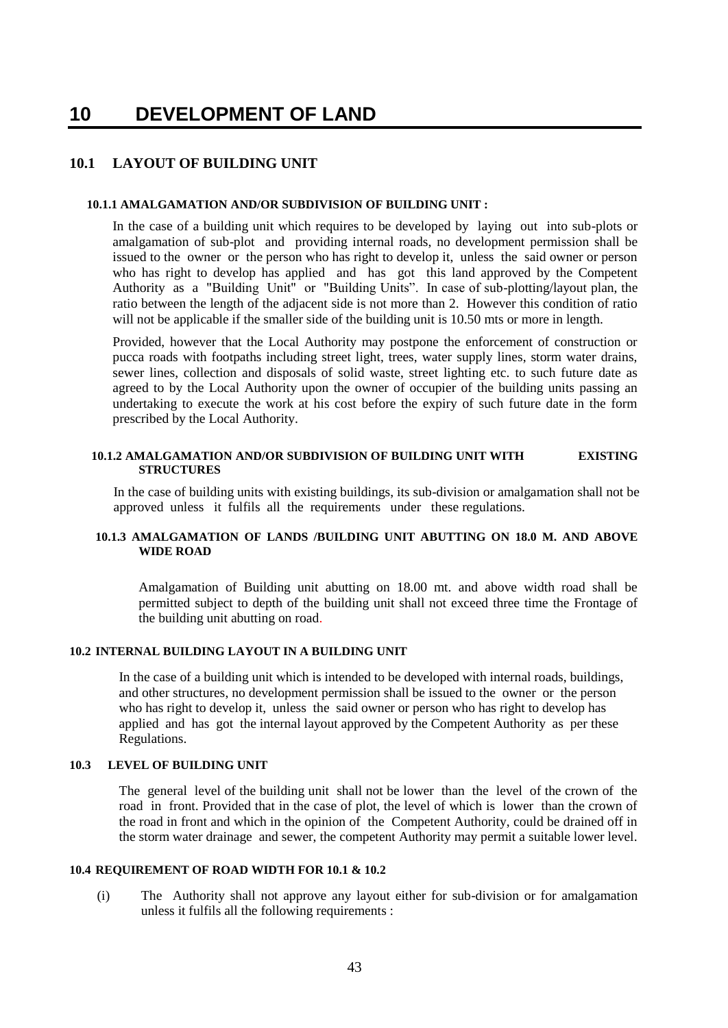# 10 DEVELOPMENT OF LAND

## 10.1 LAYOUT OF BUILDING UNIT

#### 10.1.1 AMALGAMATION AND/OR SUBDIVISION OF BUILDING UNIT :

In the case of a building unit which requires to be developed by laying out into sub-plots or amalgamation of sub-plot and providing internal roads, no development permission shall be issued to the owner or the person who has right to develop it, unless the said owner or person who has right to develop has applied and has got this land approved by the Competent Authority as a "Building Unit" or "Building Units". In case of sub-plotting/layout plan, the ratio between the length of the adjacent side is not more than 2. However this condition of ratio will not be applicable if the smaller side of the building unit is 10.50 mts or more in length.

Provided, however that the Local Authority may postpone the enforcement of construction or pucca roads with footpaths including street light, trees, water supply lines, storm water drains, sewer lines, collection and disposals of solid waste, street lighting etc. to such future date as agreed to by the Local Authority upon the owner of occupier of the building units passing an undertaking to execute the work at his cost before the expiry of such future date in the form prescribed by the Local Authority.

#### 10.1.2 AMALGAMATION AND/OR SUBDIVISION OF BUILDING UNIT WITH EXISTING STRUCTURES

In the case of building units with existing buildings, its sub-division or amalgamation shall not be approved unless it fulfils all the requirements under these regulations.

#### 10.1.3 AMALGAMATION OF LANDS /BUILDING UNIT ABUTTING ON 18.0 M. AND ABOVE WIDE ROAD

Amalgamation of Building unit abutting on 18.00 mt. and above width road shall be permitted subject to depth of the building unit shall not exceed three time the Frontage of the building unit abutting on road.

### 10.2 INTERNAL BUILDING LAYOUT IN A BUILDING UNIT

In the case of a building unit which is intended to be developed with internal roads, buildings, and other structures, no development permission shall be issued to the owner or the person who has right to develop it, unless the said owner or person who has right to develop has applied and has got the internal layout approved by the Competent Authority as per these Regulations.

### 10.3 LEVEL OF BUILDING UNIT

The general level of the building unit shall not be lower than the level of the crown of the road in front. Provided that in the case of plot, the level of which is lower than the crown of the road in front and which in the opinion of the Competent Authority, could be drained off in the storm water drainage and sewer, the competent Authority may permit a suitable lower level.

### 10.4 REQUIREMENT OF ROAD WIDTH FOR 10.1 & 10.2

(i) The Authority shall not approve any layout either for sub-division or for amalgamation unless it fulfils all the following requirements :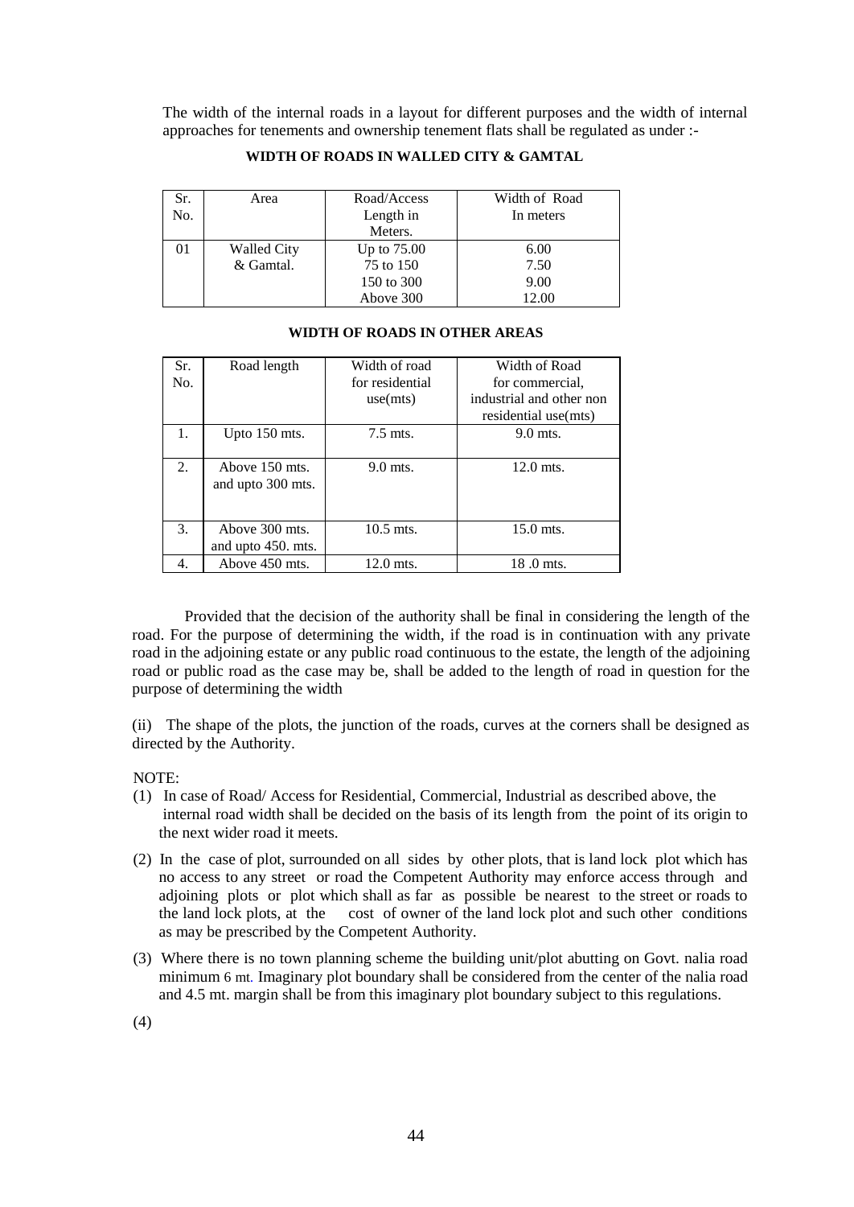The width of the internal roads in a layout for different purposes and the width of internal approaches for tenements and ownership tenement flats shall be regulated as under :-

**WIDTH OF ROADS IN WALLED CITY & GAMTAL**

| Sr. No. | Area | Road/Access Length in Meters. | Width of Road In meters |
|---|---|---|---|
| 01 | Walled City & Gamtal. | Up to 75.00 | 6.00 |
| | | 75 to 150 | 7.50 |
| | | 150 to 300 | 9.00 |
| | | Above 300 | 12.00 |

**WIDTH OF ROADS IN OTHER AREAS**

| Sr. No. | Road length | Width of road for residential use(mts) | Width of Road for commercial, industrial and other non residential use(mts) |
|---|---|---|---|
| 1. | Upto 150 mts. | 7.5 mts. | 9.0 mts. |
| 2. | Above 150 mts. and upto 300 mts. | 9.0 mts. | 12.0 mts. |
| 3. | Above 300 mts. and upto 450. mts. | 10.5 mts. | 15.0 mts. |
| 4. | Above 450 mts. | 12.0 mts. | 18 .0 mts. |

Provided that the decision of the authority shall be final in considering the length of the road. For the purpose of determining the width, if the road is in continuation with any private road in the adjoining estate or any public road continuous to the estate, the length of the adjoining road or public road as the case may be, shall be added to the length of road in question for the purpose of determining the width

(ii) The shape of the plots, the junction of the roads, curves at the corners shall be designed as directed by the Authority.

NOTE:

(1) In case of Road/ Access for Residential, Commercial, Industrial as described above, the internal road width shall be decided on the basis of its length from the point of its origin to the next wider road it meets.

(2) In the case of plot, surrounded on all sides by other plots, that is land lock plot which has no access to any street or road the Competent Authority may enforce access through and adjoining plots or plot which shall as far as possible be nearest to the street or roads to the land lock plots, at the cost of owner of the land lock plot and such other conditions as may be prescribed by the Competent Authority.

(3) Where there is no town planning scheme the building unit/plot abutting on Govt. nalia road minimum 6 mt. Imaginary plot boundary shall be considered from the center of the nalia road and 4.5 mt. margin shall be from this imaginary plot boundary subject to this regulations.

(4)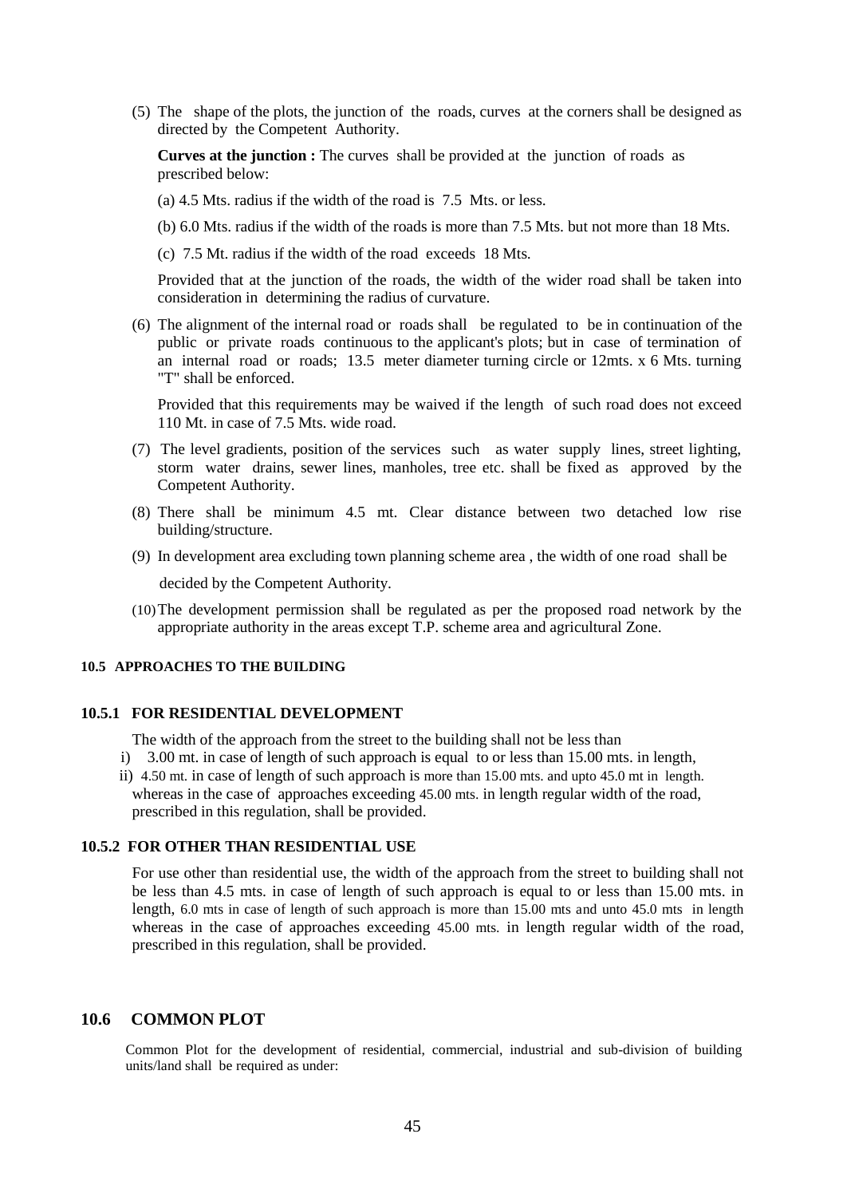(5) The shape of the plots, the junction of the roads, curves at the corners shall be designed as directed by the Competent Authority.

**Curves at the junction :** The curves shall be provided at the junction of roads as prescribed below:

(a) 4.5 Mts. radius if the width of the road is 7.5 Mts. or less.

(b) 6.0 Mts. radius if the width of the roads is more than 7.5 Mts. but not more than 18 Mts.

(c) 7.5 Mt. radius if the width of the road exceeds 18 Mts.

Provided that at the junction of the roads, the width of the wider road shall be taken into consideration in determining the radius of curvature.

(6) The alignment of the internal road or roads shall be regulated to be in continuation of the public or private roads continuous to the applicant's plots; but in case of termination of an internal road or roads; 13.5 meter diameter turning circle or 12mts. x 6 Mts. turning "T" shall be enforced.

Provided that this requirements may be waived if the length of such road does not exceed 110 Mt. in case of 7.5 Mts. wide road.

(7) The level gradients, position of the services such as water supply lines, street lighting, storm water drains, sewer lines, manholes, tree etc. shall be fixed as approved by the Competent Authority.

(8) There shall be minimum 4.5 mt. Clear distance between two detached low rise building/structure.

(9) In development area excluding town planning scheme area , the width of one road shall be decided by the Competent Authority.

(10) The development permission shall be regulated as per the proposed road network by the appropriate authority in the areas except T.P. scheme area and agricultural Zone.

#### 10.5 APPROACHES TO THE BUILDING

#### 10.5.1 FOR RESIDENTIAL DEVELOPMENT

The width of the approach from the street to the building shall not be less than

i) 3.00 mt. in case of length of such approach is equal to or less than 15.00 mts. in length,

ii) 4.50 mt. in case of length of such approach is more than 15.00 mts. and upto 45.0 mt in length. whereas in the case of approaches exceeding 45.00 mts. in length regular width of the road, prescribed in this regulation, shall be provided.

#### 10.5.2 FOR OTHER THAN RESIDENTIAL USE

For use other than residential use, the width of the approach from the street to building shall not be less than 4.5 mts. in case of length of such approach is equal to or less than 15.00 mts. in length, 6.0 mts in case of length of such approach is more than 15.00 mts and unto 45.0 mts in length whereas in the case of approaches exceeding 45.00 mts. in length regular width of the road, prescribed in this regulation, shall be provided.

### 10.6 COMMON PLOT

Common Plot for the development of residential, commercial, industrial and sub-division of building units/land shall be required as under: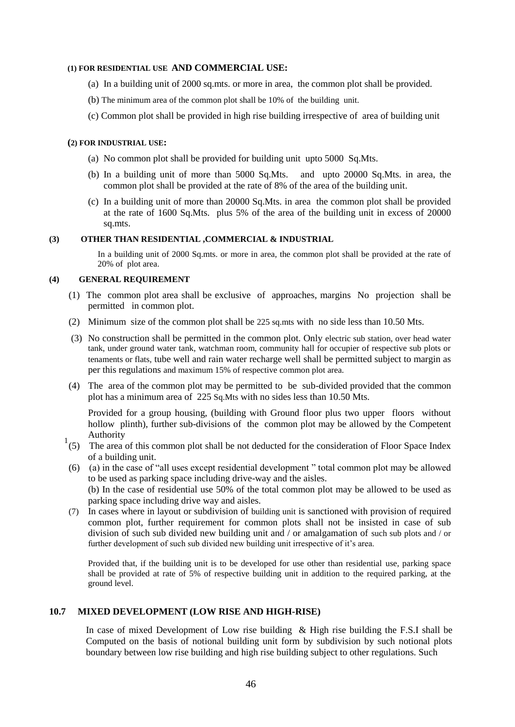**(1) FOR RESIDENTIAL USE AND COMMERCIAL USE:**

(a) In a building unit of 2000 sq.mts. or more in area, the common plot shall be provided.

(b) The minimum area of the common plot shall be 10% of the building unit.

(c) Common plot shall be provided in high rise building irrespective of area of building unit

**(2) FOR INDUSTRIAL USE:**

(a) No common plot shall be provided for building unit upto 5000 Sq.Mts.

(b) In a building unit of more than 5000 Sq.Mts. and upto 20000 Sq.Mts. in area, the common plot shall be provided at the rate of 8% of the area of the building unit.

(c) In a building unit of more than 20000 Sq.Mts. in area the common plot shall be provided at the rate of 1600 Sq.Mts. plus 5% of the area of the building unit in excess of 20000 sq.mts.

**(3) OTHER THAN RESIDENTIAL ,COMMERCIAL & INDUSTRIAL**

In a building unit of 2000 Sq.mts. or more in area, the common plot shall be provided at the rate of 20% of plot area.

**(4) GENERAL REQUIREMENT**

(1) The common plot area shall be exclusive of approaches, margins No projection shall be permitted in common plot.

(2) Minimum size of the common plot shall be 225 sq.mts with no side less than 10.50 Mts.

(3) No construction shall be permitted in the common plot. Only electric sub station, over head water tank, under ground water tank, watchman room, community hall for occupier of respective sub plots or tenaments or flats, tube well and rain water recharge well shall be permitted subject to margin as per this regulations and maximum 15% of respective common plot area.

(4) The area of the common plot may be permitted to be sub-divided provided that the common plot has a minimum area of 225 Sq.Mts with no sides less than 10.50 Mts.

Provided for a group housing, (building with Ground floor plus two upper floors without hollow plinth), further sub-divisions of the common plot may be allowed by the Competent Authority

[1](5) The area of this common plot shall be not deducted for the consideration of Floor Space Index of a building unit.

(6) (a) in the case of "all uses except residential development " total common plot may be allowed to be used as parking space including drive-way and the aisles.
(b) In the case of residential use 50% of the total common plot may be allowed to be used as parking space including drive way and aisles.

(7) In cases where in layout or subdivision of building unit is sanctioned with provision of required common plot, further requirement for common plots shall not be insisted in case of sub division of such sub divided new building unit and / or amalgamation of such sub plots and / or further development of such sub divided new building unit irrespective of it's area.

Provided that, if the building unit is to be developed for use other than residential use, parking space shall be provided at rate of 5% of respective building unit in addition to the required parking, at the ground level.

## 10.7 MIXED DEVELOPMENT (LOW RISE AND HIGH-RISE)

In case of mixed Development of Low rise building & High rise building the F.S.I shall be Computed on the basis of notional building unit form by subdivision by such notional plots boundary between low rise building and high rise building subject to other regulations. Such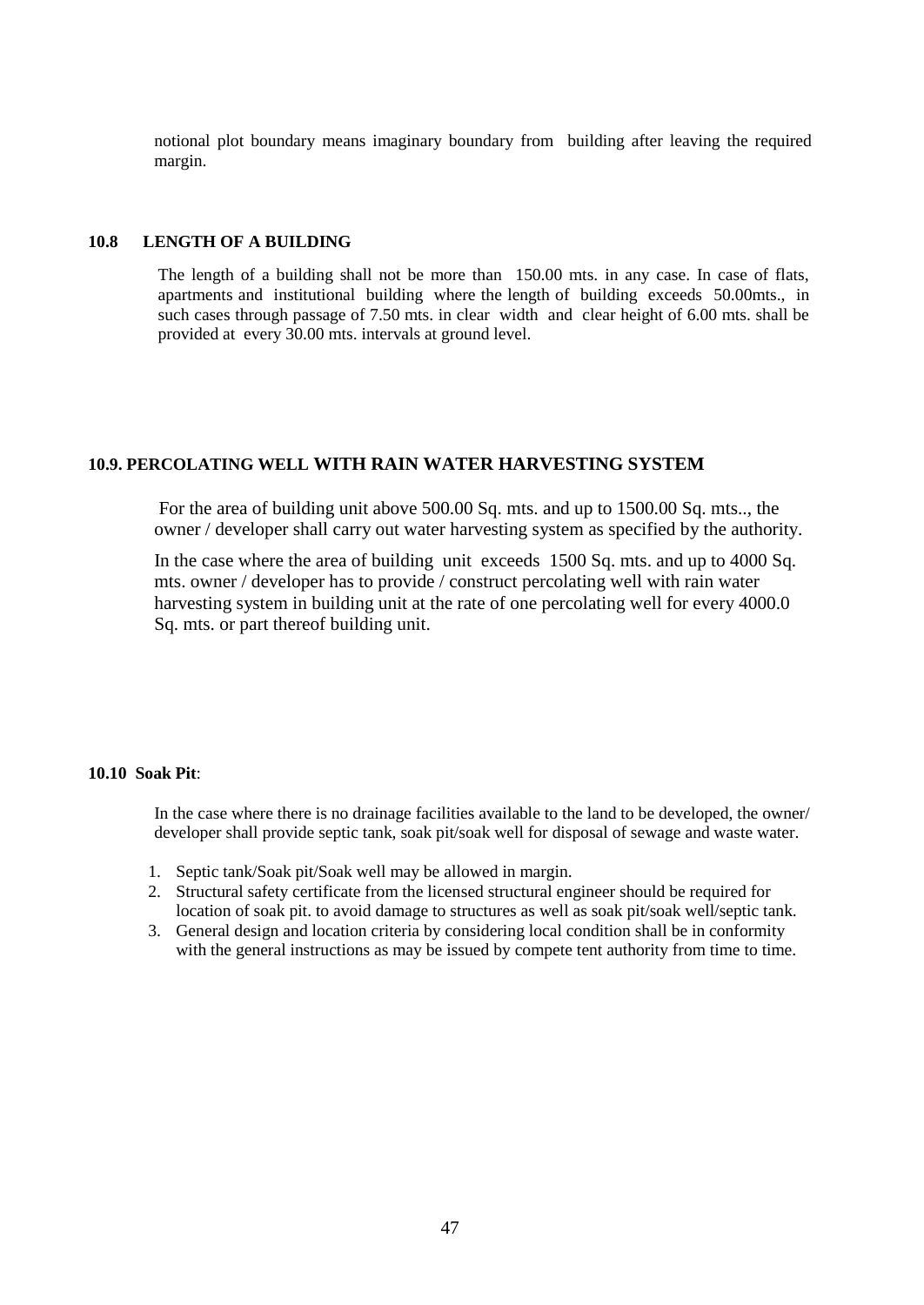notional plot boundary means imaginary boundary from building after leaving the required margin.

### 10.8 LENGTH OF A BUILDING

The length of a building shall not be more than 150.00 mts. in any case. In case of flats, apartments and institutional building where the length of building exceeds 50.00mts., in such cases through passage of 7.50 mts. in clear width and clear height of 6.00 mts. shall be provided at every 30.00 mts. intervals at ground level.

### 10.9. PERCOLATING WELL WITH RAIN WATER HARVESTING SYSTEM

For the area of building unit above 500.00 Sq. mts. and up to 1500.00 Sq. mts.., the owner / developer shall carry out water harvesting system as specified by the authority.

In the case where the area of building unit exceeds 1500 Sq. mts. and up to 4000 Sq. mts. owner / developer has to provide / construct percolating well with rain water harvesting system in building unit at the rate of one percolating well for every 4000.0 Sq. mts. or part thereof building unit.

### 10.10 Soak Pit:

In the case where there is no drainage facilities available to the land to be developed, the owner/ developer shall provide septic tank, soak pit/soak well for disposal of sewage and waste water.

1. Septic tank/Soak pit/Soak well may be allowed in margin.
2. Structural safety certificate from the licensed structural engineer should be required for location of soak pit. to avoid damage to structures as well as soak pit/soak well/septic tank.
3. General design and location criteria by considering local condition shall be in conformity with the general instructions as may be issued by compete tent authority from time to time.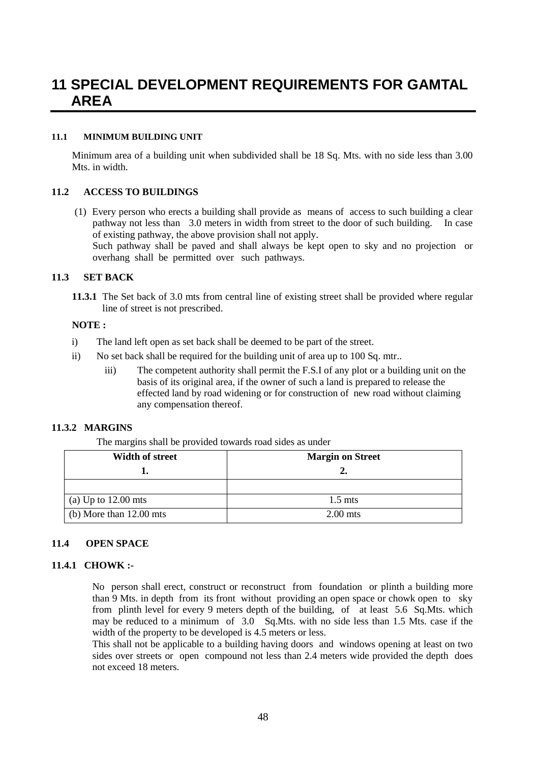# 11 SPECIAL DEVELOPMENT REQUIREMENTS FOR GAMTAL AREA

### 11.1 MINIMUM BUILDING UNIT

Minimum area of a building unit when subdivided shall be 18 Sq. Mts. with no side less than 3.00 Mts. in width.

### 11.2 ACCESS TO BUILDINGS

(1) Every person who erects a building shall provide as means of access to such building a clear pathway not less than 3.0 meters in width from street to the door of such building. In case of existing pathway, the above provision shall not apply.
Such pathway shall be paved and shall always be kept open to sky and no projection or overhang shall be permitted over such pathways.

### 11.3 SET BACK

**11.3.1** The Set back of 3.0 mts from central line of existing street shall be provided where regular line of street is not prescribed.

**NOTE :**

i) The land left open as set back shall be deemed to be part of the street.

ii) No set back shall be required for the building unit of area up to 100 Sq. mtr..

iii) The competent authority shall permit the F.S.I of any plot or a building unit on the basis of its original area, if the owner of such a land is prepared to release the effected land by road widening or for construction of new road without claiming any compensation thereof.

### 11.3.2 MARGINS

The margins shall be provided towards road sides as under

| Width of street<br>1. | Margin on Street<br>2. |
|---|---|
| | |
| (a) Up to 12.00 mts | 1.5 mts |
| (b) More than 12.00 mts | 2.00 mts |

### 11.4 OPEN SPACE

### 11.4.1 CHOWK :-

No person shall erect, construct or reconstruct from foundation or plinth a building more than 9 Mts. in depth from its front without providing an open space or chowk open to sky from plinth level for every 9 meters depth of the building, of at least 5.6 Sq.Mts. which may be reduced to a minimum of 3.0 Sq.Mts. with no side less than 1.5 Mts. case if the width of the property to be developed is 4.5 meters or less.

This shall not be applicable to a building having doors and windows opening at least on two sides over streets or open compound not less than 2.4 meters wide provided the depth does not exceed 18 meters.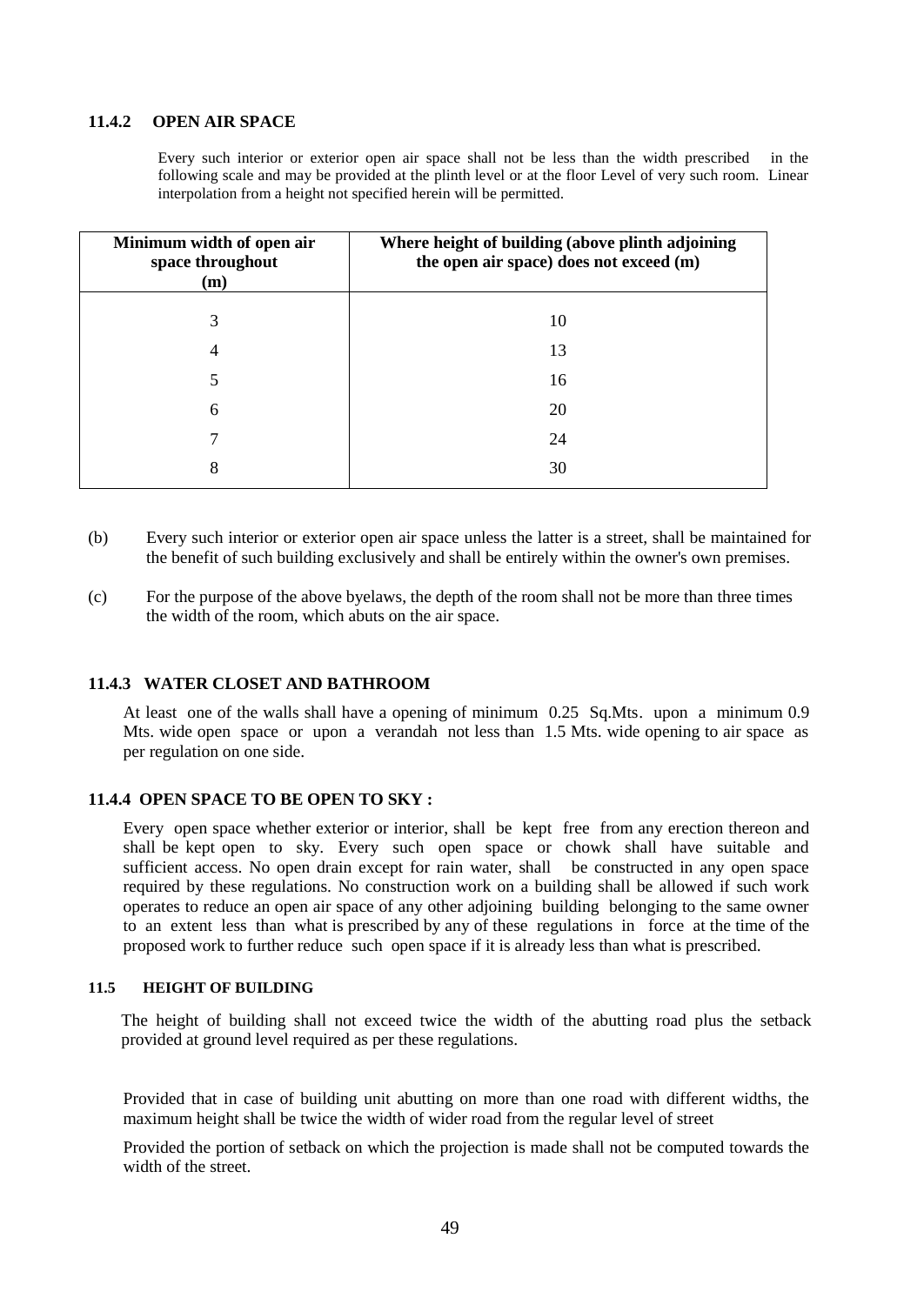### 11.4.2 OPEN AIR SPACE

Every such interior or exterior open air space shall not be less than the width prescribed in the following scale and may be provided at the plinth level or at the floor Level of very such room. Linear interpolation from a height not specified herein will be permitted.

| Minimum width of open air space throughout (m) | Where height of building (above plinth adjoining the open air space) does not exceed (m) |
|---|---|
| 3 | 10 |
| 4 | 13 |
| 5 | 16 |
| 6 | 20 |
| 7 | 24 |
| 8 | 30 |

(b) Every such interior or exterior open air space unless the latter is a street, shall be maintained for the benefit of such building exclusively and shall be entirely within the owner's own premises.

(c) For the purpose of the above byelaws, the depth of the room shall not be more than three times the width of the room, which abuts on the air space.

### 11.4.3 WATER CLOSET AND BATHROOM

At least one of the walls shall have a opening of minimum 0.25 Sq.Mts. upon a minimum 0.9 Mts. wide open space or upon a verandah not less than 1.5 Mts. wide opening to air space as per regulation on one side.

### 11.4.4 OPEN SPACE TO BE OPEN TO SKY :

Every open space whether exterior or interior, shall be kept free from any erection thereon and shall be kept open to sky. Every such open space or chowk shall have suitable and sufficient access. No open drain except for rain water, shall be constructed in any open space required by these regulations. No construction work on a building shall be allowed if such work operates to reduce an open air space of any other adjoining building belonging to the same owner to an extent less than what is prescribed by any of these regulations in force at the time of the proposed work to further reduce such open space if it is already less than what is prescribed.

### 11.5 HEIGHT OF BUILDING

The height of building shall not exceed twice the width of the abutting road plus the setback provided at ground level required as per these regulations.

Provided that in case of building unit abutting on more than one road with different widths, the maximum height shall be twice the width of wider road from the regular level of street

Provided the portion of setback on which the projection is made shall not be computed towards the width of the street.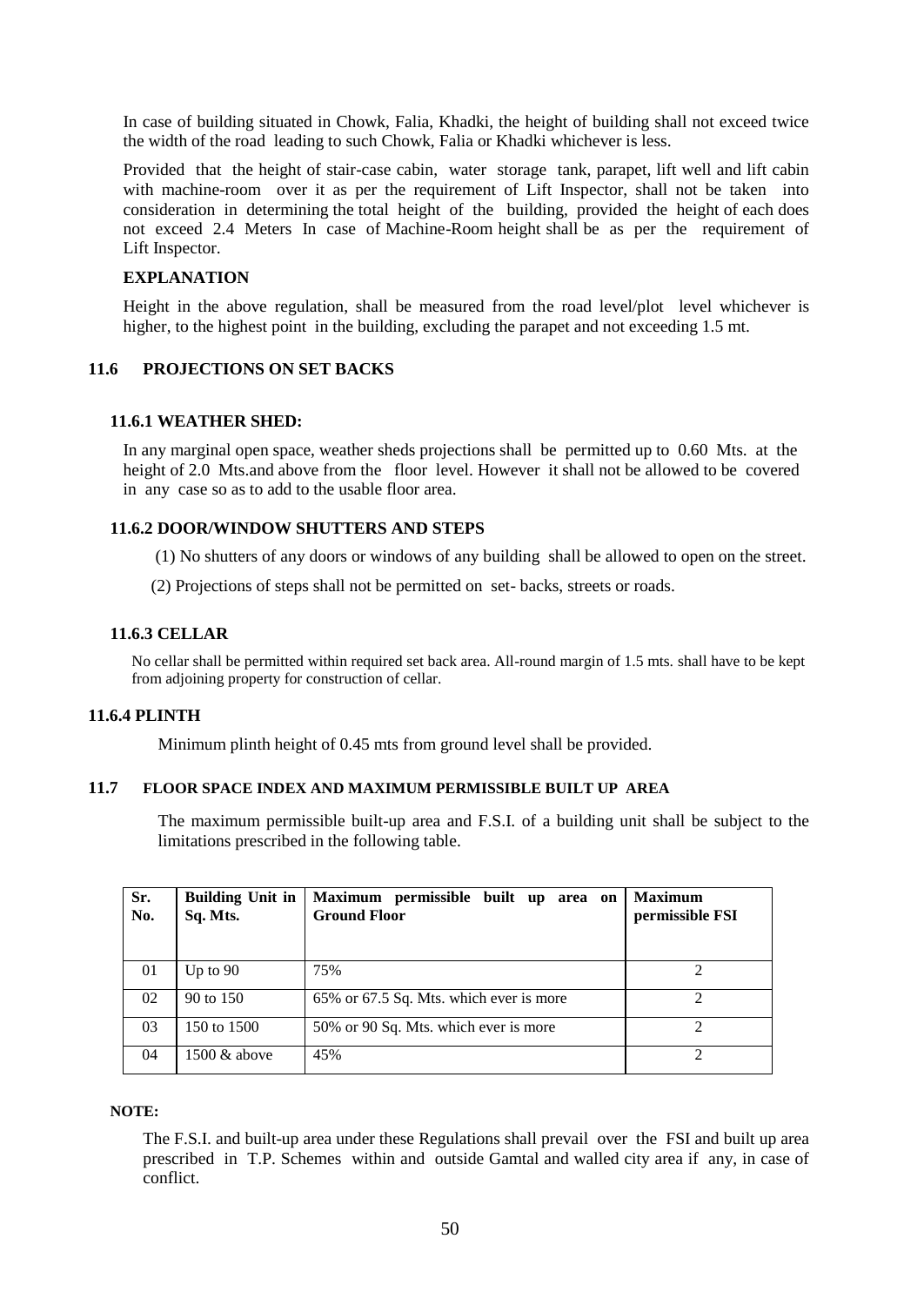In case of building situated in Chowk, Falia, Khadki, the height of building shall not exceed twice the width of the road leading to such Chowk, Falia or Khadki whichever is less.

Provided that the height of stair-case cabin, water storage tank, parapet, lift well and lift cabin with machine-room over it as per the requirement of Lift Inspector, shall not be taken into consideration in determining the total height of the building, provided the height of each does not exceed 2.4 Meters In case of Machine-Room height shall be as per the requirement of Lift Inspector.

**EXPLANATION**

Height in the above regulation, shall be measured from the road level/plot level whichever is higher, to the highest point in the building, excluding the parapet and not exceeding 1.5 mt.

## 11.6 PROJECTIONS ON SET BACKS

### 11.6.1 WEATHER SHED:

In any marginal open space, weather sheds projections shall be permitted up to 0.60 Mts. at the height of 2.0 Mts.and above from the floor level. However it shall not be allowed to be covered in any case so as to add to the usable floor area.

### 11.6.2 DOOR/WINDOW SHUTTERS AND STEPS

(1) No shutters of any doors or windows of any building shall be allowed to open on the street.

(2) Projections of steps shall not be permitted on set- backs, streets or roads.

### 11.6.3 CELLAR

No cellar shall be permitted within required set back area. All-round margin of 1.5 mts. shall have to be kept from adjoining property for construction of cellar.

### 11.6.4 PLINTH

Minimum plinth height of 0.45 mts from ground level shall be provided.

## 11.7 FLOOR SPACE INDEX AND MAXIMUM PERMISSIBLE BUILT UP AREA

The maximum permissible built-up area and F.S.I. of a building unit shall be subject to the limitations prescribed in the following table.

| Sr. No. | Building Unit in Sq. Mts. | Maximum permissible built up area on Ground Floor | Maximum permissible FSI |
|---|---|---|---|
| 01 | Up to 90 | 75% | 2 |
| 02 | 90 to 150 | 65% or 67.5 Sq. Mts. which ever is more | 2 |
| 03 | 150 to 1500 | 50% or 90 Sq. Mts. which ever is more | 2 |
| 04 | 1500 & above | 45% | 2 |

**NOTE:**

The F.S.I. and built-up area under these Regulations shall prevail over the FSI and built up area prescribed in T.P. Schemes within and outside Gamtal and walled city area if any, in case of conflict.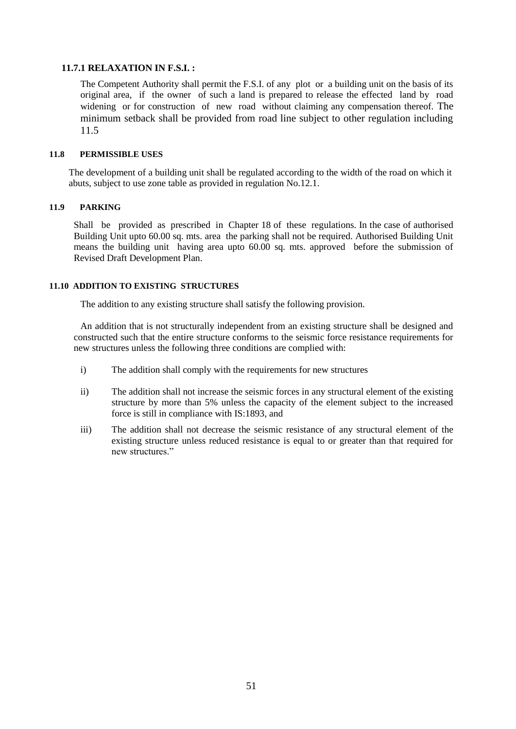### 11.7.1 RELAXATION IN F.S.I. :

The Competent Authority shall permit the F.S.I. of any plot or a building unit on the basis of its original area, if the owner of such a land is prepared to release the effected land by road widening or for construction of new road without claiming any compensation thereof. The minimum setback shall be provided from road line subject to other regulation including 11.5

### 11.8 PERMISSIBLE USES

The development of a building unit shall be regulated according to the width of the road on which it abuts, subject to use zone table as provided in regulation No.12.1.

### 11.9 PARKING

Shall be provided as prescribed in Chapter 18 of these regulations. In the case of authorised Building Unit upto 60.00 sq. mts. area the parking shall not be required. Authorised Building Unit means the building unit having area upto 60.00 sq. mts. approved before the submission of Revised Draft Development Plan.

### 11.10 ADDITION TO EXISTING STRUCTURES

The addition to any existing structure shall satisfy the following provision.

An addition that is not structurally independent from an existing structure shall be designed and constructed such that the entire structure conforms to the seismic force resistance requirements for new structures unless the following three conditions are complied with:

i) The addition shall comply with the requirements for new structures

ii) The addition shall not increase the seismic forces in any structural element of the existing structure by more than 5% unless the capacity of the element subject to the increased force is still in compliance with IS:1893, and

iii) The addition shall not decrease the seismic resistance of any structural element of the existing structure unless reduced resistance is equal to or greater than that required for new structures."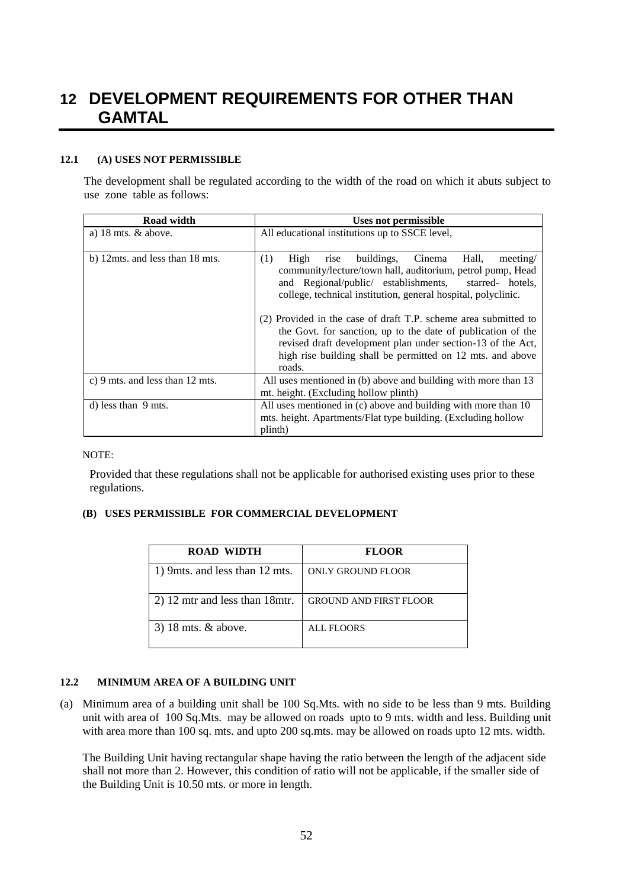# 12 DEVELOPMENT REQUIREMENTS FOR OTHER THAN GAMTAL

#### 12.1 (A) USES NOT PERMISSIBLE

The development shall be regulated according to the width of the road on which it abuts subject to use zone table as follows:

| Road width | Uses not permissible |
|---|---|
| a) 18 mts. & above. | All educational institutions up to SSCE level, |
| b) 12mts. and less than 18 mts. | (1) High rise buildings, Cinema Hall, meeting/ community/lecture/town hall, auditorium, petrol pump, Head and Regional/public/ establishments, starred- hotels, college, technical institution, general hospital, polyclinic.<br><br>(2) Provided in the case of draft T.P. scheme area submitted to the Govt. for sanction, up to the date of publication of the revised draft development plan under section-13 of the Act, high rise building shall be permitted on 12 mts. and above roads. |
| c) 9 mts. and less than 12 mts. | All uses mentioned in (b) above and building with more than 13 mt. height. (Excluding hollow plinth) |
| d) less than 9 mts. | All uses mentioned in (c) above and building with more than 10 mts. height. Apartments/Flat type building. (Excluding hollow plinth) |

NOTE:

Provided that these regulations shall not be applicable for authorised existing uses prior to these regulations.

#### (B) USES PERMISSIBLE FOR COMMERCIAL DEVELOPMENT

| ROAD WIDTH | FLOOR |
|---|---|
| 1) 9mts. and less than 12 mts. | ONLY GROUND FLOOR |
| 2) 12 mtr and less than 18mtr. | GROUND AND FIRST FLOOR |
| 3) 18 mts. & above. | ALL FLOORS |

#### 12.2 MINIMUM AREA OF A BUILDING UNIT

(a) Minimum area of a building unit shall be 100 Sq.Mts. with no side to be less than 9 mts. Building unit with area of 100 Sq.Mts. may be allowed on roads upto to 9 mts. width and less. Building unit with area more than 100 sq. mts. and upto 200 sq.mts. may be allowed on roads upto 12 mts. width.

The Building Unit having rectangular shape having the ratio between the length of the adjacent side shall not more than 2. However, this condition of ratio will not be applicable, if the smaller side of the Building Unit is 10.50 mts. or more in length.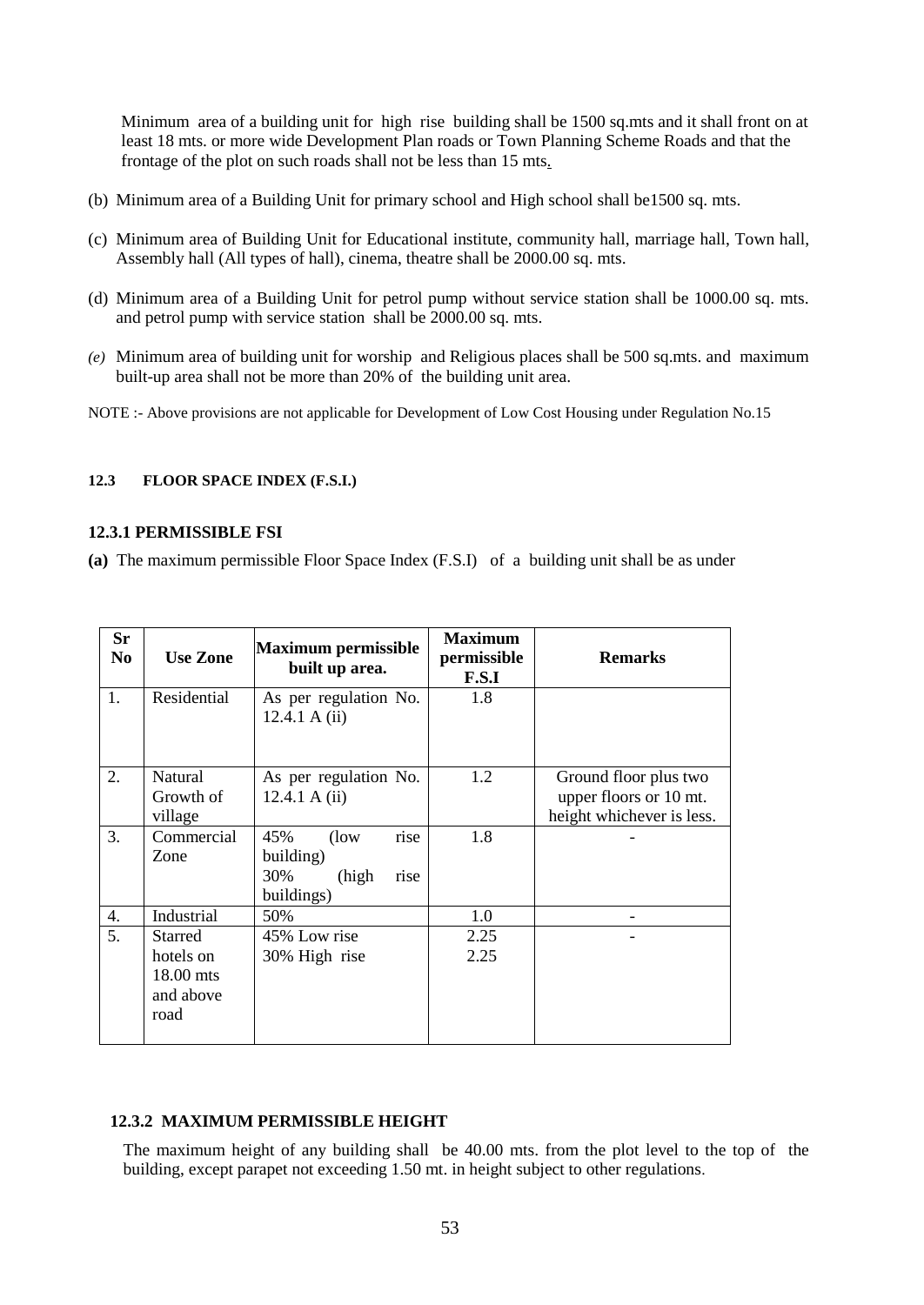Minimum area of a building unit for high rise building shall be 1500 sq.mts and it shall front on at least 18 mts. or more wide Development Plan roads or Town Planning Scheme Roads and that the frontage of the plot on such roads shall not be less than 15 mts.

(b) Minimum area of a Building Unit for primary school and High school shall be1500 sq. mts.

(c) Minimum area of Building Unit for Educational institute, community hall, marriage hall, Town hall, Assembly hall (All types of hall), cinema, theatre shall be 2000.00 sq. mts.

(d) Minimum area of a Building Unit for petrol pump without service station shall be 1000.00 sq. mts. and petrol pump with service station shall be 2000.00 sq. mts.

*(e)* Minimum area of building unit for worship and Religious places shall be 500 sq.mts. and maximum built-up area shall not be more than 20% of the building unit area.

NOTE :- Above provisions are not applicable for Development of Low Cost Housing under Regulation No.15

#### 12.3 FLOOR SPACE INDEX (F.S.I.)

#### 12.3.1 PERMISSIBLE FSI

**(a)** The maximum permissible Floor Space Index (F.S.I) of a building unit shall be as under

| Sr No | Use Zone | Maximum permissible built up area. | Maximum permissible F.S.I | Remarks |
|---|---|---|---|---|
| 1. | Residential | As per regulation No. 12.4.1 A (ii) | 1.8 | |
| 2. | Natural Growth of village | As per regulation No. 12.4.1 A (ii) | 1.2 | Ground floor plus two upper floors or 10 mt. height whichever is less. |
| 3. | Commercial Zone | 45% (low rise building)<br>30% (high rise buildings) | 1.8 | - |
| 4. | Industrial | 50% | 1.0 | - |
| 5. | Starred hotels on 18.00 mts and above road | 45% Low rise<br>30% High rise | 2.25<br>2.25 | - |

#### 12.3.2 MAXIMUM PERMISSIBLE HEIGHT

The maximum height of any building shall be 40.00 mts. from the plot level to the top of the building, except parapet not exceeding 1.50 mt. in height subject to other regulations.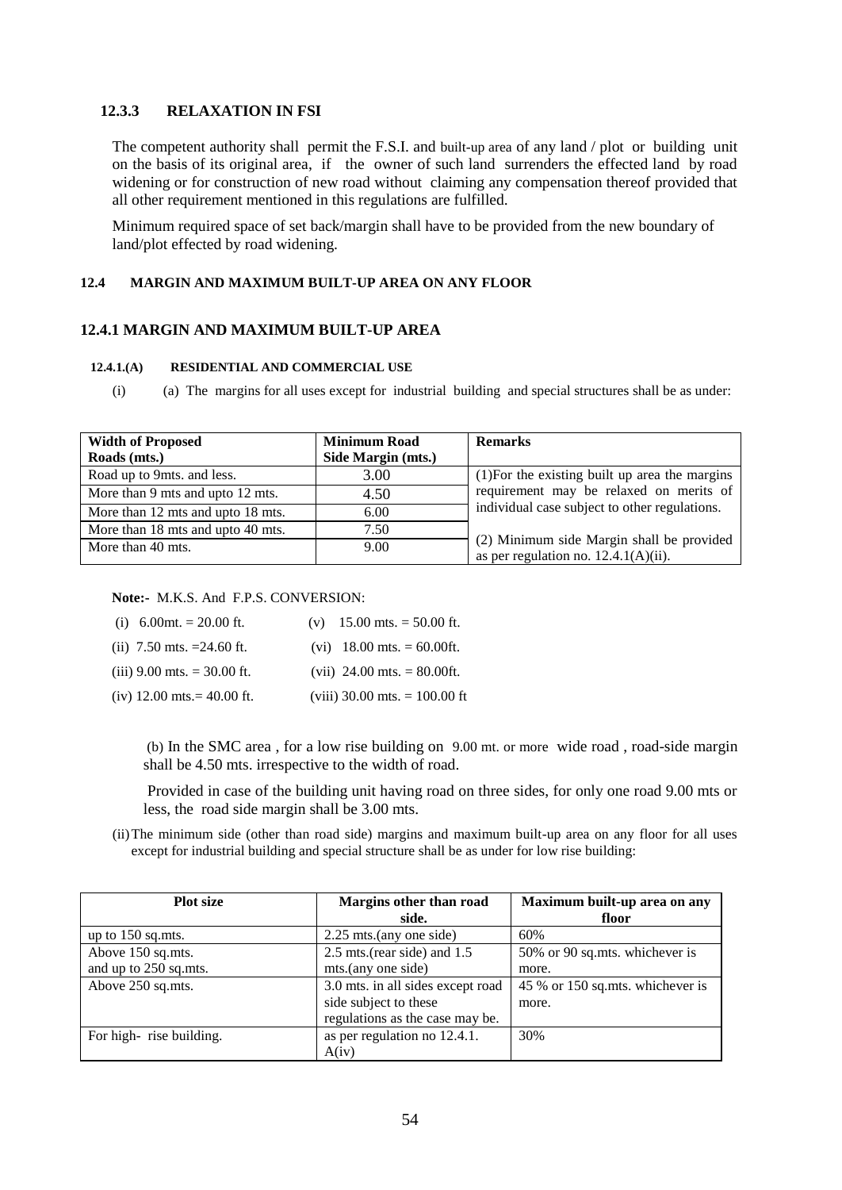### 12.3.3 RELAXATION IN FSI

The competent authority shall permit the F.S.I. and built-up area of any land / plot or building unit on the basis of its original area, if the owner of such land surrenders the effected land by road widening or for construction of new road without claiming any compensation thereof provided that all other requirement mentioned in this regulations are fulfilled.

Minimum required space of set back/margin shall have to be provided from the new boundary of land/plot effected by road widening.

## 12.4 MARGIN AND MAXIMUM BUILT-UP AREA ON ANY FLOOR

### 12.4.1 MARGIN AND MAXIMUM BUILT-UP AREA

#### 12.4.1.(A) RESIDENTIAL AND COMMERCIAL USE

(i) (a) The margins for all uses except for industrial building and special structures shall be as under:

| Width of Proposed Roads (mts.) | Minimum Road Side Margin (mts.) | Remarks |
|---|---|---|
| Road up to 9mts. and less. | 3.00 | (1)For the existing built up area the margins requirement may be relaxed on merits of individual case subject to other regulations. (2) Minimum side Margin shall be provided as per regulation no. 12.4.1(A)(ii). |
| More than 9 mts and upto 12 mts. | 4.50 | |
| More than 12 mts and upto 18 mts. | 6.00 | |
| More than 18 mts and upto 40 mts. | 7.50 | |
| More than 40 mts. | 9.00 | |

**Note:-** M.K.S. And F.P.S. CONVERSION:

(i) 6.00mt. = 20.00 ft.
(ii) 7.50 mts. =24.60 ft.
(iii) 9.00 mts. = 30.00 ft.
(iv) 12.00 mts.= 40.00 ft.
(v) 15.00 mts. = 50.00 ft.
(vi) 18.00 mts. = 60.00ft.
(vii) 24.00 mts. = 80.00ft.
(viii) 30.00 mts. = 100.00 ft

(b) In the SMC area , for a low rise building on 9.00 mt. or more wide road , road-side margin shall be 4.50 mts. irrespective to the width of road.

Provided in case of the building unit having road on three sides, for only one road 9.00 mts or less, the road side margin shall be 3.00 mts.

(ii) The minimum side (other than road side) margins and maximum built-up area on any floor for all uses except for industrial building and special structure shall be as under for low rise building:

| Plot size | Margins other than road side. | Maximum built-up area on any floor |
|---|---|---|
| up to 150 sq.mts. | 2.25 mts.(any one side) | 60% |
| Above 150 sq.mts. and up to 250 sq.mts. | 2.5 mts.(rear side) and 1.5 mts.(any one side) | 50% or 90 sq.mts. whichever is more. |
| Above 250 sq.mts. | 3.0 mts. in all sides except road side subject to these regulations as the case may be. | 45 % or 150 sq.mts. whichever is more. |
| For high- rise building. | as per regulation no 12.4.1. A(iv) | 30% |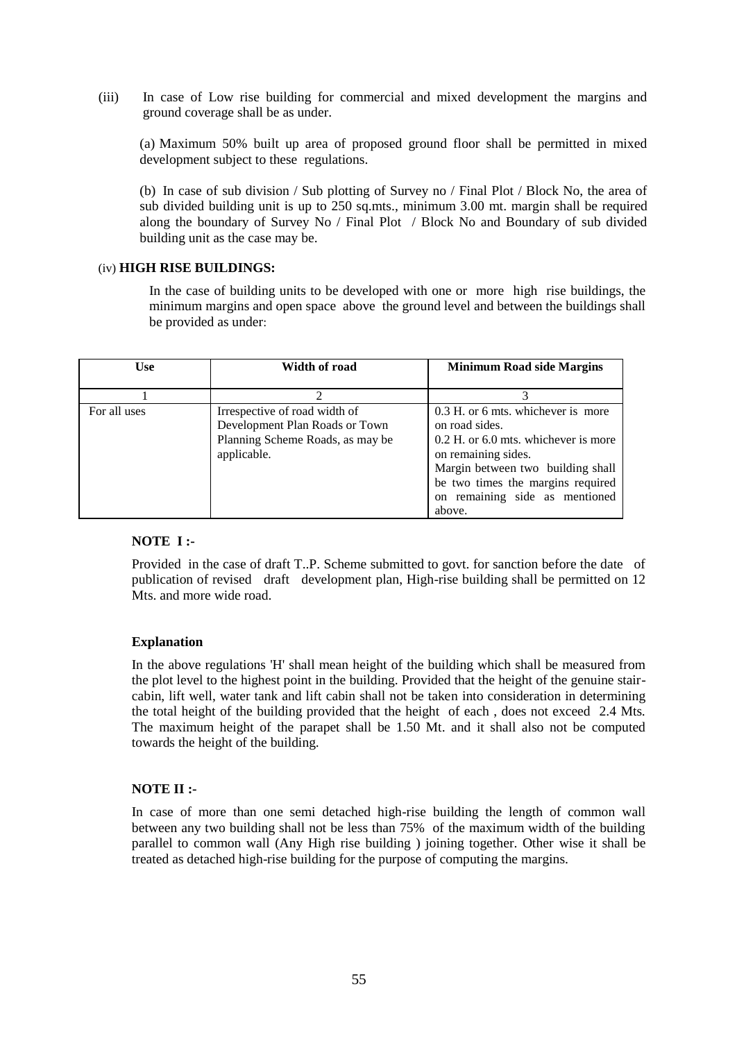(iii) In case of Low rise building for commercial and mixed development the margins and ground coverage shall be as under.

(a) Maximum 50% built up area of proposed ground floor shall be permitted in mixed development subject to these regulations.

(b) In case of sub division / Sub plotting of Survey no / Final Plot / Block No, the area of sub divided building unit is up to 250 sq.mts., minimum 3.00 mt. margin shall be required along the boundary of Survey No / Final Plot / Block No and Boundary of sub divided building unit as the case may be.

(iv) **HIGH RISE BUILDINGS:**

In the case of building units to be developed with one or more high rise buildings, the minimum margins and open space above the ground level and between the buildings shall be provided as under:

| Use | Width of road | Minimum Road side Margins |
|---|---|---|
| 1 | 2 | 3 |
| For all uses | Irrespective of road width of Development Plan Roads or Town Planning Scheme Roads, as may be applicable. | 0.3 H. or 6 mts. whichever is more on road sides.<br>0.2 H. or 6.0 mts. whichever is more on remaining sides.<br>Margin between two building shall be two times the margins required on remaining side as mentioned above. |

**NOTE I :-**

Provided in the case of draft T..P. Scheme submitted to govt. for sanction before the date of publication of revised draft development plan, High-rise building shall be permitted on 12 Mts. and more wide road.

**Explanation**

In the above regulations 'H' shall mean height of the building which shall be measured from the plot level to the highest point in the building. Provided that the height of the genuine stair-cabin, lift well, water tank and lift cabin shall not be taken into consideration in determining the total height of the building provided that the height of each , does not exceed 2.4 Mts. The maximum height of the parapet shall be 1.50 Mt. and it shall also not be computed towards the height of the building.

**NOTE II :-**

In case of more than one semi detached high-rise building the length of common wall between any two building shall not be less than 75% of the maximum width of the building parallel to common wall (Any High rise building ) joining together. Other wise it shall be treated as detached high-rise building for the purpose of computing the margins.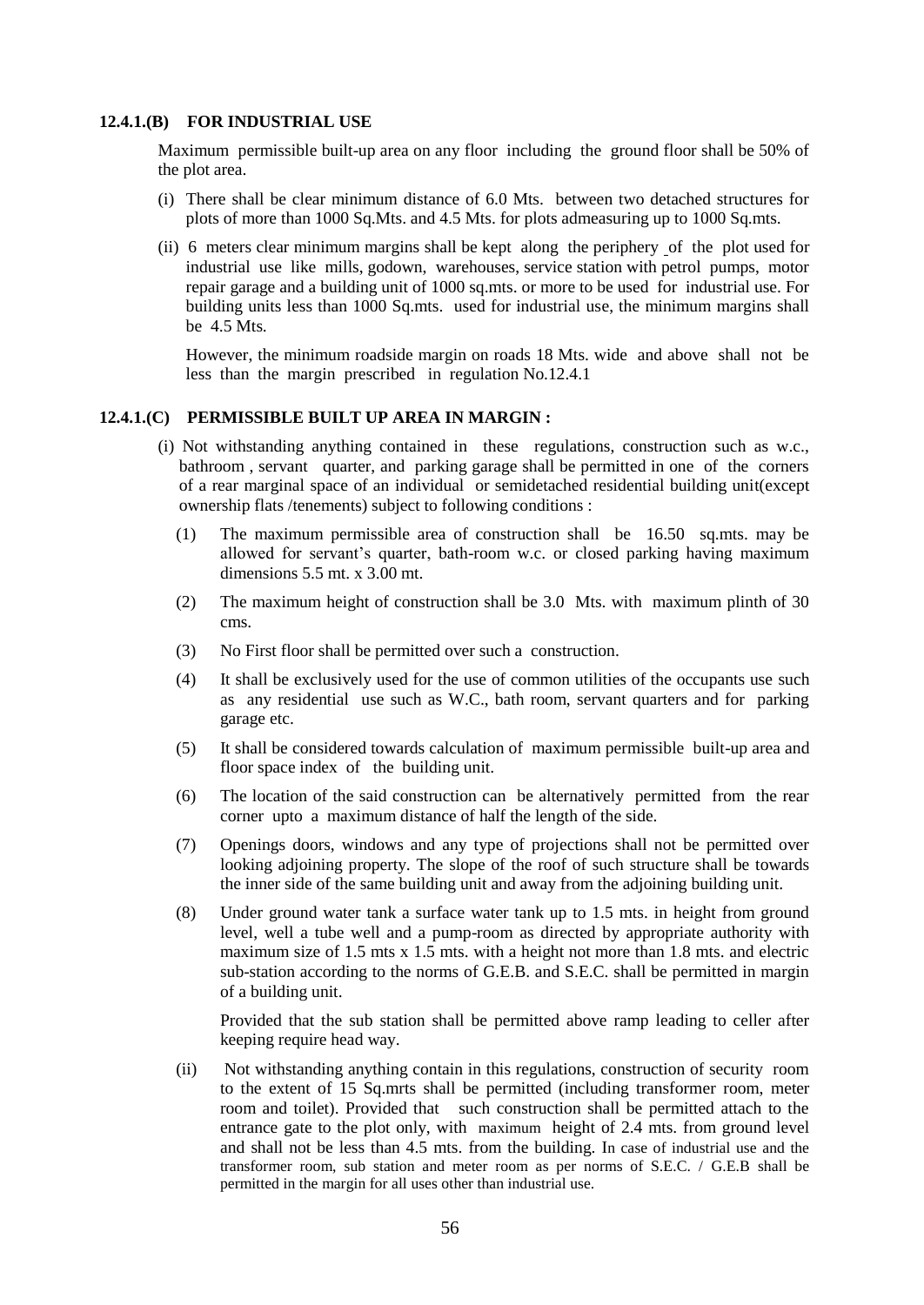### 12.4.1.(B) FOR INDUSTRIAL USE

Maximum permissible built-up area on any floor including the ground floor shall be 50% of the plot area.

(i) There shall be clear minimum distance of 6.0 Mts. between two detached structures for plots of more than 1000 Sq.Mts. and 4.5 Mts. for plots admeasuring up to 1000 Sq.mts.

(ii) 6 meters clear minimum margins shall be kept along the periphery of the plot used for industrial use like mills, godown, warehouses, service station with petrol pumps, motor repair garage and a building unit of 1000 sq.mts. or more to be used for industrial use. For building units less than 1000 Sq.mts. used for industrial use, the minimum margins shall be 4.5 Mts.

However, the minimum roadside margin on roads 18 Mts. wide and above shall not be less than the margin prescribed in regulation No.12.4.1

### 12.4.1.(C) PERMISSIBLE BUILT UP AREA IN MARGIN :

(i) Not withstanding anything contained in these regulations, construction such as w.c., bathroom , servant quarter, and parking garage shall be permitted in one of the corners of a rear marginal space of an individual or semidetached residential building unit(except ownership flats /tenements) subject to following conditions :

(1) The maximum permissible area of construction shall be 16.50 sq.mts. may be allowed for servant's quarter, bath-room w.c. or closed parking having maximum dimensions 5.5 mt. x 3.00 mt.

(2) The maximum height of construction shall be 3.0 Mts. with maximum plinth of 30 cms.

(3) No First floor shall be permitted over such a construction.

(4) It shall be exclusively used for the use of common utilities of the occupants use such as any residential use such as W.C., bath room, servant quarters and for parking garage etc.

(5) It shall be considered towards calculation of maximum permissible built-up area and floor space index of the building unit.

(6) The location of the said construction can be alternatively permitted from the rear corner upto a maximum distance of half the length of the side.

(7) Openings doors, windows and any type of projections shall not be permitted over looking adjoining property. The slope of the roof of such structure shall be towards the inner side of the same building unit and away from the adjoining building unit.

(8) Under ground water tank a surface water tank up to 1.5 mts. in height from ground level, well a tube well and a pump-room as directed by appropriate authority with maximum size of 1.5 mts x 1.5 mts. with a height not more than 1.8 mts. and electric sub-station according to the norms of G.E.B. and S.E.C. shall be permitted in margin of a building unit.

Provided that the sub station shall be permitted above ramp leading to celler after keeping require head way.

(ii) Not withstanding anything contain in this regulations, construction of security room to the extent of 15 Sq.mrts shall be permitted (including transformer room, meter room and toilet). Provided that such construction shall be permitted attach to the entrance gate to the plot only, with maximum height of 2.4 mts. from ground level and shall not be less than 4.5 mts. from the building. In case of industrial use and the transformer room, sub station and meter room as per norms of S.E.C. / G.E.B shall be permitted in the margin for all uses other than industrial use.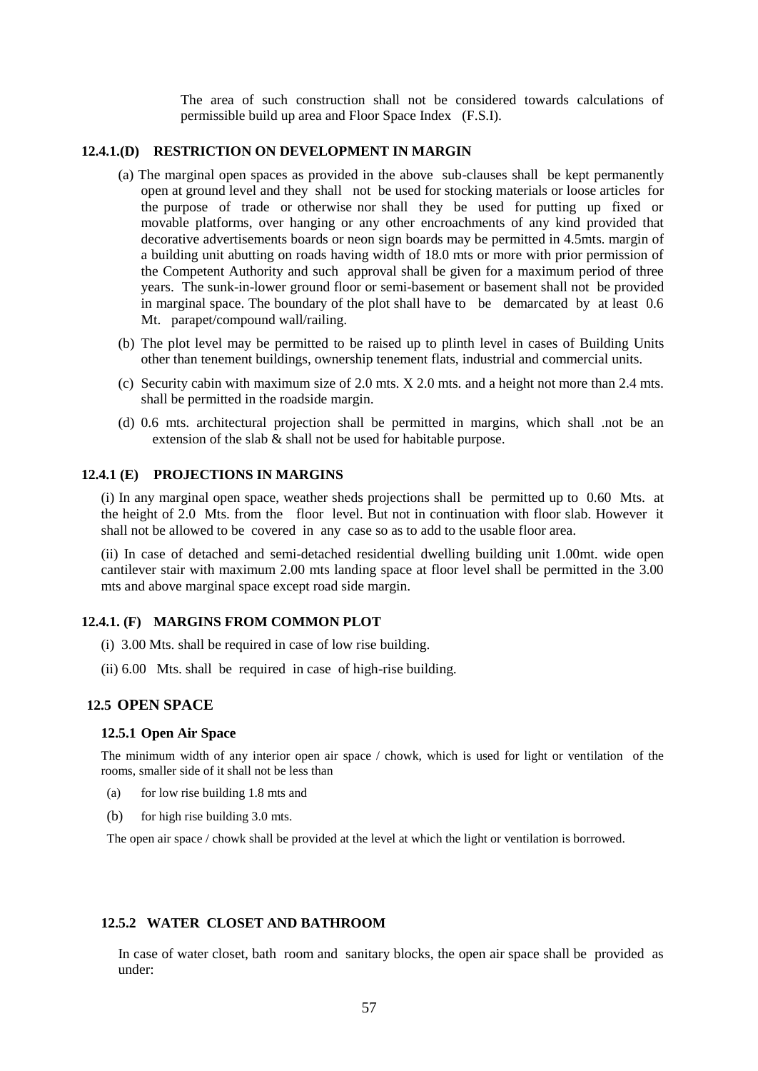The area of such construction shall not be considered towards calculations of permissible build up area and Floor Space Index (F.S.I).

### 12.4.1.(D) RESTRICTION ON DEVELOPMENT IN MARGIN

(a) The marginal open spaces as provided in the above sub-clauses shall be kept permanently open at ground level and they shall not be used for stocking materials or loose articles for the purpose of trade or otherwise nor shall they be used for putting up fixed or movable platforms, over hanging or any other encroachments of any kind provided that decorative advertisements boards or neon sign boards may be permitted in 4.5mts. margin of a building unit abutting on roads having width of 18.0 mts or more with prior permission of the Competent Authority and such approval shall be given for a maximum period of three years. The sunk-in-lower ground floor or semi-basement or basement shall not be provided in marginal space. The boundary of the plot shall have to be demarcated by at least 0.6 Mt. parapet/compound wall/railing.

(b) The plot level may be permitted to be raised up to plinth level in cases of Building Units other than tenement buildings, ownership tenement flats, industrial and commercial units.

(c) Security cabin with maximum size of 2.0 mts. X 2.0 mts. and a height not more than 2.4 mts. shall be permitted in the roadside margin.

(d) 0.6 mts. architectural projection shall be permitted in margins, which shall .not be an extension of the slab & shall not be used for habitable purpose.

### 12.4.1 (E) PROJECTIONS IN MARGINS

(i) In any marginal open space, weather sheds projections shall be permitted up to 0.60 Mts. at the height of 2.0 Mts. from the floor level. But not in continuation with floor slab. However it shall not be allowed to be covered in any case so as to add to the usable floor area.

(ii) In case of detached and semi-detached residential dwelling building unit 1.00mt. wide open cantilever stair with maximum 2.00 mts landing space at floor level shall be permitted in the 3.00 mts and above marginal space except road side margin.

### 12.4.1. (F) MARGINS FROM COMMON PLOT

(i) 3.00 Mts. shall be required in case of low rise building.

(ii) 6.00 Mts. shall be required in case of high-rise building.

## 12.5 OPEN SPACE

### 12.5.1 Open Air Space

The minimum width of any interior open air space / chowk, which is used for light or ventilation of the rooms, smaller side of it shall not be less than

(a) for low rise building 1.8 mts and

(b) for high rise building 3.0 mts.

The open air space / chowk shall be provided at the level at which the light or ventilation is borrowed.

### 12.5.2 WATER CLOSET AND BATHROOM

In case of water closet, bath room and sanitary blocks, the open air space shall be provided as under: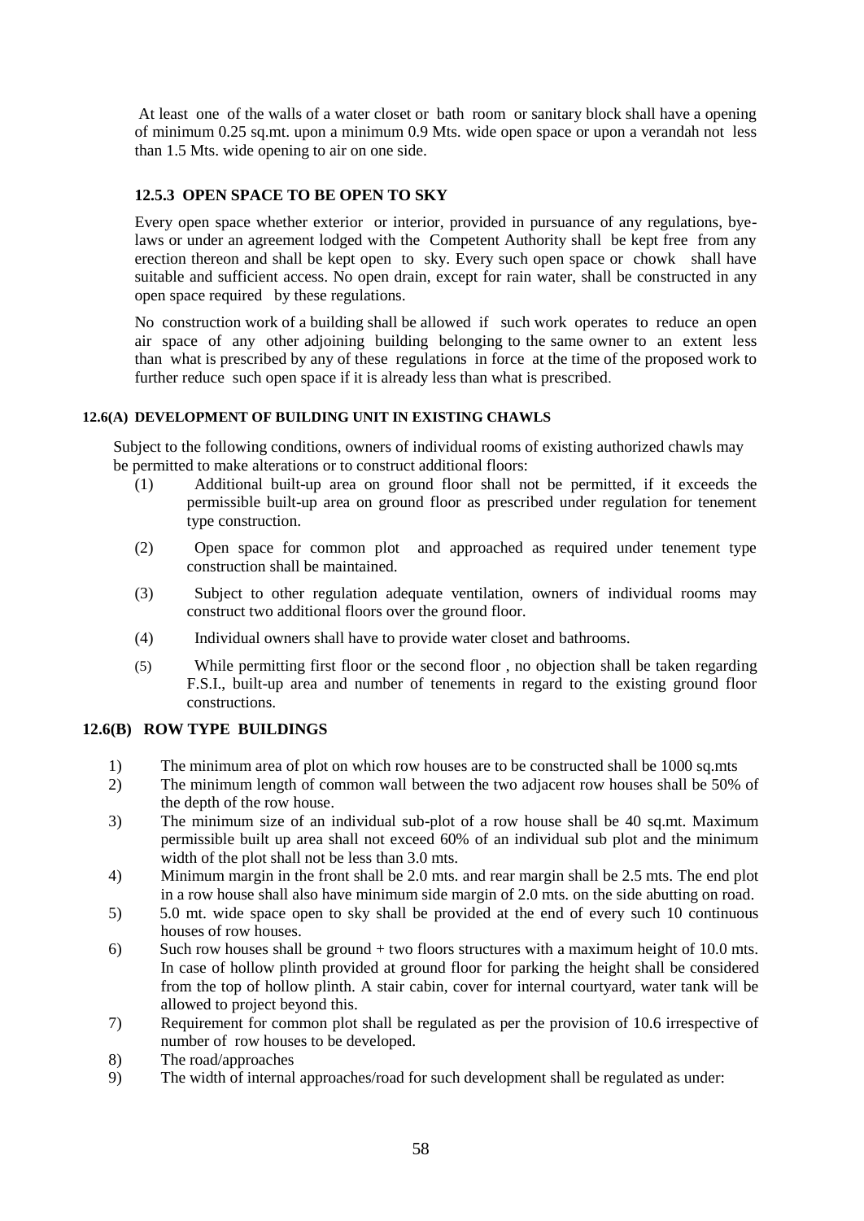At least one of the walls of a water closet or bath room or sanitary block shall have a opening of minimum 0.25 sq.mt. upon a minimum 0.9 Mts. wide open space or upon a verandah not less than 1.5 Mts. wide opening to air on one side.

### 12.5.3 OPEN SPACE TO BE OPEN TO SKY

Every open space whether exterior or interior, provided in pursuance of any regulations, bye-laws or under an agreement lodged with the Competent Authority shall be kept free from any erection thereon and shall be kept open to sky. Every such open space or chowk shall have suitable and sufficient access. No open drain, except for rain water, shall be constructed in any open space required by these regulations.

No construction work of a building shall be allowed if such work operates to reduce an open air space of any other adjoining building belonging to the same owner to an extent less than what is prescribed by any of these regulations in force at the time of the proposed work to further reduce such open space if it is already less than what is prescribed.

### 12.6(A) DEVELOPMENT OF BUILDING UNIT IN EXISTING CHAWLS

Subject to the following conditions, owners of individual rooms of existing authorized chawls may be permitted to make alterations or to construct additional floors:

(1) Additional built-up area on ground floor shall not be permitted, if it exceeds the permissible built-up area on ground floor as prescribed under regulation for tenement type construction.

(2) Open space for common plot and approached as required under tenement type construction shall be maintained.

(3) Subject to other regulation adequate ventilation, owners of individual rooms may construct two additional floors over the ground floor.

(4) Individual owners shall have to provide water closet and bathrooms.

(5) While permitting first floor or the second floor , no objection shall be taken regarding F.S.I., built-up area and number of tenements in regard to the existing ground floor constructions.

### 12.6(B) ROW TYPE BUILDINGS

1) The minimum area of plot on which row houses are to be constructed shall be 1000 sq.mts
2) The minimum length of common wall between the two adjacent row houses shall be 50% of the depth of the row house.
3) The minimum size of an individual sub-plot of a row house shall be 40 sq.mt. Maximum permissible built up area shall not exceed 60% of an individual sub plot and the minimum width of the plot shall not be less than 3.0 mts.
4) Minimum margin in the front shall be 2.0 mts. and rear margin shall be 2.5 mts. The end plot in a row house shall also have minimum side margin of 2.0 mts. on the side abutting on road.
5) 5.0 mt. wide space open to sky shall be provided at the end of every such 10 continuous houses of row houses.
6) Such row houses shall be ground + two floors structures with a maximum height of 10.0 mts. In case of hollow plinth provided at ground floor for parking the height shall be considered from the top of hollow plinth. A stair cabin, cover for internal courtyard, water tank will be allowed to project beyond this.
7) Requirement for common plot shall be regulated as per the provision of 10.6 irrespective of number of row houses to be developed.
8) The road/approaches
9) The width of internal approaches/road for such development shall be regulated as under: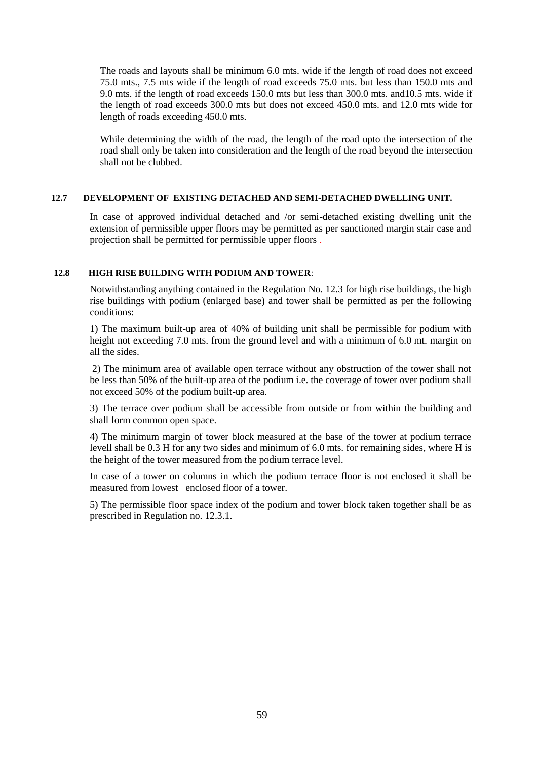The roads and layouts shall be minimum 6.0 mts. wide if the length of road does not exceed 75.0 mts., 7.5 mts wide if the length of road exceeds 75.0 mts. but less than 150.0 mts and 9.0 mts. if the length of road exceeds 150.0 mts but less than 300.0 mts. and10.5 mts. wide if the length of road exceeds 300.0 mts but does not exceed 450.0 mts. and 12.0 mts wide for length of roads exceeding 450.0 mts.

While determining the width of the road, the length of the road upto the intersection of the road shall only be taken into consideration and the length of the road beyond the intersection shall not be clubbed.

### 12.7 DEVELOPMENT OF EXISTING DETACHED AND SEMI-DETACHED DWELLING UNIT.

In case of approved individual detached and /or semi-detached existing dwelling unit the extension of permissible upper floors may be permitted as per sanctioned margin stair case and projection shall be permitted for permissible upper floors .

### 12.8 HIGH RISE BUILDING WITH PODIUM AND TOWER:

Notwithstanding anything contained in the Regulation No. 12.3 for high rise buildings, the high rise buildings with podium (enlarged base) and tower shall be permitted as per the following conditions:

1) The maximum built-up area of 40% of building unit shall be permissible for podium with height not exceeding 7.0 mts. from the ground level and with a minimum of 6.0 mt. margin on all the sides.

2) The minimum area of available open terrace without any obstruction of the tower shall not be less than 50% of the built-up area of the podium i.e. the coverage of tower over podium shall not exceed 50% of the podium built-up area.

3) The terrace over podium shall be accessible from outside or from within the building and shall form common open space.

4) The minimum margin of tower block measured at the base of the tower at podium terrace levell shall be 0.3 H for any two sides and minimum of 6.0 mts. for remaining sides, where H is the height of the tower measured from the podium terrace level.

In case of a tower on columns in which the podium terrace floor is not enclosed it shall be measured from lowest enclosed floor of a tower.

5) The permissible floor space index of the podium and tower block taken together shall be as prescribed in Regulation no. 12.3.1.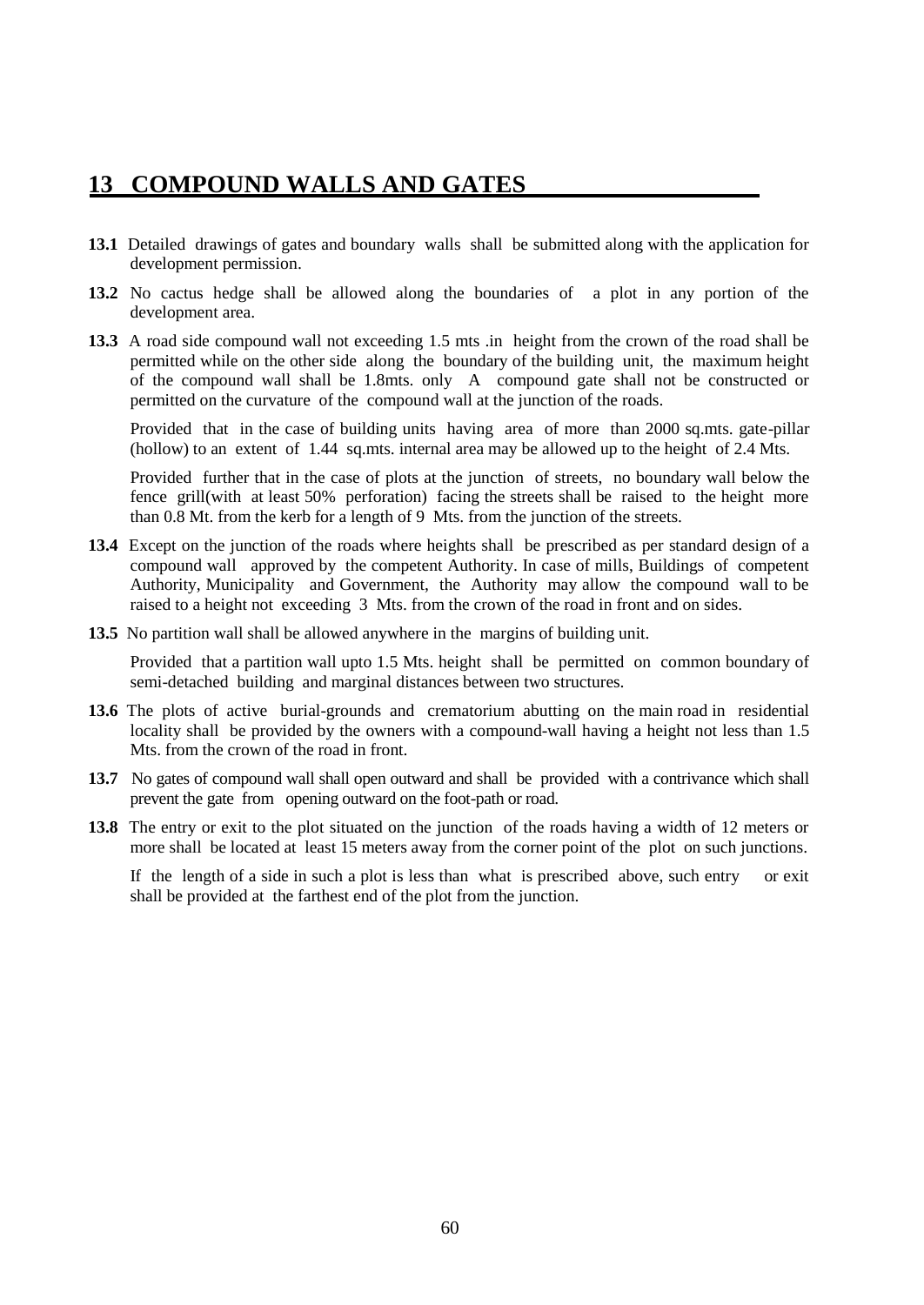# 13 COMPOUND WALLS AND GATES

**13.1** Detailed drawings of gates and boundary walls shall be submitted along with the application for development permission.

**13.2** No cactus hedge shall be allowed along the boundaries of a plot in any portion of the development area.

**13.3** A road side compound wall not exceeding 1.5 mts .in height from the crown of the road shall be permitted while on the other side along the boundary of the building unit, the maximum height of the compound wall shall be 1.8mts. only A compound gate shall not be constructed or permitted on the curvature of the compound wall at the junction of the roads.

Provided that in the case of building units having area of more than 2000 sq.mts. gate-pillar (hollow) to an extent of 1.44 sq.mts. internal area may be allowed up to the height of 2.4 Mts.

Provided further that in the case of plots at the junction of streets, no boundary wall below the fence grill(with at least 50% perforation) facing the streets shall be raised to the height more than 0.8 Mt. from the kerb for a length of 9 Mts. from the junction of the streets.

**13.4** Except on the junction of the roads where heights shall be prescribed as per standard design of a compound wall approved by the competent Authority. In case of mills, Buildings of competent Authority, Municipality and Government, the Authority may allow the compound wall to be raised to a height not exceeding 3 Mts. from the crown of the road in front and on sides.

**13.5** No partition wall shall be allowed anywhere in the margins of building unit.

Provided that a partition wall upto 1.5 Mts. height shall be permitted on common boundary of semi-detached building and marginal distances between two structures.

**13.6** The plots of active burial-grounds and crematorium abutting on the main road in residential locality shall be provided by the owners with a compound-wall having a height not less than 1.5 Mts. from the crown of the road in front.

**13.7** No gates of compound wall shall open outward and shall be provided with a contrivance which shall prevent the gate from opening outward on the foot-path or road.

**13.8** The entry or exit to the plot situated on the junction of the roads having a width of 12 meters or more shall be located at least 15 meters away from the corner point of the plot on such junctions.

If the length of a side in such a plot is less than what is prescribed above, such entry or exit shall be provided at the farthest end of the plot from the junction.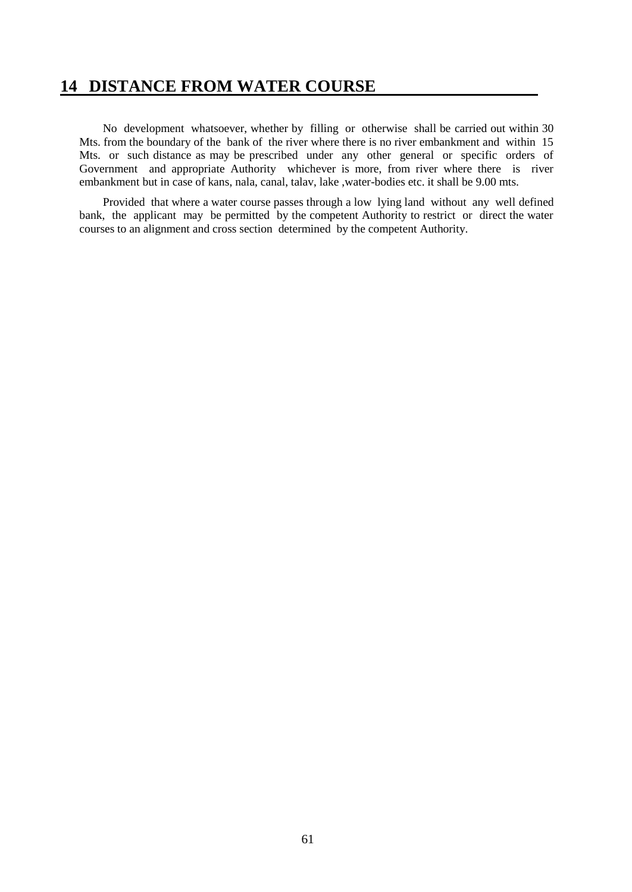## 14 DISTANCE FROM WATER COURSE

No development whatsoever, whether by filling or otherwise shall be carried out within 30 Mts. from the boundary of the bank of the river where there is no river embankment and within 15 Mts. or such distance as may be prescribed under any other general or specific orders of Government and appropriate Authority whichever is more, from river where there is river embankment but in case of kans, nala, canal, talav, lake ,water-bodies etc. it shall be 9.00 mts.

Provided that where a water course passes through a low lying land without any well defined bank, the applicant may be permitted by the competent Authority to restrict or direct the water courses to an alignment and cross section determined by the competent Authority.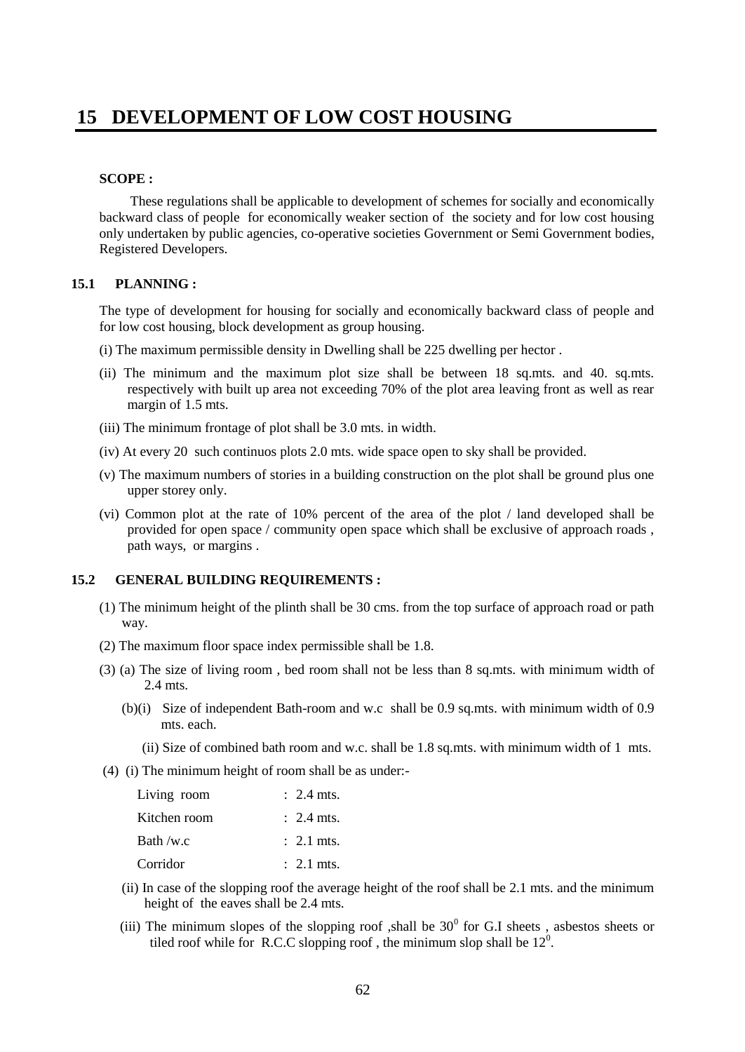# 15 DEVELOPMENT OF LOW COST HOUSING

**SCOPE :**

These regulations shall be applicable to development of schemes for socially and economically backward class of people for economically weaker section of the society and for low cost housing only undertaken by public agencies, co-operative societies Government or Semi Government bodies, Registered Developers.

## 15.1 PLANNING :

The type of development for housing for socially and economically backward class of people and for low cost housing, block development as group housing.

(i) The maximum permissible density in Dwelling shall be 225 dwelling per hector .

(ii) The minimum and the maximum plot size shall be between 18 sq.mts. and 40. sq.mts. respectively with built up area not exceeding 70% of the plot area leaving front as well as rear margin of 1.5 mts.

(iii) The minimum frontage of plot shall be 3.0 mts. in width.

(iv) At every 20 such continuos plots 2.0 mts. wide space open to sky shall be provided.

(v) The maximum numbers of stories in a building construction on the plot shall be ground plus one upper storey only.

(vi) Common plot at the rate of 10% percent of the area of the plot / land developed shall be provided for open space / community open space which shall be exclusive of approach roads , path ways, or margins .

## 15.2 GENERAL BUILDING REQUIREMENTS :

(1) The minimum height of the plinth shall be 30 cms. from the top surface of approach road or path way.

(2) The maximum floor space index permissible shall be 1.8.

(3) (a) The size of living room , bed room shall not be less than 8 sq.mts. with minimum width of 2.4 mts.

(b)(i) Size of independent Bath-room and w.c shall be 0.9 sq.mts. with minimum width of 0.9 mts. each.

(ii) Size of combined bath room and w.c. shall be 1.8 sq.mts. with minimum width of 1 mts.

(4) (i) The minimum height of room shall be as under:-

| | |
|---|---|
| Living room | : 2.4 mts. |
| Kitchen room | : 2.4 mts. |
| Bath /w.c | : 2.1 mts. |
| Corridor | : 2.1 mts. |

(ii) In case of the slopping roof the average height of the roof shall be 2.1 mts. and the minimum height of the eaves shall be 2.4 mts.

(iii) The minimum slopes of the slopping roof ,shall be $30^0$ for G.I sheets , asbestos sheets or tiled roof while for R.C.C slopping roof , the minimum slop shall be $12^0$.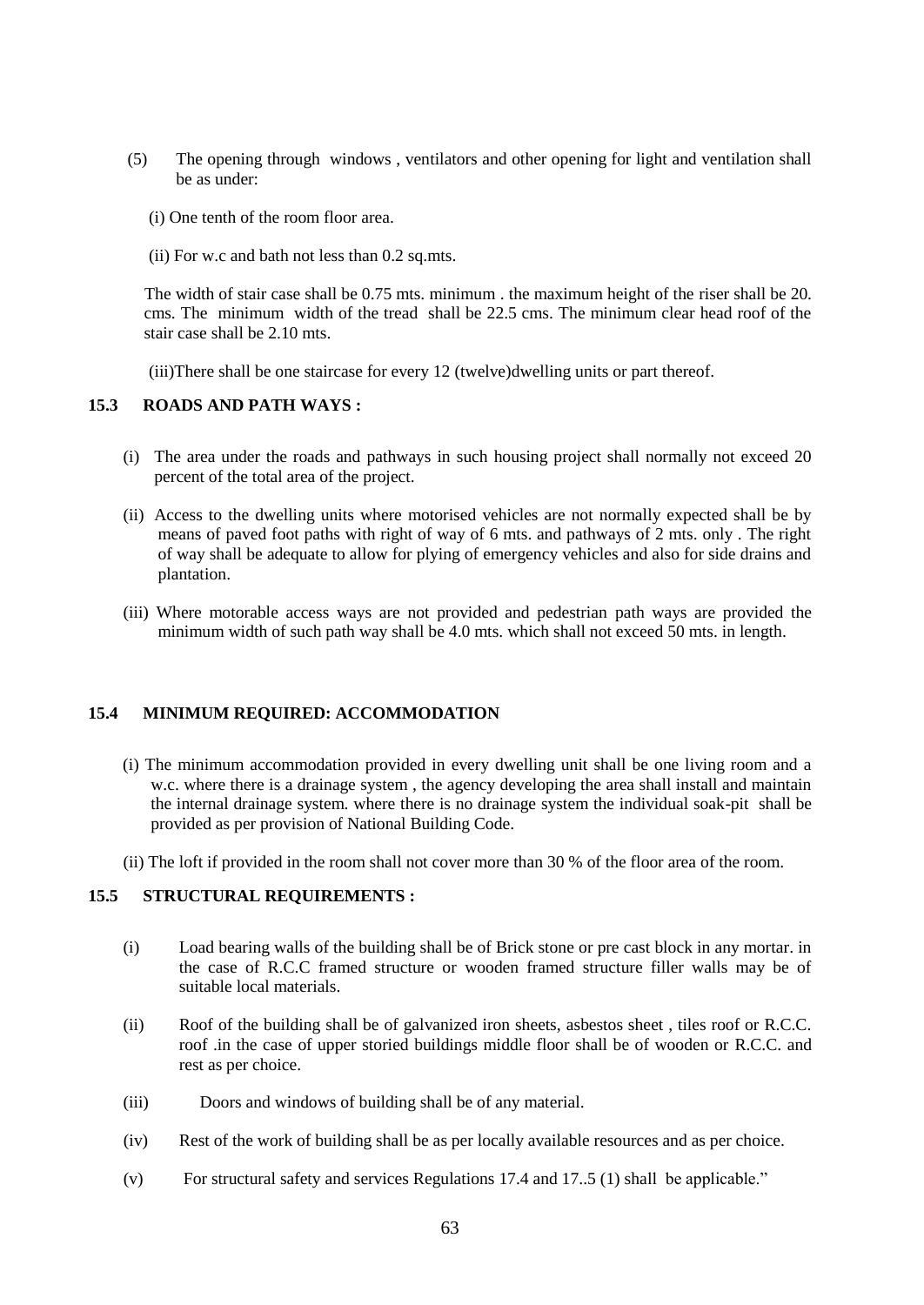(5) The opening through windows , ventilators and other opening for light and ventilation shall be as under:

(i) One tenth of the room floor area.

(ii) For w.c and bath not less than 0.2 sq.mts.

The width of stair case shall be 0.75 mts. minimum . the maximum height of the riser shall be 20. cms. The minimum width of the tread shall be 22.5 cms. The minimum clear head roof of the stair case shall be 2.10 mts.

(iii)There shall be one staircase for every 12 (twelve)dwelling units or part thereof.

### 15.3 ROADS AND PATH WAYS :

(i) The area under the roads and pathways in such housing project shall normally not exceed 20 percent of the total area of the project.

(ii) Access to the dwelling units where motorised vehicles are not normally expected shall be by means of paved foot paths with right of way of 6 mts. and pathways of 2 mts. only . The right of way shall be adequate to allow for plying of emergency vehicles and also for side drains and plantation.

(iii) Where motorable access ways are not provided and pedestrian path ways are provided the minimum width of such path way shall be 4.0 mts. which shall not exceed 50 mts. in length.

### 15.4 MINIMUM REQUIRED: ACCOMMODATION

(i) The minimum accommodation provided in every dwelling unit shall be one living room and a w.c. where there is a drainage system , the agency developing the area shall install and maintain the internal drainage system. where there is no drainage system the individual soak-pit shall be provided as per provision of National Building Code.

(ii) The loft if provided in the room shall not cover more than 30 % of the floor area of the room.

### 15.5 STRUCTURAL REQUIREMENTS :

(i) Load bearing walls of the building shall be of Brick stone or pre cast block in any mortar. in the case of R.C.C framed structure or wooden framed structure filler walls may be of suitable local materials.

(ii) Roof of the building shall be of galvanized iron sheets, asbestos sheet , tiles roof or R.C.C. roof .in the case of upper storied buildings middle floor shall be of wooden or R.C.C. and rest as per choice.

(iii) Doors and windows of building shall be of any material.

(iv) Rest of the work of building shall be as per locally available resources and as per choice.

(v) For structural safety and services Regulations 17.4 and 17..5 (1) shall be applicable."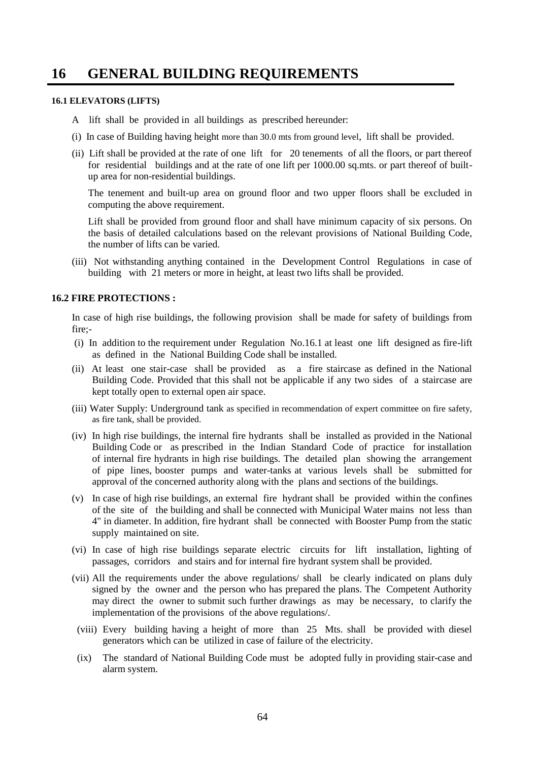# 16 GENERAL BUILDING REQUIREMENTS

#### 16.1 ELEVATORS (LIFTS)

A lift shall be provided in all buildings as prescribed hereunder:

(i) In case of Building having height more than 30.0 mts from ground level, lift shall be provided.

(ii) Lift shall be provided at the rate of one lift for 20 tenements of all the floors, or part thereof for residential buildings and at the rate of one lift per 1000.00 sq.mts. or part thereof of built-up area for non-residential buildings.

The tenement and built-up area on ground floor and two upper floors shall be excluded in computing the above requirement.

Lift shall be provided from ground floor and shall have minimum capacity of six persons. On the basis of detailed calculations based on the relevant provisions of National Building Code, the number of lifts can be varied.

(iii) Not withstanding anything contained in the Development Control Regulations in case of building with 21 meters or more in height, at least two lifts shall be provided.

#### 16.2 FIRE PROTECTIONS :

In case of high rise buildings, the following provision shall be made for safety of buildings from fire;-

(i) In addition to the requirement under Regulation No.16.1 at least one lift designed as fire-lift as defined in the National Building Code shall be installed.

(ii) At least one stair-case shall be provided as a fire staircase as defined in the National Building Code. Provided that this shall not be applicable if any two sides of a staircase are kept totally open to external open air space.

(iii) Water Supply: Underground tank as specified in recommendation of expert committee on fire safety, as fire tank, shall be provided.

(iv) In high rise buildings, the internal fire hydrants shall be installed as provided in the National Building Code or as prescribed in the Indian Standard Code of practice for installation of internal fire hydrants in high rise buildings. The detailed plan showing the arrangement of pipe lines, booster pumps and water-tanks at various levels shall be submitted for approval of the concerned authority along with the plans and sections of the buildings.

(v) In case of high rise buildings, an external fire hydrant shall be provided within the confines of the site of the building and shall be connected with Municipal Water mains not less than 4" in diameter. In addition, fire hydrant shall be connected with Booster Pump from the static supply maintained on site.

(vi) In case of high rise buildings separate electric circuits for lift installation, lighting of passages, corridors and stairs and for internal fire hydrant system shall be provided.

(vii) All the requirements under the above regulations/ shall be clearly indicated on plans duly signed by the owner and the person who has prepared the plans. The Competent Authority may direct the owner to submit such further drawings as may be necessary, to clarify the implementation of the provisions of the above regulations/.

(viii) Every building having a height of more than 25 Mts. shall be provided with diesel generators which can be utilized in case of failure of the electricity.

(ix) The standard of National Building Code must be adopted fully in providing stair-case and alarm system.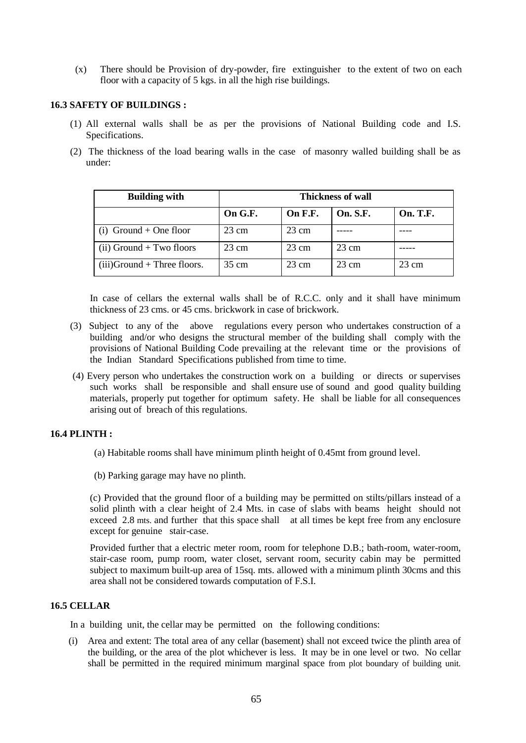(x) There should be Provision of dry-powder, fire extinguisher to the extent of two on each floor with a capacity of 5 kgs. in all the high rise buildings.

### 16.3 SAFETY OF BUILDINGS :

(1) All external walls shall be as per the provisions of National Building code and I.S. Specifications.

(2) The thickness of the load bearing walls in the case of masonry walled building shall be as under:

| Building with | Thickness of wall | | | |
|---|---|---|---|---|
| | On G.F. | On F.F. | On. S.F. | On. T.F. |
| (i) Ground + One floor | 23 cm | 23 cm | ----- | ---- |
| (ii) Ground + Two floors | 23 cm | 23 cm | 23 cm | ----- |
| (iii)Ground + Three floors. | 35 cm | 23 cm | 23 cm | 23 cm |

In case of cellars the external walls shall be of R.C.C. only and it shall have minimum thickness of 23 cms. or 45 cms. brickwork in case of brickwork.

(3) Subject to any of the above regulations every person who undertakes construction of a building and/or who designs the structural member of the building shall comply with the provisions of National Building Code prevailing at the relevant time or the provisions of the Indian Standard Specifications published from time to time.

(4) Every person who undertakes the construction work on a building or directs or supervises such works shall be responsible and shall ensure use of sound and good quality building materials, properly put together for optimum safety. He shall be liable for all consequences arising out of breach of this regulations.

### 16.4 PLINTH :

(a) Habitable rooms shall have minimum plinth height of 0.45mt from ground level.

(b) Parking garage may have no plinth.

(c) Provided that the ground floor of a building may be permitted on stilts/pillars instead of a solid plinth with a clear height of 2.4 Mts. in case of slabs with beams height should not exceed 2.8 mts. and further that this space shall at all times be kept free from any enclosure except for genuine stair-case.

Provided further that a electric meter room, room for telephone D.B.; bath-room, water-room, stair-case room, pump room, water closet, servant room, security cabin may be permitted subject to maximum built-up area of 15sq. mts. allowed with a minimum plinth 30cms and this area shall not be considered towards computation of F.S.I.

### 16.5 CELLAR

In a building unit, the cellar may be permitted on the following conditions:

(i) Area and extent: The total area of any cellar (basement) shall not exceed twice the plinth area of the building, or the area of the plot whichever is less. It may be in one level or two. No cellar shall be permitted in the required minimum marginal space from plot boundary of building unit.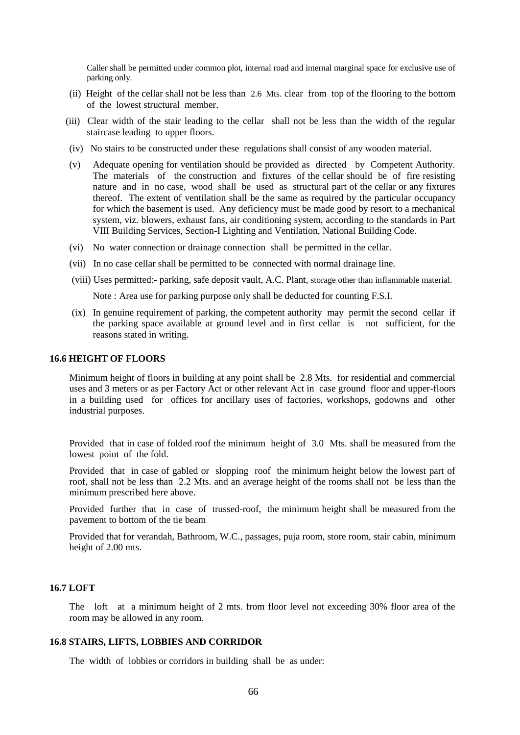Caller shall be permitted under common plot, internal road and internal marginal space for exclusive use of parking only.

(ii) Height of the cellar shall not be less than 2.6 Mts. clear from top of the flooring to the bottom of the lowest structural member.

(iii) Clear width of the stair leading to the cellar shall not be less than the width of the regular staircase leading to upper floors.

(iv) No stairs to be constructed under these regulations shall consist of any wooden material.

(v) Adequate opening for ventilation should be provided as directed by Competent Authority. The materials of the construction and fixtures of the cellar should be of fire resisting nature and in no case, wood shall be used as structural part of the cellar or any fixtures thereof. The extent of ventilation shall be the same as required by the particular occupancy for which the basement is used. Any deficiency must be made good by resort to a mechanical system, viz. blowers, exhaust fans, air conditioning system, according to the standards in Part VIII Building Services, Section-I Lighting and Ventilation, National Building Code.

(vi) No water connection or drainage connection shall be permitted in the cellar.

(vii) In no case cellar shall be permitted to be connected with normal drainage line.

(viii) Uses permitted:- parking, safe deposit vault, A.C. Plant, storage other than inflammable material.

Note : Area use for parking purpose only shall be deducted for counting F.S.I.

(ix) In genuine requirement of parking, the competent authority may permit the second cellar if the parking space available at ground level and in first cellar is not sufficient, for the reasons stated in writing.

### 16.6 HEIGHT OF FLOORS

Minimum height of floors in building at any point shall be 2.8 Mts. for residential and commercial uses and 3 meters or as per Factory Act or other relevant Act in case ground floor and upper-floors in a building used for offices for ancillary uses of factories, workshops, godowns and other industrial purposes.

Provided that in case of folded roof the minimum height of 3.0 Mts. shall be measured from the lowest point of the fold.

Provided that in case of gabled or slopping roof the minimum height below the lowest part of roof, shall not be less than 2.2 Mts. and an average height of the rooms shall not be less than the minimum prescribed here above.

Provided further that in case of trussed-roof, the minimum height shall be measured from the pavement to bottom of the tie beam

Provided that for verandah, Bathroom, W.C., passages, puja room, store room, stair cabin, minimum height of 2.00 mts.

### 16.7 LOFT

The loft at a minimum height of 2 mts. from floor level not exceeding 30% floor area of the room may be allowed in any room.

### 16.8 STAIRS, LIFTS, LOBBIES AND CORRIDOR

The width of lobbies or corridors in building shall be as under: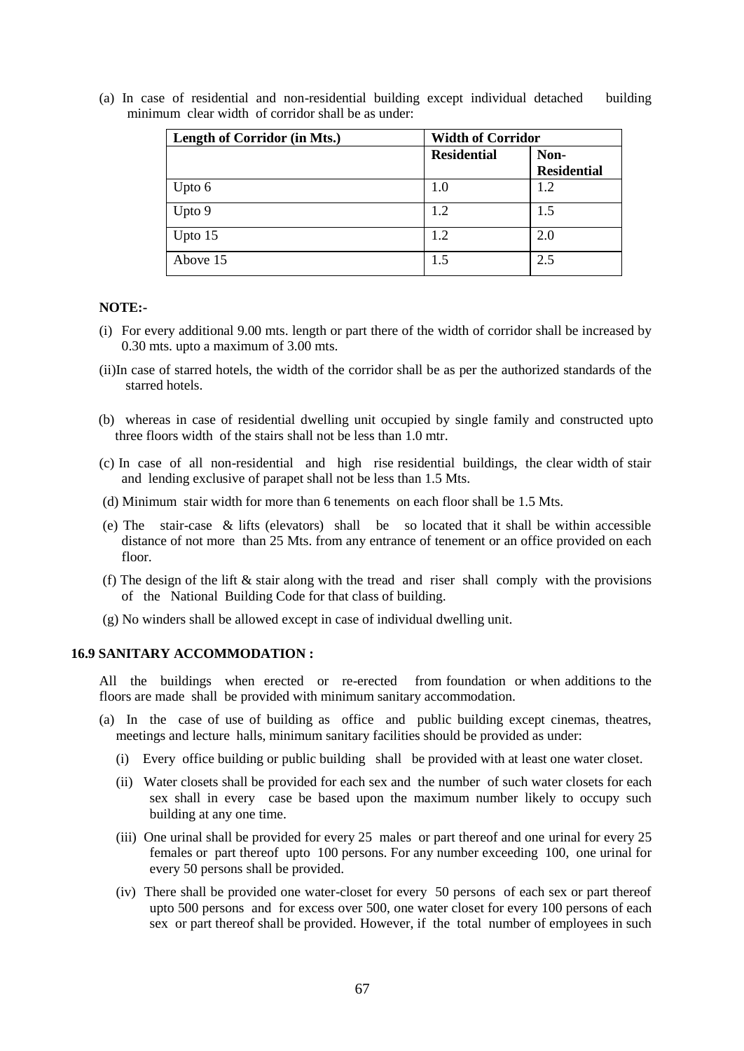(a) In case of residential and non-residential building except individual detached building minimum clear width of corridor shall be as under:

| Length of Corridor (in Mts.) | Width of Corridor | |
|---|---|---|
| | **Residential** | **Non-Residential** |
| Upto 6 | 1.0 | 1.2 |
| Upto 9 | 1.2 | 1.5 |
| Upto 15 | 1.2 | 2.0 |
| Above 15 | 1.5 | 2.5 |

**NOTE:-**

(i) For every additional 9.00 mts. length or part there of the width of corridor shall be increased by 0.30 mts. upto a maximum of 3.00 mts.

(ii)In case of starred hotels, the width of the corridor shall be as per the authorized standards of the starred hotels.

(b) whereas in case of residential dwelling unit occupied by single family and constructed upto three floors width of the stairs shall not be less than 1.0 mtr.

(c) In case of all non-residential and high rise residential buildings, the clear width of stair and lending exclusive of parapet shall not be less than 1.5 Mts.

(d) Minimum stair width for more than 6 tenements on each floor shall be 1.5 Mts.

(e) The stair-case & lifts (elevators) shall be so located that it shall be within accessible distance of not more than 25 Mts. from any entrance of tenement or an office provided on each floor.

(f) The design of the lift & stair along with the tread and riser shall comply with the provisions of the National Building Code for that class of building.

(g) No winders shall be allowed except in case of individual dwelling unit.

### 16.9 SANITARY ACCOMMODATION :

All the buildings when erected or re-erected from foundation or when additions to the floors are made shall be provided with minimum sanitary accommodation.

(a) In the case of use of building as office and public building except cinemas, theatres, meetings and lecture halls, minimum sanitary facilities should be provided as under:

(i) Every office building or public building shall be provided with at least one water closet.

(ii) Water closets shall be provided for each sex and the number of such water closets for each sex shall in every case be based upon the maximum number likely to occupy such building at any one time.

(iii) One urinal shall be provided for every 25 males or part thereof and one urinal for every 25 females or part thereof upto 100 persons. For any number exceeding 100, one urinal for every 50 persons shall be provided.

(iv) There shall be provided one water-closet for every 50 persons of each sex or part thereof upto 500 persons and for excess over 500, one water closet for every 100 persons of each sex or part thereof shall be provided. However, if the total number of employees in such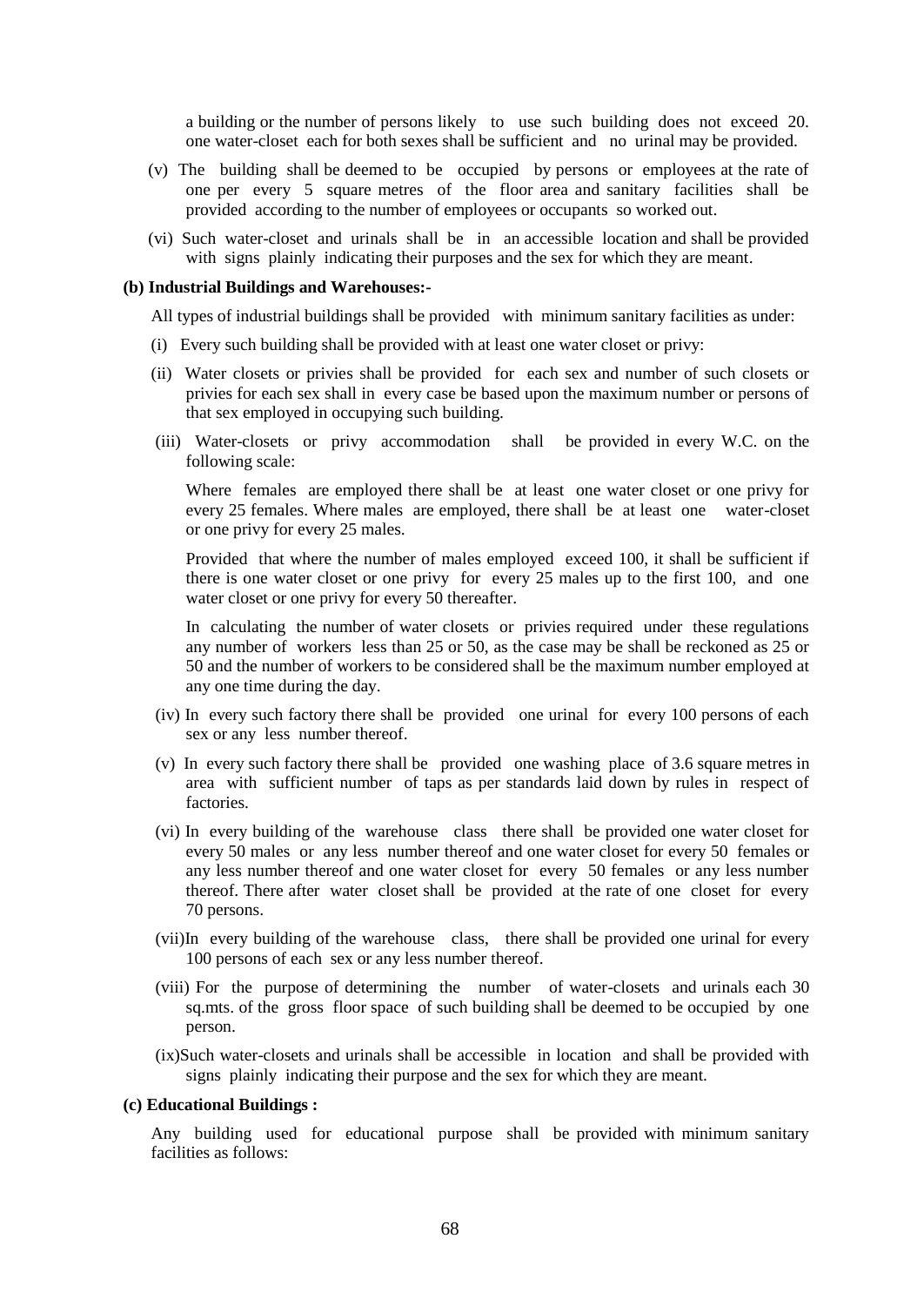a building or the number of persons likely to use such building does not exceed 20. one water-closet each for both sexes shall be sufficient and no urinal may be provided.

(v) The building shall be deemed to be occupied by persons or employees at the rate of one per every 5 square metres of the floor area and sanitary facilities shall be provided according to the number of employees or occupants so worked out.

(vi) Such water-closet and urinals shall be in an accessible location and shall be provided with signs plainly indicating their purposes and the sex for which they are meant.

**(b) Industrial Buildings and Warehouses:-**

All types of industrial buildings shall be provided with minimum sanitary facilities as under:

(i) Every such building shall be provided with at least one water closet or privy:

(ii) Water closets or privies shall be provided for each sex and number of such closets or privies for each sex shall in every case be based upon the maximum number or persons of that sex employed in occupying such building.

(iii) Water-closets or privy accommodation shall be provided in every W.C. on the following scale:

Where females are employed there shall be at least one water closet or one privy for every 25 females. Where males are employed, there shall be at least one water-closet or one privy for every 25 males.

Provided that where the number of males employed exceed 100, it shall be sufficient if there is one water closet or one privy for every 25 males up to the first 100, and one water closet or one privy for every 50 thereafter.

In calculating the number of water closets or privies required under these regulations any number of workers less than 25 or 50, as the case may be shall be reckoned as 25 or 50 and the number of workers to be considered shall be the maximum number employed at any one time during the day.

(iv) In every such factory there shall be provided one urinal for every 100 persons of each sex or any less number thereof.

(v) In every such factory there shall be provided one washing place of 3.6 square metres in area with sufficient number of taps as per standards laid down by rules in respect of factories.

(vi) In every building of the warehouse class there shall be provided one water closet for every 50 males or any less number thereof and one water closet for every 50 females or any less number thereof and one water closet for every 50 females or any less number thereof. There after water closet shall be provided at the rate of one closet for every 70 persons.

(vii)In every building of the warehouse class, there shall be provided one urinal for every 100 persons of each sex or any less number thereof.

(viii) For the purpose of determining the number of water-closets and urinals each 30 sq.mts. of the gross floor space of such building shall be deemed to be occupied by one person.

(ix)Such water-closets and urinals shall be accessible in location and shall be provided with signs plainly indicating their purpose and the sex for which they are meant.

**(c) Educational Buildings :**

Any building used for educational purpose shall be provided with minimum sanitary facilities as follows: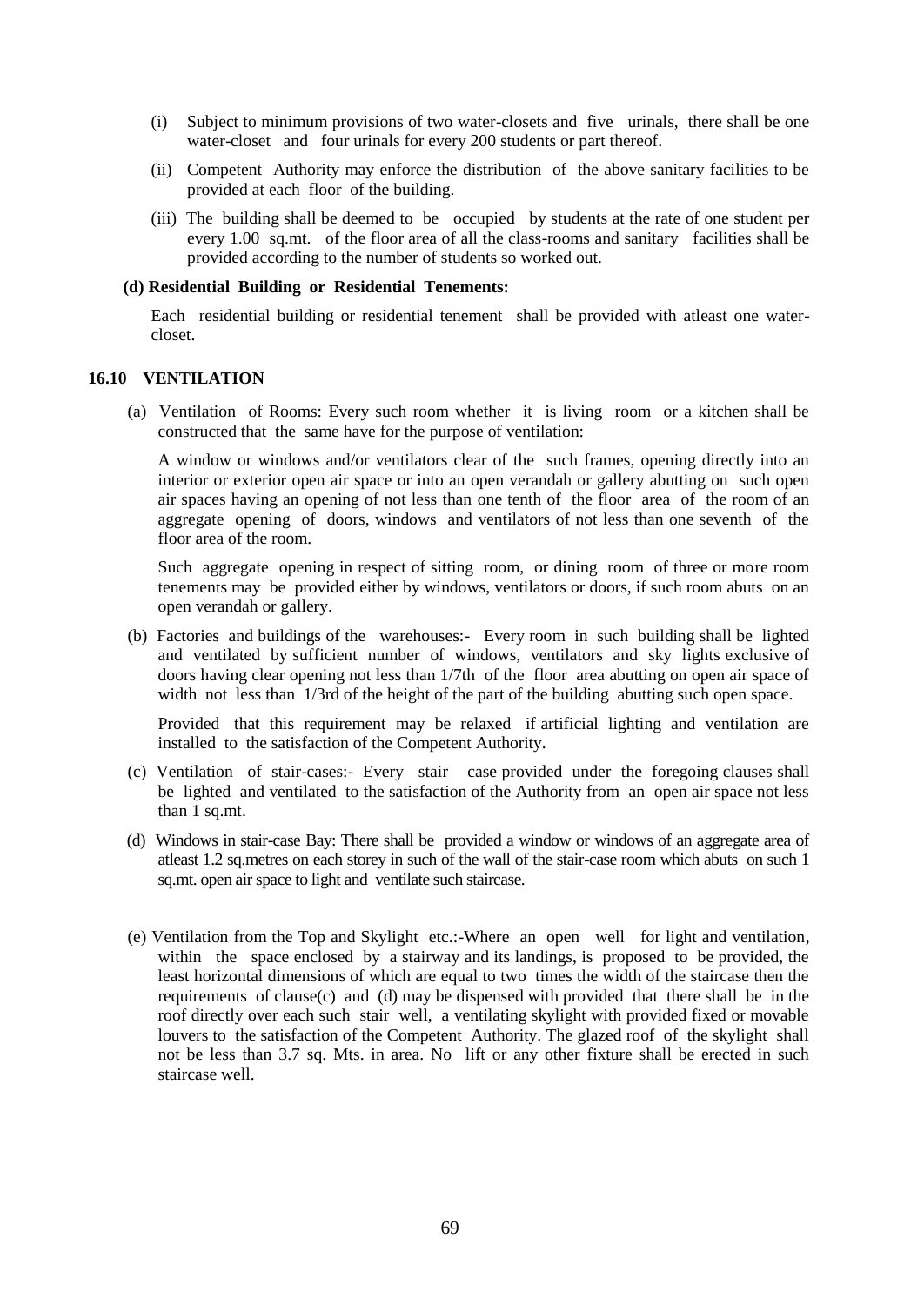(i) Subject to minimum provisions of two water-closets and five urinals, there shall be one water-closet and four urinals for every 200 students or part thereof.

(ii) Competent Authority may enforce the distribution of the above sanitary facilities to be provided at each floor of the building.

(iii) The building shall be deemed to be occupied by students at the rate of one student per every 1.00 sq.mt. of the floor area of all the class-rooms and sanitary facilities shall be provided according to the number of students so worked out.

**(d) Residential Building or Residential Tenements:**

Each residential building or residential tenement shall be provided with atleast one water-closet.

## 16.10 VENTILATION

(a) Ventilation of Rooms: Every such room whether it is living room or a kitchen shall be constructed that the same have for the purpose of ventilation:

A window or windows and/or ventilators clear of the such frames, opening directly into an interior or exterior open air space or into an open verandah or gallery abutting on such open air spaces having an opening of not less than one tenth of the floor area of the room of an aggregate opening of doors, windows and ventilators of not less than one seventh of the floor area of the room.

Such aggregate opening in respect of sitting room, or dining room of three or more room tenements may be provided either by windows, ventilators or doors, if such room abuts on an open verandah or gallery.

(b) Factories and buildings of the warehouses:- Every room in such building shall be lighted and ventilated by sufficient number of windows, ventilators and sky lights exclusive of doors having clear opening not less than 1/7th of the floor area abutting on open air space of width not less than 1/3rd of the height of the part of the building abutting such open space.

Provided that this requirement may be relaxed if artificial lighting and ventilation are installed to the satisfaction of the Competent Authority.

(c) Ventilation of stair-cases:- Every stair case provided under the foregoing clauses shall be lighted and ventilated to the satisfaction of the Authority from an open air space not less than 1 sq.mt.

(d) Windows in stair-case Bay: There shall be provided a window or windows of an aggregate area of atleast 1.2 sq.metres on each storey in such of the wall of the stair-case room which abuts on such 1 sq.mt. open air space to light and ventilate such staircase.

(e) Ventilation from the Top and Skylight etc.:-Where an open well for light and ventilation, within the space enclosed by a stairway and its landings, is proposed to be provided, the least horizontal dimensions of which are equal to two times the width of the staircase then the requirements of clause(c) and (d) may be dispensed with provided that there shall be in the roof directly over each such stair well, a ventilating skylight with provided fixed or movable louvers to the satisfaction of the Competent Authority. The glazed roof of the skylight shall not be less than 3.7 sq. Mts. in area. No lift or any other fixture shall be erected in such staircase well.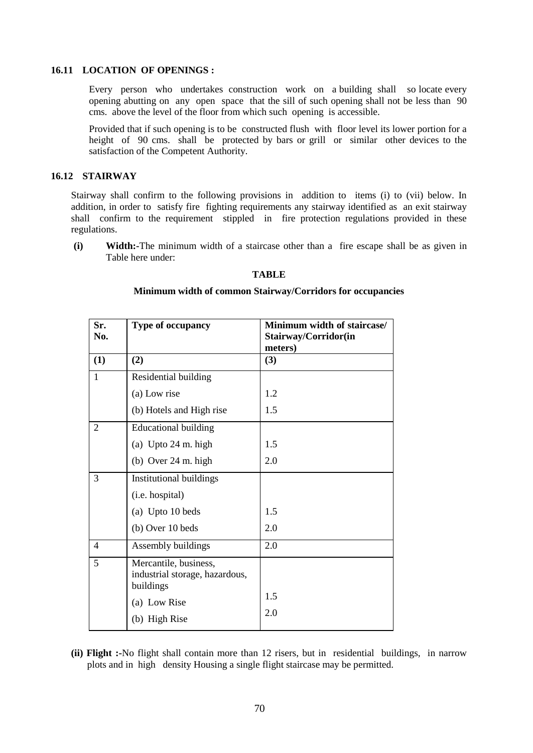### 16.11 LOCATION OF OPENINGS :

Every person who undertakes construction work on a building shall so locate every opening abutting on any open space that the sill of such opening shall not be less than 90 cms. above the level of the floor from which such opening is accessible.

Provided that if such opening is to be constructed flush with floor level its lower portion for a height of 90 cms. shall be protected by bars or grill or similar other devices to the satisfaction of the Competent Authority.

### 16.12 STAIRWAY

Stairway shall confirm to the following provisions in addition to items (i) to (vii) below. In addition, in order to satisfy fire fighting requirements any stairway identified as an exit stairway shall confirm to the requirement stippled in fire protection regulations provided in these regulations.

**(i) Width:-**The minimum width of a staircase other than a fire escape shall be as given in Table here under:

**TABLE**

**Minimum width of common Stairway/Corridors for occupancies**

| Sr. No. | Type of occupancy | Minimum width of staircase/ Stairway/Corridor(in meters) |
|---|---|---|
| (1) | (2) | (3) |
| 1 | Residential building | |
| | (a) Low rise | 1.2 |
| | (b) Hotels and High rise | 1.5 |
| 2 | Educational building | |
| | (a) Upto 24 m. high | 1.5 |
| | (b) Over 24 m. high | 2.0 |
| 3 | Institutional buildings (i.e. hospital) | |
| | (a) Upto 10 beds | 1.5 |
| | (b) Over 10 beds | 2.0 |
| 4 | Assembly buildings | 2.0 |
| 5 | Mercantile, business, industrial storage, hazardous, buildings | |
| | (a) Low Rise | 1.5 |
| | (b) High Rise | 2.0 |

**(ii) Flight :-**No flight shall contain more than 12 risers, but in residential buildings, in narrow plots and in high density Housing a single flight staircase may be permitted.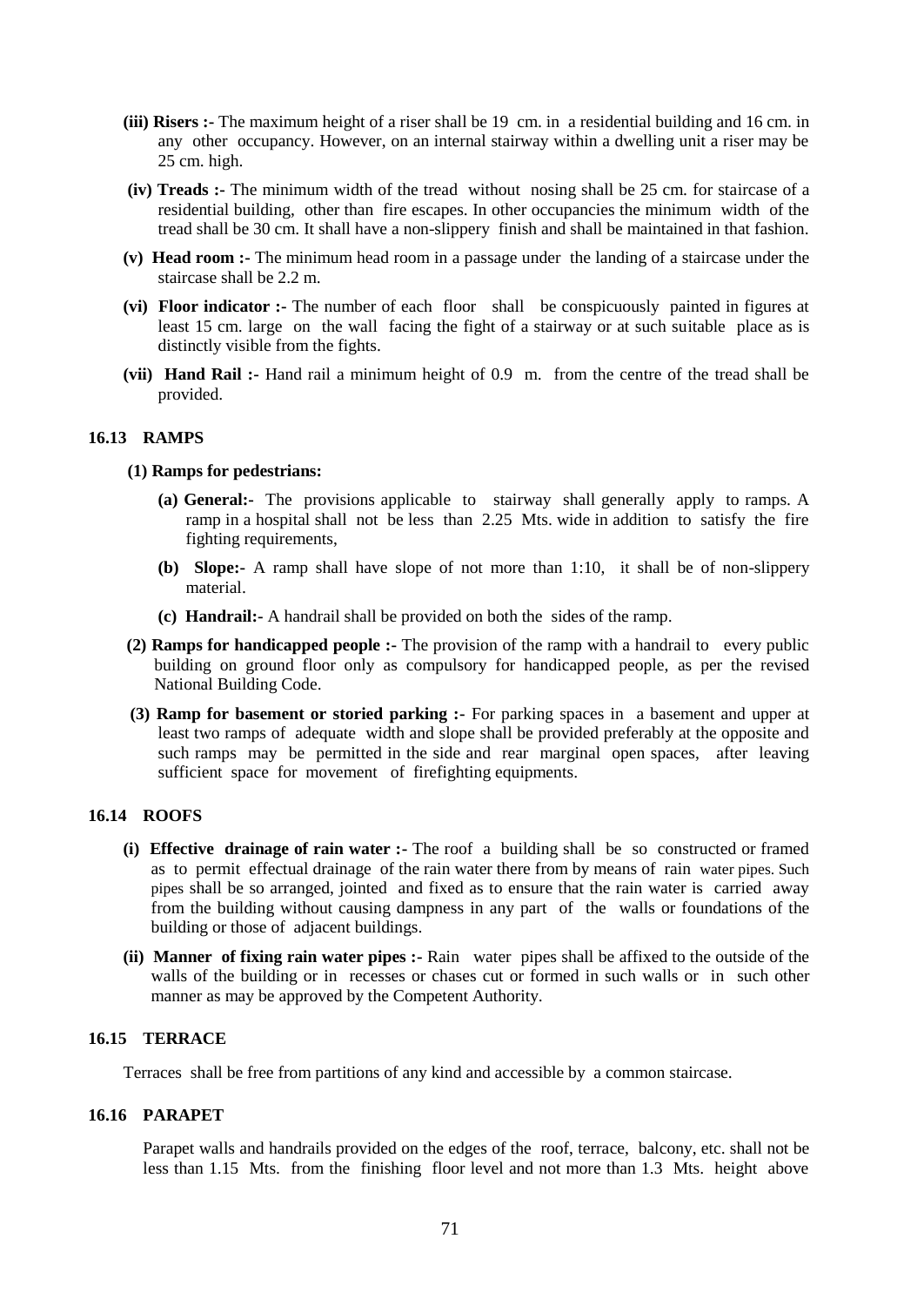**(iii) Risers :-** The maximum height of a riser shall be 19 cm. in a residential building and 16 cm. in any other occupancy. However, on an internal stairway within a dwelling unit a riser may be 25 cm. high.

**(iv) Treads :-** The minimum width of the tread without nosing shall be 25 cm. for staircase of a residential building, other than fire escapes. In other occupancies the minimum width of the tread shall be 30 cm. It shall have a non-slippery finish and shall be maintained in that fashion.

**(v) Head room :-** The minimum head room in a passage under the landing of a staircase under the staircase shall be 2.2 m.

**(vi) Floor indicator :-** The number of each floor shall be conspicuously painted in figures at least 15 cm. large on the wall facing the fight of a stairway or at such suitable place as is distinctly visible from the fights.

**(vii) Hand Rail :-** Hand rail a minimum height of 0.9 m. from the centre of the tread shall be provided.

## 16.13 RAMPS

**(1) Ramps for pedestrians:**

**(a) General:-** The provisions applicable to stairway shall generally apply to ramps. A ramp in a hospital shall not be less than 2.25 Mts. wide in addition to satisfy the fire fighting requirements,

**(b) Slope:-** A ramp shall have slope of not more than 1:10, it shall be of non-slippery material.

**(c) Handrail:-** A handrail shall be provided on both the sides of the ramp.

**(2) Ramps for handicapped people :-** The provision of the ramp with a handrail to every public building on ground floor only as compulsory for handicapped people, as per the revised National Building Code.

**(3) Ramp for basement or storied parking :-** For parking spaces in a basement and upper at least two ramps of adequate width and slope shall be provided preferably at the opposite and such ramps may be permitted in the side and rear marginal open spaces, after leaving sufficient space for movement of firefighting equipments.

## 16.14 ROOFS

**(i) Effective drainage of rain water :-** The roof a building shall be so constructed or framed as to permit effectual drainage of the rain water there from by means of rain water pipes. Such pipes shall be so arranged, jointed and fixed as to ensure that the rain water is carried away from the building without causing dampness in any part of the walls or foundations of the building or those of adjacent buildings.

**(ii) Manner of fixing rain water pipes :-** Rain water pipes shall be affixed to the outside of the walls of the building or in recesses or chases cut or formed in such walls or in such other manner as may be approved by the Competent Authority.

## 16.15 TERRACE

Terraces shall be free from partitions of any kind and accessible by a common staircase.

## 16.16 PARAPET

Parapet walls and handrails provided on the edges of the roof, terrace, balcony, etc. shall not be less than 1.15 Mts. from the finishing floor level and not more than 1.3 Mts. height above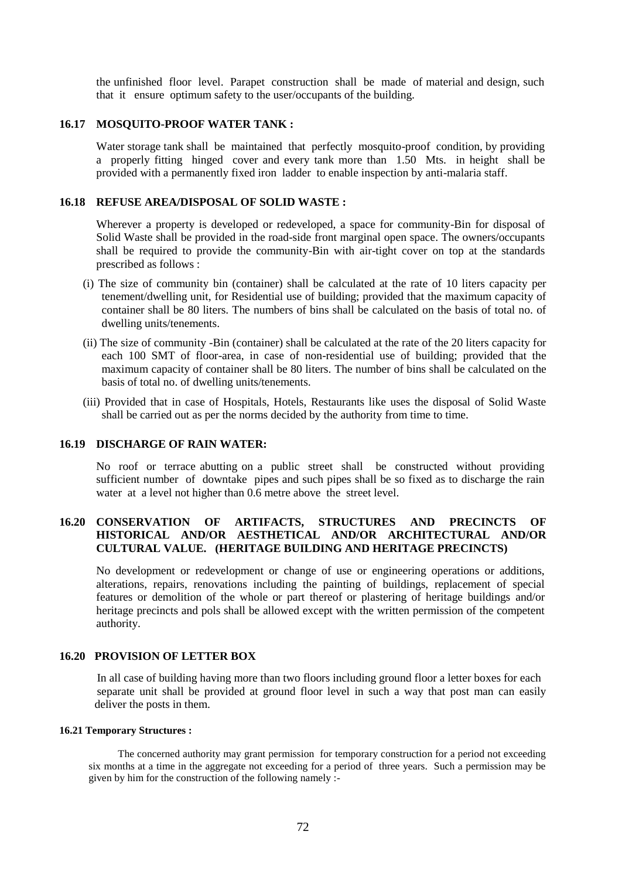the unfinished floor level. Parapet construction shall be made of material and design, such that it ensure optimum safety to the user/occupants of the building.

### 16.17 MOSQUITO-PROOF WATER TANK :

Water storage tank shall be maintained that perfectly mosquito-proof condition, by providing a properly fitting hinged cover and every tank more than 1.50 Mts. in height shall be provided with a permanently fixed iron ladder to enable inspection by anti-malaria staff.

### 16.18 REFUSE AREA/DISPOSAL OF SOLID WASTE :

Wherever a property is developed or redeveloped, a space for community-Bin for disposal of Solid Waste shall be provided in the road-side front marginal open space. The owners/occupants shall be required to provide the community-Bin with air-tight cover on top at the standards prescribed as follows :

(i) The size of community bin (container) shall be calculated at the rate of 10 liters capacity per tenement/dwelling unit, for Residential use of building; provided that the maximum capacity of container shall be 80 liters. The numbers of bins shall be calculated on the basis of total no. of dwelling units/tenements.

(ii) The size of community -Bin (container) shall be calculated at the rate of the 20 liters capacity for each 100 SMT of floor-area, in case of non-residential use of building; provided that the maximum capacity of container shall be 80 liters. The number of bins shall be calculated on the basis of total no. of dwelling units/tenements.

(iii) Provided that in case of Hospitals, Hotels, Restaurants like uses the disposal of Solid Waste shall be carried out as per the norms decided by the authority from time to time.

### 16.19 DISCHARGE OF RAIN WATER:

No roof or terrace abutting on a public street shall be constructed without providing sufficient number of downtake pipes and such pipes shall be so fixed as to discharge the rain water at a level not higher than 0.6 metre above the street level.

### 16.20 CONSERVATION OF ARTIFACTS, STRUCTURES AND PRECINCTS OF HISTORICAL AND/OR AESTHETICAL AND/OR ARCHITECTURAL AND/OR CULTURAL VALUE. (HERITAGE BUILDING AND HERITAGE PRECINCTS)

No development or redevelopment or change of use or engineering operations or additions, alterations, repairs, renovations including the painting of buildings, replacement of special features or demolition of the whole or part thereof or plastering of heritage buildings and/or heritage precincts and pols shall be allowed except with the written permission of the competent authority.

### 16.20 PROVISION OF LETTER BOX

In all case of building having more than two floors including ground floor a letter boxes for each separate unit shall be provided at ground floor level in such a way that post man can easily deliver the posts in them.

#### 16.21 Temporary Structures :

The concerned authority may grant permission for temporary construction for a period not exceeding six months at a time in the aggregate not exceeding for a period of three years. Such a permission may be given by him for the construction of the following namely :-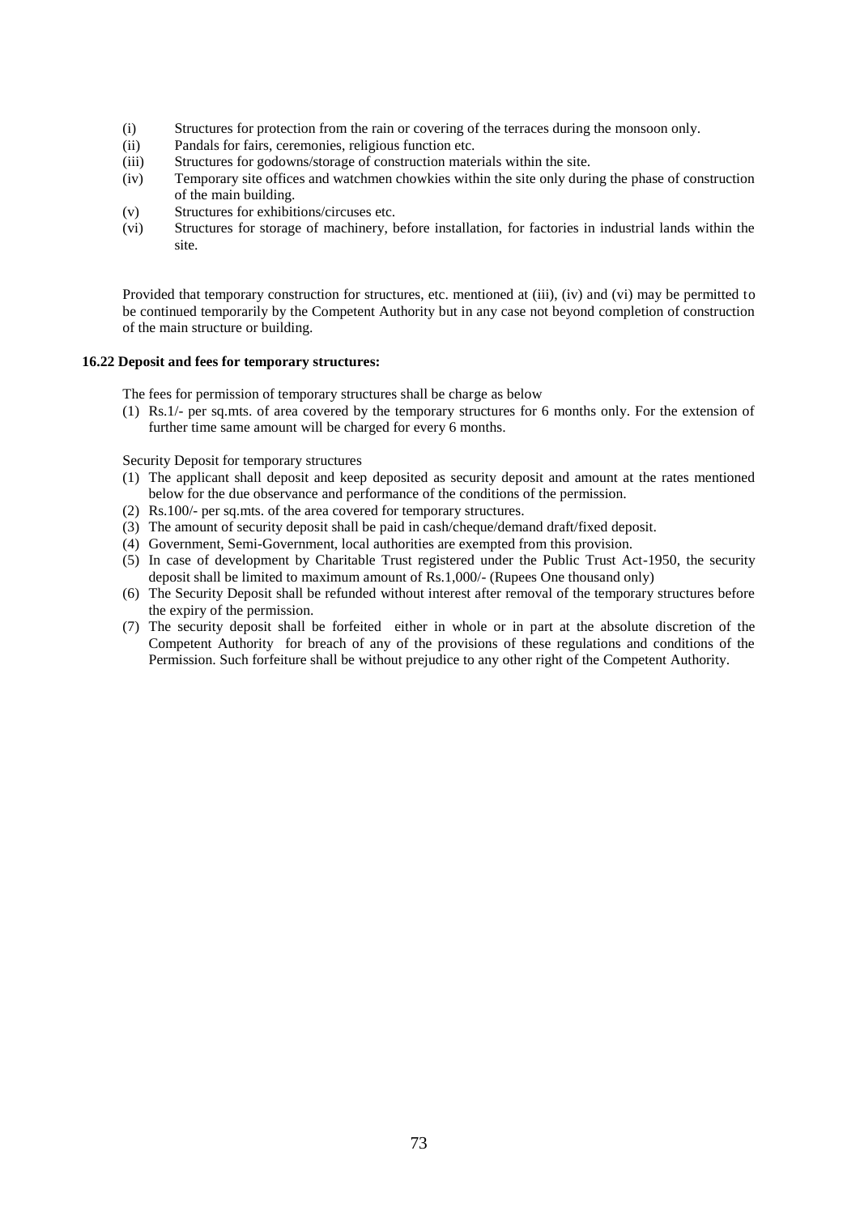(i) Structures for protection from the rain or covering of the terraces during the monsoon only.

(ii) Pandals for fairs, ceremonies, religious function etc.

(iii) Structures for godowns/storage of construction materials within the site.

(iv) Temporary site offices and watchmen chowkies within the site only during the phase of construction of the main building.

(v) Structures for exhibitions/circuses etc.

(vi) Structures for storage of machinery, before installation, for factories in industrial lands within the site.

Provided that temporary construction for structures, etc. mentioned at (iii), (iv) and (vi) may be permitted to be continued temporarily by the Competent Authority but in any case not beyond completion of construction of the main structure or building.

**16.22 Deposit and fees for temporary structures:**

The fees for permission of temporary structures shall be charge as below

(1) Rs.1/- per sq.mts. of area covered by the temporary structures for 6 months only. For the extension of further time same amount will be charged for every 6 months.

Security Deposit for temporary structures

(1) The applicant shall deposit and keep deposited as security deposit and amount at the rates mentioned below for the due observance and performance of the conditions of the permission.
(2) Rs.100/- per sq.mts. of the area covered for temporary structures.
(3) The amount of security deposit shall be paid in cash/cheque/demand draft/fixed deposit.
(4) Government, Semi-Government, local authorities are exempted from this provision.
(5) In case of development by Charitable Trust registered under the Public Trust Act-1950, the security deposit shall be limited to maximum amount of Rs.1,000/- (Rupees One thousand only)
(6) The Security Deposit shall be refunded without interest after removal of the temporary structures before the expiry of the permission.
(7) The security deposit shall be forfeited either in whole or in part at the absolute discretion of the Competent Authority for breach of any of the provisions of these regulations and conditions of the Permission. Such forfeiture shall be without prejudice to any other right of the Competent Authority.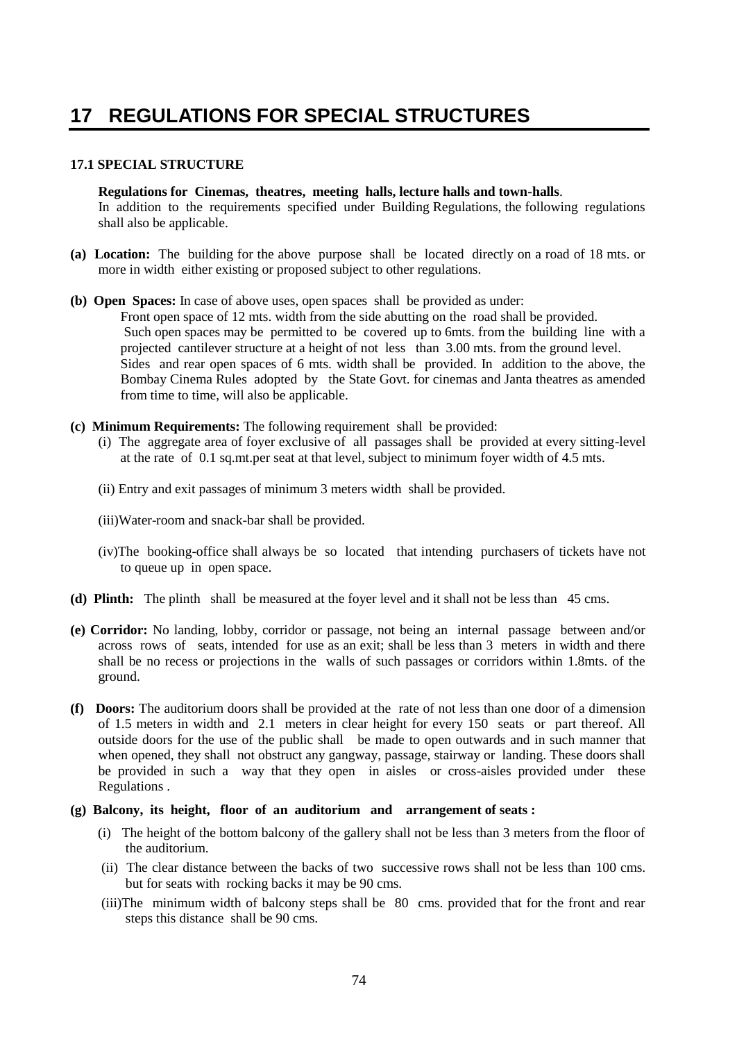# 17 REGULATIONS FOR SPECIAL STRUCTURES

### 17.1 SPECIAL STRUCTURE

**Regulations for Cinemas, theatres, meeting halls, lecture halls and town-halls**.
In addition to the requirements specified under Building Regulations, the following regulations shall also be applicable.

**(a) Location:** The building for the above purpose shall be located directly on a road of 18 mts. or more in width either existing or proposed subject to other regulations.

**(b) Open Spaces:** In case of above uses, open spaces shall be provided as under:
Front open space of 12 mts. width from the side abutting on the road shall be provided.
Such open spaces may be permitted to be covered up to 6mts. from the building line with a projected cantilever structure at a height of not less than 3.00 mts. from the ground level.
Sides and rear open spaces of 6 mts. width shall be provided. In addition to the above, the Bombay Cinema Rules adopted by the State Govt. for cinemas and Janta theatres as amended from time to time, will also be applicable.

**(c) Minimum Requirements:** The following requirement shall be provided:

(i) The aggregate area of foyer exclusive of all passages shall be provided at every sitting-level at the rate of 0.1 sq.mt.per seat at that level, subject to minimum foyer width of 4.5 mts.

(ii) Entry and exit passages of minimum 3 meters width shall be provided.

(iii)Water-room and snack-bar shall be provided.

(iv)The booking-office shall always be so located that intending purchasers of tickets have not to queue up in open space.

**(d) Plinth:** The plinth shall be measured at the foyer level and it shall not be less than 45 cms.

**(e) Corridor:** No landing, lobby, corridor or passage, not being an internal passage between and/or across rows of seats, intended for use as an exit; shall be less than 3 meters in width and there shall be no recess or projections in the walls of such passages or corridors within 1.8mts. of the ground.

**(f) Doors:** The auditorium doors shall be provided at the rate of not less than one door of a dimension of 1.5 meters in width and 2.1 meters in clear height for every 150 seats or part thereof. All outside doors for the use of the public shall be made to open outwards and in such manner that when opened, they shall not obstruct any gangway, passage, stairway or landing. These doors shall be provided in such a way that they open in aisles or cross-aisles provided under these Regulations .

**(g) Balcony, its height, floor of an auditorium and arrangement of seats :**

(i) The height of the bottom balcony of the gallery shall not be less than 3 meters from the floor of the auditorium.

(ii) The clear distance between the backs of two successive rows shall not be less than 100 cms. but for seats with rocking backs it may be 90 cms.

(iii)The minimum width of balcony steps shall be 80 cms. provided that for the front and rear steps this distance shall be 90 cms.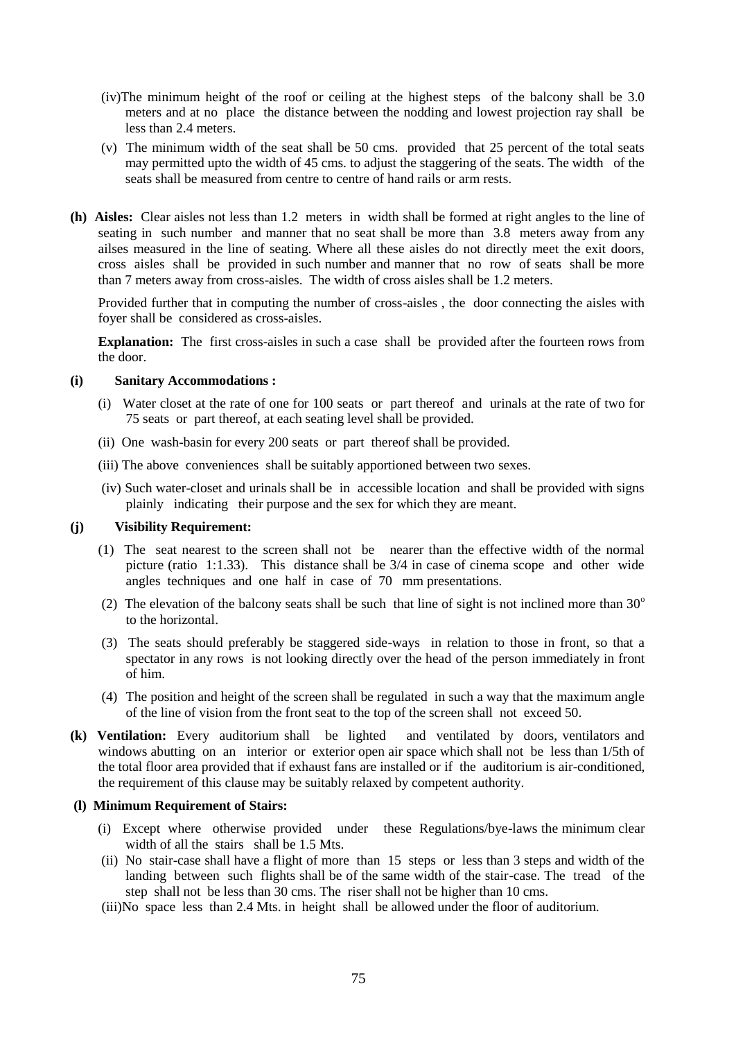(iv)The minimum height of the roof or ceiling at the highest steps of the balcony shall be 3.0 meters and at no place the distance between the nodding and lowest projection ray shall be less than 2.4 meters.

(v) The minimum width of the seat shall be 50 cms. provided that 25 percent of the total seats may permitted upto the width of 45 cms. to adjust the staggering of the seats. The width of the seats shall be measured from centre to centre of hand rails or arm rests.

**(h) Aisles:** Clear aisles not less than 1.2 meters in width shall be formed at right angles to the line of seating in such number and manner that no seat shall be more than 3.8 meters away from any ailses measured in the line of seating. Where all these aisles do not directly meet the exit doors, cross aisles shall be provided in such number and manner that no row of seats shall be more than 7 meters away from cross-aisles. The width of cross aisles shall be 1.2 meters.

Provided further that in computing the number of cross-aisles , the door connecting the aisles with foyer shall be considered as cross-aisles.

**Explanation:** The first cross-aisles in such a case shall be provided after the fourteen rows from the door.

**(i) Sanitary Accommodations :**

(i) Water closet at the rate of one for 100 seats or part thereof and urinals at the rate of two for 75 seats or part thereof, at each seating level shall be provided.

(ii) One wash-basin for every 200 seats or part thereof shall be provided.

(iii) The above conveniences shall be suitably apportioned between two sexes.

(iv) Such water-closet and urinals shall be in accessible location and shall be provided with signs plainly indicating their purpose and the sex for which they are meant.

**(j) Visibility Requirement:**

(1) The seat nearest to the screen shall not be nearer than the effective width of the normal picture (ratio 1:1.33). This distance shall be 3/4 in case of cinema scope and other wide angles techniques and one half in case of 70 mm presentations.

(2) The elevation of the balcony seats shall be such that line of sight is not inclined more than $30^{o}$ to the horizontal.

(3) The seats should preferably be staggered side-ways in relation to those in front, so that a spectator in any rows is not looking directly over the head of the person immediately in front of him.

(4) The position and height of the screen shall be regulated in such a way that the maximum angle of the line of vision from the front seat to the top of the screen shall not exceed 50.

**(k) Ventilation:** Every auditorium shall be lighted and ventilated by doors, ventilators and windows abutting on an interior or exterior open air space which shall not be less than 1/5th of the total floor area provided that if exhaust fans are installed or if the auditorium is air-conditioned, the requirement of this clause may be suitably relaxed by competent authority.

**(l) Minimum Requirement of Stairs:**

(i) Except where otherwise provided under these Regulations/bye-laws the minimum clear width of all the stairs shall be 1.5 Mts.

(ii) No stair-case shall have a flight of more than 15 steps or less than 3 steps and width of the landing between such flights shall be of the same width of the stair-case. The tread of the step shall not be less than 30 cms. The riser shall not be higher than 10 cms.

(iii)No space less than 2.4 Mts. in height shall be allowed under the floor of auditorium.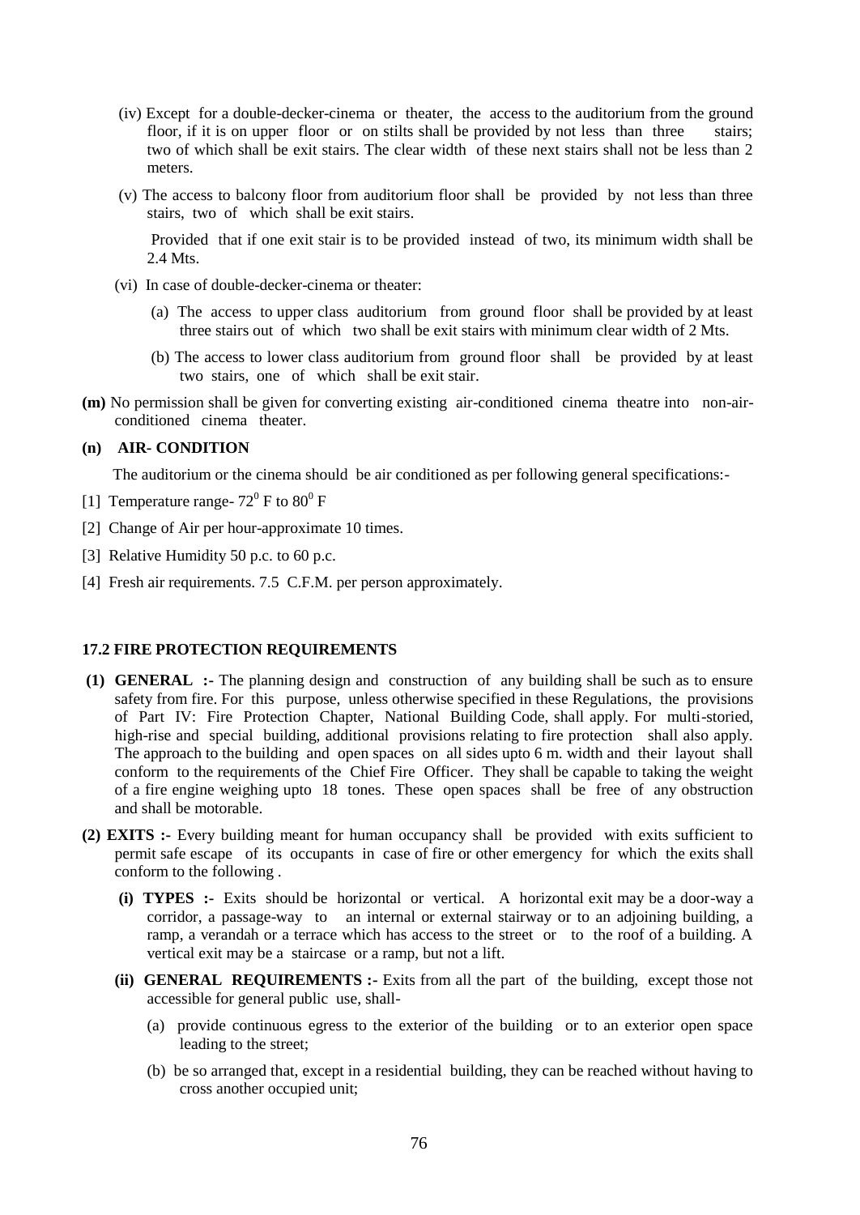(iv) Except for a double-decker-cinema or theater, the access to the auditorium from the ground floor, if it is on upper floor or on stilts shall be provided by not less than three stairs; two of which shall be exit stairs. The clear width of these next stairs shall not be less than 2 meters.

(v) The access to balcony floor from auditorium floor shall be provided by not less than three stairs, two of which shall be exit stairs.

Provided that if one exit stair is to be provided instead of two, its minimum width shall be 2.4 Mts.

(vi) In case of double-decker-cinema or theater:

(a) The access to upper class auditorium from ground floor shall be provided by at least three stairs out of which two shall be exit stairs with minimum clear width of 2 Mts.

(b) The access to lower class auditorium from ground floor shall be provided by at least two stairs, one of which shall be exit stair.

**(m)** No permission shall be given for converting existing air-conditioned cinema theatre into non-air-conditioned cinema theater.

**(n) AIR- CONDITION**

The auditorium or the cinema should be air conditioned as per following general specifications:-

[1] Temperature range- $72^0$ F to $80^0$ F

[2] Change of Air per hour-approximate 10 times.

[3] Relative Humidity 50 p.c. to 60 p.c.

[4] Fresh air requirements. 7.5 C.F.M. per person approximately.

### 17.2 FIRE PROTECTION REQUIREMENTS

**(1) GENERAL :-** The planning design and construction of any building shall be such as to ensure safety from fire. For this purpose, unless otherwise specified in these Regulations, the provisions of Part IV: Fire Protection Chapter, National Building Code, shall apply. For multi-storied, high-rise and special building, additional provisions relating to fire protection shall also apply. The approach to the building and open spaces on all sides upto 6 m. width and their layout shall conform to the requirements of the Chief Fire Officer. They shall be capable to taking the weight of a fire engine weighing upto 18 tones. These open spaces shall be free of any obstruction and shall be motorable.

**(2) EXITS :-** Every building meant for human occupancy shall be provided with exits sufficient to permit safe escape of its occupants in case of fire or other emergency for which the exits shall conform to the following .

**(i) TYPES :-** Exits should be horizontal or vertical. A horizontal exit may be a door-way a corridor, a passage-way to an internal or external stairway or to an adjoining building, a ramp, a verandah or a terrace which has access to the street or to the roof of a building. A vertical exit may be a staircase or a ramp, but not a lift.

**(ii) GENERAL REQUIREMENTS :-** Exits from all the part of the building, except those not accessible for general public use, shall-

(a) provide continuous egress to the exterior of the building or to an exterior open space leading to the street;

(b) be so arranged that, except in a residential building, they can be reached without having to cross another occupied unit;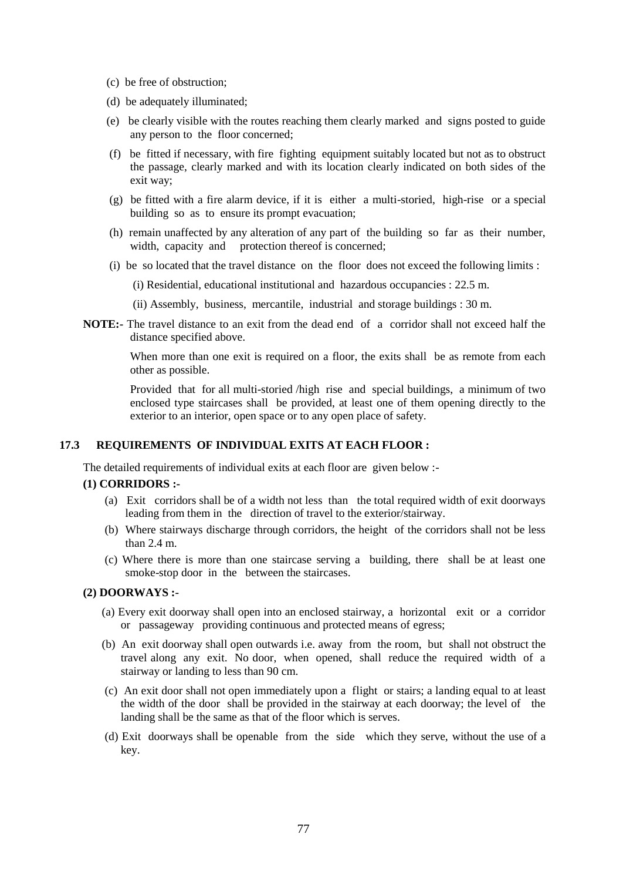(c) be free of obstruction;

(d) be adequately illuminated;

(e) be clearly visible with the routes reaching them clearly marked and signs posted to guide any person to the floor concerned;

(f) be fitted if necessary, with fire fighting equipment suitably located but not as to obstruct the passage, clearly marked and with its location clearly indicated on both sides of the exit way;

(g) be fitted with a fire alarm device, if it is either a multi-storied, high-rise or a special building so as to ensure its prompt evacuation;

(h) remain unaffected by any alteration of any part of the building so far as their number, width, capacity and protection thereof is concerned;

(i) be so located that the travel distance on the floor does not exceed the following limits :

(i) Residential, educational institutional and hazardous occupancies : 22.5 m.

(ii) Assembly, business, mercantile, industrial and storage buildings : 30 m.

**NOTE:-** The travel distance to an exit from the dead end of a corridor shall not exceed half the distance specified above.

When more than one exit is required on a floor, the exits shall be as remote from each other as possible.

Provided that for all multi-storied /high rise and special buildings, a minimum of two enclosed type staircases shall be provided, at least one of them opening directly to the exterior to an interior, open space or to any open place of safety.

### 17.3 REQUIREMENTS OF INDIVIDUAL EXITS AT EACH FLOOR :

The detailed requirements of individual exits at each floor are given below :-

**(1) CORRIDORS :-**

(a) Exit corridors shall be of a width not less than the total required width of exit doorways leading from them in the direction of travel to the exterior/stairway.

(b) Where stairways discharge through corridors, the height of the corridors shall not be less than 2.4 m.

(c) Where there is more than one staircase serving a building, there shall be at least one smoke-stop door in the between the staircases.

**(2) DOORWAYS :-**

(a) Every exit doorway shall open into an enclosed stairway, a horizontal exit or a corridor or passageway providing continuous and protected means of egress;

(b) An exit doorway shall open outwards i.e. away from the room, but shall not obstruct the travel along any exit. No door, when opened, shall reduce the required width of a stairway or landing to less than 90 cm.

(c) An exit door shall not open immediately upon a flight or stairs; a landing equal to at least the width of the door shall be provided in the stairway at each doorway; the level of the landing shall be the same as that of the floor which is serves.

(d) Exit doorways shall be openable from the side which they serve, without the use of a key.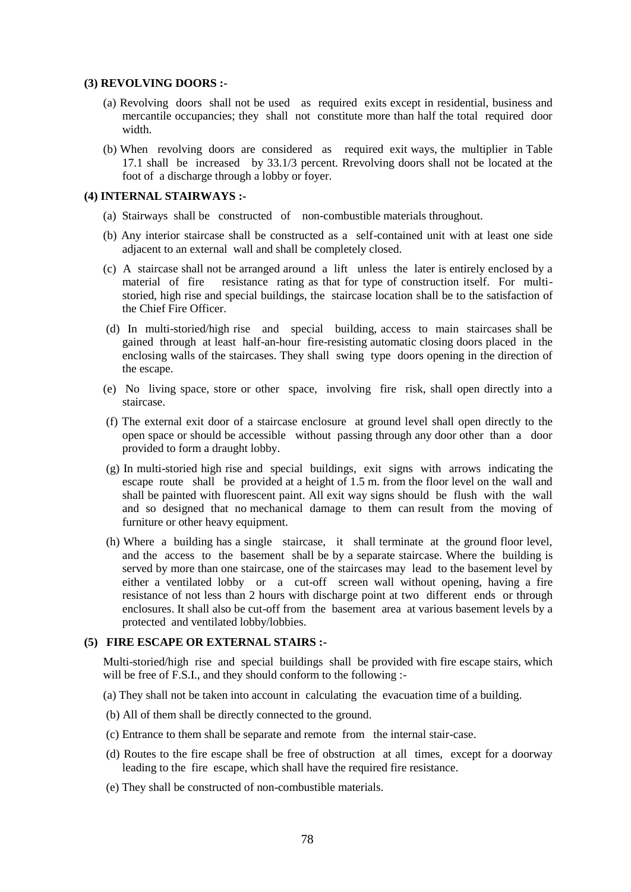**(3) REVOLVING DOORS :-**

(a) Revolving doors shall not be used as required exits except in residential, business and mercantile occupancies; they shall not constitute more than half the total required door width.

(b) When revolving doors are considered as required exit ways, the multiplier in Table 17.1 shall be increased by 33.1/3 percent. Rrevolving doors shall not be located at the foot of a discharge through a lobby or foyer.

**(4) INTERNAL STAIRWAYS :-**

(a) Stairways shall be constructed of non-combustible materials throughout.

(b) Any interior staircase shall be constructed as a self-contained unit with at least one side adjacent to an external wall and shall be completely closed.

(c) A staircase shall not be arranged around a lift unless the later is entirely enclosed by a material of fire resistance rating as that for type of construction itself. For multi-storied, high rise and special buildings, the staircase location shall be to the satisfaction of the Chief Fire Officer.

(d) In multi-storied/high rise and special building, access to main staircases shall be gained through at least half-an-hour fire-resisting automatic closing doors placed in the enclosing walls of the staircases. They shall swing type doors opening in the direction of the escape.

(e) No living space, store or other space, involving fire risk, shall open directly into a staircase.

(f) The external exit door of a staircase enclosure at ground level shall open directly to the open space or should be accessible without passing through any door other than a door provided to form a draught lobby.

(g) In multi-storied high rise and special buildings, exit signs with arrows indicating the escape route shall be provided at a height of 1.5 m. from the floor level on the wall and shall be painted with fluorescent paint. All exit way signs should be flush with the wall and so designed that no mechanical damage to them can result from the moving of furniture or other heavy equipment.

(h) Where a building has a single staircase, it shall terminate at the ground floor level, and the access to the basement shall be by a separate staircase. Where the building is served by more than one staircase, one of the staircases may lead to the basement level by either a ventilated lobby or a cut-off screen wall without opening, having a fire resistance of not less than 2 hours with discharge point at two different ends or through enclosures. It shall also be cut-off from the basement area at various basement levels by a protected and ventilated lobby/lobbies.

**(5) FIRE ESCAPE OR EXTERNAL STAIRS :-**

Multi-storied/high rise and special buildings shall be provided with fire escape stairs, which will be free of F.S.I., and they should conform to the following :-

(a) They shall not be taken into account in calculating the evacuation time of a building.

(b) All of them shall be directly connected to the ground.

(c) Entrance to them shall be separate and remote from the internal stair-case.

(d) Routes to the fire escape shall be free of obstruction at all times, except for a doorway leading to the fire escape, which shall have the required fire resistance.

(e) They shall be constructed of non-combustible materials.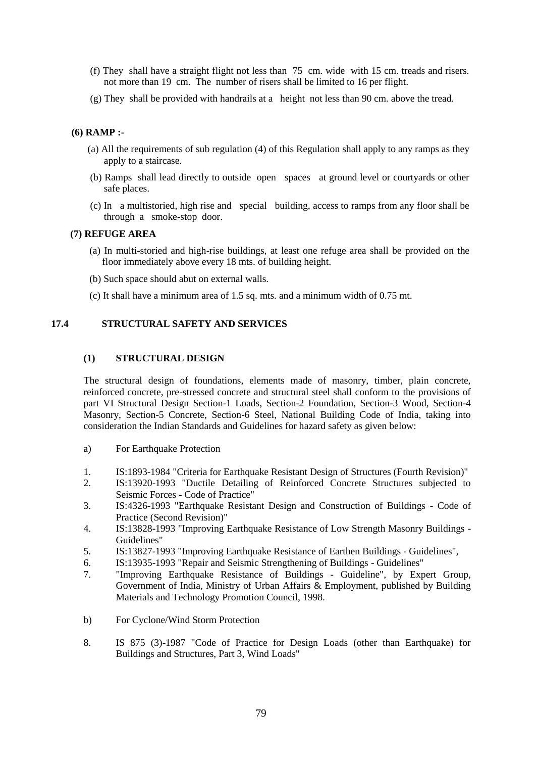(f) They shall have a straight flight not less than 75 cm. wide with 15 cm. treads and risers. not more than 19 cm. The number of risers shall be limited to 16 per flight.

(g) They shall be provided with handrails at a height not less than 90 cm. above the tread.

**(6) RAMP :-**

(a) All the requirements of sub regulation (4) of this Regulation shall apply to any ramps as they apply to a staircase.

(b) Ramps shall lead directly to outside open spaces at ground level or courtyards or other safe places.

(c) In a multistoried, high rise and special building, access to ramps from any floor shall be through a smoke-stop door.

**(7) REFUGE AREA**

(a) In multi-storied and high-rise buildings, at least one refuge area shall be provided on the floor immediately above every 18 mts. of building height.

(b) Such space should abut on external walls.

(c) It shall have a minimum area of 1.5 sq. mts. and a minimum width of 0.75 mt.

## 17.4 STRUCTURAL SAFETY AND SERVICES

### (1) STRUCTURAL DESIGN

The structural design of foundations, elements made of masonry, timber, plain concrete, reinforced concrete, pre-stressed concrete and structural steel shall conform to the provisions of part VI Structural Design Section-1 Loads, Section-2 Foundation, Section-3 Wood, Section-4 Masonry, Section-5 Concrete, Section-6 Steel, National Building Code of India, taking into consideration the Indian Standards and Guidelines for hazard safety as given below:

a) For Earthquake Protection

1. IS:1893-1984 "Criteria for Earthquake Resistant Design of Structures (Fourth Revision)"
2. IS:13920-1993 "Ductile Detailing of Reinforced Concrete Structures subjected to Seismic Forces - Code of Practice"
3. IS:4326-1993 "Earthquake Resistant Design and Construction of Buildings - Code of Practice (Second Revision)"
4. IS:13828-1993 "Improving Earthquake Resistance of Low Strength Masonry Buildings - Guidelines"
5. IS:13827-1993 "Improving Earthquake Resistance of Earthen Buildings - Guidelines",
6. IS:13935-1993 "Repair and Seismic Strengthening of Buildings - Guidelines"
7. "Improving Earthquake Resistance of Buildings - Guideline", by Expert Group, Government of India, Ministry of Urban Affairs & Employment, published by Building Materials and Technology Promotion Council, 1998.

b) For Cyclone/Wind Storm Protection

8. IS 875 (3)-1987 "Code of Practice for Design Loads (other than Earthquake) for Buildings and Structures, Part 3, Wind Loads"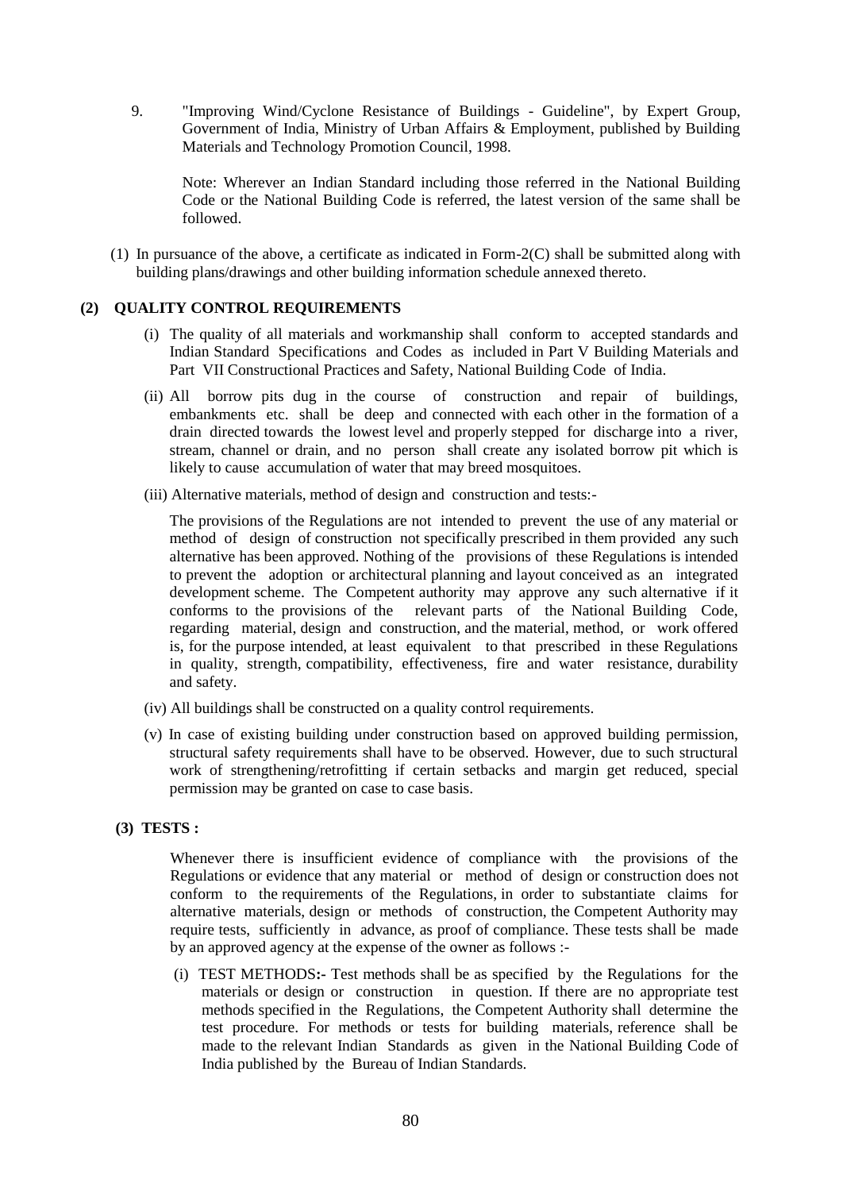9. "Improving Wind/Cyclone Resistance of Buildings - Guideline", by Expert Group, Government of India, Ministry of Urban Affairs & Employment, published by Building Materials and Technology Promotion Council, 1998.

   Note: Wherever an Indian Standard including those referred in the National Building Code or the National Building Code is referred, the latest version of the same shall be followed.

(1) In pursuance of the above, a certificate as indicated in Form-2(C) shall be submitted along with building plans/drawings and other building information schedule annexed thereto.

**(2) QUALITY CONTROL REQUIREMENTS**

(i) The quality of all materials and workmanship shall conform to accepted standards and Indian Standard Specifications and Codes as included in Part V Building Materials and Part VII Constructional Practices and Safety, National Building Code of India.

(ii) All borrow pits dug in the course of construction and repair of buildings, embankments etc. shall be deep and connected with each other in the formation of a drain directed towards the lowest level and properly stepped for discharge into a river, stream, channel or drain, and no person shall create any isolated borrow pit which is likely to cause accumulation of water that may breed mosquitoes.

(iii) Alternative materials, method of design and construction and tests:-

The provisions of the Regulations are not intended to prevent the use of any material or method of design of construction not specifically prescribed in them provided any such alternative has been approved. Nothing of the provisions of these Regulations is intended to prevent the adoption or architectural planning and layout conceived as an integrated development scheme. The Competent authority may approve any such alternative if it conforms to the provisions of the relevant parts of the National Building Code, regarding material, design and construction, and the material, method, or work offered is, for the purpose intended, at least equivalent to that prescribed in these Regulations in quality, strength, compatibility, effectiveness, fire and water resistance, durability and safety.

(iv) All buildings shall be constructed on a quality control requirements.

(v) In case of existing building under construction based on approved building permission, structural safety requirements shall have to be observed. However, due to such structural work of strengthening/retrofitting if certain setbacks and margin get reduced, special permission may be granted on case to case basis.

**(3) TESTS :**

Whenever there is insufficient evidence of compliance with the provisions of the Regulations or evidence that any material or method of design or construction does not conform to the requirements of the Regulations, in order to substantiate claims for alternative materials, design or methods of construction, the Competent Authority may require tests, sufficiently in advance, as proof of compliance. These tests shall be made by an approved agency at the expense of the owner as follows :-

(i) TEST METHODS**:-** Test methods shall be as specified by the Regulations for the materials or design or construction in question. If there are no appropriate test methods specified in the Regulations, the Competent Authority shall determine the test procedure. For methods or tests for building materials, reference shall be made to the relevant Indian Standards as given in the National Building Code of India published by the Bureau of Indian Standards.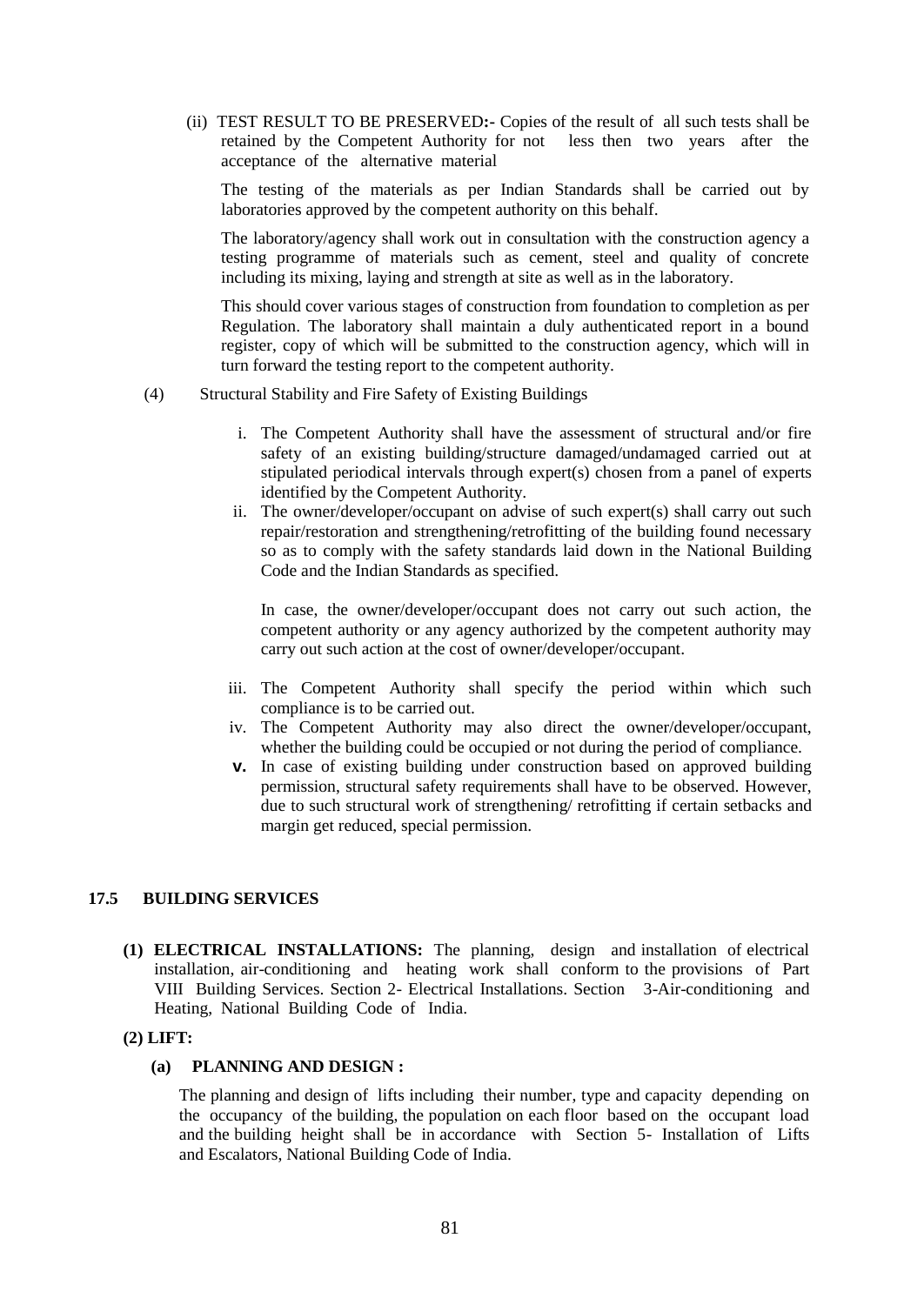(ii) TEST RESULT TO BE PRESERVED**:-** Copies of the result of all such tests shall be retained by the Competent Authority for not less then two years after the acceptance of the alternative material

The testing of the materials as per Indian Standards shall be carried out by laboratories approved by the competent authority on this behalf.

The laboratory/agency shall work out in consultation with the construction agency a testing programme of materials such as cement, steel and quality of concrete including its mixing, laying and strength at site as well as in the laboratory.

This should cover various stages of construction from foundation to completion as per Regulation. The laboratory shall maintain a duly authenticated report in a bound register, copy of which will be submitted to the construction agency, which will in turn forward the testing report to the competent authority.

(4) Structural Stability and Fire Safety of Existing Buildings

i. The Competent Authority shall have the assessment of structural and/or fire safety of an existing building/structure damaged/undamaged carried out at stipulated periodical intervals through expert(s) chosen from a panel of experts identified by the Competent Authority.

ii. The owner/developer/occupant on advise of such expert(s) shall carry out such repair/restoration and strengthening/retrofitting of the building found necessary so as to comply with the safety standards laid down in the National Building Code and the Indian Standards as specified.

   In case, the owner/developer/occupant does not carry out such action, the competent authority or any agency authorized by the competent authority may carry out such action at the cost of owner/developer/occupant.

iii. The Competent Authority shall specify the period within which such compliance is to be carried out.

iv. The Competent Authority may also direct the owner/developer/occupant, whether the building could be occupied or not during the period of compliance.

v. In case of existing building under construction based on approved building permission, structural safety requirements shall have to be observed. However, due to such structural work of strengthening/ retrofitting if certain setbacks and margin get reduced, special permission.

## 17.5 BUILDING SERVICES

**(1) ELECTRICAL INSTALLATIONS:** The planning, design and installation of electrical installation, air-conditioning and heating work shall conform to the provisions of Part VIII Building Services. Section 2- Electrical Installations. Section 3-Air-conditioning and Heating, National Building Code of India.

**(2) LIFT:**

**(a) PLANNING AND DESIGN :**

The planning and design of lifts including their number, type and capacity depending on the occupancy of the building, the population on each floor based on the occupant load and the building height shall be in accordance with Section 5- Installation of Lifts and Escalators, National Building Code of India.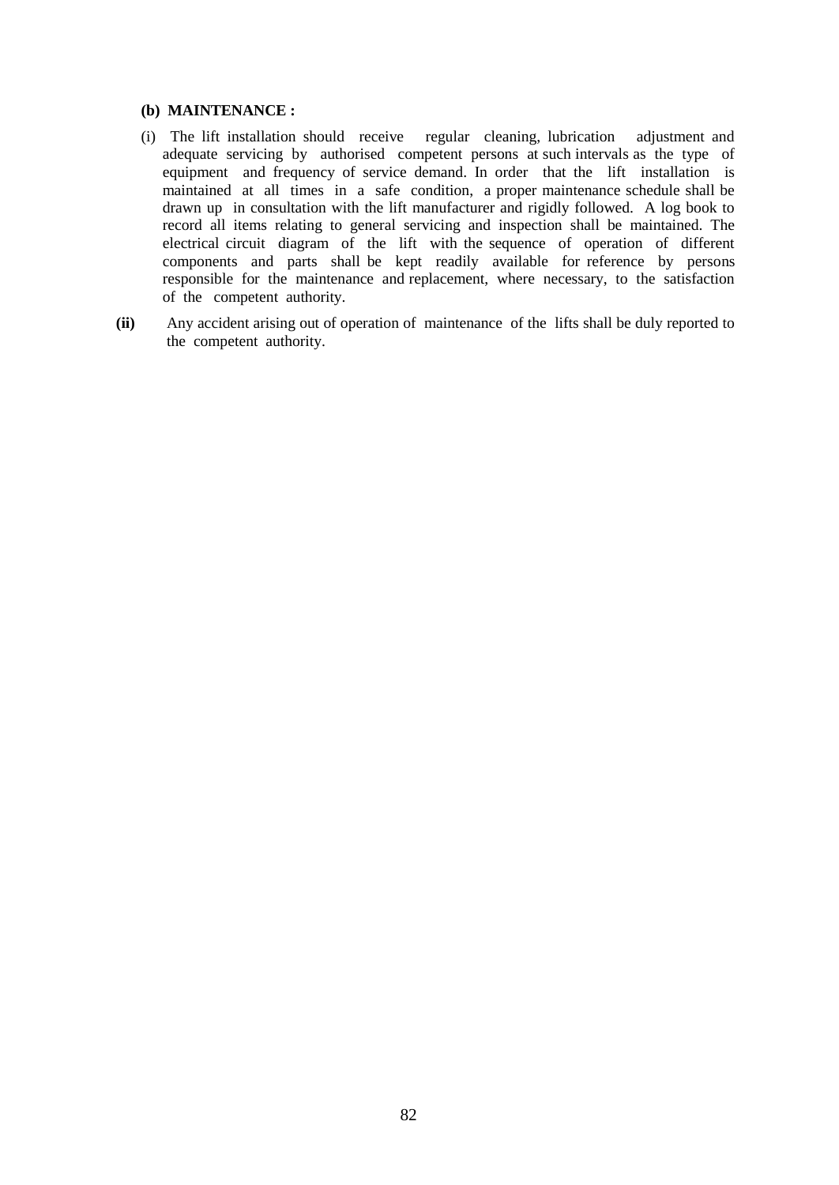**(b) MAINTENANCE :**

(i) The lift installation should receive regular cleaning, lubrication adjustment and adequate servicing by authorised competent persons at such intervals as the type of equipment and frequency of service demand. In order that the lift installation is maintained at all times in a safe condition, a proper maintenance schedule shall be drawn up in consultation with the lift manufacturer and rigidly followed. A log book to record all items relating to general servicing and inspection shall be maintained. The electrical circuit diagram of the lift with the sequence of operation of different components and parts shall be kept readily available for reference by persons responsible for the maintenance and replacement, where necessary, to the satisfaction of the competent authority.

**(ii)** Any accident arising out of operation of maintenance of the lifts shall be duly reported to the competent authority.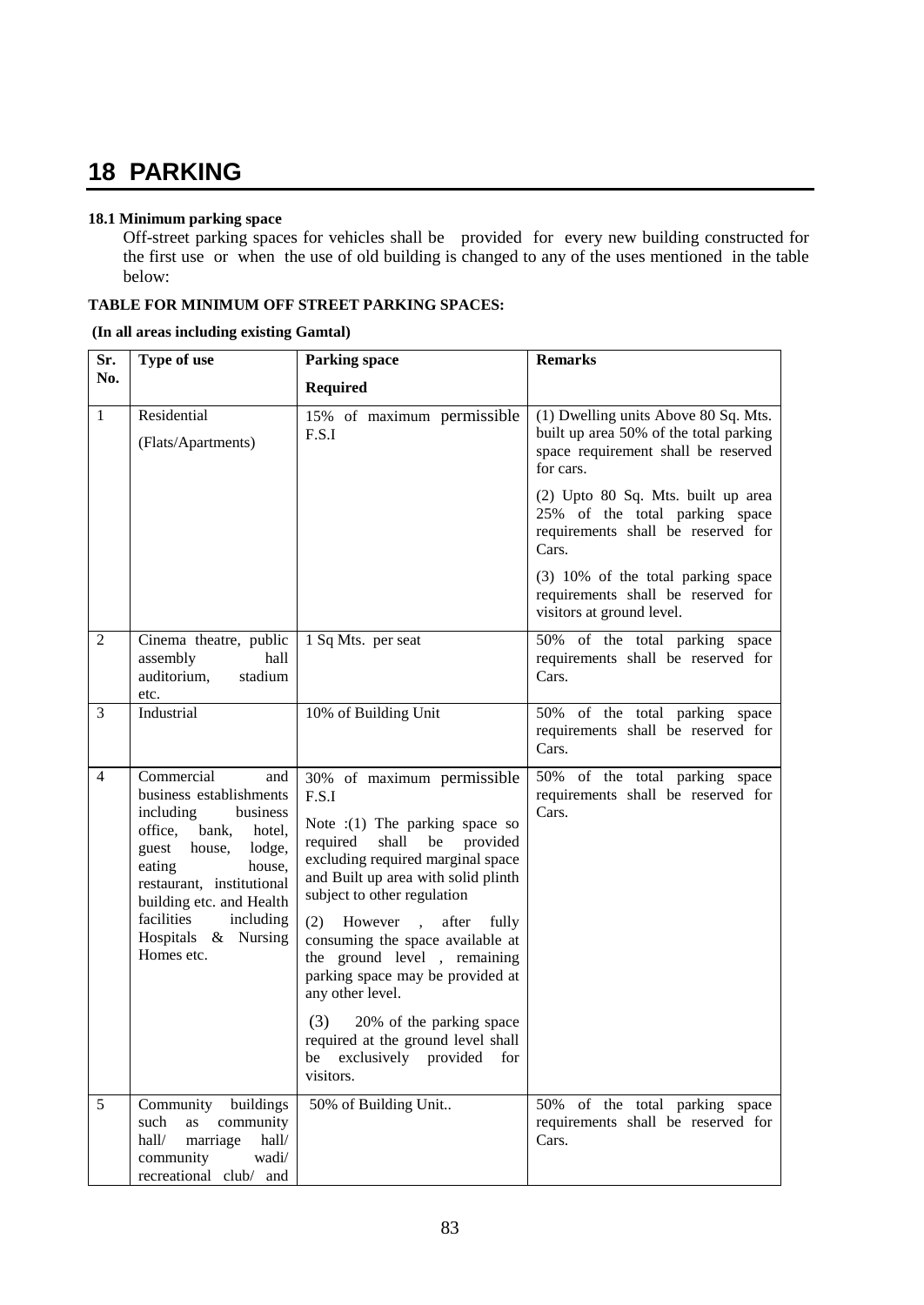# 18 PARKING

### 18.1 Minimum parking space

Off-street parking spaces for vehicles shall be provided for every new building constructed for the first use or when the use of old building is changed to any of the uses mentioned in the table below:

**TABLE FOR MINIMUM OFF STREET PARKING SPACES:**

**(In all areas including existing Gamtal)**

| Sr. No. | Type of use | Parking space Required | Remarks |
|---|---|---|---|
| 1 | Residential (Flats/Apartments) | 15% of maximum permissible F.S.I | (1) Dwelling units Above 80 Sq. Mts. built up area 50% of the total parking space requirement shall be reserved for cars.<br>(2) Upto 80 Sq. Mts. built up area 25% of the total parking space requirements shall be reserved for Cars.<br>(3) 10% of the total parking space requirements shall be reserved for visitors at ground level. |
| 2 | Cinema theatre, public assembly hall auditorium, stadium etc. | 1 Sq Mts. per seat | 50% of the total parking space requirements shall be reserved for Cars. |
| 3 | Industrial | 10% of Building Unit | 50% of the total parking space requirements shall be reserved for Cars. |
| 4 | Commercial and business establishments including business office, bank, hotel, guest house, lodge, eating house, restaurant, institutional building etc. and Health facilities including Hospitals & Nursing Homes etc. | 30% of maximum permissible F.S.I<br>Note :(1) The parking space so required shall be provided excluding required marginal space and Built up area with solid plinth subject to other regulation<br>(2) However , after fully consuming the space available at the ground level , remaining parking space may be provided at any other level.<br>(3) 20% of the parking space required at the ground level shall be exclusively provided for visitors. | 50% of the total parking space requirements shall be reserved for Cars. |
| 5 | Community buildings such as community hall/ marriage hall/ community wadi/ recreational club/ and | 50% of Building Unit.. | 50% of the total parking space requirements shall be reserved for Cars. |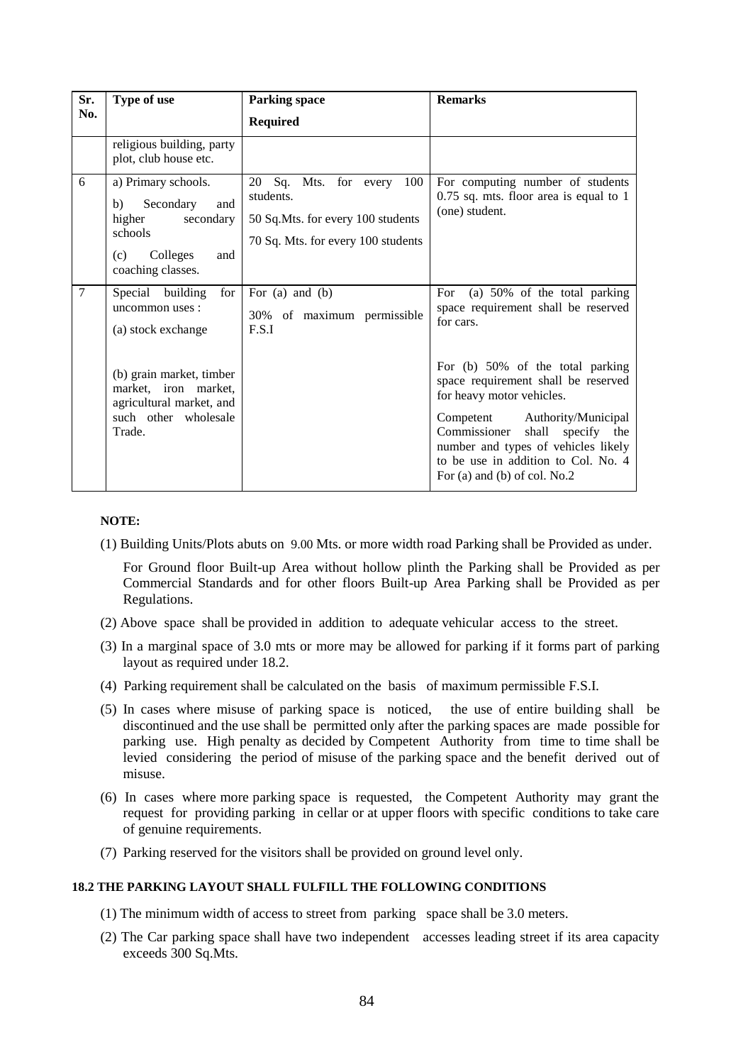| Sr. No. | Type of use | Parking space Required | Remarks |
|---|---|---|---|
| | religious building, party plot, club house etc. | | |
| 6 | a) Primary schools.<br>b) Secondary and higher secondary schools<br>(c) Colleges and coaching classes. | 20 Sq. Mts. for every 100 students.<br>50 Sq.Mts. for every 100 students<br>70 Sq. Mts. for every 100 students | For computing number of students 0.75 sq. mts. floor area is equal to 1 (one) student. |
| 7 | Special building for uncommon uses :<br>(a) stock exchange<br><br>(b) grain market, timber market, iron market, agricultural market, and such other wholesale Trade. | For (a) and (b)<br>30% of maximum permissible F.S.I | For (a) 50% of the total parking space requirement shall be reserved for cars.<br><br>For (b) 50% of the total parking space requirement shall be reserved for heavy motor vehicles.<br>Competent Authority/Municipal Commissioner shall specify the number and types of vehicles likely to be use in addition to Col. No. 4 For (a) and (b) of col. No.2 |

**NOTE:**

(1) Building Units/Plots abuts on 9.00 Mts. or more width road Parking shall be Provided as under.

For Ground floor Built-up Area without hollow plinth the Parking shall be Provided as per Commercial Standards and for other floors Built-up Area Parking shall be Provided as per Regulations.

(2) Above space shall be provided in addition to adequate vehicular access to the street.

(3) In a marginal space of 3.0 mts or more may be allowed for parking if it forms part of parking layout as required under 18.2.

(4) Parking requirement shall be calculated on the basis of maximum permissible F.S.I.

(5) In cases where misuse of parking space is noticed, the use of entire building shall be discontinued and the use shall be permitted only after the parking spaces are made possible for parking use. High penalty as decided by Competent Authority from time to time shall be levied considering the period of misuse of the parking space and the benefit derived out of misuse.

(6) In cases where more parking space is requested, the Competent Authority may grant the request for providing parking in cellar or at upper floors with specific conditions to take care of genuine requirements.

(7) Parking reserved for the visitors shall be provided on ground level only.

#### 18.2 THE PARKING LAYOUT SHALL FULFILL THE FOLLOWING CONDITIONS

(1) The minimum width of access to street from parking space shall be 3.0 meters.

(2) The Car parking space shall have two independent accesses leading street if its area capacity exceeds 300 Sq.Mts.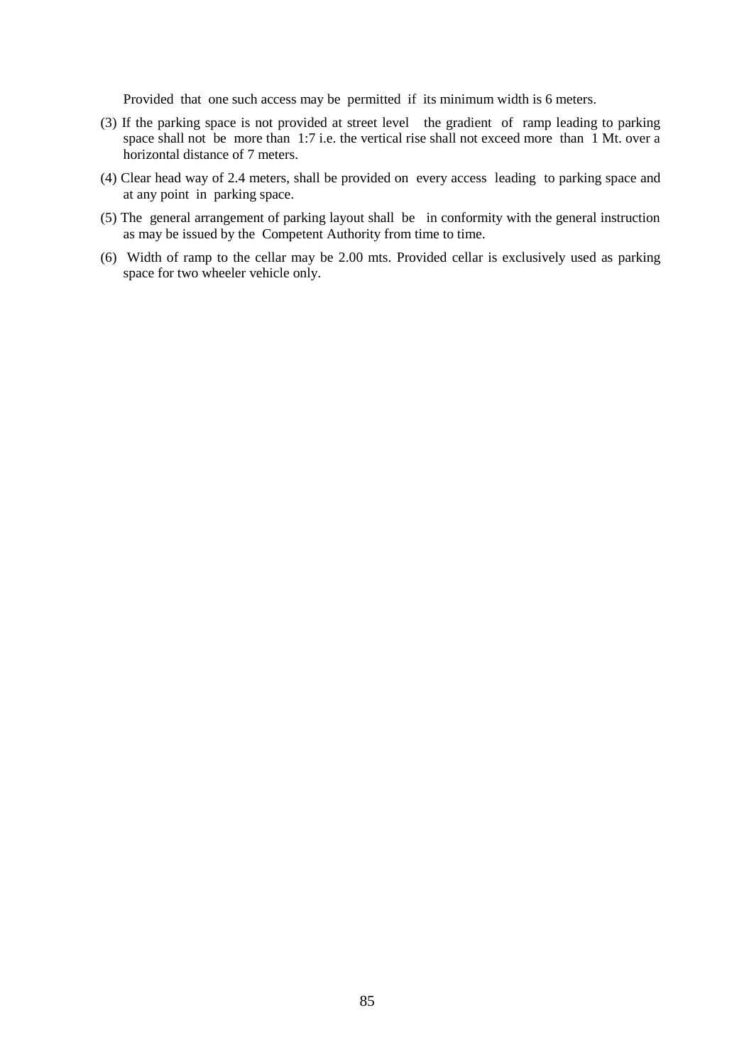Provided that one such access may be permitted if its minimum width is 6 meters.

(3) If the parking space is not provided at street level the gradient of ramp leading to parking space shall not be more than 1:7 i.e. the vertical rise shall not exceed more than 1 Mt. over a horizontal distance of 7 meters.

(4) Clear head way of 2.4 meters, shall be provided on every access leading to parking space and at any point in parking space.

(5) The general arrangement of parking layout shall be in conformity with the general instruction as may be issued by the Competent Authority from time to time.

(6) Width of ramp to the cellar may be 2.00 mts. Provided cellar is exclusively used as parking space for two wheeler vehicle only.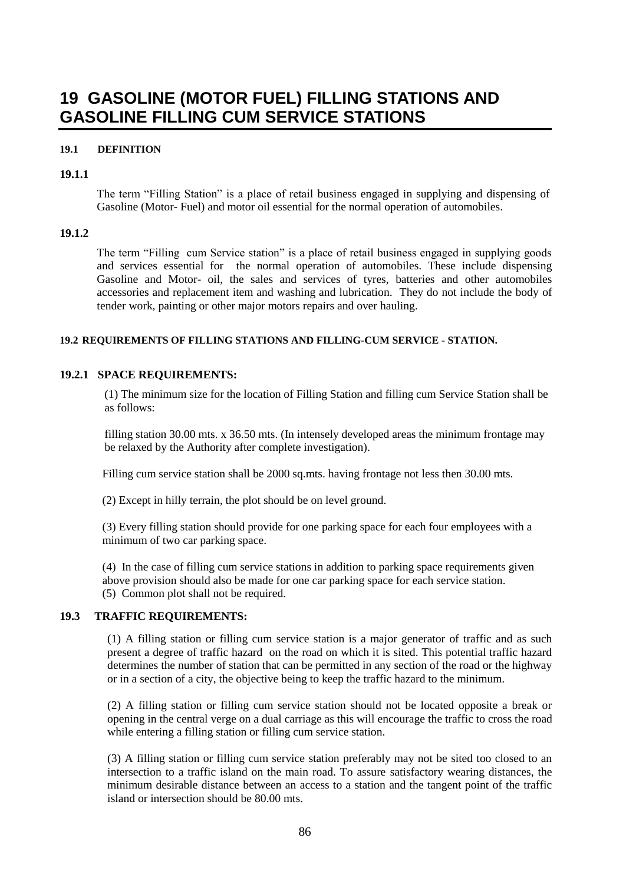# 19 GASOLINE (MOTOR FUEL) FILLING STATIONS AND GASOLINE FILLING CUM SERVICE STATIONS

#### 19.1 DEFINITION

#### 19.1.1

The term "Filling Station" is a place of retail business engaged in supplying and dispensing of Gasoline (Motor- Fuel) and motor oil essential for the normal operation of automobiles.

#### 19.1.2

The term "Filling cum Service station" is a place of retail business engaged in supplying goods and services essential for the normal operation of automobiles. These include dispensing Gasoline and Motor- oil, the sales and services of tyres, batteries and other automobiles accessories and replacement item and washing and lubrication. They do not include the body of tender work, painting or other major motors repairs and over hauling.

#### 19.2 REQUIREMENTS OF FILLING STATIONS AND FILLING-CUM SERVICE - STATION.

#### 19.2.1 SPACE REQUIREMENTS:

(1) The minimum size for the location of Filling Station and filling cum Service Station shall be as follows:

filling station 30.00 mts. x 36.50 mts. (In intensely developed areas the minimum frontage may be relaxed by the Authority after complete investigation).

Filling cum service station shall be 2000 sq.mts. having frontage not less then 30.00 mts.

(2) Except in hilly terrain, the plot should be on level ground.

(3) Every filling station should provide for one parking space for each four employees with a minimum of two car parking space.

(4) In the case of filling cum service stations in addition to parking space requirements given above provision should also be made for one car parking space for each service station.

(5) Common plot shall not be required.

#### 19.3 TRAFFIC REQUIREMENTS:

(1) A filling station or filling cum service station is a major generator of traffic and as such present a degree of traffic hazard on the road on which it is sited. This potential traffic hazard determines the number of station that can be permitted in any section of the road or the highway or in a section of a city, the objective being to keep the traffic hazard to the minimum.

(2) A filling station or filling cum service station should not be located opposite a break or opening in the central verge on a dual carriage as this will encourage the traffic to cross the road while entering a filling station or filling cum service station.

(3) A filling station or filling cum service station preferably may not be sited too closed to an intersection to a traffic island on the main road. To assure satisfactory wearing distances, the minimum desirable distance between an access to a station and the tangent point of the traffic island or intersection should be 80.00 mts.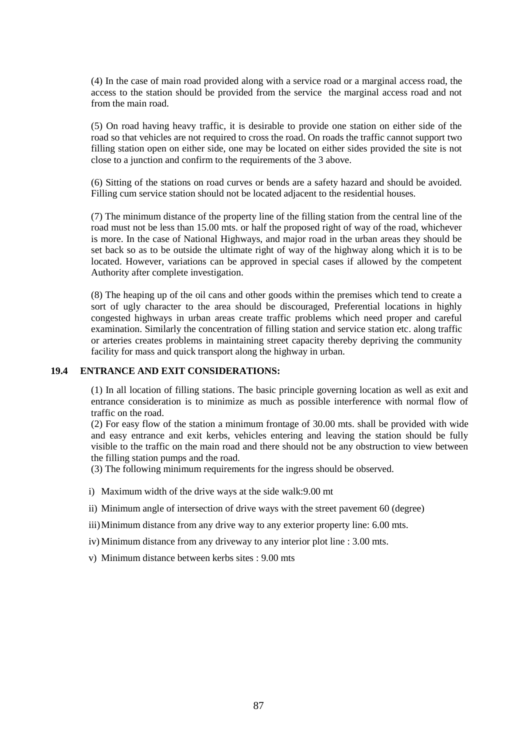(4) In the case of main road provided along with a service road or a marginal access road, the access to the station should be provided from the service  the marginal access road and not from the main road.

(5) On road having heavy traffic, it is desirable to provide one station on either side of the road so that vehicles are not required to cross the road. On roads the traffic cannot support two filling station open on either side, one may be located on either sides provided the site is not close to a junction and confirm to the requirements of the 3 above.

(6) Sitting of the stations on road curves or bends are a safety hazard and should be avoided. Filling cum service station should not be located adjacent to the residential houses.

(7) The minimum distance of the property line of the filling station from the central line of the road must not be less than 15.00 mts. or half the proposed right of way of the road, whichever is more. In the case of National Highways, and major road in the urban areas they should be set back so as to be outside the ultimate right of way of the highway along which it is to be located. However, variations can be approved in special cases if allowed by the competent Authority after complete investigation.

(8) The heaping up of the oil cans and other goods within the premises which tend to create a sort of ugly character to the area should be discouraged, Preferential locations in highly congested highways in urban areas create traffic problems which need proper and careful examination. Similarly the concentration of filling station and service station etc. along traffic or arteries creates problems in maintaining street capacity thereby depriving the community facility for mass and quick transport along the highway in urban.

### 19.4 ENTRANCE AND EXIT CONSIDERATIONS:

(1) In all location of filling stations. The basic principle governing location as well as exit and entrance consideration is to minimize as much as possible interference with normal flow of traffic on the road.

(2) For easy flow of the station a minimum frontage of 30.00 mts. shall be provided with wide and easy entrance and exit kerbs, vehicles entering and leaving the station should be fully visible to the traffic on the main road and there should not be any obstruction to view between the filling station pumps and the road.

(3) The following minimum requirements for the ingress should be observed.

i) Maximum width of the drive ways at the side walk:9.00 mt

ii) Minimum angle of intersection of drive ways with the street pavement 60 (degree)

iii) Minimum distance from any drive way to any exterior property line: 6.00 mts.

iv) Minimum distance from any driveway to any interior plot line : 3.00 mts.

v) Minimum distance between kerbs sites : 9.00 mts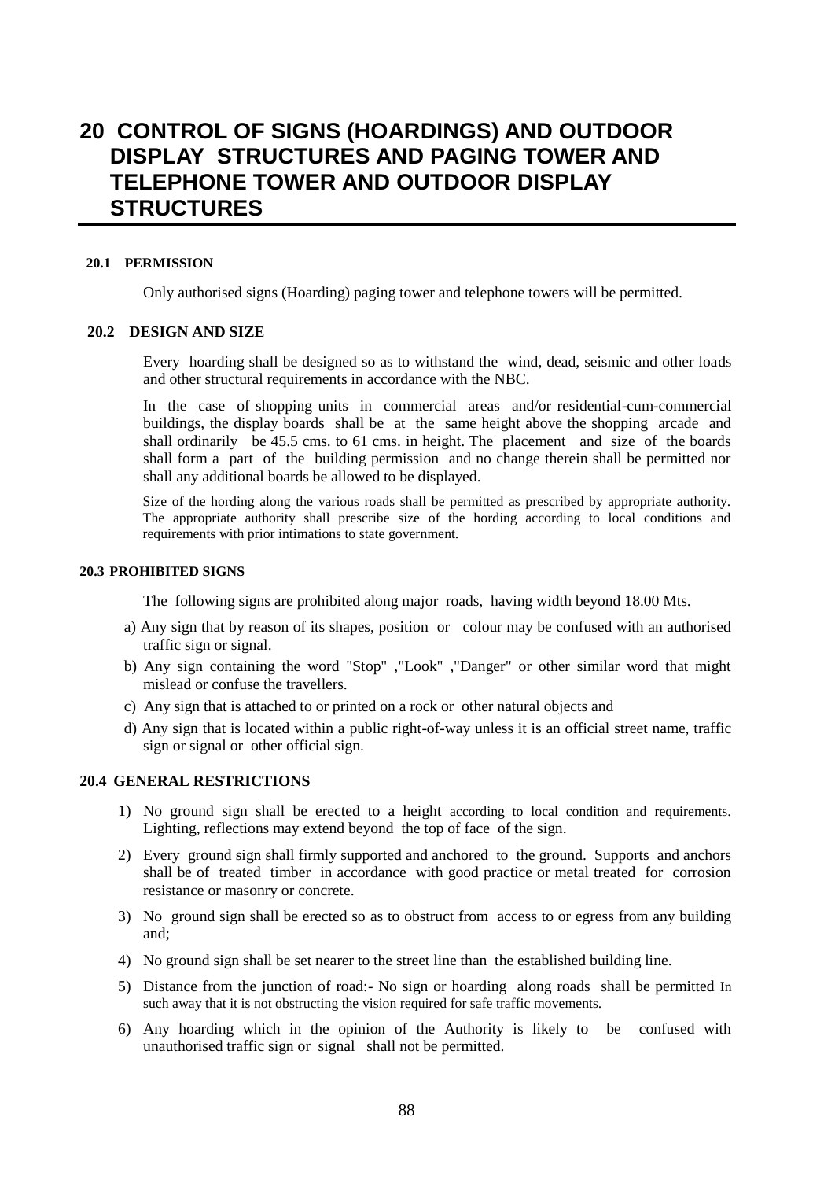# 20 CONTROL OF SIGNS (HOARDINGS) AND OUTDOOR DISPLAY STRUCTURES AND PAGING TOWER AND TELEPHONE TOWER AND OUTDOOR DISPLAY STRUCTURES

## 20.1 PERMISSION

Only authorised signs (Hoarding) paging tower and telephone towers will be permitted.

## 20.2 DESIGN AND SIZE

Every hoarding shall be designed so as to withstand the wind, dead, seismic and other loads and other structural requirements in accordance with the NBC.

In the case of shopping units in commercial areas and/or residential-cum-commercial buildings, the display boards shall be at the same height above the shopping arcade and shall ordinarily be 45.5 cms. to 61 cms. in height. The placement and size of the boards shall form a part of the building permission and no change therein shall be permitted nor shall any additional boards be allowed to be displayed.

Size of the hording along the various roads shall be permitted as prescribed by appropriate authority. The appropriate authority shall prescribe size of the hording according to local conditions and requirements with prior intimations to state government.

## 20.3 PROHIBITED SIGNS

The following signs are prohibited along major roads, having width beyond 18.00 Mts.

a) Any sign that by reason of its shapes, position or colour may be confused with an authorised traffic sign or signal.

b) Any sign containing the word "Stop" ,"Look" ,"Danger" or other similar word that might mislead or confuse the travellers.

c) Any sign that is attached to or printed on a rock or other natural objects and

d) Any sign that is located within a public right-of-way unless it is an official street name, traffic sign or signal or other official sign.

## 20.4 GENERAL RESTRICTIONS

1) No ground sign shall be erected to a height according to local condition and requirements. Lighting, reflections may extend beyond the top of face of the sign.

2) Every ground sign shall firmly supported and anchored to the ground. Supports and anchors shall be of treated timber in accordance with good practice or metal treated for corrosion resistance or masonry or concrete.

3) No ground sign shall be erected so as to obstruct from access to or egress from any building and;

4) No ground sign shall be set nearer to the street line than the established building line.

5) Distance from the junction of road:- No sign or hoarding along roads shall be permitted In such away that it is not obstructing the vision required for safe traffic movements.

6) Any hoarding which in the opinion of the Authority is likely to be confused with unauthorised traffic sign or signal shall not be permitted.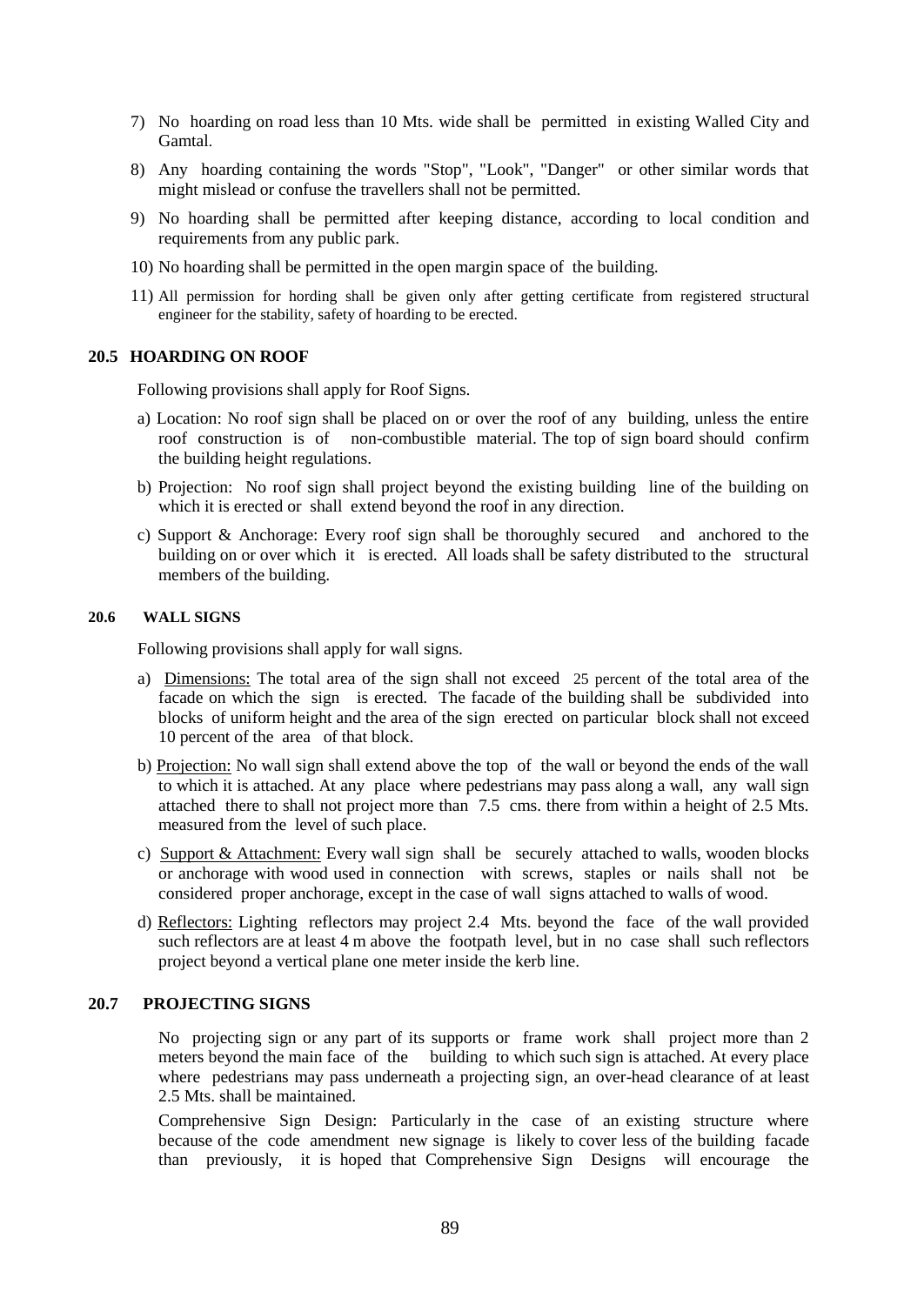7) No hoarding on road less than 10 Mts. wide shall be permitted in existing Walled City and Gamtal.

8) Any hoarding containing the words "Stop", "Look", "Danger" or other similar words that might mislead or confuse the travellers shall not be permitted.

9) No hoarding shall be permitted after keeping distance, according to local condition and requirements from any public park.

10) No hoarding shall be permitted in the open margin space of the building.

11) All permission for hording shall be given only after getting certificate from registered structural engineer for the stability, safety of hoarding to be erected.

### 20.5 HOARDING ON ROOF

Following provisions shall apply for Roof Signs.

a) Location: No roof sign shall be placed on or over the roof of any building, unless the entire roof construction is of non-combustible material. The top of sign board should confirm the building height regulations.

b) Projection: No roof sign shall project beyond the existing building line of the building on which it is erected or shall extend beyond the roof in any direction.

c) Support & Anchorage: Every roof sign shall be thoroughly secured and anchored to the building on or over which it is erected. All loads shall be safety distributed to the structural members of the building.

### 20.6 WALL SIGNS

Following provisions shall apply for wall signs.

a) Dimensions: The total area of the sign shall not exceed 25 percent of the total area of the facade on which the sign is erected. The facade of the building shall be subdivided into blocks of uniform height and the area of the sign erected on particular block shall not exceed 10 percent of the area of that block.

b) Projection: No wall sign shall extend above the top of the wall or beyond the ends of the wall to which it is attached. At any place where pedestrians may pass along a wall, any wall sign attached there to shall not project more than 7.5 cms. there from within a height of 2.5 Mts. measured from the level of such place.

c) Support & Attachment: Every wall sign shall be securely attached to walls, wooden blocks or anchorage with wood used in connection with screws, staples or nails shall not be considered proper anchorage, except in the case of wall signs attached to walls of wood.

d) Reflectors: Lighting reflectors may project 2.4 Mts. beyond the face of the wall provided such reflectors are at least 4 m above the footpath level, but in no case shall such reflectors project beyond a vertical plane one meter inside the kerb line.

### 20.7 PROJECTING SIGNS

No projecting sign or any part of its supports or frame work shall project more than 2 meters beyond the main face of the building to which such sign is attached. At every place where pedestrians may pass underneath a projecting sign, an over-head clearance of at least 2.5 Mts. shall be maintained.

Comprehensive Sign Design: Particularly in the case of an existing structure where because of the code amendment new signage is likely to cover less of the building facade than previously, it is hoped that Comprehensive Sign Designs will encourage the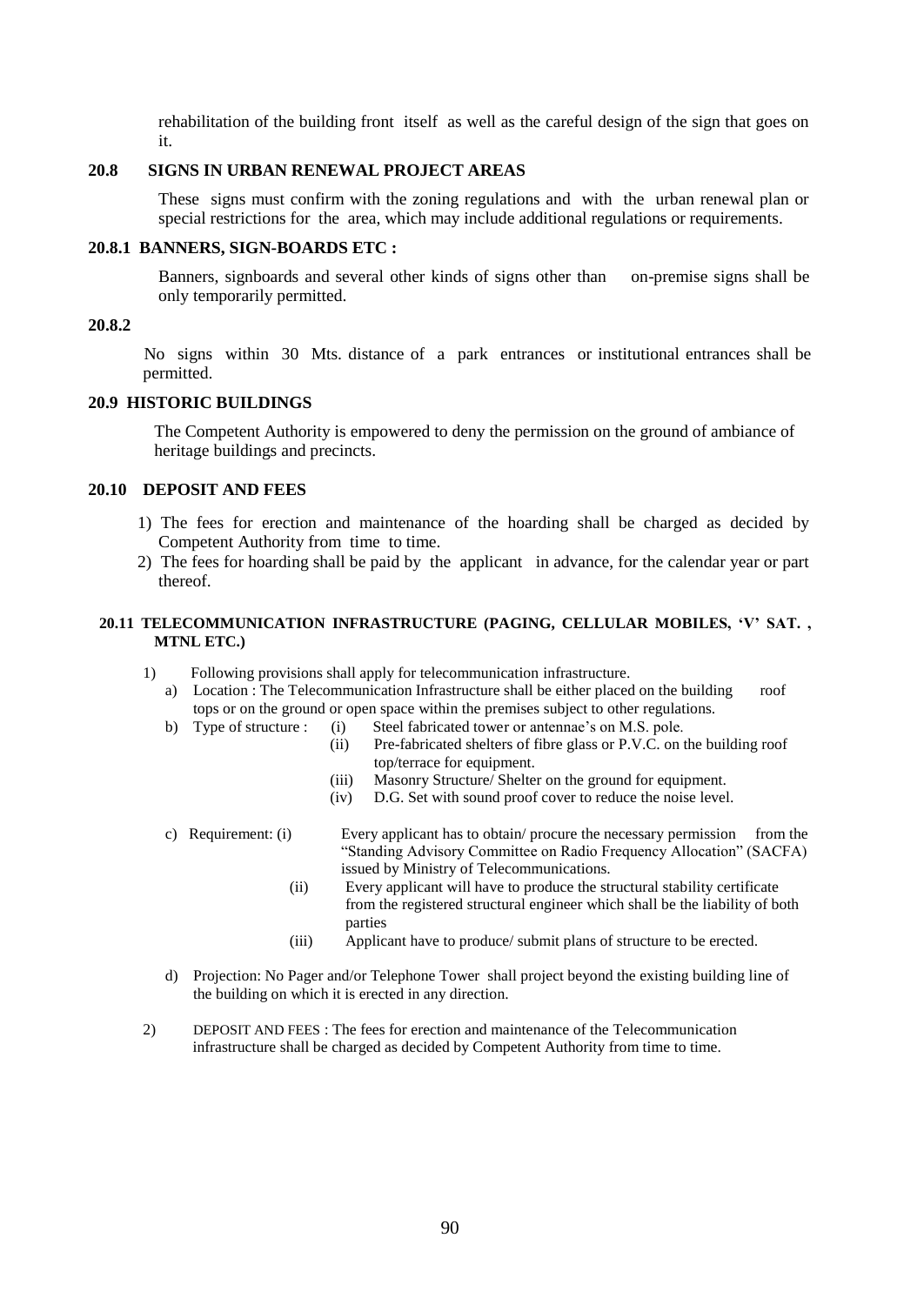rehabilitation of the building front itself as well as the careful design of the sign that goes on it.

### 20.8 SIGNS IN URBAN RENEWAL PROJECT AREAS

These signs must confirm with the zoning regulations and with the urban renewal plan or special restrictions for the area, which may include additional regulations or requirements.

### 20.8.1 BANNERS, SIGN-BOARDS ETC :

Banners, signboards and several other kinds of signs other than on-premise signs shall be only temporarily permitted.

### 20.8.2

No signs within 30 Mts. distance of a park entrances or institutional entrances shall be permitted.

### 20.9 HISTORIC BUILDINGS

The Competent Authority is empowered to deny the permission on the ground of ambiance of heritage buildings and precincts.

### 20.10 DEPOSIT AND FEES

1) The fees for erection and maintenance of the hoarding shall be charged as decided by Competent Authority from time to time.
2) The fees for hoarding shall be paid by the applicant in advance, for the calendar year or part thereof.

### 20.11 TELECOMMUNICATION INFRASTRUCTURE (PAGING, CELLULAR MOBILES, 'V' SAT. , MTNL ETC.)

1) Following provisions shall apply for telecommunication infrastructure.
   a) Location : The Telecommunication Infrastructure shall be either placed on the building roof tops or on the ground or open space within the premises subject to other regulations.
   b) Type of structure :
      (i) Steel fabricated tower or antennae's on M.S. pole.
      (ii) Pre-fabricated shelters of fibre glass or P.V.C. on the building roof top/terrace for equipment.
      (iii) Masonry Structure/ Shelter on the ground for equipment.
      (iv) D.G. Set with sound proof cover to reduce the noise level.
   c) Requirement:
      (i) Every applicant has to obtain/ procure the necessary permission from the "Standing Advisory Committee on Radio Frequency Allocation" (SACFA) issued by Ministry of Telecommunications.
      (ii) Every applicant will have to produce the structural stability certificate from the registered structural engineer which shall be the liability of both parties
      (iii) Applicant have to produce/ submit plans of structure to be erected.
   d) Projection: No Pager and/or Telephone Tower shall project beyond the existing building line of the building on which it is erected in any direction.
2) DEPOSIT AND FEES : The fees for erection and maintenance of the Telecommunication infrastructure shall be charged as decided by Competent Authority from time to time.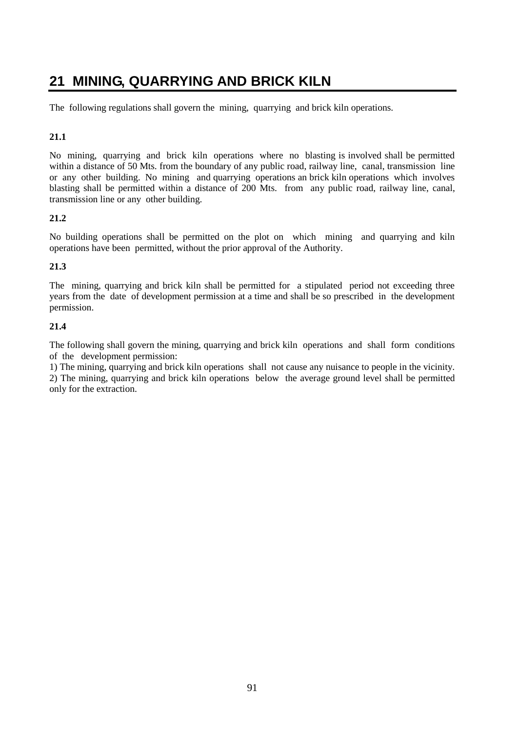# 21 MINING, QUARRYING AND BRICK KILN

The following regulations shall govern the mining, quarrying and brick kiln operations.

### 21.1

No mining, quarrying and brick kiln operations where no blasting is involved shall be permitted within a distance of 50 Mts. from the boundary of any public road, railway line, canal, transmission line or any other building. No mining and quarrying operations an brick kiln operations which involves blasting shall be permitted within a distance of 200 Mts. from any public road, railway line, canal, transmission line or any other building.

### 21.2

No building operations shall be permitted on the plot on which mining and quarrying and kiln operations have been permitted, without the prior approval of the Authority.

### 21.3

The mining, quarrying and brick kiln shall be permitted for a stipulated period not exceeding three years from the date of development permission at a time and shall be so prescribed in the development permission.

### 21.4

The following shall govern the mining, quarrying and brick kiln operations and shall form conditions of the development permission:

1) The mining, quarrying and brick kiln operations shall not cause any nuisance to people in the vicinity.
2) The mining, quarrying and brick kiln operations below the average ground level shall be permitted only for the extraction.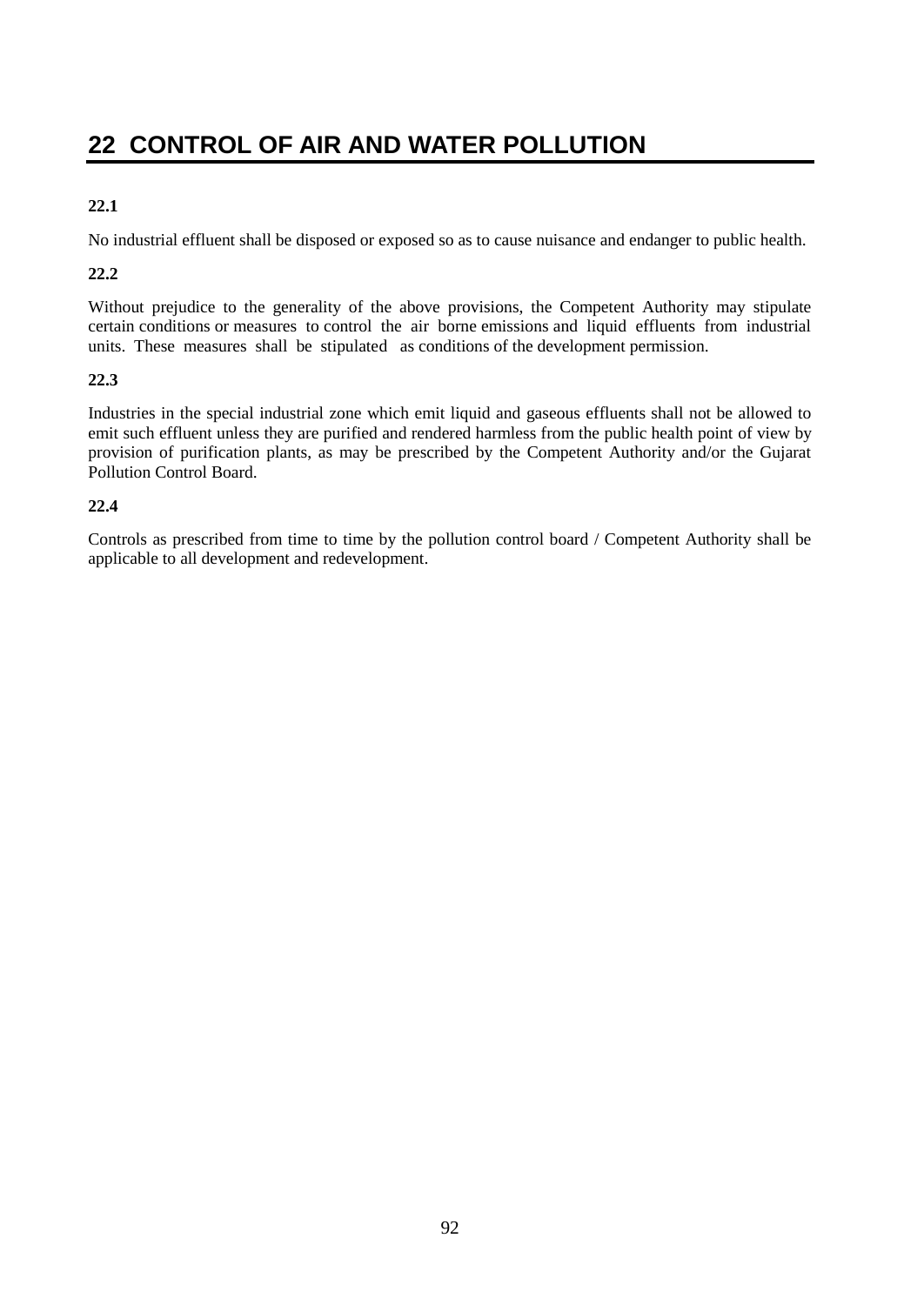# 22 CONTROL OF AIR AND WATER POLLUTION

**22.1**

No industrial effluent shall be disposed or exposed so as to cause nuisance and endanger to public health.

**22.2**

Without prejudice to the generality of the above provisions, the Competent Authority may stipulate certain conditions or measures to control the air borne emissions and liquid effluents from industrial units. These measures shall be stipulated as conditions of the development permission.

**22.3**

Industries in the special industrial zone which emit liquid and gaseous effluents shall not be allowed to emit such effluent unless they are purified and rendered harmless from the public health point of view by provision of purification plants, as may be prescribed by the Competent Authority and/or the Gujarat Pollution Control Board.

**22.4**

Controls as prescribed from time to time by the pollution control board / Competent Authority shall be applicable to all development and redevelopment.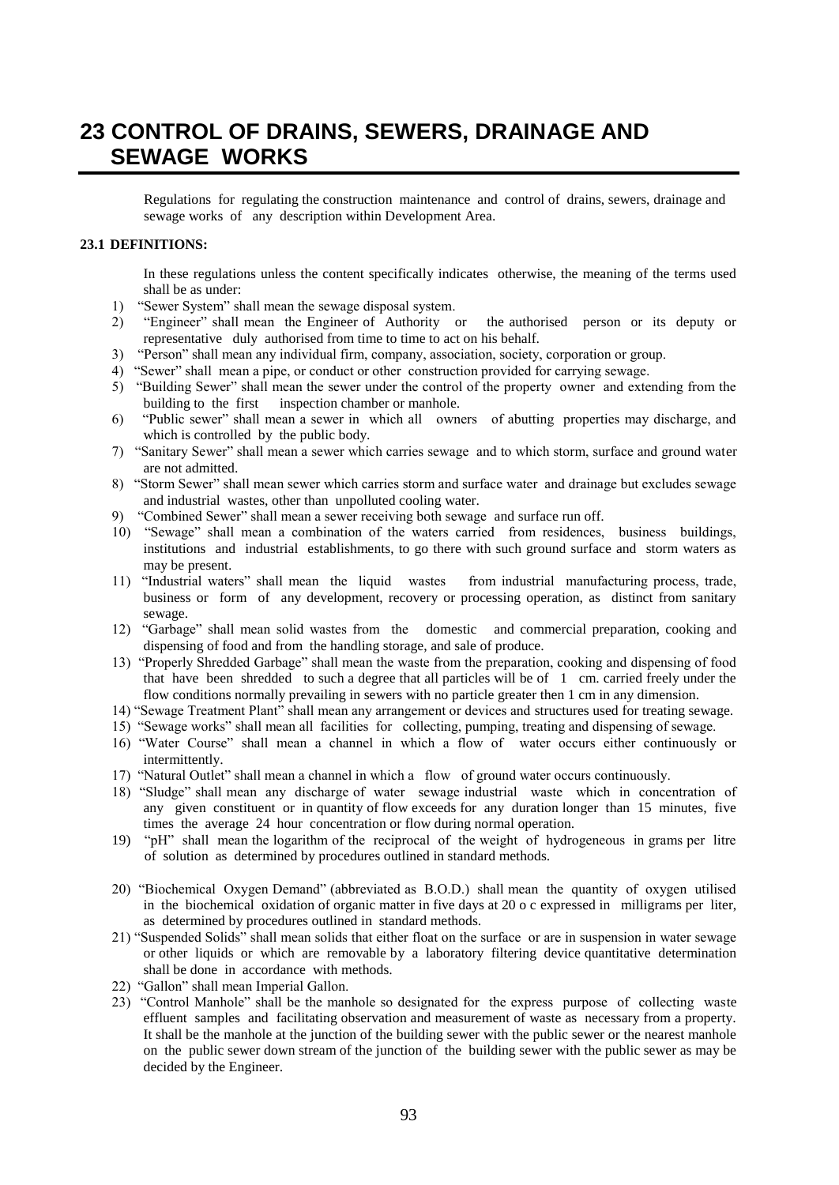# 23 CONTROL OF DRAINS, SEWERS, DRAINAGE AND SEWAGE WORKS

Regulations for regulating the construction maintenance and control of drains, sewers, drainage and sewage works of any description within Development Area.

### 23.1 DEFINITIONS:

In these regulations unless the content specifically indicates otherwise, the meaning of the terms used shall be as under:

1) "Sewer System" shall mean the sewage disposal system.
2) "Engineer" shall mean the Engineer of Authority or the authorised person or its deputy or representative duly authorised from time to time to act on his behalf.
3) "Person" shall mean any individual firm, company, association, society, corporation or group.
4) "Sewer" shall mean a pipe, or conduct or other construction provided for carrying sewage.
5) "Building Sewer" shall mean the sewer under the control of the property owner and extending from the building to the first inspection chamber or manhole.
6) "Public sewer" shall mean a sewer in which all owners of abutting properties may discharge, and which is controlled by the public body.
7) "Sanitary Sewer" shall mean a sewer which carries sewage and to which storm, surface and ground water are not admitted.
8) "Storm Sewer" shall mean sewer which carries storm and surface water and drainage but excludes sewage and industrial wastes, other than unpolluted cooling water.
9) "Combined Sewer" shall mean a sewer receiving both sewage and surface run off.
10) "Sewage" shall mean a combination of the waters carried from residences, business buildings, institutions and industrial establishments, to go there with such ground surface and storm waters as may be present.
11) "Industrial waters" shall mean the liquid wastes from industrial manufacturing process, trade, business or form of any development, recovery or processing operation, as distinct from sanitary sewage.
12) "Garbage" shall mean solid wastes from the domestic and commercial preparation, cooking and dispensing of food and from the handling storage, and sale of produce.
13) "Properly Shredded Garbage" shall mean the waste from the preparation, cooking and dispensing of food that have been shredded to such a degree that all particles will be of 1 cm. carried freely under the flow conditions normally prevailing in sewers with no particle greater then 1 cm in any dimension.
14) "Sewage Treatment Plant" shall mean any arrangement or devices and structures used for treating sewage.
15) "Sewage works" shall mean all facilities for collecting, pumping, treating and dispensing of sewage.
16) "Water Course" shall mean a channel in which a flow of water occurs either continuously or intermittently.
17) "Natural Outlet" shall mean a channel in which a flow of ground water occurs continuously.
18) "Sludge" shall mean any discharge of water sewage industrial waste which in concentration of any given constituent or in quantity of flow exceeds for any duration longer than 15 minutes, five times the average 24 hour concentration or flow during normal operation.
19) "pH" shall mean the logarithm of the reciprocal of the weight of hydrogeneous in grams per litre of solution as determined by procedures outlined in standard methods.
20) "Biochemical Oxygen Demand" (abbreviated as B.O.D.) shall mean the quantity of oxygen utilised in the biochemical oxidation of organic matter in five days at 20 o c expressed in milligrams per liter, as determined by procedures outlined in standard methods.
21) "Suspended Solids" shall mean solids that either float on the surface or are in suspension in water sewage or other liquids or which are removable by a laboratory filtering device quantitative determination shall be done in accordance with methods.
22) "Gallon" shall mean Imperial Gallon.
23) "Control Manhole" shall be the manhole so designated for the express purpose of collecting waste effluent samples and facilitating observation and measurement of waste as necessary from a property. It shall be the manhole at the junction of the building sewer with the public sewer or the nearest manhole on the public sewer down stream of the junction of the building sewer with the public sewer as may be decided by the Engineer.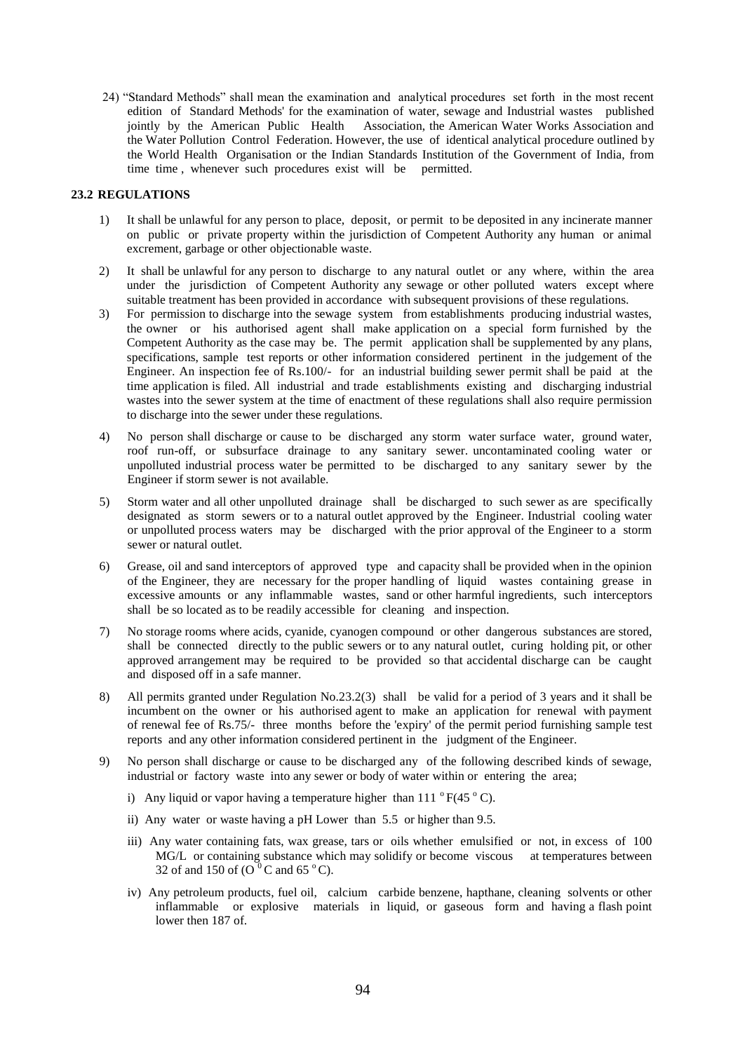24) "Standard Methods" shall mean the examination and analytical procedures set forth in the most recent edition of Standard Methods' for the examination of water, sewage and Industrial wastes published jointly by the American Public Health Association, the American Water Works Association and the Water Pollution Control Federation. However, the use of identical analytical procedure outlined by the World Health Organisation or the Indian Standards Institution of the Government of India, from time time , whenever such procedures exist will be permitted.

## 23.2 REGULATIONS

1) It shall be unlawful for any person to place, deposit, or permit to be deposited in any incinerate manner on public or private property within the jurisdiction of Competent Authority any human or animal excrement, garbage or other objectionable waste.

2) It shall be unlawful for any person to discharge to any natural outlet or any where, within the area under the jurisdiction of Competent Authority any sewage or other polluted waters except where suitable treatment has been provided in accordance with subsequent provisions of these regulations.

3) For permission to discharge into the sewage system from establishments producing industrial wastes, the owner or his authorised agent shall make application on a special form furnished by the Competent Authority as the case may be. The permit application shall be supplemented by any plans, specifications, sample test reports or other information considered pertinent in the judgement of the Engineer. An inspection fee of Rs.100/- for an industrial building sewer permit shall be paid at the time application is filed. All industrial and trade establishments existing and discharging industrial wastes into the sewer system at the time of enactment of these regulations shall also require permission to discharge into the sewer under these regulations.

4) No person shall discharge or cause to be discharged any storm water surface water, ground water, roof run-off, or subsurface drainage to any sanitary sewer. uncontaminated cooling water or unpolluted industrial process water be permitted to be discharged to any sanitary sewer by the Engineer if storm sewer is not available.

5) Storm water and all other unpolluted drainage shall be discharged to such sewer as are specifically designated as storm sewers or to a natural outlet approved by the Engineer. Industrial cooling water or unpolluted process waters may be discharged with the prior approval of the Engineer to a storm sewer or natural outlet.

6) Grease, oil and sand interceptors of approved type and capacity shall be provided when in the opinion of the Engineer, they are necessary for the proper handling of liquid wastes containing grease in excessive amounts or any inflammable wastes, sand or other harmful ingredients, such interceptors shall be so located as to be readily accessible for cleaning and inspection.

7) No storage rooms where acids, cyanide, cyanogen compound or other dangerous substances are stored, shall be connected directly to the public sewers or to any natural outlet, curing holding pit, or other approved arrangement may be required to be provided so that accidental discharge can be caught and disposed off in a safe manner.

8) All permits granted under Regulation No.23.2(3) shall be valid for a period of 3 years and it shall be incumbent on the owner or his authorised agent to make an application for renewal with payment of renewal fee of Rs.75/- three months before the 'expiry' of the permit period furnishing sample test reports and any other information considered pertinent in the judgment of the Engineer.

9) No person shall discharge or cause to be discharged any of the following described kinds of sewage, industrial or factory waste into any sewer or body of water within or entering the area;

   i) Any liquid or vapor having a temperature higher than 111 $^{o}$F(45 $^{o}$C).

   ii) Any water or waste having a pH Lower than 5.5 or higher than 9.5.

   iii) Any water containing fats, wax grease, tars or oils whether emulsified or not, in excess of 100 MG/L or containing substance which may solidify or become viscous at temperatures between 32 of and 150 of (O $^{0}$C and 65 $^{o}$C).

   iv) Any petroleum products, fuel oil, calcium carbide benzene, hapthane, cleaning solvents or other inflammable or explosive materials in liquid, or gaseous form and having a flash point lower then 187 of.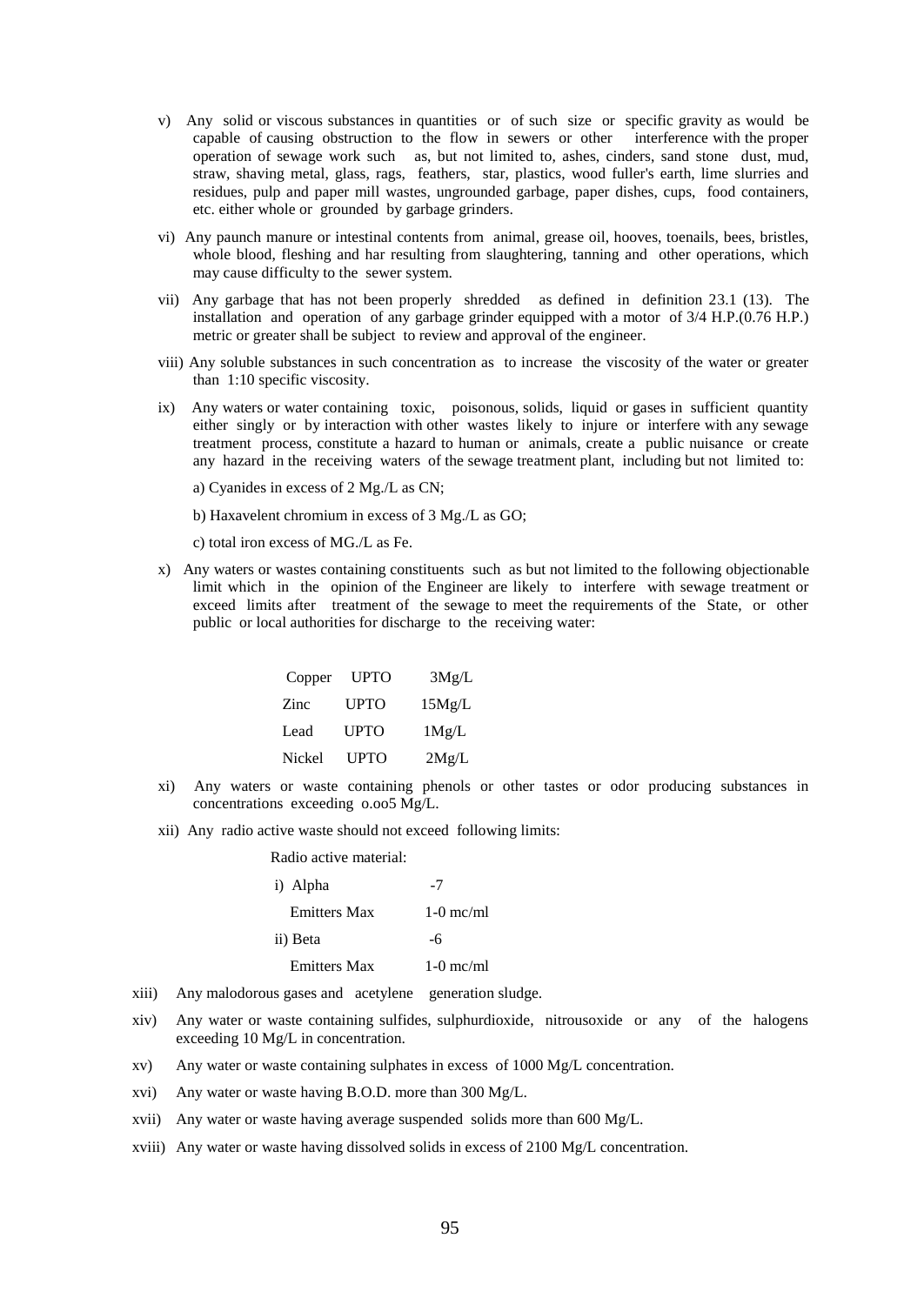v) Any solid or viscous substances in quantities or of such size or specific gravity as would be capable of causing obstruction to the flow in sewers or other interference with the proper operation of sewage work such as, but not limited to, ashes, cinders, sand stone dust, mud, straw, shaving metal, glass, rags, feathers, star, plastics, wood fuller's earth, lime slurries and residues, pulp and paper mill wastes, ungrounded garbage, paper dishes, cups, food containers, etc. either whole or grounded by garbage grinders.

vi) Any paunch manure or intestinal contents from animal, grease oil, hooves, toenails, bees, bristles, whole blood, fleshing and har resulting from slaughtering, tanning and other operations, which may cause difficulty to the sewer system.

vii) Any garbage that has not been properly shredded as defined in definition 23.1 (13). The installation and operation of any garbage grinder equipped with a motor of 3/4 H.P.(0.76 H.P.) metric or greater shall be subject to review and approval of the engineer.

viii) Any soluble substances in such concentration as to increase the viscosity of the water or greater than 1:10 specific viscosity.

ix) Any waters or water containing toxic, poisonous, solids, liquid or gases in sufficient quantity either singly or by interaction with other wastes likely to injure or interfere with any sewage treatment process, constitute a hazard to human or animals, create a public nuisance or create any hazard in the receiving waters of the sewage treatment plant, including but not limited to:

a) Cyanides in excess of 2 Mg./L as CN;

b) Haxavelent chromium in excess of 3 Mg./L as GO;

c) total iron excess of MG./L as Fe.

x) Any waters or wastes containing constituents such as but not limited to the following objectionable limit which in the opinion of the Engineer are likely to interfere with sewage treatment or exceed limits after treatment of the sewage to meet the requirements of the State, or other public or local authorities for discharge to the receiving water:

| | | |
|---|---|---|
| Copper | UPTO | 3Mg/L |
| Zinc | UPTO | 15Mg/L |
| Lead | UPTO | 1Mg/L |
| Nickel | UPTO | 2Mg/L |

xi) Any waters or waste containing phenols or other tastes or odor producing substances in concentrations exceeding o.oo5 Mg/L.

xii) Any radio active waste should not exceed following limits:

Radio active material:

| | |
|---|---|
| i) Alpha | -7 |
| Emitters Max | 1-0 mc/ml |
| ii) Beta | -6 |
| Emitters Max | 1-0 mc/ml |

xiii) Any malodorous gases and acetylene generation sludge.

xiv) Any water or waste containing sulfides, sulphurdioxide, nitrousoxide or any of the halogens exceeding 10 Mg/L in concentration.

xv) Any water or waste containing sulphates in excess of 1000 Mg/L concentration.

xvi) Any water or waste having B.O.D. more than 300 Mg/L.

xvii) Any water or waste having average suspended solids more than 600 Mg/L.

xviii) Any water or waste having dissolved solids in excess of 2100 Mg/L concentration.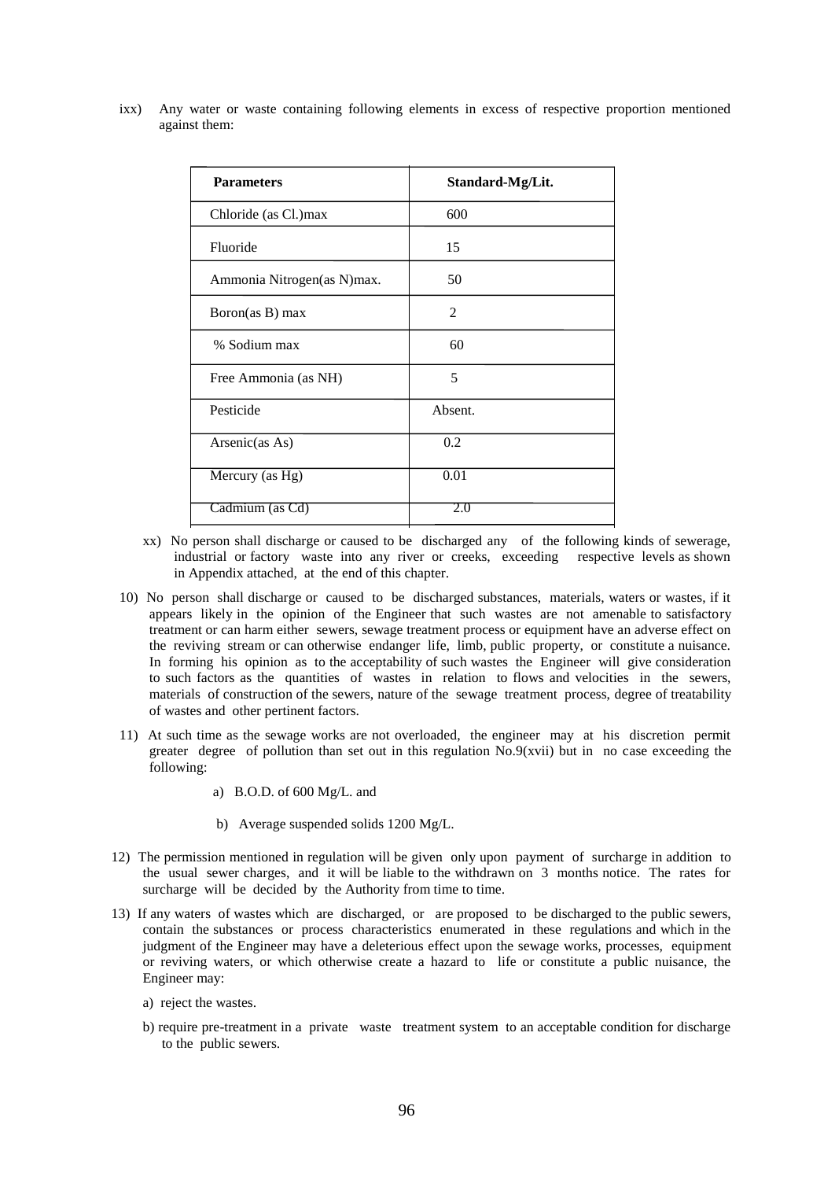ixx) Any water or waste containing following elements in excess of respective proportion mentioned against them:

| Parameters | Standard-Mg/Lit. |
|---|---|
| Chloride (as Cl.)max | 600 |
| Fluoride | 15 |
| Ammonia Nitrogen(as N)max. | 50 |
| Boron(as B) max | 2 |
| % Sodium max | 60 |
| Free Ammonia (as NH) | 5 |
| Pesticide | Absent. |
| Arsenic(as As) | 0.2 |
| Mercury (as Hg) | 0.01 |
| Cadmium (as Cd) | 2.0 |

xx) No person shall discharge or caused to be discharged any of the following kinds of sewerage, industrial or factory waste into any river or creeks, exceeding respective levels as shown in Appendix attached, at the end of this chapter.

10) No person shall discharge or caused to be discharged substances, materials, waters or wastes, if it appears likely in the opinion of the Engineer that such wastes are not amenable to satisfactory treatment or can harm either sewers, sewage treatment process or equipment have an adverse effect on the reviving stream or can otherwise endanger life, limb, public property, or constitute a nuisance. In forming his opinion as to the acceptability of such wastes the Engineer will give consideration to such factors as the quantities of wastes in relation to flows and velocities in the sewers, materials of construction of the sewers, nature of the sewage treatment process, degree of treatability of wastes and other pertinent factors.

11) At such time as the sewage works are not overloaded, the engineer may at his discretion permit greater degree of pollution than set out in this regulation No.9(xvii) but in no case exceeding the following:

a) B.O.D. of 600 Mg/L. and

b) Average suspended solids 1200 Mg/L.

12) The permission mentioned in regulation will be given only upon payment of surcharge in addition to the usual sewer charges, and it will be liable to the withdrawn on 3 months notice. The rates for surcharge will be decided by the Authority from time to time.

13) If any waters of wastes which are discharged, or are proposed to be discharged to the public sewers, contain the substances or process characteristics enumerated in these regulations and which in the judgment of the Engineer may have a deleterious effect upon the sewage works, processes, equipment or reviving waters, or which otherwise create a hazard to life or constitute a public nuisance, the Engineer may:

a) reject the wastes.

b) require pre-treatment in a private waste treatment system to an acceptable condition for discharge to the public sewers.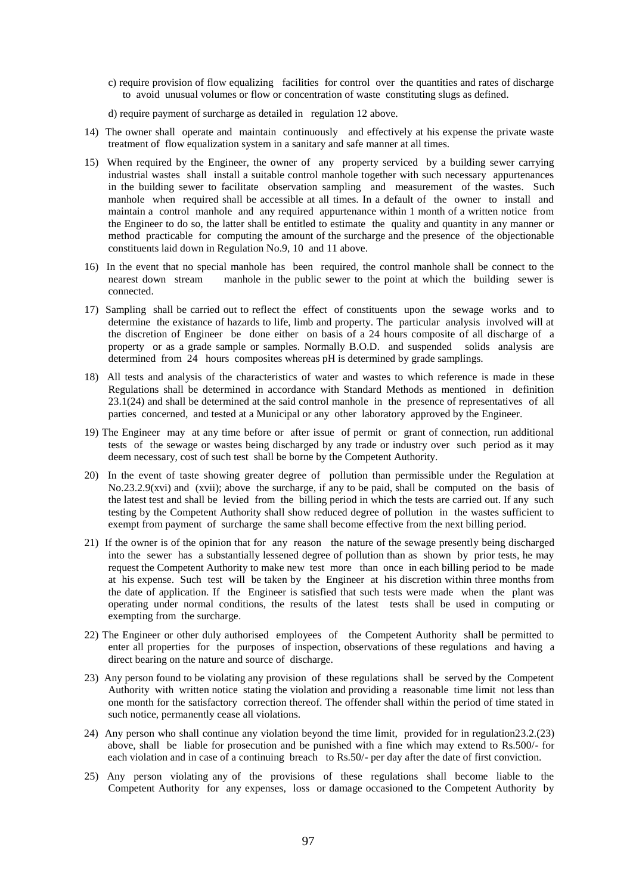c) require provision of flow equalizing facilities for control over the quantities and rates of discharge to avoid unusual volumes or flow or concentration of waste constituting slugs as defined.

d) require payment of surcharge as detailed in regulation 12 above.

14) The owner shall operate and maintain continuously and effectively at his expense the private waste treatment of flow equalization system in a sanitary and safe manner at all times.

15) When required by the Engineer, the owner of any property serviced by a building sewer carrying industrial wastes shall install a suitable control manhole together with such necessary appurtenances in the building sewer to facilitate observation sampling and measurement of the wastes. Such manhole when required shall be accessible at all times. In a default of the owner to install and maintain a control manhole and any required appurtenance within 1 month of a written notice from the Engineer to do so, the latter shall be entitled to estimate the quality and quantity in any manner or method practicable for computing the amount of the surcharge and the presence of the objectionable constituents laid down in Regulation No.9, 10 and 11 above.

16) In the event that no special manhole has been required, the control manhole shall be connect to the nearest down stream manhole in the public sewer to the point at which the building sewer is connected.

17) Sampling shall be carried out to reflect the effect of constituents upon the sewage works and to determine the existance of hazards to life, limb and property. The particular analysis involved will at the discretion of Engineer be done either on basis of a 24 hours composite of all discharge of a property or as a grade sample or samples. Normally B.O.D. and suspended solids analysis are determined from 24 hours composites whereas pH is determined by grade samplings.

18) All tests and analysis of the characteristics of water and wastes to which reference is made in these Regulations shall be determined in accordance with Standard Methods as mentioned in definition 23.1(24) and shall be determined at the said control manhole in the presence of representatives of all parties concerned, and tested at a Municipal or any other laboratory approved by the Engineer.

19) The Engineer may at any time before or after issue of permit or grant of connection, run additional tests of the sewage or wastes being discharged by any trade or industry over such period as it may deem necessary, cost of such test shall be borne by the Competent Authority.

20) In the event of taste showing greater degree of pollution than permissible under the Regulation at No.23.2.9(xvi) and (xvii); above the surcharge, if any to be paid, shall be computed on the basis of the latest test and shall be levied from the billing period in which the tests are carried out. If any such testing by the Competent Authority shall show reduced degree of pollution in the wastes sufficient to exempt from payment of surcharge the same shall become effective from the next billing period.

21) If the owner is of the opinion that for any reason the nature of the sewage presently being discharged into the sewer has a substantially lessened degree of pollution than as shown by prior tests, he may request the Competent Authority to make new test more than once in each billing period to be made at his expense. Such test will be taken by the Engineer at his discretion within three months from the date of application. If the Engineer is satisfied that such tests were made when the plant was operating under normal conditions, the results of the latest tests shall be used in computing or exempting from the surcharge.

22) The Engineer or other duly authorised employees of the Competent Authority shall be permitted to enter all properties for the purposes of inspection, observations of these regulations and having a direct bearing on the nature and source of discharge.

23) Any person found to be violating any provision of these regulations shall be served by the Competent Authority with written notice stating the violation and providing a reasonable time limit not less than one month for the satisfactory correction thereof. The offender shall within the period of time stated in such notice, permanently cease all violations.

24) Any person who shall continue any violation beyond the time limit, provided for in regulation23.2.(23) above, shall be liable for prosecution and be punished with a fine which may extend to Rs.500/- for each violation and in case of a continuing breach to Rs.50/- per day after the date of first conviction.

25) Any person violating any of the provisions of these regulations shall become liable to the Competent Authority for any expenses, loss or damage occasioned to the Competent Authority by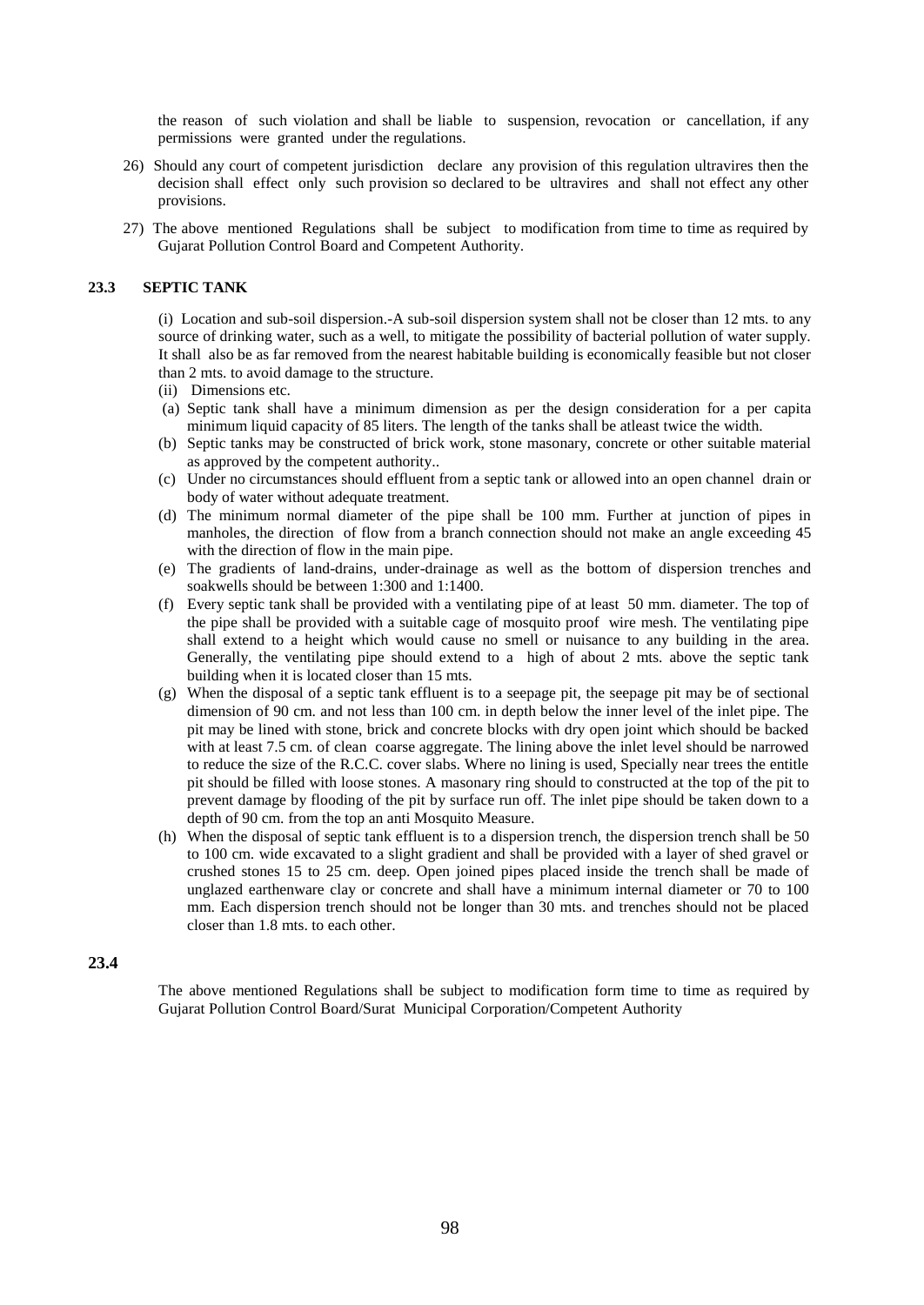the reason of such violation and shall be liable to suspension, revocation or cancellation, if any permissions were granted under the regulations.

26) Should any court of competent jurisdiction declare any provision of this regulation ultravires then the decision shall effect only such provision so declared to be ultravires and shall not effect any other provisions.

27) The above mentioned Regulations shall be subject to modification from time to time as required by Gujarat Pollution Control Board and Competent Authority.

## 23.3 SEPTIC TANK

(i) Location and sub-soil dispersion.-A sub-soil dispersion system shall not be closer than 12 mts. to any source of drinking water, such as a well, to mitigate the possibility of bacterial pollution of water supply. It shall also be as far removed from the nearest habitable building is economically feasible but not closer than 2 mts. to avoid damage to the structure.

(ii) Dimensions etc.

(a) Septic tank shall have a minimum dimension as per the design consideration for a per capita minimum liquid capacity of 85 liters. The length of the tanks shall be atleast twice the width.

(b) Septic tanks may be constructed of brick work, stone masonary, concrete or other suitable material as approved by the competent authority..

(c) Under no circumstances should effluent from a septic tank or allowed into an open channel drain or body of water without adequate treatment.

(d) The minimum normal diameter of the pipe shall be 100 mm. Further at junction of pipes in manholes, the direction of flow from a branch connection should not make an angle exceeding 45 with the direction of flow in the main pipe.

(e) The gradients of land-drains, under-drainage as well as the bottom of dispersion trenches and soakwells should be between 1:300 and 1:1400.

(f) Every septic tank shall be provided with a ventilating pipe of at least 50 mm. diameter. The top of the pipe shall be provided with a suitable cage of mosquito proof wire mesh. The ventilating pipe shall extend to a height which would cause no smell or nuisance to any building in the area. Generally, the ventilating pipe should extend to a high of about 2 mts. above the septic tank building when it is located closer than 15 mts.

(g) When the disposal of a septic tank effluent is to a seepage pit, the seepage pit may be of sectional dimension of 90 cm. and not less than 100 cm. in depth below the inner level of the inlet pipe. The pit may be lined with stone, brick and concrete blocks with dry open joint which should be backed with at least 7.5 cm. of clean coarse aggregate. The lining above the inlet level should be narrowed to reduce the size of the R.C.C. cover slabs. Where no lining is used, Specially near trees the entitle pit should be filled with loose stones. A masonary ring should to constructed at the top of the pit to prevent damage by flooding of the pit by surface run off. The inlet pipe should be taken down to a depth of 90 cm. from the top an anti Mosquito Measure.

(h) When the disposal of septic tank effluent is to a dispersion trench, the dispersion trench shall be 50 to 100 cm. wide excavated to a slight gradient and shall be provided with a layer of shed gravel or crushed stones 15 to 25 cm. deep. Open joined pipes placed inside the trench shall be made of unglazed earthenware clay or concrete and shall have a minimum internal diameter or 70 to 100 mm. Each dispersion trench should not be longer than 30 mts. and trenches should not be placed closer than 1.8 mts. to each other.

## 23.4

The above mentioned Regulations shall be subject to modification form time to time as required by Gujarat Pollution Control Board/Surat Municipal Corporation/Competent Authority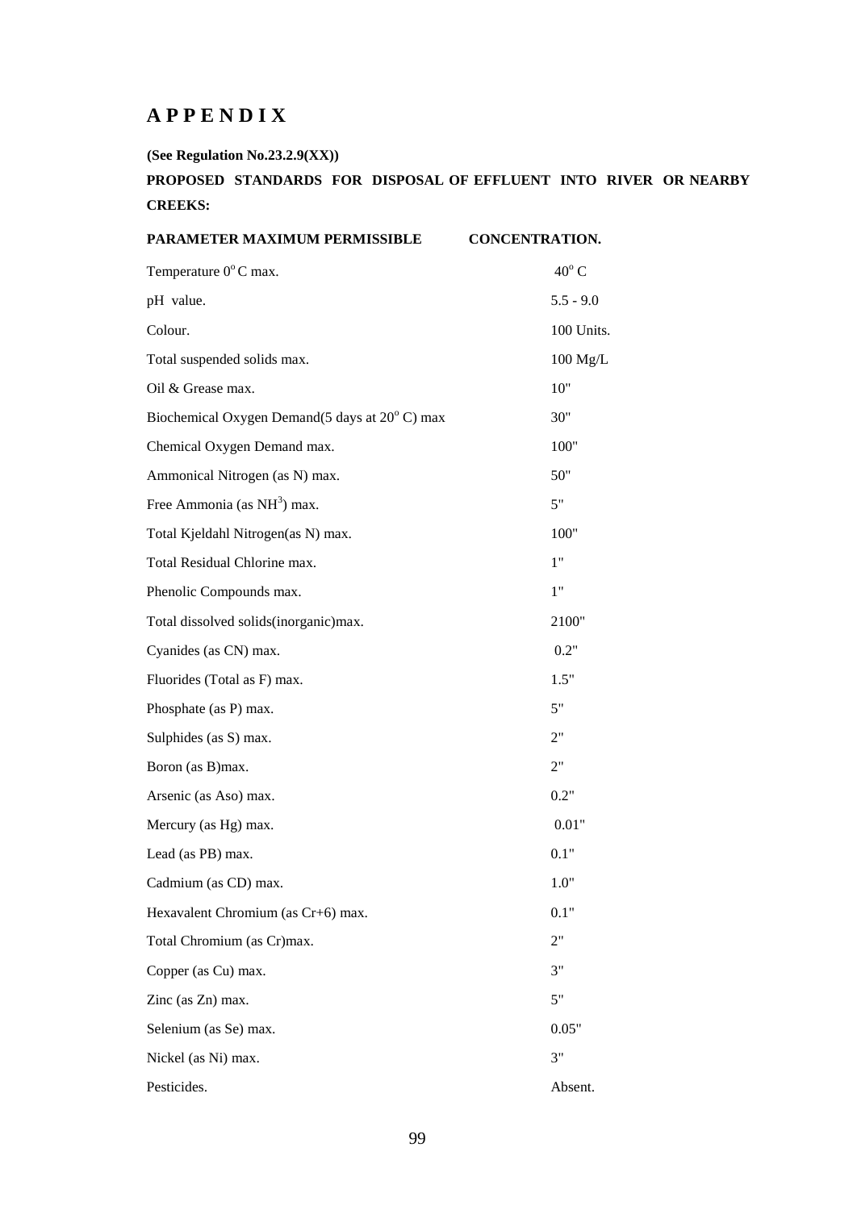# A P P E N D I X

**(See Regulation No.23.2.9(XX))**

**PROPOSED STANDARDS FOR DISPOSAL OF EFFLUENT INTO RIVER OR NEARBY CREEKS:**

| PARAMETER MAXIMUM PERMISSIBLE | CONCENTRATION. |
|---|---|
| Temperature $0^{o}$ C max. | $40^{o}$ C |
| pH value. | 5.5 - 9.0 |
| Colour. | 100 Units. |
| Total suspended solids max. | 100 Mg/L |
| Oil & Grease max. | 10" |
| Biochemical Oxygen Demand(5 days at $20^{o}$ C) max | 30" |
| Chemical Oxygen Demand max. | 100" |
| Ammonical Nitrogen (as N) max. | 50" |
| Free Ammonia (as $NH^{3}$) max. | 5" |
| Total Kjeldahl Nitrogen(as N) max. | 100" |
| Total Residual Chlorine max. | 1" |
| Phenolic Compounds max. | 1" |
| Total dissolved solids(inorganic)max. | 2100" |
| Cyanides (as CN) max. | 0.2" |
| Fluorides (Total as F) max. | 1.5" |
| Phosphate (as P) max. | 5" |
| Sulphides (as S) max. | 2" |
| Boron (as B)max. | 2" |
| Arsenic (as Aso) max. | 0.2" |
| Mercury (as Hg) max. | 0.01" |
| Lead (as PB) max. | 0.1" |
| Cadmium (as CD) max. | 1.0" |
| Hexavalent Chromium (as Cr+6) max. | 0.1" |
| Total Chromium (as Cr)max. | 2" |
| Copper (as Cu) max. | 3" |
| Zinc (as Zn) max. | 5" |
| Selenium (as Se) max. | 0.05" |
| Nickel (as Ni) max. | 3" |
| Pesticides. | Absent. |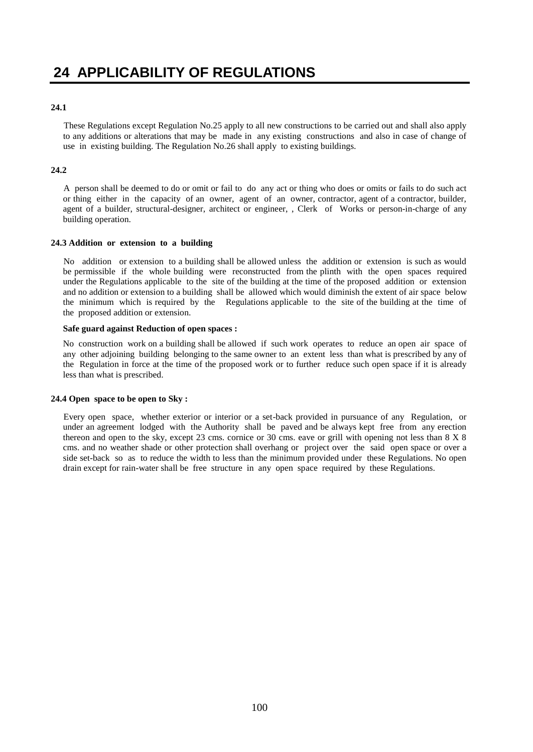# 24 APPLICABILITY OF REGULATIONS

**24.1**

These Regulations except Regulation No.25 apply to all new constructions to be carried out and shall also apply to any additions or alterations that may be made in any existing constructions and also in case of change of use in existing building. The Regulation No.26 shall apply to existing buildings.

**24.2**

A person shall be deemed to do or omit or fail to do any act or thing who does or omits or fails to do such act or thing either in the capacity of an owner, agent of an owner, contractor, agent of a contractor, builder, agent of a builder, structural-designer, architect or engineer, , Clerk of Works or person-in-charge of any building operation.

**24.3 Addition or extension to a building**

No addition or extension to a building shall be allowed unless the addition or extension is such as would be permissible if the whole building were reconstructed from the plinth with the open spaces required under the Regulations applicable to the site of the building at the time of the proposed addition or extension and no addition or extension to a building shall be allowed which would diminish the extent of air space below the minimum which is required by the Regulations applicable to the site of the building at the time of the proposed addition or extension.

**Safe guard against Reduction of open spaces :**

No construction work on a building shall be allowed if such work operates to reduce an open air space of any other adjoining building belonging to the same owner to an extent less than what is prescribed by any of the Regulation in force at the time of the proposed work or to further reduce such open space if it is already less than what is prescribed.

**24.4 Open space to be open to Sky :**

Every open space, whether exterior or interior or a set-back provided in pursuance of any Regulation, or under an agreement lodged with the Authority shall be paved and be always kept free from any erection thereon and open to the sky, except 23 cms. cornice or 30 cms. eave or grill with opening not less than 8 X 8 cms. and no weather shade or other protection shall overhang or project over the said open space or over a side set-back so as to reduce the width to less than the minimum provided under these Regulations. No open drain except for rain-water shall be free structure in any open space required by these Regulations.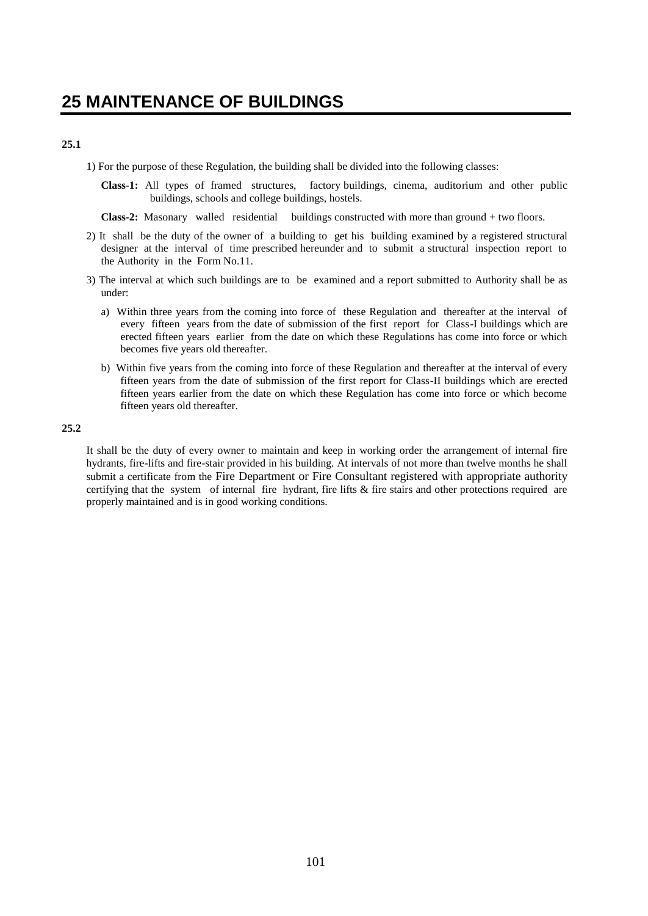# 25 MAINTENANCE OF BUILDINGS

**25.1**

1) For the purpose of these Regulation, the building shall be divided into the following classes:

   **Class-1:** All types of framed structures, factory buildings, cinema, auditorium and other public buildings, schools and college buildings, hostels.

   **Class-2:** Masonary walled residential buildings constructed with more than ground + two floors.

2) It shall be the duty of the owner of a building to get his building examined by a registered structural designer at the interval of time prescribed hereunder and to submit a structural inspection report to the Authority in the Form No.11.

3) The interval at which such buildings are to be examined and a report submitted to Authority shall be as under:

   a) Within three years from the coming into force of these Regulation and thereafter at the interval of every fifteen years from the date of submission of the first report for Class-I buildings which are erected fifteen years earlier from the date on which these Regulations has come into force or which becomes five years old thereafter.

   b) Within five years from the coming into force of these Regulation and thereafter at the interval of every fifteen years from the date of submission of the first report for Class-II buildings which are erected fifteen years earlier from the date on which these Regulation has come into force or which become fifteen years old thereafter.

**25.2**

It shall be the duty of every owner to maintain and keep in working order the arrangement of internal fire hydrants, fire-lifts and fire-stair provided in his building. At intervals of not more than twelve months he shall submit a certificate from the Fire Department or Fire Consultant registered with appropriate authority certifying that the system of internal fire hydrant, fire lifts & fire stairs and other protections required are properly maintained and is in good working conditions.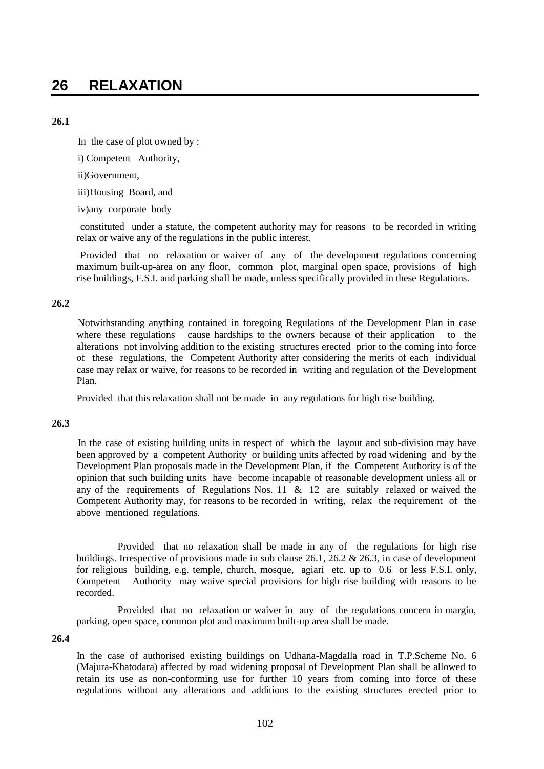# 26 RELAXATION

**26.1**

In the case of plot owned by :

i) Competent Authority,

ii)Government,

iii)Housing Board, and

iv)any corporate body

constituted under a statute, the competent authority may for reasons to be recorded in writing relax or waive any of the regulations in the public interest.

Provided that no relaxation or waiver of any of the development regulations concerning maximum built-up-area on any floor, common plot, marginal open space, provisions of high rise buildings, F.S.I. and parking shall be made, unless specifically provided in these Regulations.

**26.2**

Notwithstanding anything contained in foregoing Regulations of the Development Plan in case where these regulations cause hardships to the owners because of their application to the alterations not involving addition to the existing structures erected prior to the coming into force of these regulations, the Competent Authority after considering the merits of each individual case may relax or waive, for reasons to be recorded in writing and regulation of the Development Plan.

Provided that this relaxation shall not be made in any regulations for high rise building.

**26.3**

In the case of existing building units in respect of which the layout and sub-division may have been approved by a competent Authority or building units affected by road widening and by the Development Plan proposals made in the Development Plan, if the Competent Authority is of the opinion that such building units have become incapable of reasonable development unless all or any of the requirements of Regulations Nos. 11 & 12 are suitably relaxed or waived the Competent Authority may, for reasons to be recorded in writing, relax the requirement of the above mentioned regulations.

Provided that no relaxation shall be made in any of the regulations for high rise buildings. Irrespective of provisions made in sub clause 26.1, 26.2 & 26.3, in case of development for religious building, e.g. temple, church, mosque, agiari etc. up to 0.6 or less F.S.I. only, Competent Authority may waive special provisions for high rise building with reasons to be recorded.

Provided that no relaxation or waiver in any of the regulations concern in margin, parking, open space, common plot and maximum built-up area shall be made.

**26.4**

In the case of authorised existing buildings on Udhana-Magdalla road in T.P.Scheme No. 6 (Majura-Khatodara) affected by road widening proposal of Development Plan shall be allowed to retain its use as non-conforming use for further 10 years from coming into force of these regulations without any alterations and additions to the existing structures erected prior to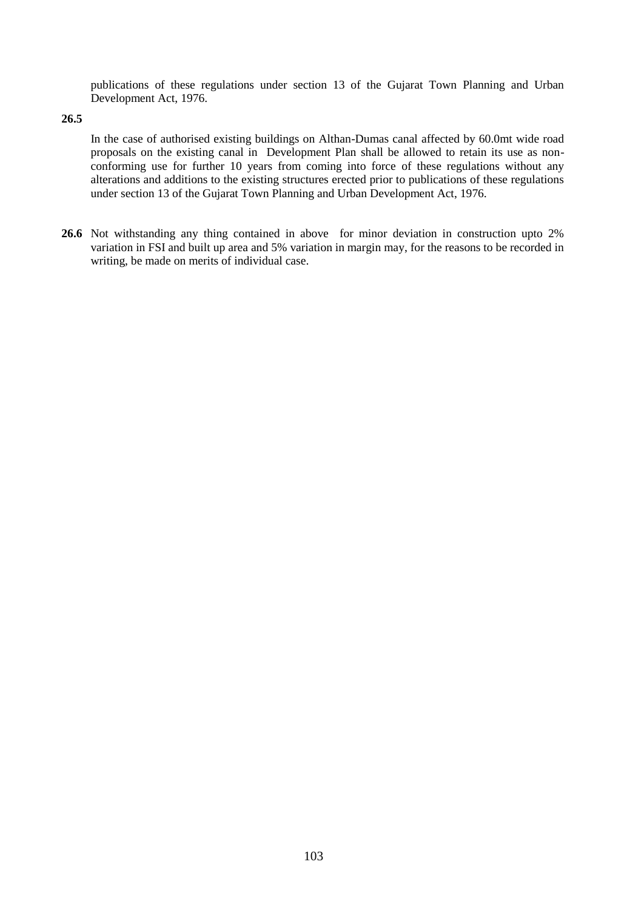publications of these regulations under section 13 of the Gujarat Town Planning and Urban Development Act, 1976.

**26.5**

In the case of authorised existing buildings on Althan-Dumas canal affected by 60.0mt wide road proposals on the existing canal in Development Plan shall be allowed to retain its use as non-conforming use for further 10 years from coming into force of these regulations without any alterations and additions to the existing structures erected prior to publications of these regulations under section 13 of the Gujarat Town Planning and Urban Development Act, 1976.

**26.6** Not withstanding any thing contained in above for minor deviation in construction upto 2% variation in FSI and built up area and 5% variation in margin may, for the reasons to be recorded in writing, be made on merits of individual case.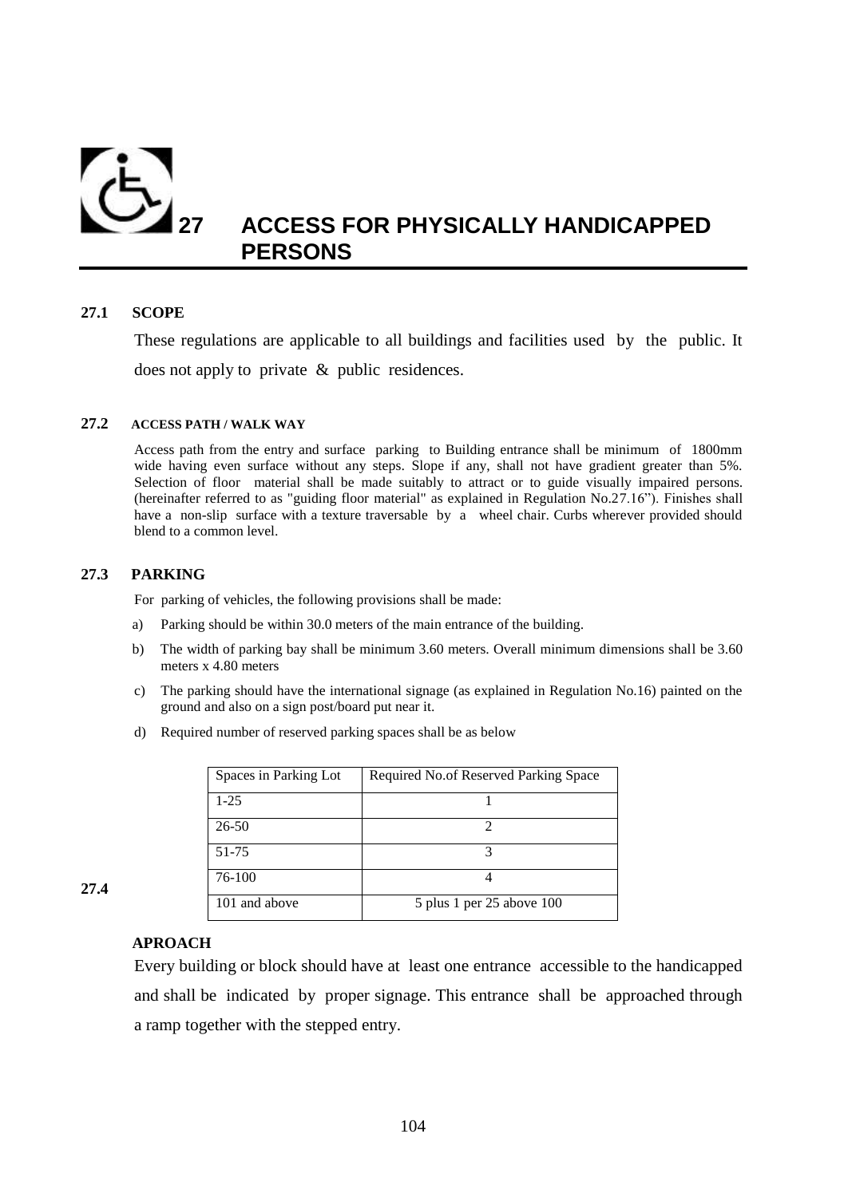# 27 ACCESS FOR PHYSICALLY HANDICAPPED PERSONS

### 27.1 SCOPE

These regulations are applicable to all buildings and facilities used by the public. It does not apply to private & public residences.

### 27.2 ACCESS PATH / WALK WAY

Access path from the entry and surface parking to Building entrance shall be minimum of 1800mm wide having even surface without any steps. Slope if any, shall not have gradient greater than 5%. Selection of floor material shall be made suitably to attract or to guide visually impaired persons. (hereinafter referred to as "guiding floor material" as explained in Regulation No.27.16"). Finishes shall have a non-slip surface with a texture traversable by a wheel chair. Curbs wherever provided should blend to a common level.

### 27.3 PARKING

For parking of vehicles, the following provisions shall be made:

a) Parking should be within 30.0 meters of the main entrance of the building.

b) The width of parking bay shall be minimum 3.60 meters. Overall minimum dimensions shall be 3.60 meters x 4.80 meters

c) The parking should have the international signage (as explained in Regulation No.16) painted on the ground and also on a sign post/board put near it.

d) Required number of reserved parking spaces shall be as below

| Spaces in Parking Lot | Required No.of Reserved Parking Space |
|---|---|
| 1-25 | 1 |
| 26-50 | 2 |
| 51-75 | 3 |
| 76-100 | 4 |
| 101 and above | 5 plus 1 per 25 above 100 |

### 27.4 APROACH

Every building or block should have at least one entrance accessible to the handicapped and shall be indicated by proper signage. This entrance shall be approached through a ramp together with the stepped entry.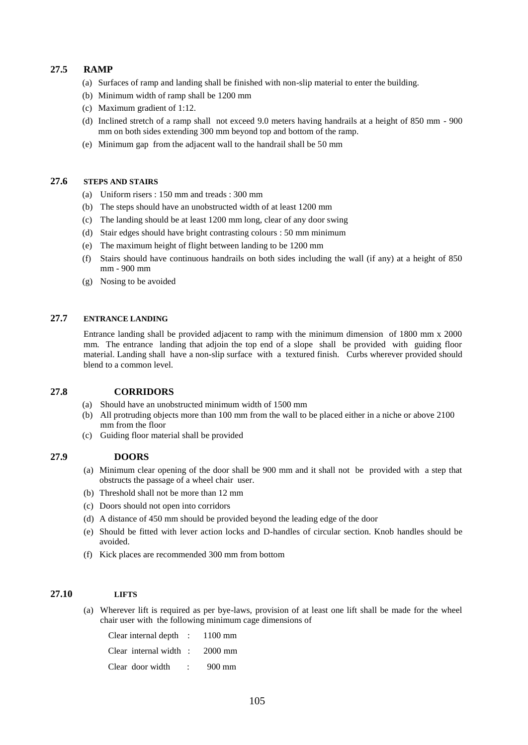## 27.5 RAMP

(a) Surfaces of ramp and landing shall be finished with non-slip material to enter the building.

(b) Minimum width of ramp shall be 1200 mm

(c) Maximum gradient of 1:12.

(d) Inclined stretch of a ramp shall not exceed 9.0 meters having handrails at a height of 850 mm - 900 mm on both sides extending 300 mm beyond top and bottom of the ramp.

(e) Minimum gap from the adjacent wall to the handrail shall be 50 mm

## 27.6 STEPS AND STAIRS

(a) Uniform risers : 150 mm and treads : 300 mm

(b) The steps should have an unobstructed width of at least 1200 mm

(c) The landing should be at least 1200 mm long, clear of any door swing

(d) Stair edges should have bright contrasting colours : 50 mm minimum

(e) The maximum height of flight between landing to be 1200 mm

(f) Stairs should have continuous handrails on both sides including the wall (if any) at a height of 850 mm - 900 mm

(g) Nosing to be avoided

## 27.7 ENTRANCE LANDING

Entrance landing shall be provided adjacent to ramp with the minimum dimension of 1800 mm x 2000 mm. The entrance landing that adjoin the top end of a slope shall be provided with guiding floor material. Landing shall have a non-slip surface with a textured finish. Curbs wherever provided should blend to a common level.

## 27.8 CORRIDORS

(a) Should have an unobstructed minimum width of 1500 mm

(b) All protruding objects more than 100 mm from the wall to be placed either in a niche or above 2100 mm from the floor

(c) Guiding floor material shall be provided

## 27.9 DOORS

(a) Minimum clear opening of the door shall be 900 mm and it shall not be provided with a step that obstructs the passage of a wheel chair user.

(b) Threshold shall not be more than 12 mm

(c) Doors should not open into corridors

(d) A distance of 450 mm should be provided beyond the leading edge of the door

(e) Should be fitted with lever action locks and D-handles of circular section. Knob handles should be avoided.

(f) Kick places are recommended 300 mm from bottom

## 27.10 LIFTS

(a) Wherever lift is required as per bye-laws, provision of at least one lift shall be made for the wheel chair user with the following minimum cage dimensions of

Clear internal depth : 1100 mm

Clear internal width : 2000 mm

Clear door width : 900 mm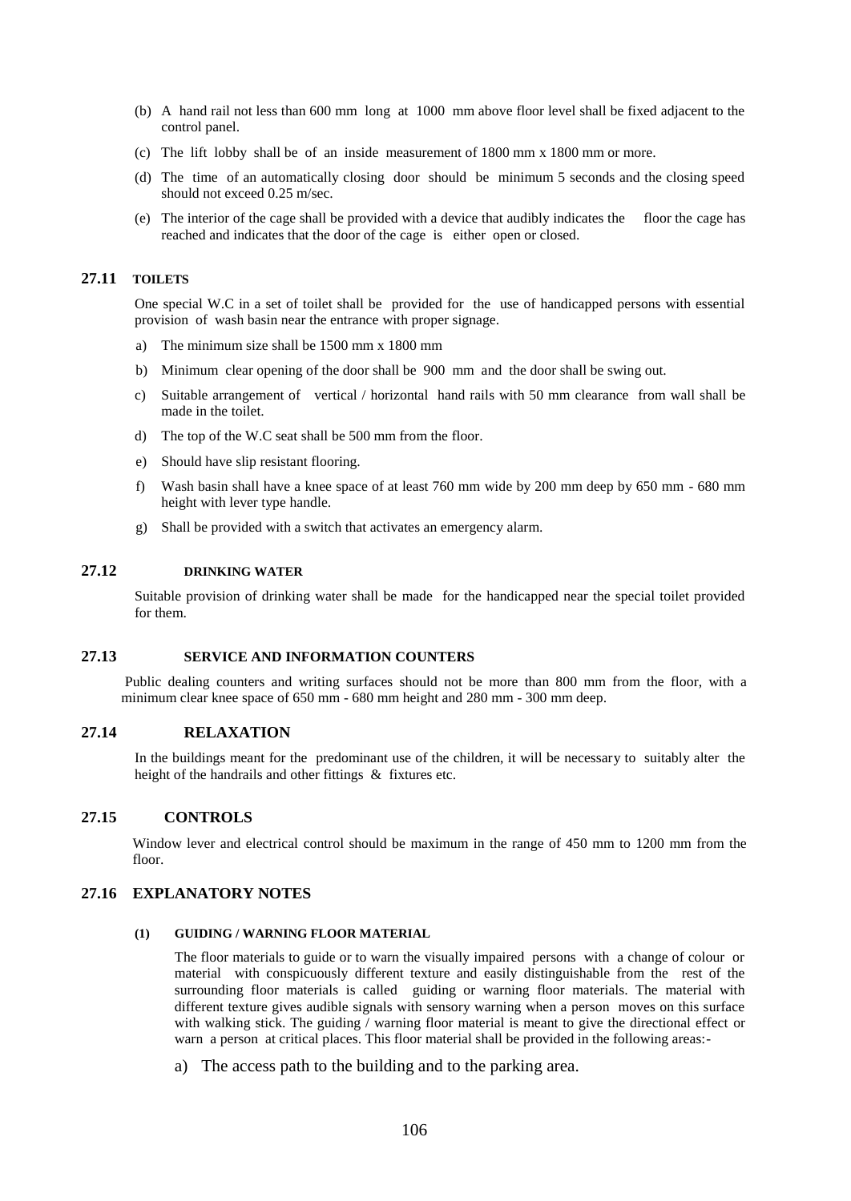(b) A hand rail not less than 600 mm long at 1000 mm above floor level shall be fixed adjacent to the control panel.

(c) The lift lobby shall be of an inside measurement of 1800 mm x 1800 mm or more.

(d) The time of an automatically closing door should be minimum 5 seconds and the closing speed should not exceed 0.25 m/sec.

(e) The interior of the cage shall be provided with a device that audibly indicates the floor the cage has reached and indicates that the door of the cage is either open or closed.

## 27.11 TOILETS

One special W.C in a set of toilet shall be provided for the use of handicapped persons with essential provision of wash basin near the entrance with proper signage.

a) The minimum size shall be 1500 mm x 1800 mm

b) Minimum clear opening of the door shall be 900 mm and the door shall be swing out.

c) Suitable arrangement of vertical / horizontal hand rails with 50 mm clearance from wall shall be made in the toilet.

d) The top of the W.C seat shall be 500 mm from the floor.

e) Should have slip resistant flooring.

f) Wash basin shall have a knee space of at least 760 mm wide by 200 mm deep by 650 mm - 680 mm height with lever type handle.

g) Shall be provided with a switch that activates an emergency alarm.

## 27.12 DRINKING WATER

Suitable provision of drinking water shall be made for the handicapped near the special toilet provided for them.

## 27.13 SERVICE AND INFORMATION COUNTERS

Public dealing counters and writing surfaces should not be more than 800 mm from the floor, with a minimum clear knee space of 650 mm - 680 mm height and 280 mm - 300 mm deep.

## 27.14 RELAXATION

In the buildings meant for the predominant use of the children, it will be necessary to suitably alter the height of the handrails and other fittings & fixtures etc.

## 27.15 CONTROLS

Window lever and electrical control should be maximum in the range of 450 mm to 1200 mm from the floor.

## 27.16 EXPLANATORY NOTES

### (1) GUIDING / WARNING FLOOR MATERIAL

The floor materials to guide or to warn the visually impaired persons with a change of colour or material with conspicuously different texture and easily distinguishable from the rest of the surrounding floor materials is called guiding or warning floor materials. The material with different texture gives audible signals with sensory warning when a person moves on this surface with walking stick. The guiding / warning floor material is meant to give the directional effect or warn a person at critical places. This floor material shall be provided in the following areas:-

a) The access path to the building and to the parking area.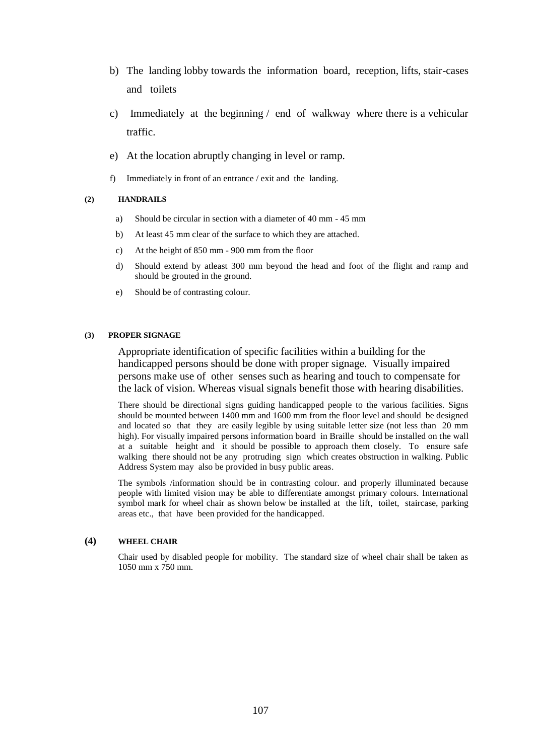b) The landing lobby towards the information board, reception, lifts, stair-cases and toilets

c) Immediately at the beginning / end of walkway where there is a vehicular traffic.

e) At the location abruptly changing in level or ramp.

f) Immediately in front of an entrance / exit and the landing.

**(2) HANDRAILS**

a) Should be circular in section with a diameter of 40 mm - 45 mm

b) At least 45 mm clear of the surface to which they are attached.

c) At the height of 850 mm - 900 mm from the floor

d) Should extend by atleast 300 mm beyond the head and foot of the flight and ramp and should be grouted in the ground.

e) Should be of contrasting colour.

**(3) PROPER SIGNAGE**

Appropriate identification of specific facilities within a building for the handicapped persons should be done with proper signage. Visually impaired persons make use of other senses such as hearing and touch to compensate for the lack of vision. Whereas visual signals benefit those with hearing disabilities.

There should be directional signs guiding handicapped people to the various facilities. Signs should be mounted between 1400 mm and 1600 mm from the floor level and should be designed and located so that they are easily legible by using suitable letter size (not less than 20 mm high). For visually impaired persons information board in Braille should be installed on the wall at a suitable height and it should be possible to approach them closely. To ensure safe walking there should not be any protruding sign which creates obstruction in walking. Public Address System may also be provided in busy public areas.

The symbols /information should be in contrasting colour. and properly illuminated because people with limited vision may be able to differentiate amongst primary colours. International symbol mark for wheel chair as shown below be installed at the lift, toilet, staircase, parking areas etc., that have been provided for the handicapped.

**(4) WHEEL CHAIR**

Chair used by disabled people for mobility. The standard size of wheel chair shall be taken as 1050 mm x 750 mm.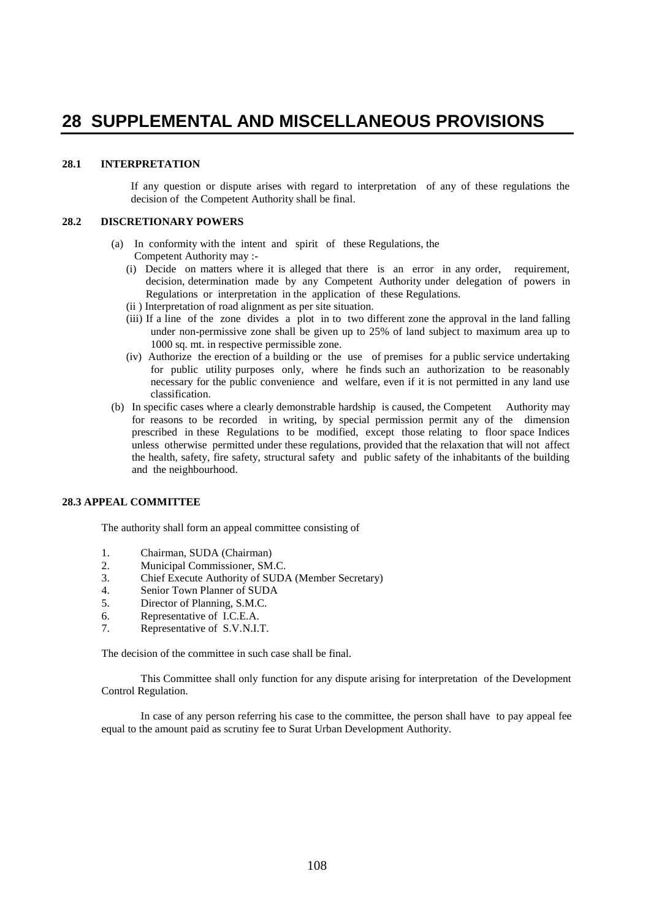# 28 SUPPLEMENTAL AND MISCELLANEOUS PROVISIONS

### 28.1 INTERPRETATION

If any question or dispute arises with regard to interpretation of any of these regulations the decision of the Competent Authority shall be final.

### 28.2 DISCRETIONARY POWERS

(a) In conformity with the intent and spirit of these Regulations, the Competent Authority may :-

(i) Decide on matters where it is alleged that there is an error in any order, requirement, decision, determination made by any Competent Authority under delegation of powers in Regulations or interpretation in the application of these Regulations.

(ii ) Interpretation of road alignment as per site situation.

(iii) If a line of the zone divides a plot in to two different zone the approval in the land falling under non-permissive zone shall be given up to 25% of land subject to maximum area up to 1000 sq. mt. in respective permissible zone.

(iv) Authorize the erection of a building or the use of premises for a public service undertaking for public utility purposes only, where he finds such an authorization to be reasonably necessary for the public convenience and welfare, even if it is not permitted in any land use classification.

(b) In specific cases where a clearly demonstrable hardship is caused, the Competent Authority may for reasons to be recorded in writing, by special permission permit any of the dimension prescribed in these Regulations to be modified, except those relating to floor space Indices unless otherwise permitted under these regulations, provided that the relaxation that will not affect the health, safety, fire safety, structural safety and public safety of the inhabitants of the building and the neighbourhood.

### 28.3 APPEAL COMMITTEE

The authority shall form an appeal committee consisting of

1. Chairman, SUDA (Chairman)
2. Municipal Commissioner, SM.C.
3. Chief Execute Authority of SUDA (Member Secretary)
4. Senior Town Planner of SUDA
5. Director of Planning, S.M.C.
6. Representative of I.C.E.A.
7. Representative of S.V.N.I.T.

The decision of the committee in such case shall be final.

This Committee shall only function for any dispute arising for interpretation of the Development Control Regulation.

In case of any person referring his case to the committee, the person shall have to pay appeal fee equal to the amount paid as scrutiny fee to Surat Urban Development Authority.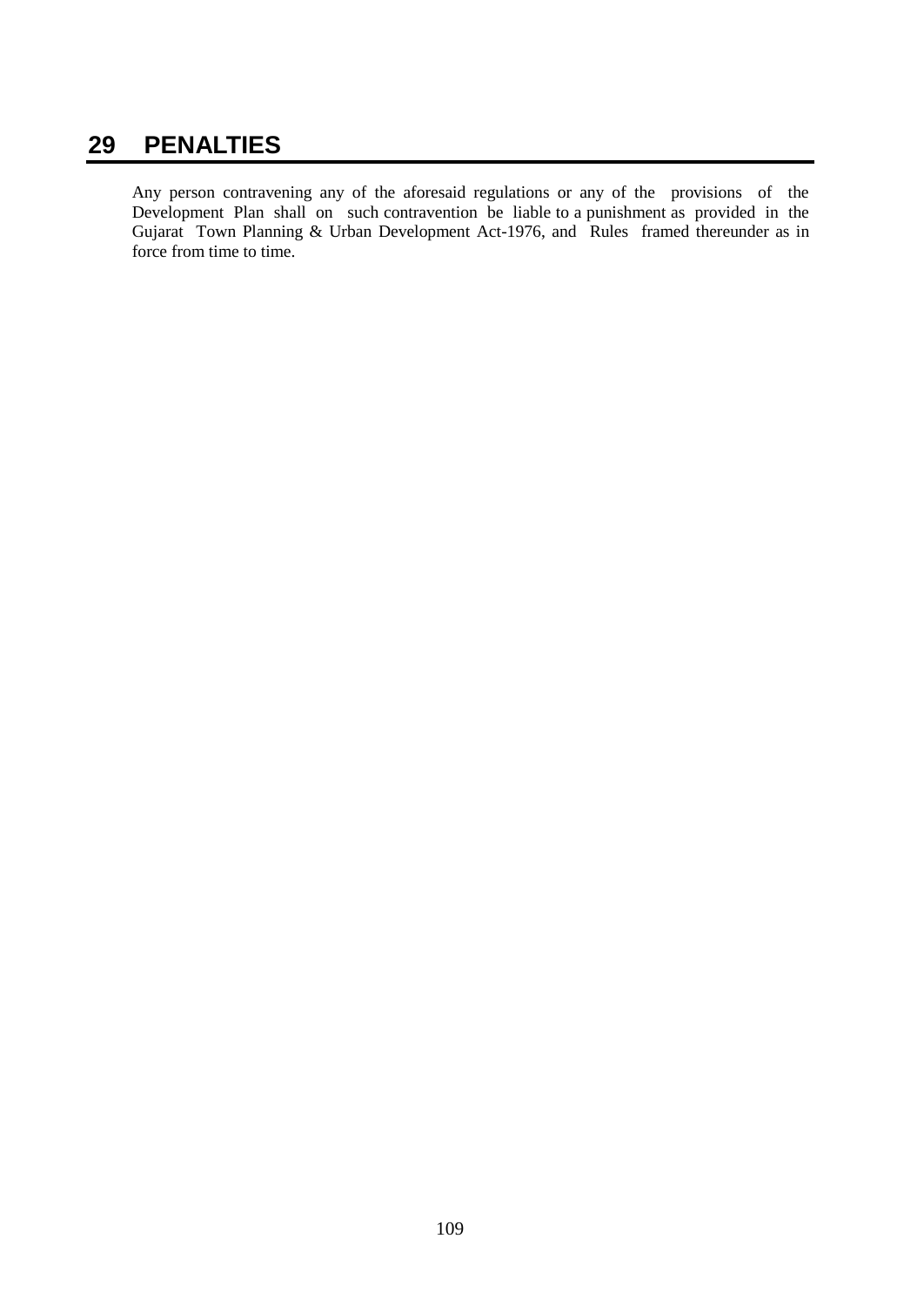# 29 PENALTIES

Any person contravening any of the aforesaid regulations or any of the provisions of the Development Plan shall on such contravention be liable to a punishment as provided in the Gujarat Town Planning & Urban Development Act-1976, and Rules framed thereunder as in force from time to time.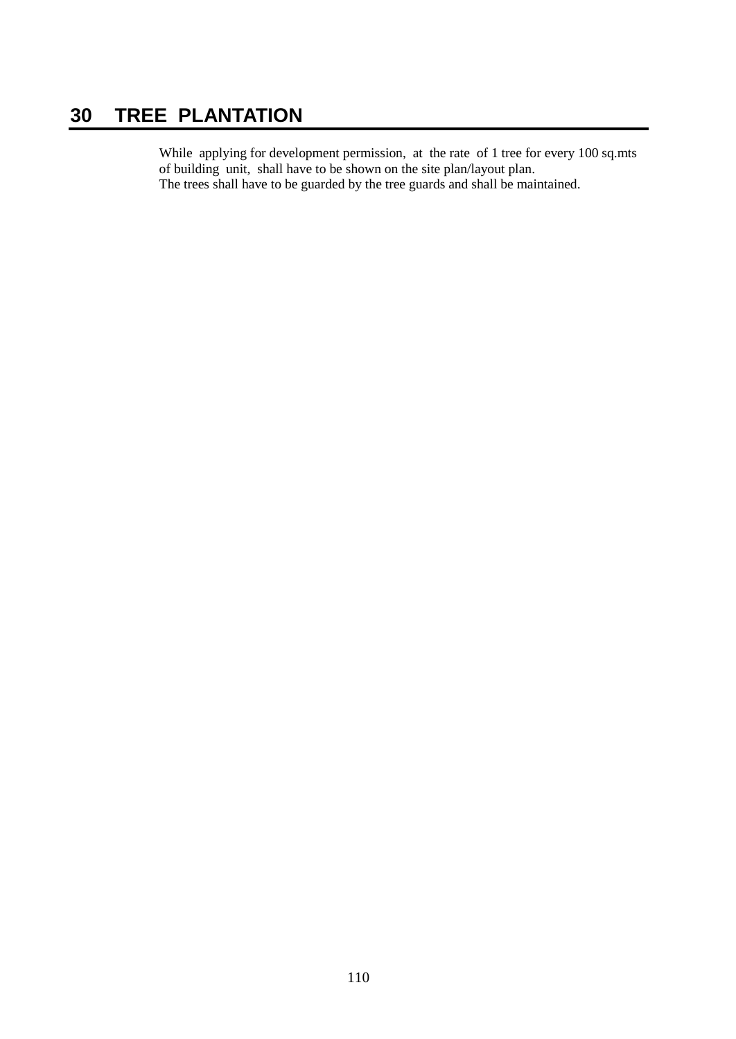# 30 TREE PLANTATION

While applying for development permission, at the rate of 1 tree for every 100 sq.mts of building unit, shall have to be shown on the site plan/layout plan.
The trees shall have to be guarded by the tree guards and shall be maintained.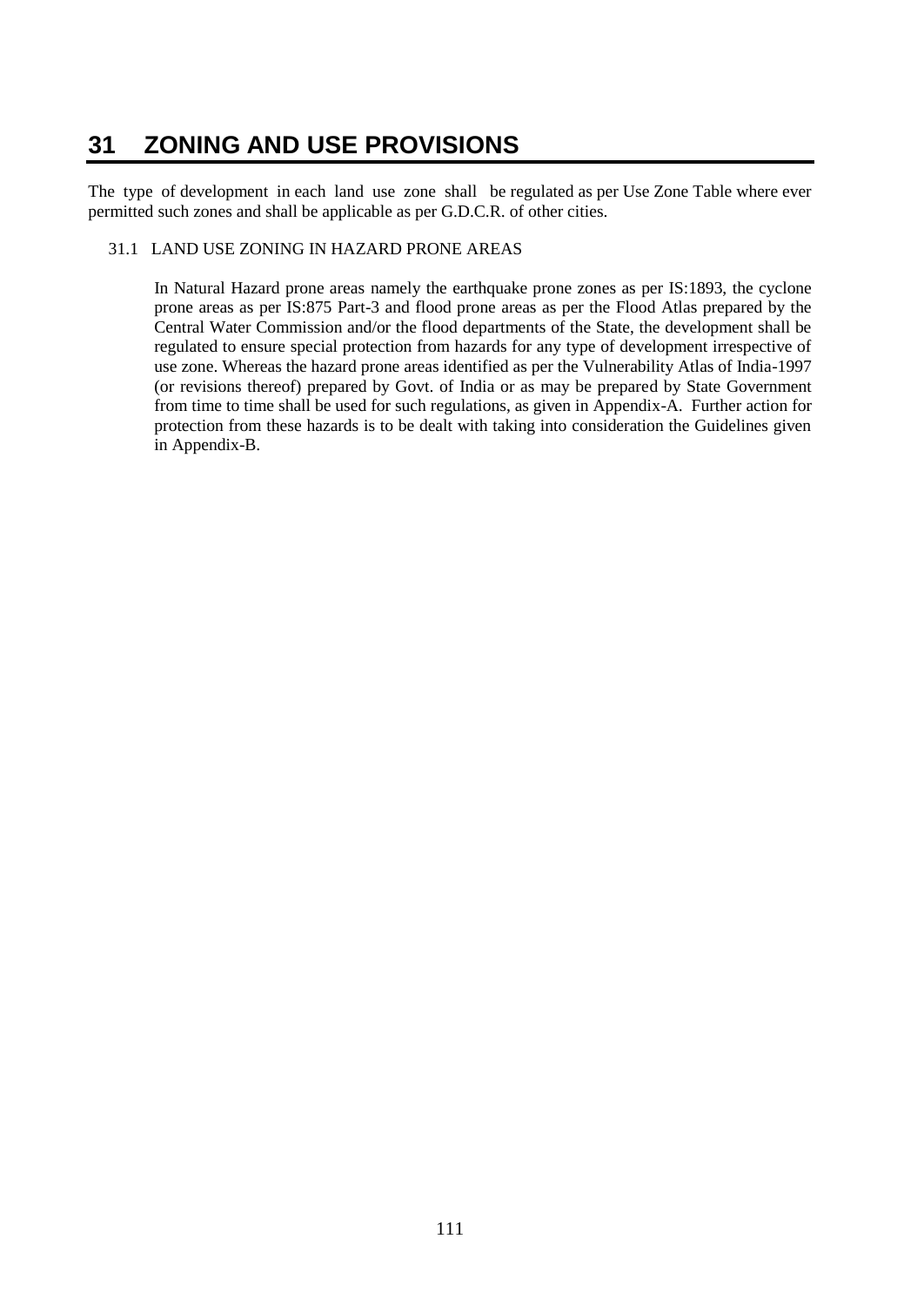# 31 ZONING AND USE PROVISIONS

The type of development in each land use zone shall be regulated as per Use Zone Table where ever permitted such zones and shall be applicable as per G.D.C.R. of other cities.

## 31.1 LAND USE ZONING IN HAZARD PRONE AREAS

In Natural Hazard prone areas namely the earthquake prone zones as per IS:1893, the cyclone prone areas as per IS:875 Part-3 and flood prone areas as per the Flood Atlas prepared by the Central Water Commission and/or the flood departments of the State, the development shall be regulated to ensure special protection from hazards for any type of development irrespective of use zone. Whereas the hazard prone areas identified as per the Vulnerability Atlas of India-1997 (or revisions thereof) prepared by Govt. of India or as may be prepared by State Government from time to time shall be used for such regulations, as given in Appendix-A. Further action for protection from these hazards is to be dealt with taking into consideration the Guidelines given in Appendix-B.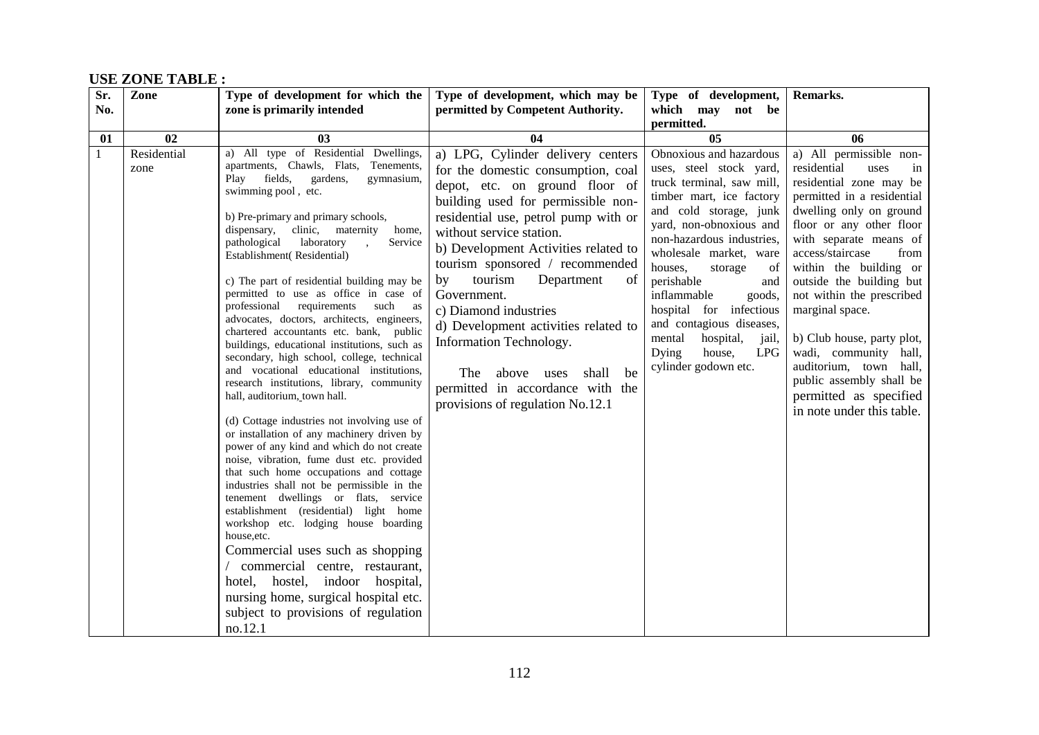**USE ZONE TABLE :**

| Sr. No. | Zone | Type of development for which the zone is primarily intended | Type of development, which may be permitted by Competent Authority. | Type of development, which may not be permitted. | Remarks. |
|---|---|---|---|---|---|
| 01 | 02 | 03 | 04 | 05 | 06 |
| 1 | Residential zone | a) All type of Residential Dwellings, apartments, Chawls, Flats, Tenements, Play fields, gardens, gymnasium, swimming pool , etc.<br><br>b) Pre-primary and primary schools, dispensary, clinic, maternity home, pathological laboratory , Service Establishment( Residential)<br><br>c) The part of residential building may be permitted to use as office in case of professional requirements such as advocates, doctors, architects, engineers, chartered accountants etc. bank, public buildings, educational institutions, such as secondary, high school, college, technical and vocational educational institutions, research institutions, library, community hall, auditorium, town hall.<br><br>(d) Cottage industries not involving use of or installation of any machinery driven by power of any kind and which do not create noise, vibration, fume dust etc. provided that such home occupations and cottage industries shall not be permissible in the tenement dwellings or flats, service establishment (residential) light home workshop etc. lodging house boarding house,etc.<br>Commercial uses such as shopping / commercial centre, restaurant, hotel, hostel, indoor hospital, nursing home, surgical hospital etc. subject to provisions of regulation no.12.1 | a) LPG, Cylinder delivery centers for the domestic consumption, coal depot, etc. on ground floor of building used for permissible non-residential use, petrol pump with or without service station.<br>b) Development Activities related to tourism sponsored / recommended by tourism Department of Government.<br>c) Diamond industries<br>d) Development activities related to Information Technology.<br><br>The above uses shall be permitted in accordance with the provisions of regulation No.12.1 | Obnoxious and hazardous uses, steel stock yard, truck terminal, saw mill, timber mart, ice factory and cold storage, junk yard, non-obnoxious and non-hazardous industries, wholesale market, ware houses, storage of perishable and inflammable goods, hospital for infectious and contagious diseases, mental hospital, jail, Dying house, LPG cylinder godown etc. | a) All permissible non-residential uses in residential zone may be permitted in a residential dwelling only on ground floor or any other floor with separate means of access/staircase from within the building or outside the building but not within the prescribed marginal space.<br><br>b) Club house, party plot, wadi, community hall, auditorium, town hall, public assembly shall be permitted as specified in note under this table. |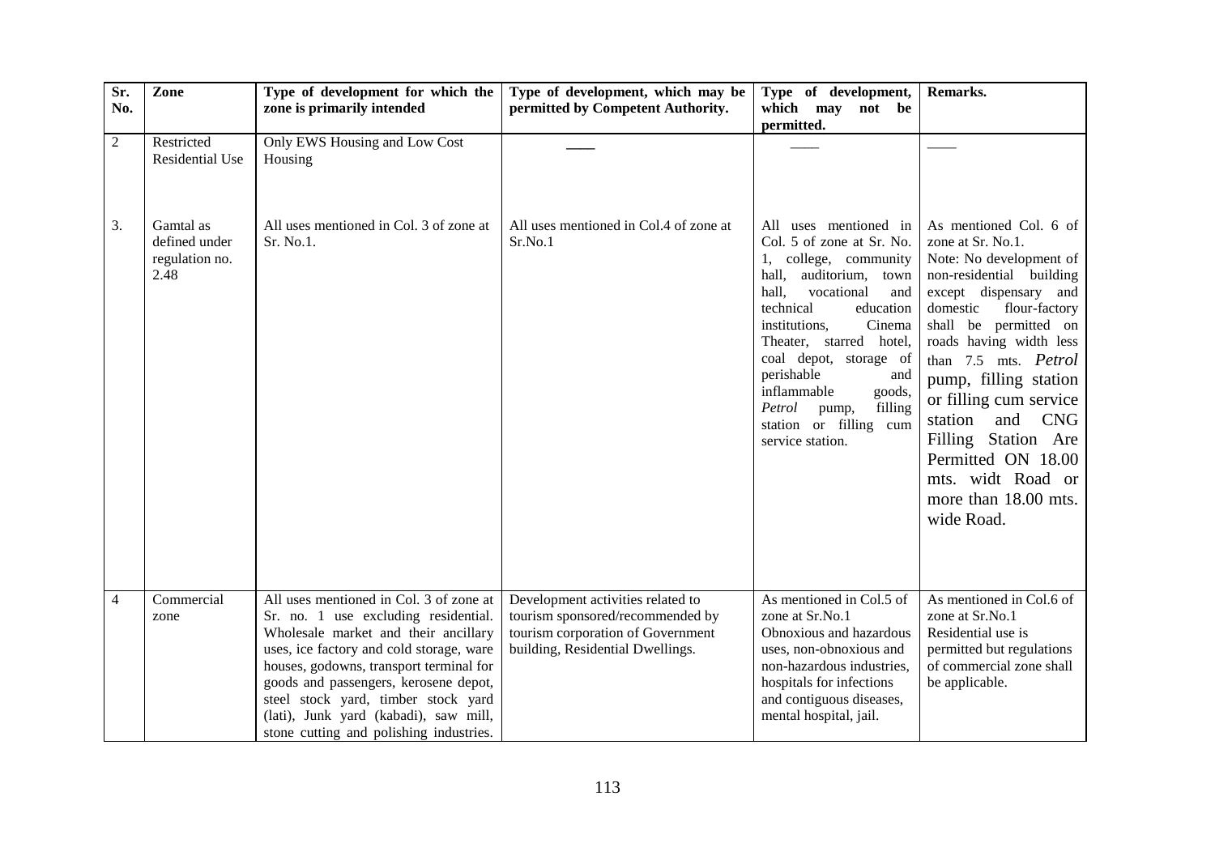| Sr. No. | Zone | Type of development for which the zone is primarily intended | Type of development, which may be permitted by Competent Authority. | Type of development, which may not be permitted. | Remarks. |
|---|---|---|---|---|---|
| 2 | Restricted Residential Use | Only EWS Housing and Low Cost Housing | ____ | ____ | ____ |
| 3. | Gamtal as defined under regulation no. 2.48 | All uses mentioned in Col. 3 of zone at Sr. No.1. | All uses mentioned in Col.4 of zone at Sr.No.1 | All uses mentioned in Col. 5 of zone at Sr. No. 1, college, community hall, auditorium, town hall, vocational and technical education institutions, Cinema Theater, starred hotel, coal depot, storage of perishable and inflammable goods, *Petrol* pump, filling station or filling cum service station. | As mentioned Col. 6 of zone at Sr. No.1. Note: No development of non-residential building except dispensary and domestic flour-factory shall be permitted on roads having width less than 7.5 mts. *Petrol* pump, filling station or filling cum service station and CNG Filling Station Are Permitted ON 18.00 mts. widt Road or more than 18.00 mts. wide Road. |
| 4 | Commercial zone | All uses mentioned in Col. 3 of zone at Sr. no. 1 use excluding residential. Wholesale market and their ancillary uses, ice factory and cold storage, ware houses, godowns, transport terminal for goods and passengers, kerosene depot, steel stock yard, timber stock yard (lati), Junk yard (kabadi), saw mill, stone cutting and polishing industries. | Development activities related to tourism sponsored/recommended by tourism corporation of Government building, Residential Dwellings. | As mentioned in Col.5 of zone at Sr.No.1 Obnoxious and hazardous uses, non-obnoxious and non-hazardous industries, hospitals for infections and contiguous diseases, mental hospital, jail. | As mentioned in Col.6 of zone at Sr.No.1 Residential use is permitted but regulations of commercial zone shall be applicable. |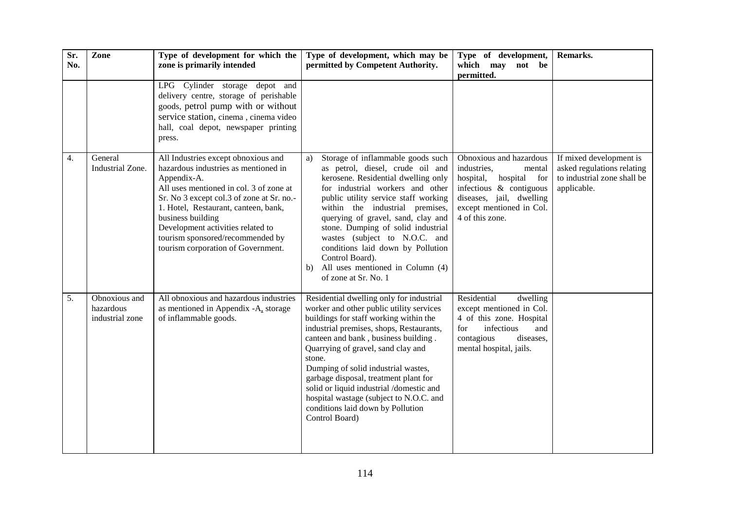| Sr. No. | Zone | Type of development for which the zone is primarily intended | Type of development, which may be permitted by Competent Authority. | Type of development, which may not be permitted. | Remarks. |
|---|---|---|---|---|---|
| | | LPG Cylinder storage depot and delivery centre, storage of perishable goods, petrol pump with or without service station, cinema , cinema video hall, coal depot, newspaper printing press. | | | |
| 4. | General Industrial Zone. | All Industries except obnoxious and hazardous industries as mentioned in Appendix-A. All uses mentioned in col. 3 of zone at Sr. No 3 except col.3 of zone at Sr. no.- 1. Hotel, Restaurant, canteen, bank, business building Development activities related to tourism sponsored/recommended by tourism corporation of Government. | a) Storage of inflammable goods such as petrol, diesel, crude oil and kerosene. Residential dwelling only for industrial workers and other public utility service staff working within the industrial premises, querying of gravel, sand, clay and stone. Dumping of solid industrial wastes (subject to N.O.C. and conditions laid down by Pollution Control Board). b) All uses mentioned in Column (4) of zone at Sr. No. 1 | Obnoxious and hazardous industries, mental hospital, hospital for infectious & contiguous diseases, jail, dwelling except mentioned in Col. 4 of this zone. | If mixed development is asked regulations relating to industrial zone shall be applicable. |
| 5. | Obnoxious and hazardous industrial zone | All obnoxious and hazardous industries as mentioned in Appendix -A, storage of inflammable goods. | Residential dwelling only for industrial worker and other public utility services buildings for staff working within the industrial premises, shops, Restaurants, canteen and bank , business building . Quarrying of gravel, sand clay and stone. Dumping of solid industrial wastes, garbage disposal, treatment plant for solid or liquid industrial /domestic and hospital wastage (subject to N.O.C. and conditions laid down by Pollution Control Board) | Residential dwelling except mentioned in Col. 4 of this zone. Hospital for infectious and contagious diseases, mental hospital, jails. | |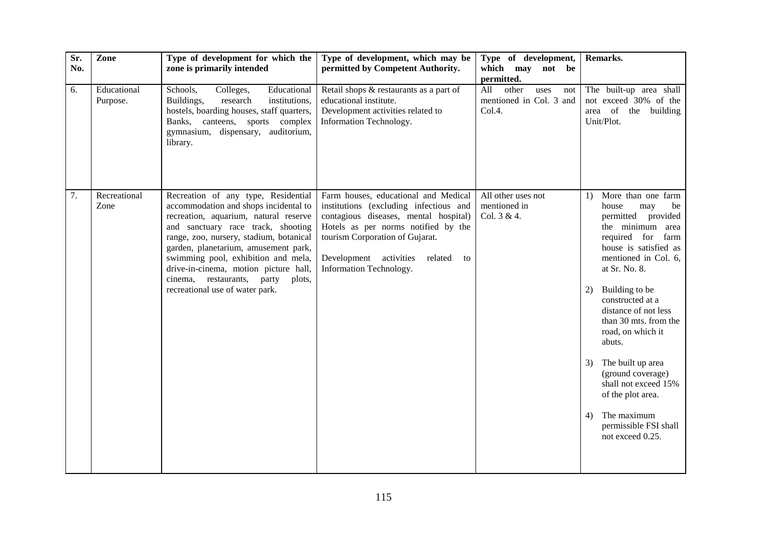| Sr. No. | Zone | Type of development for which the zone is primarily intended | Type of development, which may be permitted by Competent Authority. | Type of development, which may not be permitted. | Remarks. |
|---|---|---|---|---|---|
| 6. | Educational Purpose. | Schools, Colleges, Educational Buildings, research institutions, hostels, boarding houses, staff quarters, Banks, canteens, sports complex gymnasium, dispensary, auditorium, library. | Retail shops & restaurants as a part of educational institute.<br>Development activities related to Information Technology. | All other uses not mentioned in Col. 3 and Col.4. | The built-up area shall not exceed 30% of the area of the building Unit/Plot. |
| 7. | Recreational Zone | Recreation of any type, Residential accommodation and shops incidental to recreation, aquarium, natural reserve and sanctuary race track, shooting range, zoo, nursery, stadium, botanical garden, planetarium, amusement park, swimming pool, exhibition and mela, drive-in-cinema, motion picture hall, cinema, restaurants, party plots, recreational use of water park. | Farm houses, educational and Medical institutions (excluding infectious and contagious diseases, mental hospital) Hotels as per norms notified by the tourism Corporation of Gujarat.<br><br>Development activities related to Information Technology. | All other uses not mentioned in Col. 3 & 4. | 1) More than one farm house may be permitted provided the minimum area required for farm house is satisfied as mentioned in Col. 6, at Sr. No. 8.<br><br>2) Building to be constructed at a distance of not less than 30 mts. from the road, on which it abuts.<br><br>3) The built up area (ground coverage) shall not exceed 15% of the plot area.<br><br>4) The maximum permissible FSI shall not exceed 0.25. |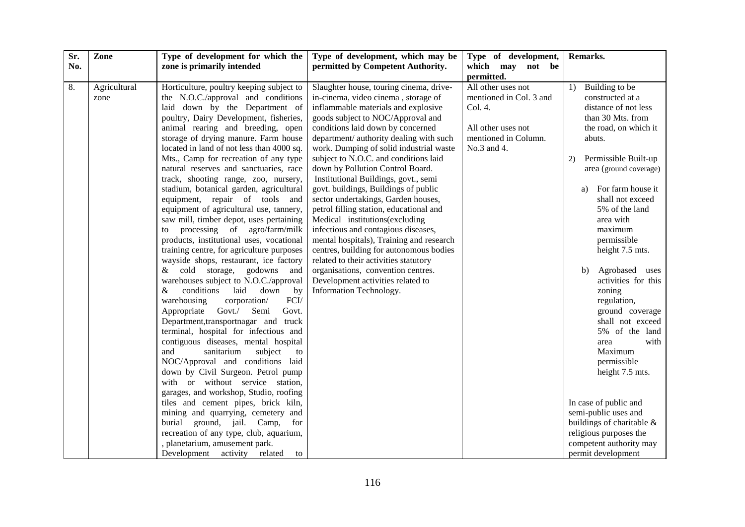| Sr. No. | Zone | Type of development for which the zone is primarily intended | Type of development, which may be permitted by Competent Authority. | Type of development, which may not be permitted. | Remarks. |
|---|---|---|---|---|---|
| 8. | Agricultural zone | Horticulture, poultry keeping subject to the N.O.C./approval and conditions laid down by the Department of poultry, Dairy Development, fisheries, animal rearing and breeding, open storage of drying manure. Farm house located in land of not less than 4000 sq. Mts., Camp for recreation of any type natural reserves and sanctuaries, race track, shooting range, zoo, nursery, stadium, botanical garden, agricultural equipment, repair of tools and equipment of agricultural use, tannery, saw mill, timber depot, uses pertaining to processing of agro/farm/milk products, institutional uses, vocational training centre, for agriculture purposes wayside shops, restaurant, ice factory & cold storage, godowns and warehouses subject to N.O.C./approval & conditions laid down by warehousing corporation/ FCI/ Appropriate Govt./ Semi Govt. Department,transportnagar and truck terminal, hospital for infectious and contiguous diseases, mental hospital and sanitarium subject to NOC/Approval and conditions laid down by Civil Surgeon. Petrol pump with or without service station, garages, and workshop, Studio, roofing tiles and cement pipes, brick kiln, mining and quarrying, cemetery and burial ground, jail. Camp, for recreation of any type, club, aquarium, , planetarium, amusement park. Development activity related to | Slaughter house, touring cinema, drive-in-cinema, video cinema , storage of inflammable materials and explosive goods subject to NOC/Approval and conditions laid down by concerned department/ authority dealing with such work. Dumping of solid industrial waste subject to N.O.C. and conditions laid down by Pollution Control Board. Institutional Buildings, govt., semi govt. buildings, Buildings of public sector undertakings, Garden houses, petrol filling station, educational and Medical institutions(excluding infectious and contagious diseases, mental hospitals), Training and research centres, building for autonomous bodies related to their activities statutory organisations, convention centres. Development activities related to Information Technology. | All other uses not mentioned in Col. 3 and Col. 4.<br><br>All other uses not mentioned in Column. No.3 and 4. | 1) Building to be constructed at a distance of not less than 30 Mts. from the road, on which it abuts.<br><br>2) Permissible Built-up area (ground coverage)<br><br>a) For farm house it shall not exceed 5% of the land area with maximum permissible height 7.5 mts.<br><br>b) Agrobased uses activities for this zoning regulation, ground coverage shall not exceed 5% of the land area with Maximum permissible height 7.5 mts.<br><br>In case of public and semi-public uses and buildings of charitable & religious purposes the competent authority may permit development |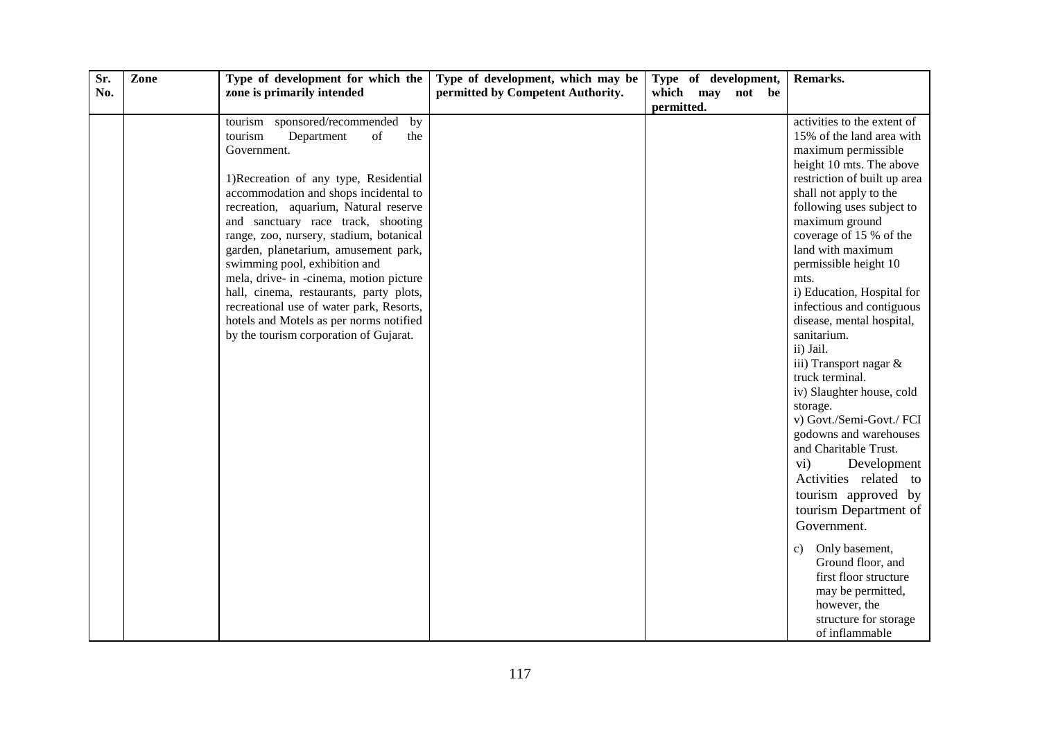| Sr. No. | Zone | Type of development for which the zone is primarily intended | Type of development, which may be permitted by Competent Authority. | Type of development, which may not be permitted. | Remarks. |
|---|---|---|---|---|---|
| | | tourism sponsored/recommended by tourism Department of the Government.<br><br>1)Recreation of any type, Residential accommodation and shops incidental to recreation, aquarium, Natural reserve and sanctuary race track, shooting range, zoo, nursery, stadium, botanical garden, planetarium, amusement park, swimming pool, exhibition and mela, drive- in -cinema, motion picture hall, cinema, restaurants, party plots, recreational use of water park, Resorts, hotels and Motels as per norms notified by the tourism corporation of Gujarat. | | | activities to the extent of 15% of the land area with maximum permissible height 10 mts. The above restriction of built up area shall not apply to the following uses subject to maximum ground coverage of 15 % of the land with maximum permissible height 10 mts.<br>i) Education, Hospital for infectious and contiguous disease, mental hospital, sanitarium.<br>ii) Jail.<br>iii) Transport nagar & truck terminal.<br>iv) Slaughter house, cold storage.<br>v) Govt./Semi-Govt./ FCI godowns and warehouses and Charitable Trust.<br>vi) Development Activities related to tourism approved by tourism Department of Government.<br><br>c) Only basement, Ground floor, and first floor structure may be permitted, however, the structure for storage of inflammable |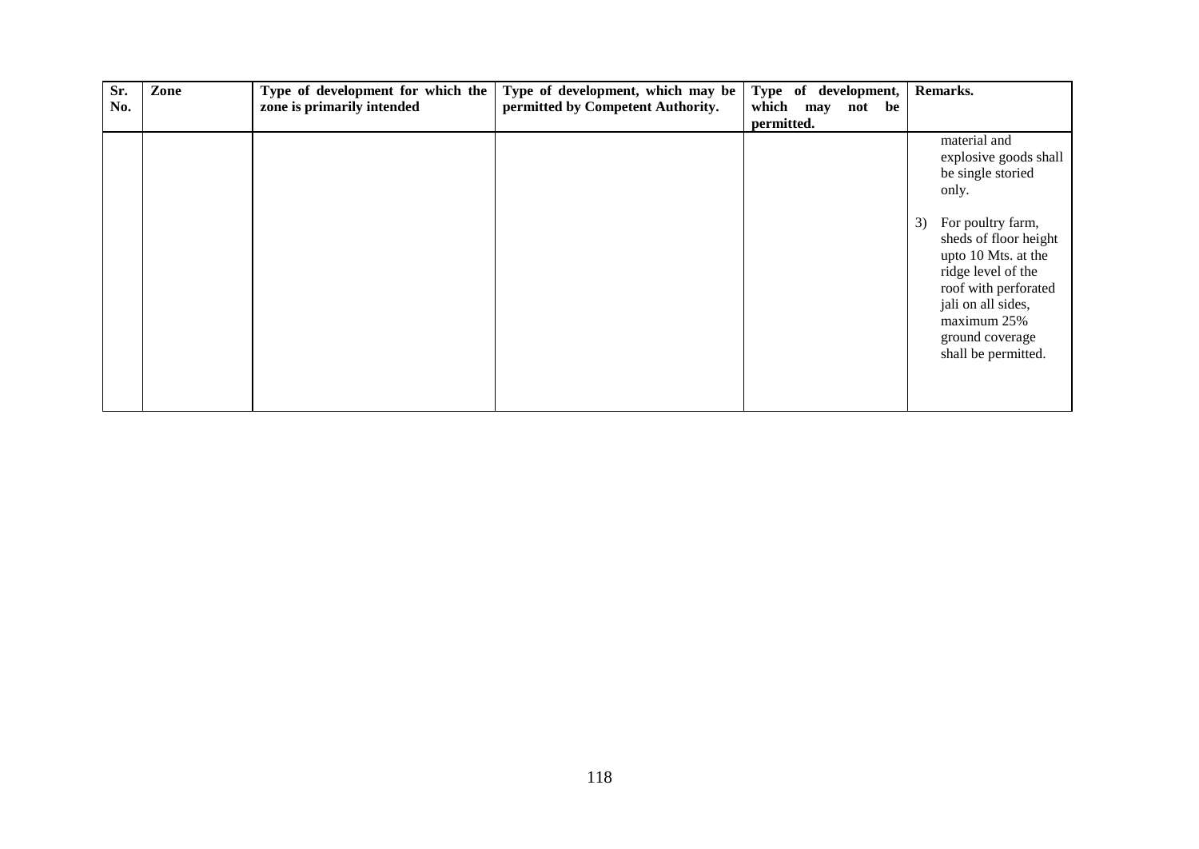| Sr. No. | Zone | Type of development for which the zone is primarily intended | Type of development, which may be permitted by Competent Authority. | Type of development, which may not be permitted. | Remarks. |
|---|---|---|---|---|---|
| | | | | | material and explosive goods shall be single storied only.<br><br>3) For poultry farm, sheds of floor height upto 10 Mts. at the ridge level of the roof with perforated jali on all sides, maximum 25% ground coverage shall be permitted. |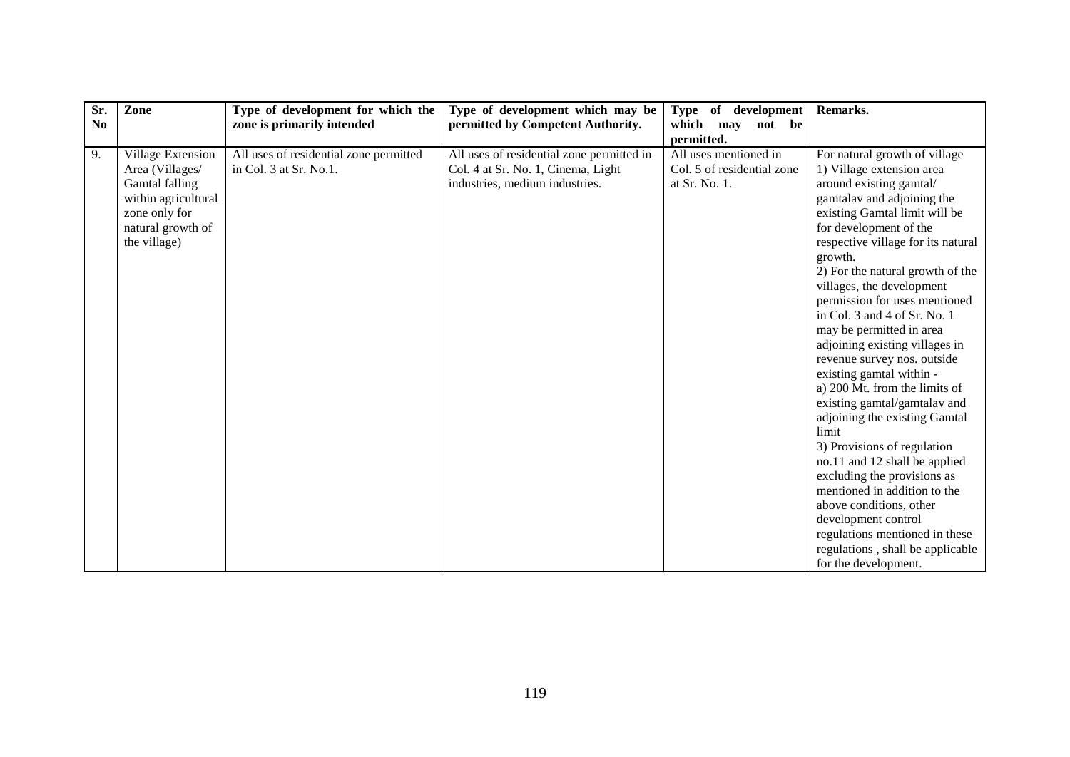| Sr. No | Zone | Type of development for which the zone is primarily intended | Type of development which may be permitted by Competent Authority. | Type of development which may not be permitted. | Remarks. |
|---|---|---|---|---|---|
| 9. | Village Extension Area (Villages/ Gamtal falling within agricultural zone only for natural growth of the village) | All uses of residential zone permitted in Col. 3 at Sr. No.1. | All uses of residential zone permitted in Col. 4 at Sr. No. 1, Cinema, Light industries, medium industries. | All uses mentioned in Col. 5 of residential zone at Sr. No. 1. | For natural growth of village<br>1) Village extension area around existing gamtal/ gamtalav and adjoining the existing Gamtal limit will be for development of the respective village for its natural growth.<br>2) For the natural growth of the villages, the development permission for uses mentioned in Col. 3 and 4 of Sr. No. 1 may be permitted in area adjoining existing villages in revenue survey nos. outside existing gamtal within -<br>a) 200 Mt. from the limits of existing gamtal/gamtalav and adjoining the existing Gamtal limit<br>3) Provisions of regulation no.11 and 12 shall be applied excluding the provisions as mentioned in addition to the above conditions, other development control regulations mentioned in these regulations , shall be applicable for the development. |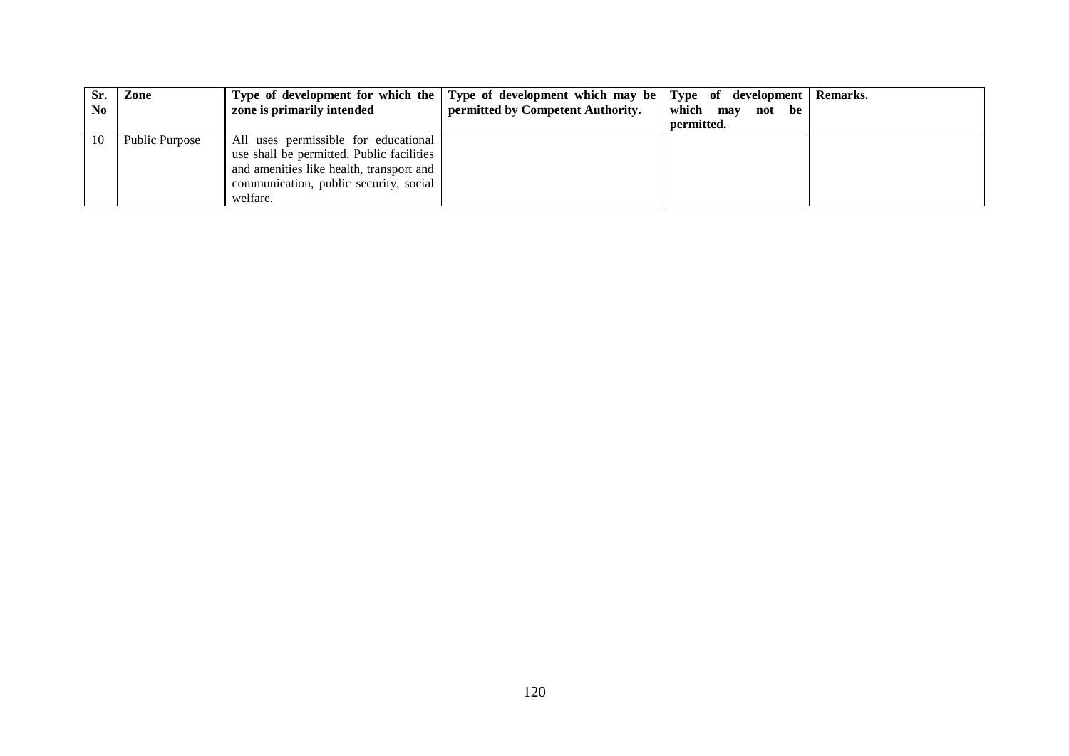| Sr. No | Zone | Type of development for which the zone is primarily intended | Type of development which may be permitted by Competent Authority. | Type of development which may not be permitted. | Remarks. |
|---|---|---|---|---|---|
| 10 | Public Purpose | All uses permissible for educational use shall be permitted. Public facilities and amenities like health, transport and communication, public security, social welfare. | | | |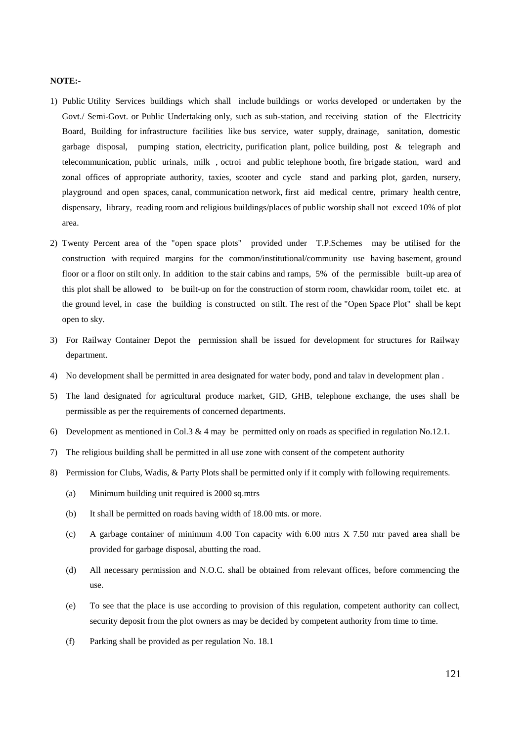**NOTE:-**

1) Public Utility Services buildings which shall include buildings or works developed or undertaken by the Govt./ Semi-Govt. or Public Undertaking only, such as sub-station, and receiving station of the Electricity Board, Building for infrastructure facilities like bus service, water supply, drainage, sanitation, domestic garbage disposal, pumping station, electricity, purification plant, police building, post & telegraph and telecommunication, public urinals, milk , octroi and public telephone booth, fire brigade station, ward and zonal offices of appropriate authority, taxies, scooter and cycle stand and parking plot, garden, nursery, playground and open spaces, canal, communication network, first aid medical centre, primary health centre, dispensary, library, reading room and religious buildings/places of public worship shall not exceed 10% of plot area.

2) Twenty Percent area of the "open space plots" provided under T.P.Schemes may be utilised for the construction with required margins for the common/institutional/community use having basement, ground floor or a floor on stilt only. In addition to the stair cabins and ramps, 5% of the permissible built-up area of this plot shall be allowed to be built-up on for the construction of storm room, chawkidar room, toilet etc. at the ground level, in case the building is constructed on stilt. The rest of the "Open Space Plot" shall be kept open to sky.

3) For Railway Container Depot the permission shall be issued for development for structures for Railway department.

4) No development shall be permitted in area designated for water body, pond and talav in development plan .

5) The land designated for agricultural produce market, GID, GHB, telephone exchange, the uses shall be permissible as per the requirements of concerned departments.

6) Development as mentioned in Col.3 & 4 may be permitted only on roads as specified in regulation No.12.1.

7) The religious building shall be permitted in all use zone with consent of the competent authority

8) Permission for Clubs, Wadis, & Party Plots shall be permitted only if it comply with following requirements.

   (a) Minimum building unit required is 2000 sq.mtrs

   (b) It shall be permitted on roads having width of 18.00 mts. or more.

   (c) A garbage container of minimum 4.00 Ton capacity with 6.00 mtrs X 7.50 mtr paved area shall be provided for garbage disposal, abutting the road.

   (d) All necessary permission and N.O.C. shall be obtained from relevant offices, before commencing the use.

   (e) To see that the place is use according to provision of this regulation, competent authority can collect, security deposit from the plot owners as may be decided by competent authority from time to time.

   (f) Parking shall be provided as per regulation No. 18.1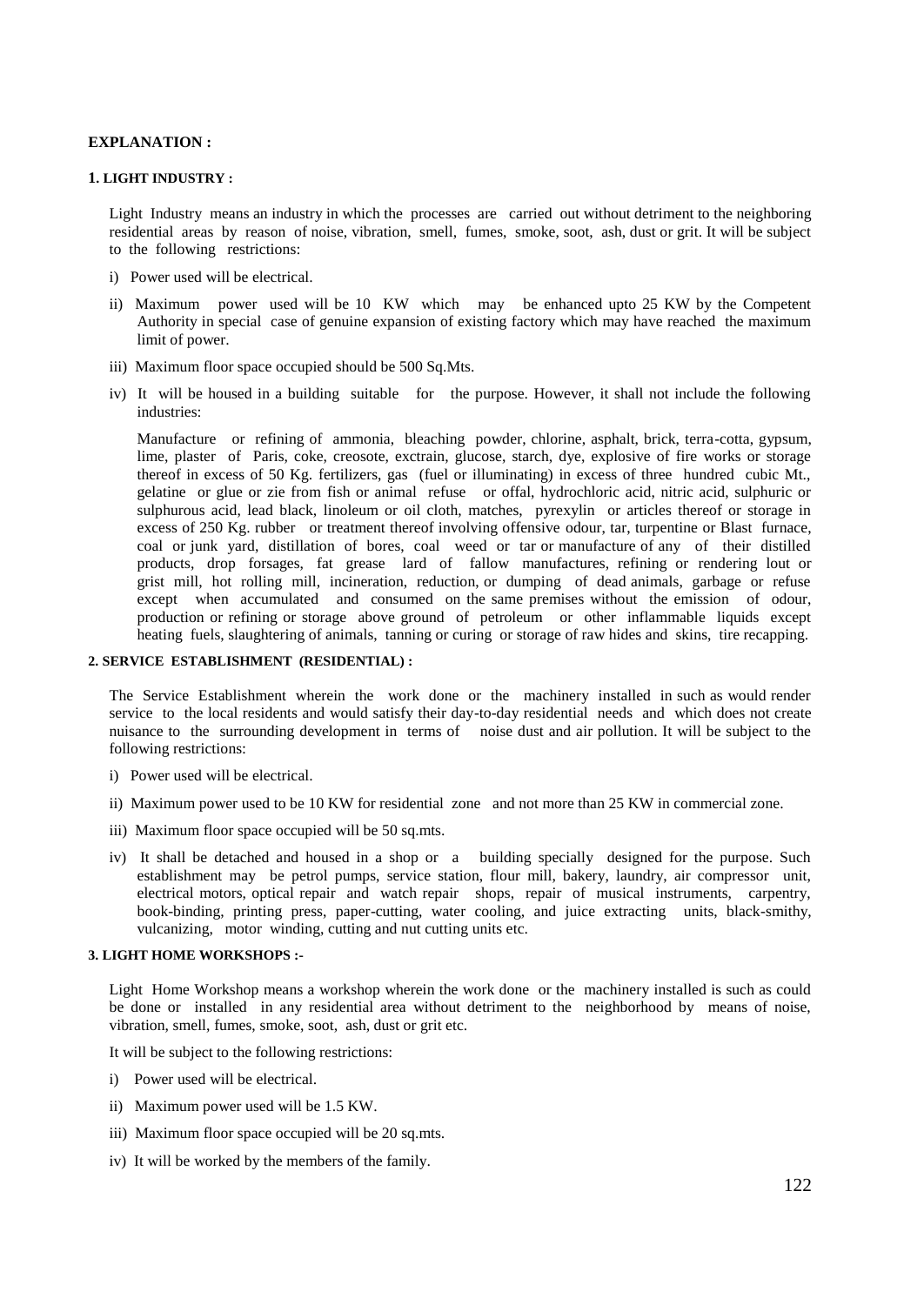**EXPLANATION :**

### 1. LIGHT INDUSTRY :

Light Industry means an industry in which the processes are carried out without detriment to the neighboring residential areas by reason of noise, vibration, smell, fumes, smoke, soot, ash, dust or grit. It will be subject to the following restrictions:

i) Power used will be electrical.

ii) Maximum power used will be 10 KW which may be enhanced upto 25 KW by the Competent Authority in special case of genuine expansion of existing factory which may have reached the maximum limit of power.

iii) Maximum floor space occupied should be 500 Sq.Mts.

iv) It will be housed in a building suitable for the purpose. However, it shall not include the following industries:

Manufacture or refining of ammonia, bleaching powder, chlorine, asphalt, brick, terra-cotta, gypsum, lime, plaster of Paris, coke, creosote, exctrain, glucose, starch, dye, explosive of fire works or storage thereof in excess of 50 Kg. fertilizers, gas (fuel or illuminating) in excess of three hundred cubic Mt., gelatine or glue or zie from fish or animal refuse or offal, hydrochloric acid, nitric acid, sulphuric or sulphurous acid, lead black, linoleum or oil cloth, matches, pyrexylin or articles thereof or storage in excess of 250 Kg. rubber or treatment thereof involving offensive odour, tar, turpentine or Blast furnace, coal or junk yard, distillation of bores, coal weed or tar or manufacture of any of their distilled products, drop forsages, fat grease lard of fallow manufactures, refining or rendering lout or grist mill, hot rolling mill, incineration, reduction, or dumping of dead animals, garbage or refuse except when accumulated and consumed on the same premises without the emission of odour, production or refining or storage above ground of petroleum or other inflammable liquids except heating fuels, slaughtering of animals, tanning or curing or storage of raw hides and skins, tire recapping.

### 2. SERVICE ESTABLISHMENT (RESIDENTIAL) :

The Service Establishment wherein the work done or the machinery installed in such as would render service to the local residents and would satisfy their day-to-day residential needs and which does not create nuisance to the surrounding development in terms of noise dust and air pollution. It will be subject to the following restrictions:

i) Power used will be electrical.

ii) Maximum power used to be 10 KW for residential zone and not more than 25 KW in commercial zone.

iii) Maximum floor space occupied will be 50 sq.mts.

iv) It shall be detached and housed in a shop or a building specially designed for the purpose. Such establishment may be petrol pumps, service station, flour mill, bakery, laundry, air compressor unit, electrical motors, optical repair and watch repair shops, repair of musical instruments, carpentry, book-binding, printing press, paper-cutting, water cooling, and juice extracting units, black-smithy, vulcanizing, motor winding, cutting and nut cutting units etc.

### 3. LIGHT HOME WORKSHOPS :-

Light Home Workshop means a workshop wherein the work done or the machinery installed is such as could be done or installed in any residential area without detriment to the neighborhood by means of noise, vibration, smell, fumes, smoke, soot, ash, dust or grit etc.

It will be subject to the following restrictions:

i) Power used will be electrical.

ii) Maximum power used will be 1.5 KW.

iii) Maximum floor space occupied will be 20 sq.mts.

iv) It will be worked by the members of the family.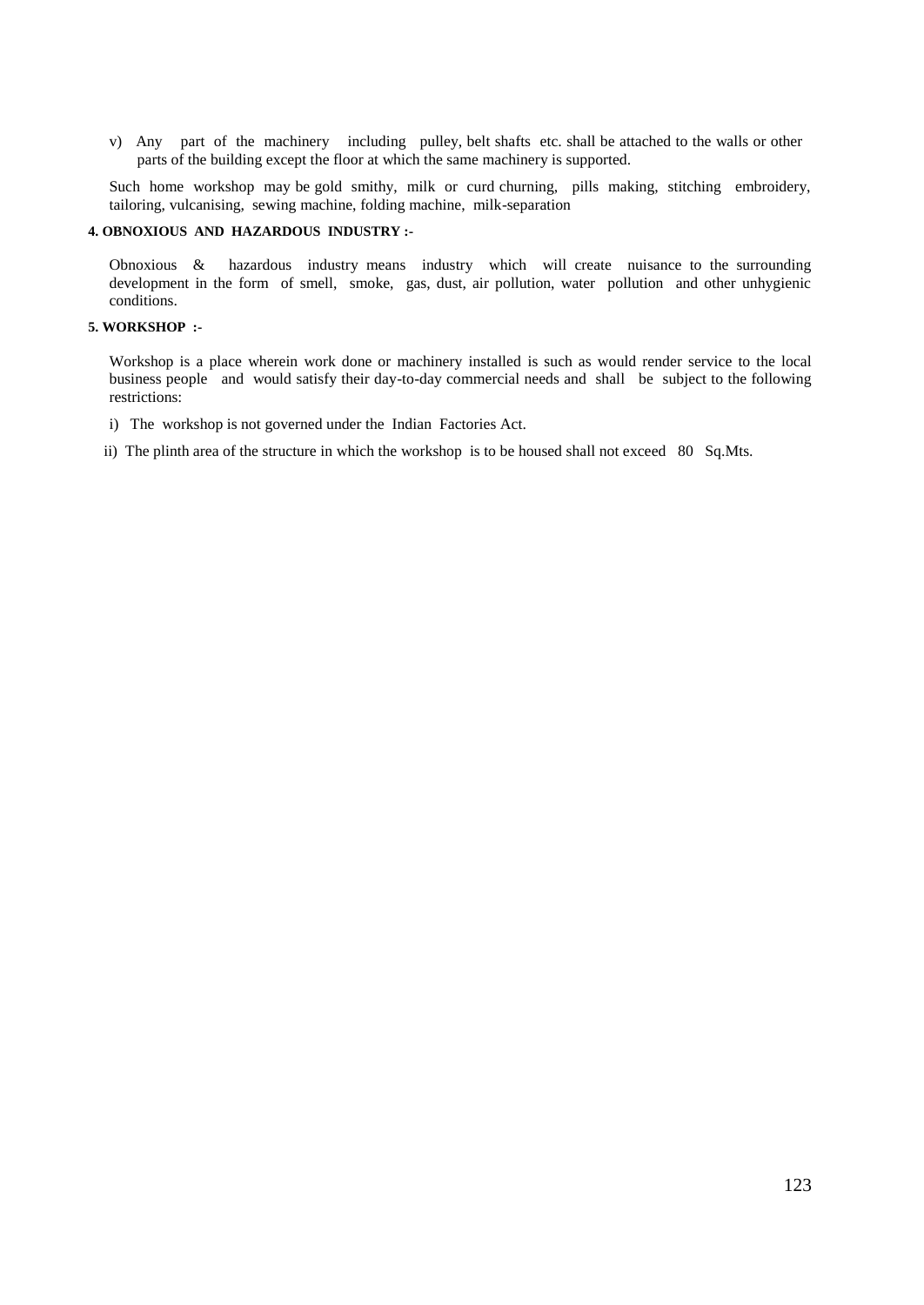v) Any part of the machinery including pulley, belt shafts etc. shall be attached to the walls or other parts of the building except the floor at which the same machinery is supported.

Such home workshop may be gold smithy, milk or curd churning, pills making, stitching embroidery, tailoring, vulcanising, sewing machine, folding machine, milk-separation

**4. OBNOXIOUS AND HAZARDOUS INDUSTRY :-**

Obnoxious & hazardous industry means industry which will create nuisance to the surrounding development in the form of smell, smoke, gas, dust, air pollution, water pollution and other unhygienic conditions.

**5. WORKSHOP :-**

Workshop is a place wherein work done or machinery installed is such as would render service to the local business people and would satisfy their day-to-day commercial needs and shall be subject to the following restrictions:

i) The workshop is not governed under the Indian Factories Act.

ii) The plinth area of the structure in which the workshop is to be housed shall not exceed 80 Sq.Mts.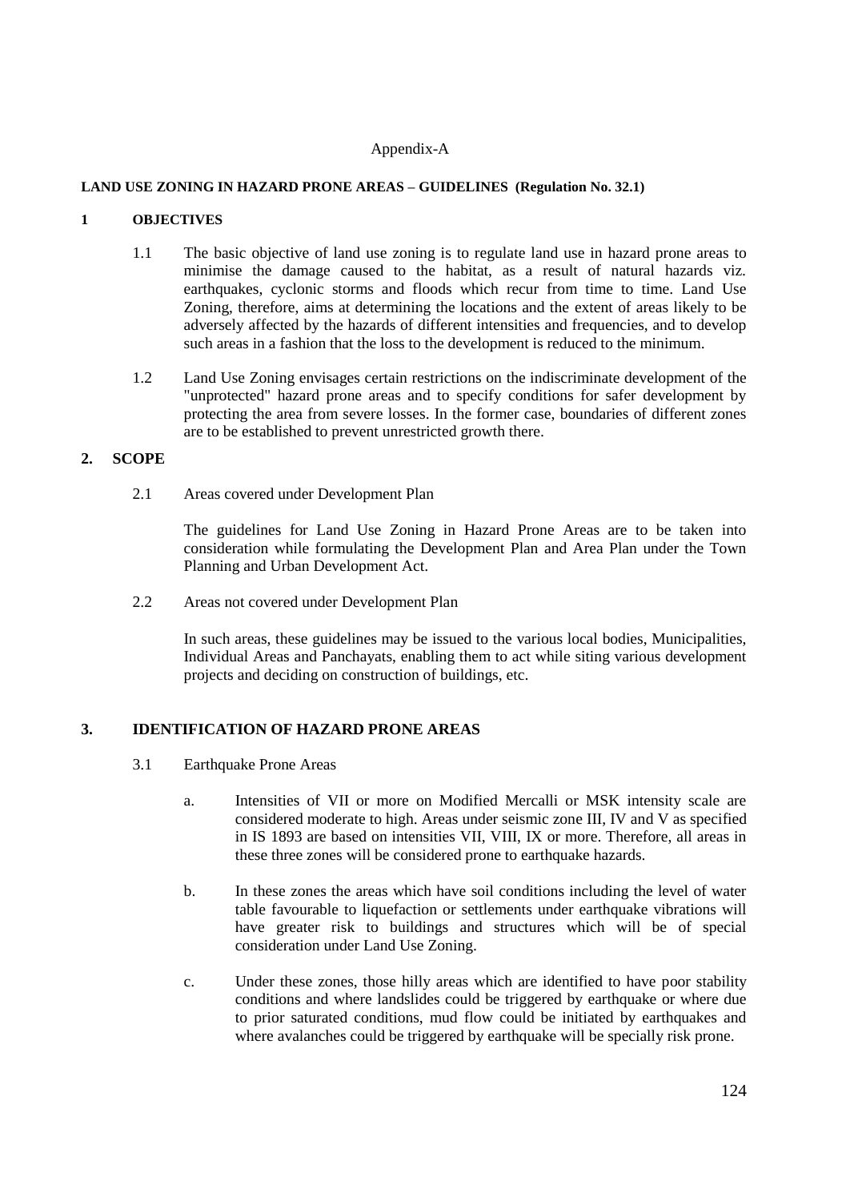Appendix-A

## LAND USE ZONING IN HAZARD PRONE AREAS – GUIDELINES (Regulation No. 32.1)

### 1 OBJECTIVES

1.1 The basic objective of land use zoning is to regulate land use in hazard prone areas to minimise the damage caused to the habitat, as a result of natural hazards viz. earthquakes, cyclonic storms and floods which recur from time to time. Land Use Zoning, therefore, aims at determining the locations and the extent of areas likely to be adversely affected by the hazards of different intensities and frequencies, and to develop such areas in a fashion that the loss to the development is reduced to the minimum.

1.2 Land Use Zoning envisages certain restrictions on the indiscriminate development of the "unprotected" hazard prone areas and to specify conditions for safer development by protecting the area from severe losses. In the former case, boundaries of different zones are to be established to prevent unrestricted growth there.

### 2. SCOPE

2.1 Areas covered under Development Plan

The guidelines for Land Use Zoning in Hazard Prone Areas are to be taken into consideration while formulating the Development Plan and Area Plan under the Town Planning and Urban Development Act.

2.2 Areas not covered under Development Plan

In such areas, these guidelines may be issued to the various local bodies, Municipalities, Individual Areas and Panchayats, enabling them to act while siting various development projects and deciding on construction of buildings, etc.

### 3. IDENTIFICATION OF HAZARD PRONE AREAS

3.1 Earthquake Prone Areas

a. Intensities of VII or more on Modified Mercalli or MSK intensity scale are considered moderate to high. Areas under seismic zone III, IV and V as specified in IS 1893 are based on intensities VII, VIII, IX or more. Therefore, all areas in these three zones will be considered prone to earthquake hazards.

b. In these zones the areas which have soil conditions including the level of water table favourable to liquefaction or settlements under earthquake vibrations will have greater risk to buildings and structures which will be of special consideration under Land Use Zoning.

c. Under these zones, those hilly areas which are identified to have poor stability conditions and where landslides could be triggered by earthquake or where due to prior saturated conditions, mud flow could be initiated by earthquakes and where avalanches could be triggered by earthquake will be specially risk prone.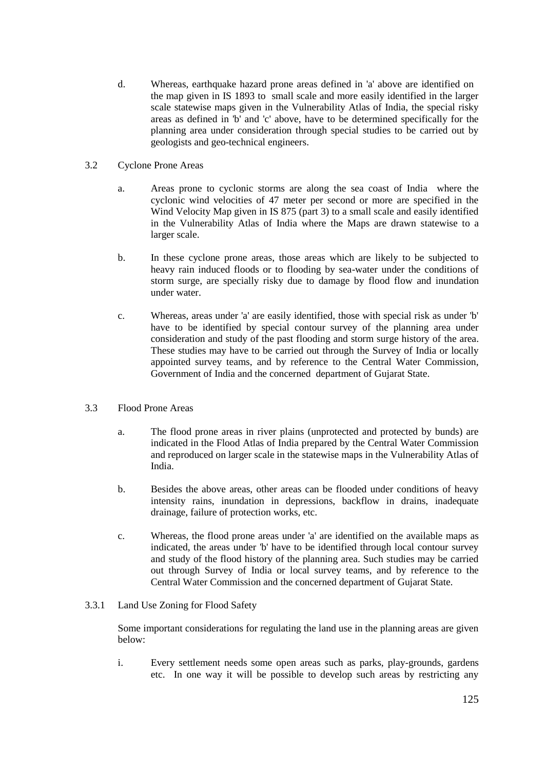d. Whereas, earthquake hazard prone areas defined in 'a' above are identified on the map given in IS 1893 to small scale and more easily identified in the larger scale statewise maps given in the Vulnerability Atlas of India, the special risky areas as defined in 'b' and 'c' above, have to be determined specifically for the planning area under consideration through special studies to be carried out by geologists and geo-technical engineers.

### 3.2 Cyclone Prone Areas

a. Areas prone to cyclonic storms are along the sea coast of India where the cyclonic wind velocities of 47 meter per second or more are specified in the Wind Velocity Map given in IS 875 (part 3) to a small scale and easily identified in the Vulnerability Atlas of India where the Maps are drawn statewise to a larger scale.

b. In these cyclone prone areas, those areas which are likely to be subjected to heavy rain induced floods or to flooding by sea-water under the conditions of storm surge, are specially risky due to damage by flood flow and inundation under water.

c. Whereas, areas under 'a' are easily identified, those with special risk as under 'b' have to be identified by special contour survey of the planning area under consideration and study of the past flooding and storm surge history of the area. These studies may have to be carried out through the Survey of India or locally appointed survey teams, and by reference to the Central Water Commission, Government of India and the concerned department of Gujarat State.

### 3.3 Flood Prone Areas

a. The flood prone areas in river plains (unprotected and protected by bunds) are indicated in the Flood Atlas of India prepared by the Central Water Commission and reproduced on larger scale in the statewise maps in the Vulnerability Atlas of India.

b. Besides the above areas, other areas can be flooded under conditions of heavy intensity rains, inundation in depressions, backflow in drains, inadequate drainage, failure of protection works, etc.

c. Whereas, the flood prone areas under 'a' are identified on the available maps as indicated, the areas under 'b' have to be identified through local contour survey and study of the flood history of the planning area. Such studies may be carried out through Survey of India or local survey teams, and by reference to the Central Water Commission and the concerned department of Gujarat State.

#### 3.3.1 Land Use Zoning for Flood Safety

Some important considerations for regulating the land use in the planning areas are given below:

i. Every settlement needs some open areas such as parks, play-grounds, gardens etc. In one way it will be possible to develop such areas by restricting any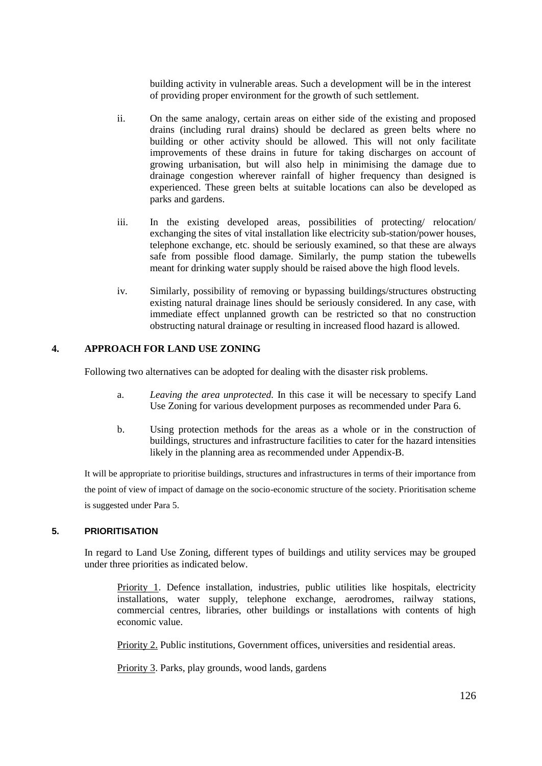building activity in vulnerable areas. Such a development will be in the interest of providing proper environment for the growth of such settlement.

ii. On the same analogy, certain areas on either side of the existing and proposed drains (including rural drains) should be declared as green belts where no building or other activity should be allowed. This will not only facilitate improvements of these drains in future for taking discharges on account of growing urbanisation, but will also help in minimising the damage due to drainage congestion wherever rainfall of higher frequency than designed is experienced. These green belts at suitable locations can also be developed as parks and gardens.

iii. In the existing developed areas, possibilities of protecting/ relocation/ exchanging the sites of vital installation like electricity sub-station/power houses, telephone exchange, etc. should be seriously examined, so that these are always safe from possible flood damage. Similarly, the pump station the tubewells meant for drinking water supply should be raised above the high flood levels.

iv. Similarly, possibility of removing or bypassing buildings/structures obstructing existing natural drainage lines should be seriously considered. In any case, with immediate effect unplanned growth can be restricted so that no construction obstructing natural drainage or resulting in increased flood hazard is allowed.

## 4. APPROACH FOR LAND USE ZONING

Following two alternatives can be adopted for dealing with the disaster risk problems.

a. *Leaving the area unprotected.* In this case it will be necessary to specify Land Use Zoning for various development purposes as recommended under Para 6.

b. Using protection methods for the areas as a whole or in the construction of buildings, structures and infrastructure facilities to cater for the hazard intensities likely in the planning area as recommended under Appendix-B.

It will be appropriate to prioritise buildings, structures and infrastructures in terms of their importance from the point of view of impact of damage on the socio-economic structure of the society. Prioritisation scheme is suggested under Para 5.

## 5. PRIORITISATION

In regard to Land Use Zoning, different types of buildings and utility services may be grouped under three priorities as indicated below.

Priority 1. Defence installation, industries, public utilities like hospitals, electricity installations, water supply, telephone exchange, aerodromes, railway stations, commercial centres, libraries, other buildings or installations with contents of high economic value.

Priority 2. Public institutions, Government offices, universities and residential areas.

Priority 3. Parks, play grounds, wood lands, gardens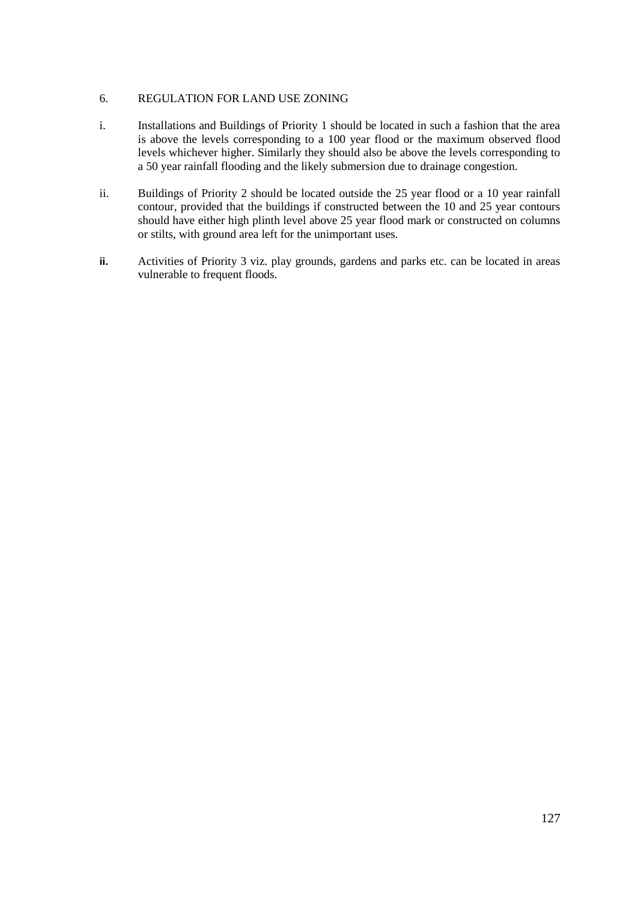## 6. REGULATION FOR LAND USE ZONING

i. Installations and Buildings of Priority 1 should be located in such a fashion that the area is above the levels corresponding to a 100 year flood or the maximum observed flood levels whichever higher. Similarly they should also be above the levels corresponding to a 50 year rainfall flooding and the likely submersion due to drainage congestion.

ii. Buildings of Priority 2 should be located outside the 25 year flood or a 10 year rainfall contour, provided that the buildings if constructed between the 10 and 25 year contours should have either high plinth level above 25 year flood mark or constructed on columns or stilts, with ground area left for the unimportant uses.

**ii.** Activities of Priority 3 viz. play grounds, gardens and parks etc. can be located in areas vulnerable to frequent floods.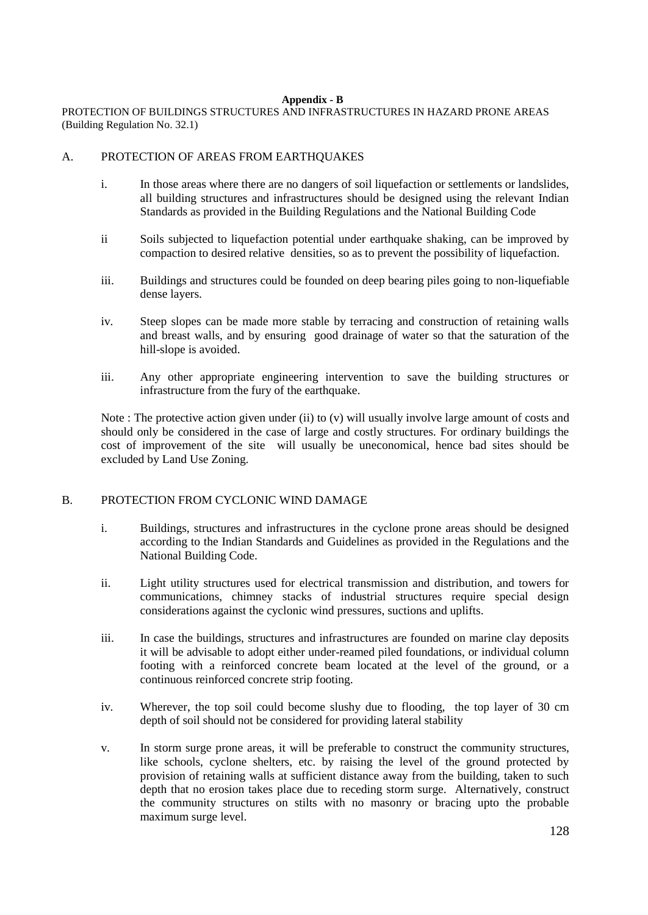**Appendix - B**

PROTECTION OF BUILDINGS STRUCTURES AND INFRASTRUCTURES IN HAZARD PRONE AREAS (Building Regulation No. 32.1)

## A. PROTECTION OF AREAS FROM EARTHQUAKES

i. In those areas where there are no dangers of soil liquefaction or settlements or landslides, all building structures and infrastructures should be designed using the relevant Indian Standards as provided in the Building Regulations and the National Building Code

ii Soils subjected to liquefaction potential under earthquake shaking, can be improved by compaction to desired relative densities, so as to prevent the possibility of liquefaction.

iii. Buildings and structures could be founded on deep bearing piles going to non-liquefiable dense layers.

iv. Steep slopes can be made more stable by terracing and construction of retaining walls and breast walls, and by ensuring good drainage of water so that the saturation of the hill-slope is avoided.

iii. Any other appropriate engineering intervention to save the building structures or infrastructure from the fury of the earthquake.

Note : The protective action given under (ii) to (v) will usually involve large amount of costs and should only be considered in the case of large and costly structures. For ordinary buildings the cost of improvement of the site will usually be uneconomical, hence bad sites should be excluded by Land Use Zoning.

## B. PROTECTION FROM CYCLONIC WIND DAMAGE

i. Buildings, structures and infrastructures in the cyclone prone areas should be designed according to the Indian Standards and Guidelines as provided in the Regulations and the National Building Code.

ii. Light utility structures used for electrical transmission and distribution, and towers for communications, chimney stacks of industrial structures require special design considerations against the cyclonic wind pressures, suctions and uplifts.

iii. In case the buildings, structures and infrastructures are founded on marine clay deposits it will be advisable to adopt either under-reamed piled foundations, or individual column footing with a reinforced concrete beam located at the level of the ground, or a continuous reinforced concrete strip footing.

iv. Wherever, the top soil could become slushy due to flooding, the top layer of 30 cm depth of soil should not be considered for providing lateral stability

v. In storm surge prone areas, it will be preferable to construct the community structures, like schools, cyclone shelters, etc. by raising the level of the ground protected by provision of retaining walls at sufficient distance away from the building, taken to such depth that no erosion takes place due to receding storm surge. Alternatively, construct the community structures on stilts with no masonry or bracing upto the probable maximum surge level.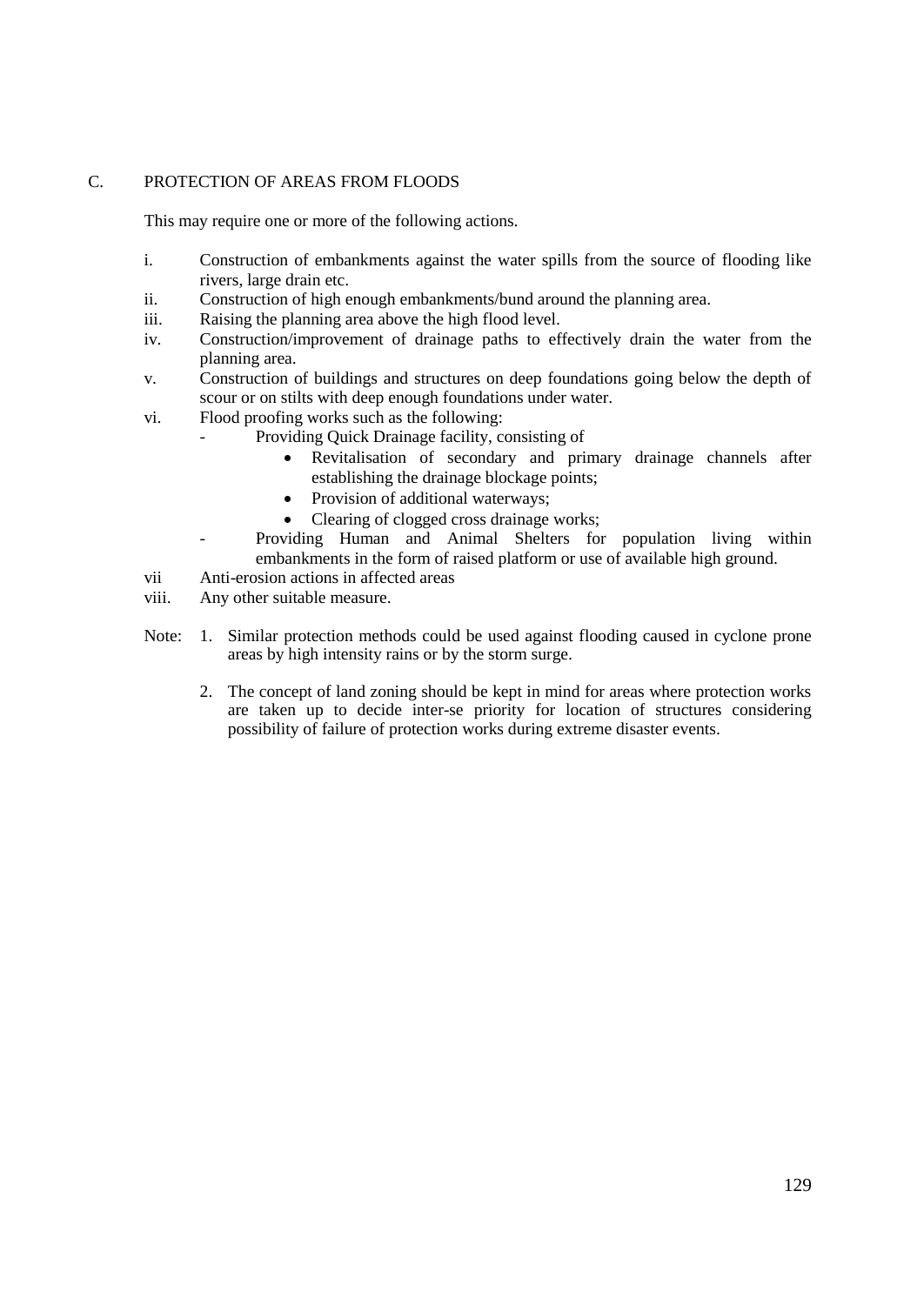## C. PROTECTION OF AREAS FROM FLOODS

This may require one or more of the following actions.

i. Construction of embankments against the water spills from the source of flooding like rivers, large drain etc.
ii. Construction of high enough embankments/bund around the planning area.
iii. Raising the planning area above the high flood level.
iv. Construction/improvement of drainage paths to effectively drain the water from the planning area.
v. Construction of buildings and structures on deep foundations going below the depth of scour or on stilts with deep enough foundations under water.
vi. Flood proofing works such as the following:
   - Providing Quick Drainage facility, consisting of
     - Revitalisation of secondary and primary drainage channels after establishing the drainage blockage points;
     - Provision of additional waterways;
     - Clearing of clogged cross drainage works;
   - Providing Human and Animal Shelters for population living within embankments in the form of raised platform or use of available high ground.
vii Anti-erosion actions in affected areas
viii. Any other suitable measure.

Note:
1. Similar protection methods could be used against flooding caused in cyclone prone areas by high intensity rains or by the storm surge.
2. The concept of land zoning should be kept in mind for areas where protection works are taken up to decide inter-se priority for location of structures considering possibility of failure of protection works during extreme disaster events.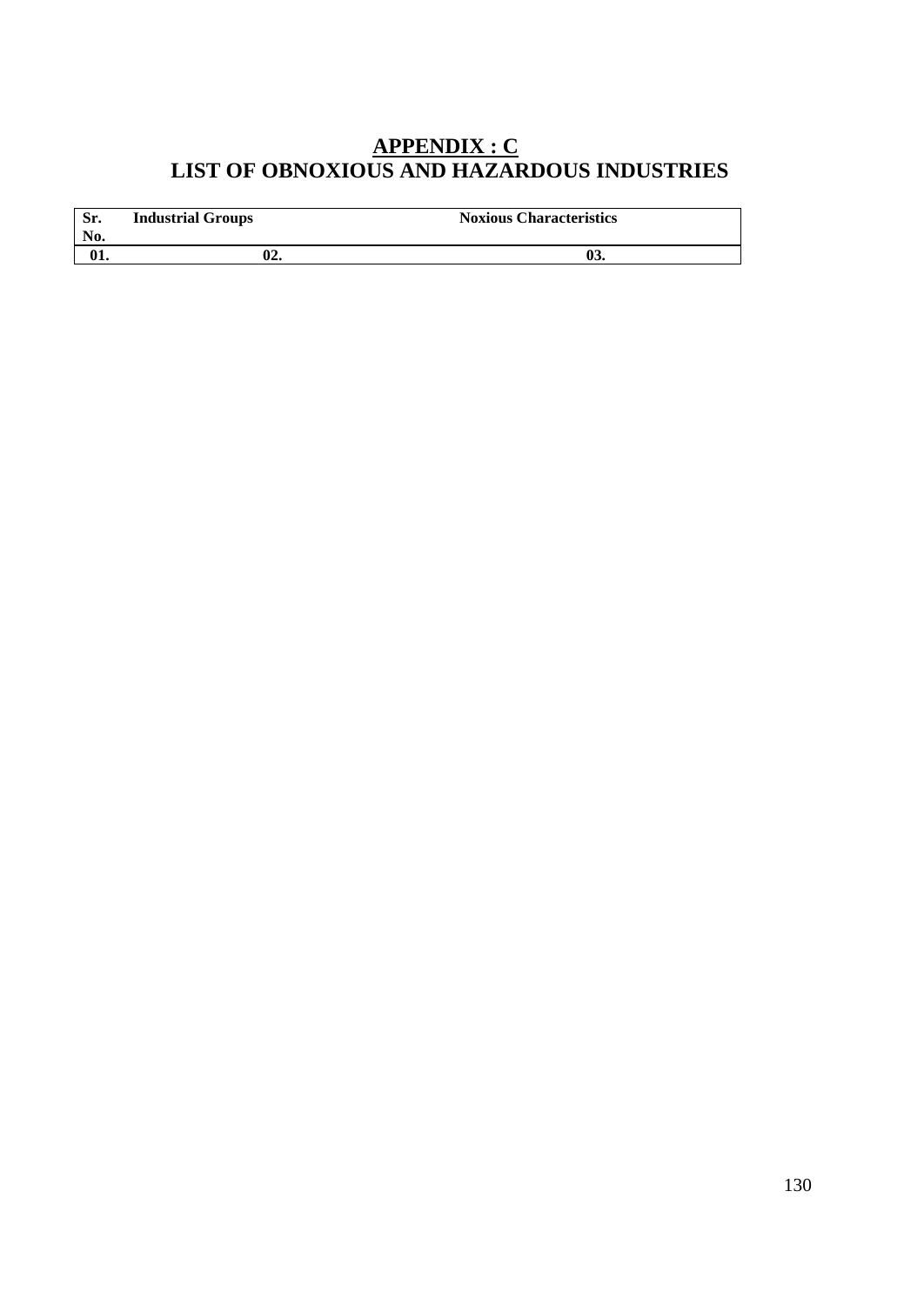# APPENDIX : C
## LIST OF OBNOXIOUS AND HAZARDOUS INDUSTRIES

| Sr. No. | Industrial Groups | Noxious Characteristics |
|---|---|---|
| **01.** | **02.** | **03.** |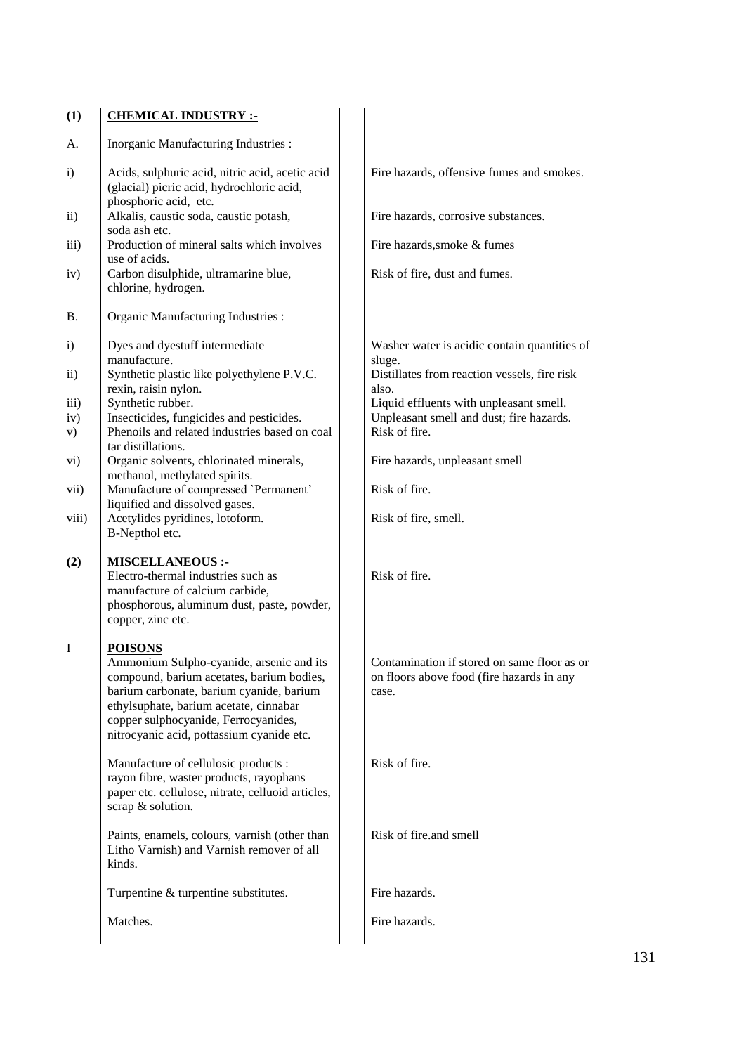| (1) | **CHEMICAL INDUSTRY :-** | | |
|---|---|---|---|
| A. | Inorganic Manufacturing Industries : | | |
| i) | Acids, sulphuric acid, nitric acid, acetic acid (glacial) picric acid, hydrochloric acid, phosphoric acid, etc. | | Fire hazards, offensive fumes and smokes. |
| ii) | Alkalis, caustic soda, caustic potash, soda ash etc. | | Fire hazards, corrosive substances. |
| iii) | Production of mineral salts which involves use of acids. | | Fire hazards,smoke & fumes |
| iv) | Carbon disulphide, ultramarine blue, chlorine, hydrogen. | | Risk of fire, dust and fumes. |
| B. | Organic Manufacturing Industries : | | |
| i) | Dyes and dyestuff intermediate manufacture. | | Washer water is acidic contain quantities of sluge. |
| ii) | Synthetic plastic like polyethylene P.V.C. rexin, raisin nylon. | | Distillates from reaction vessels, fire risk also. |
| iii) | Synthetic rubber. | | Liquid effluents with unpleasant smell. |
| iv) | Insecticides, fungicides and pesticides. | | Unpleasant smell and dust; fire hazards. |
| v) | Phenoils and related industries based on coal tar distillations. | | Risk of fire. |
| vi) | Organic solvents, chlorinated minerals, methanol, methylated spirits. | | Fire hazards, unpleasant smell |
| vii) | Manufacture of compressed `Permanent' liquified and dissolved gases. | | Risk of fire. |
| viii) | Acetylides pyridines, lotoform. B-Nepthol etc. | | Risk of fire, smell. |
| (2) | **MISCELLANEOUS :-** Electro-thermal industries such as manufacture of calcium carbide, phosphorous, aluminum dust, paste, powder, copper, zinc etc. | | Risk of fire. |
| I | **POISONS** Ammonium Sulpho-cyanide, arsenic and its compound, barium acetates, barium bodies, barium carbonate, barium cyanide, barium ethylsuphate, barium acetate, cinnabar copper sulphocyanide, Ferrocyanides, nitrocyanic acid, pottassium cyanide etc. | | Contamination if stored on same floor as or on floors above food (fire hazards in any case. |
| | Manufacture of cellulosic products : rayon fibre, waster products, rayophans paper etc. cellulose, nitrate, celluoid articles, scrap & solution. | | Risk of fire. |
| | Paints, enamels, colours, varnish (other than Litho Varnish) and Varnish remover of all kinds. | | Risk of fire.and smell |
| | Turpentine & turpentine substitutes. | | Fire hazards. |
| | Matches. | | Fire hazards. |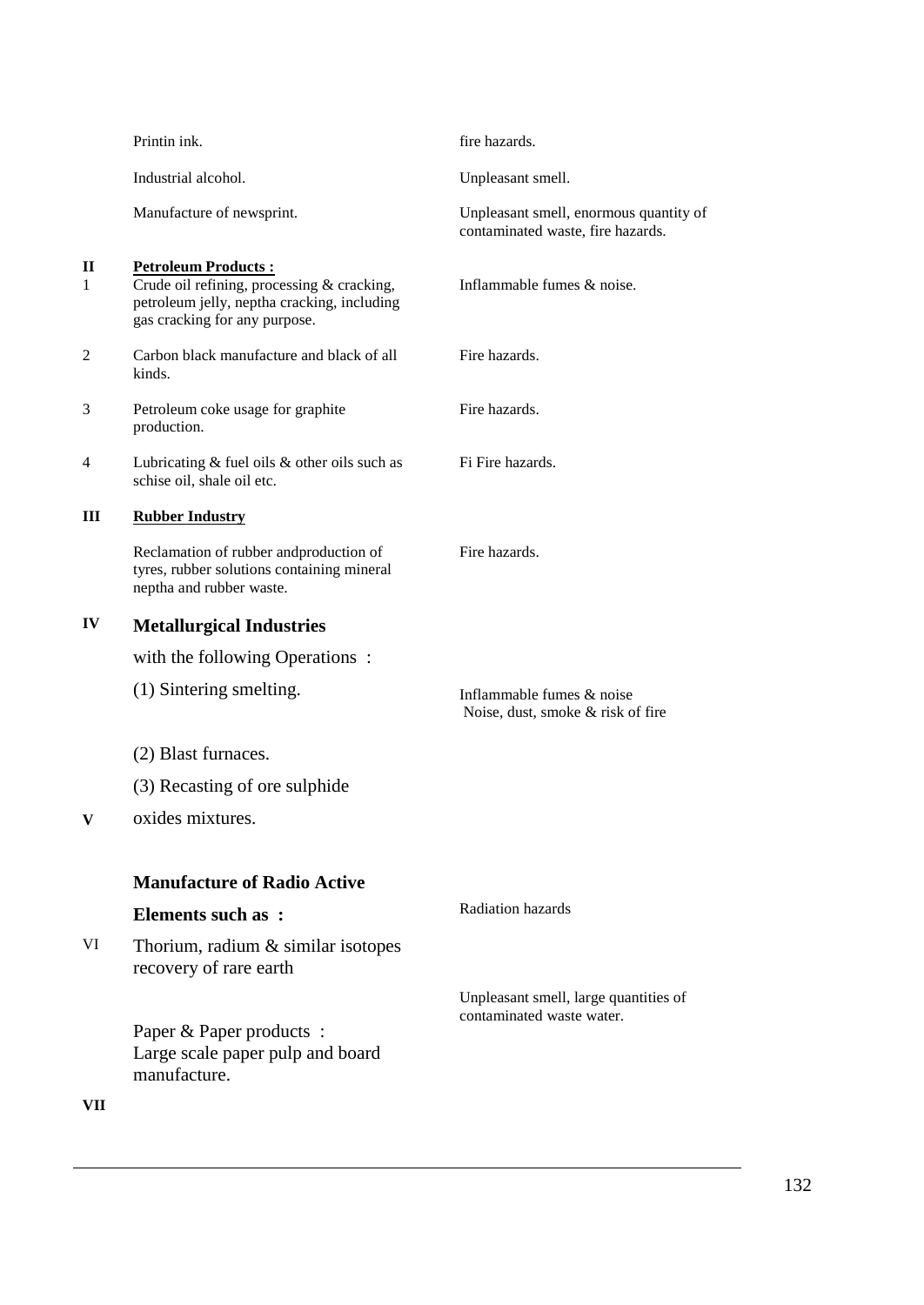| | | |
|---|---|---|
| | Printin ink. | fire hazards. |
| | Industrial alcohol. | Unpleasant smell. |
| | Manufacture of newsprint. | Unpleasant smell, enormous quantity of contaminated waste, fire hazards. |
| **II** | **Petroleum Products :** | |
| 1 | Crude oil refining, processing & cracking, petroleum jelly, neptha cracking, including gas cracking for any purpose. | Inflammable fumes & noise. |
| 2 | Carbon black manufacture and black of all kinds. | Fire hazards. |
| 3 | Petroleum coke usage for graphite production. | Fire hazards. |
| 4 | Lubricating & fuel oils & other oils such as schise oil, shale oil etc. | Fi Fire hazards. |
| **III** | **Rubber Industry** | |
| | Reclamation of rubber andproduction of tyres, rubber solutions containing mineral neptha and rubber waste. | Fire hazards. |
| **IV** | **Metallurgical Industries** | |
| | with the following Operations : | |
| | (1) Sintering smelting. | Inflammable fumes & noise<br>Noise, dust, smoke & risk of fire |
| | (2) Blast furnaces. | |
| | (3) Recasting of ore sulphide | |
| **V** | oxides mixtures. | |
| | **Manufacture of Radio Active** | |
| | **Elements such as :** | Radiation hazards |
| VI | Thorium, radium & similar isotopes recovery of rare earth | |
| | Paper & Paper products :<br>Large scale paper pulp and board manufacture. | Unpleasant smell, large quantities of contaminated waste water. |
| **VII** | | |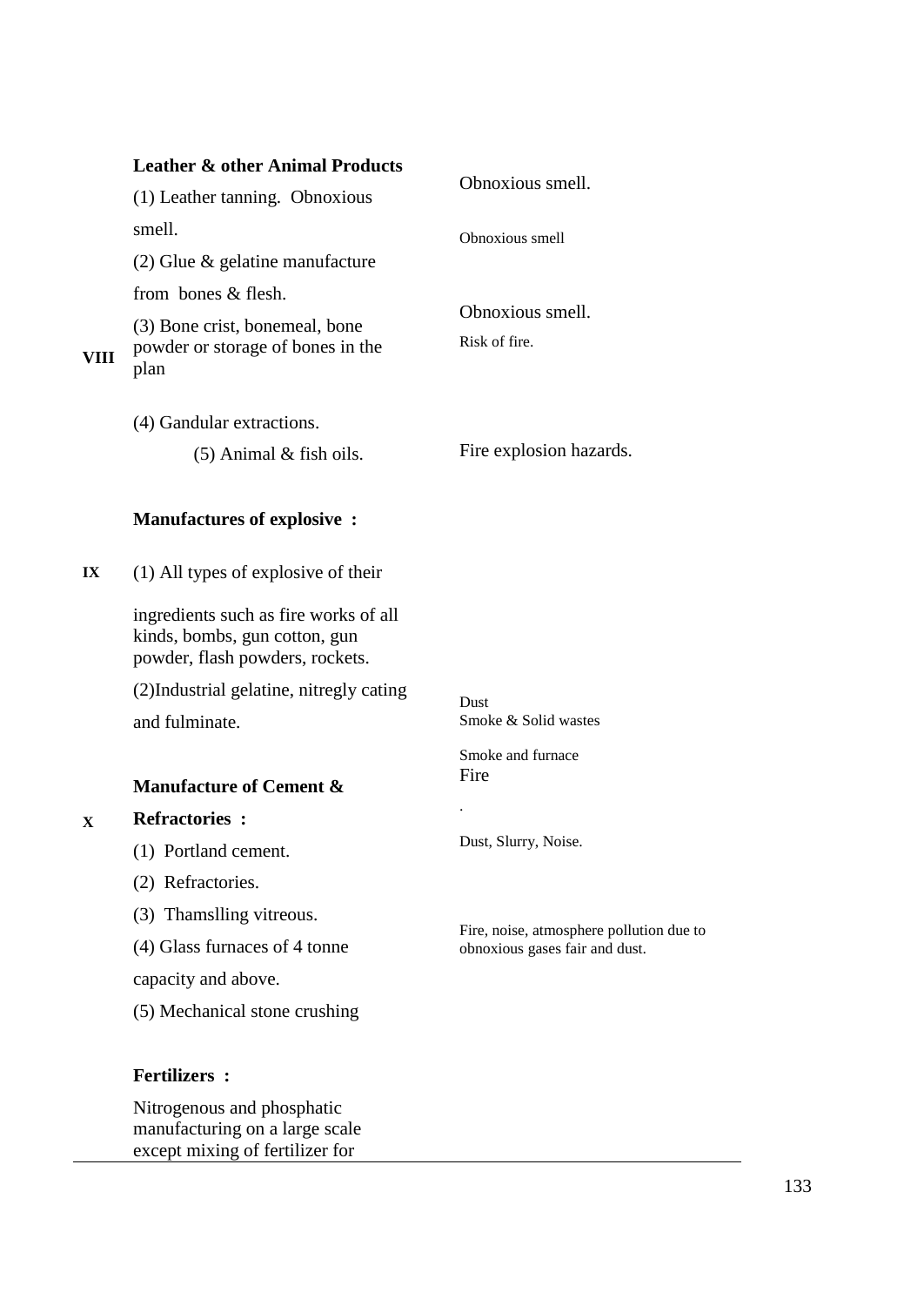| | | |
|---|---|---|
| VIII | **Leather & other Animal Products** | |
| | (1) Leather tanning. Obnoxious smell. | Obnoxious smell. |
| | (2) Glue & gelatine manufacture from bones & flesh. | Obnoxious smell |
| | (3) Bone crist, bonemeal, bone powder or storage of bones in the plan | Obnoxious smell. Risk of fire. |
| | (4) Gandular extractions. | |
| | (5) Animal & fish oils. | Fire explosion hazards. |
| IX | **Manufactures of explosive :** | |
| | (1) All types of explosive of their ingredients such as fire works of all kinds, bombs, gun cotton, gun powder, flash powders, rockets. | |
| | (2)Industrial gelatine, nitregly cating and fulminate. | Dust<br>Smoke & Solid wastes |
| X | **Manufacture of Cement & Refractories :** | Smoke and furnace<br>Fire<br>. |
| | (1) Portland cement. | Dust, Slurry, Noise. |
| | (2) Refractories. | |
| | (3) Thamslling vitreous. | |
| | (4) Glass furnaces of 4 tonne capacity and above. | Fire, noise, atmosphere pollution due to obnoxious gases fair and dust. |
| | (5) Mechanical stone crushing | |
| | **Fertilizers :** | |
| | Nitrogenous and phosphatic manufacturing on a large scale except mixing of fertilizer for | |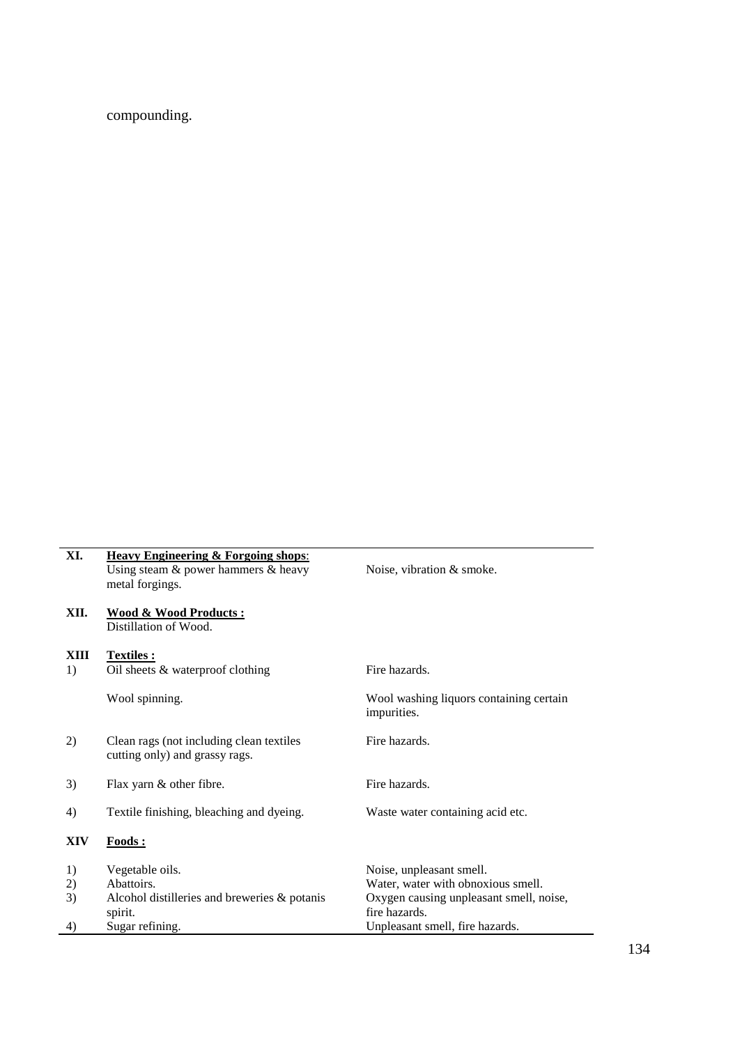compounding.

| | | |
|---|---|---|
| **XI.** | **Heavy Engineering & Forgoing shops**: Using steam & power hammers & heavy metal forgings. | Noise, vibration & smoke. |
| **XII.** | **Wood & Wood Products :** Distillation of Wood. | |
| **XIII** | **Textiles :** | |
| 1) | Oil sheets & waterproof clothing | Fire hazards. |
| | Wool spinning. | Wool washing liquors containing certain impurities. |
| 2) | Clean rags (not including clean textiles cutting only) and grassy rags. | Fire hazards. |
| 3) | Flax yarn & other fibre. | Fire hazards. |
| 4) | Textile finishing, bleaching and dyeing. | Waste water containing acid etc. |
| **XIV** | **Foods :** | |
| 1) | Vegetable oils. | Noise, unpleasant smell. |
| 2) | Abattoirs. | Water, water with obnoxious smell. |
| 3) | Alcohol distilleries and breweries & potanis spirit. | Oxygen causing unpleasant smell, noise, fire hazards. |
| 4) | Sugar refining. | Unpleasant smell, fire hazards. |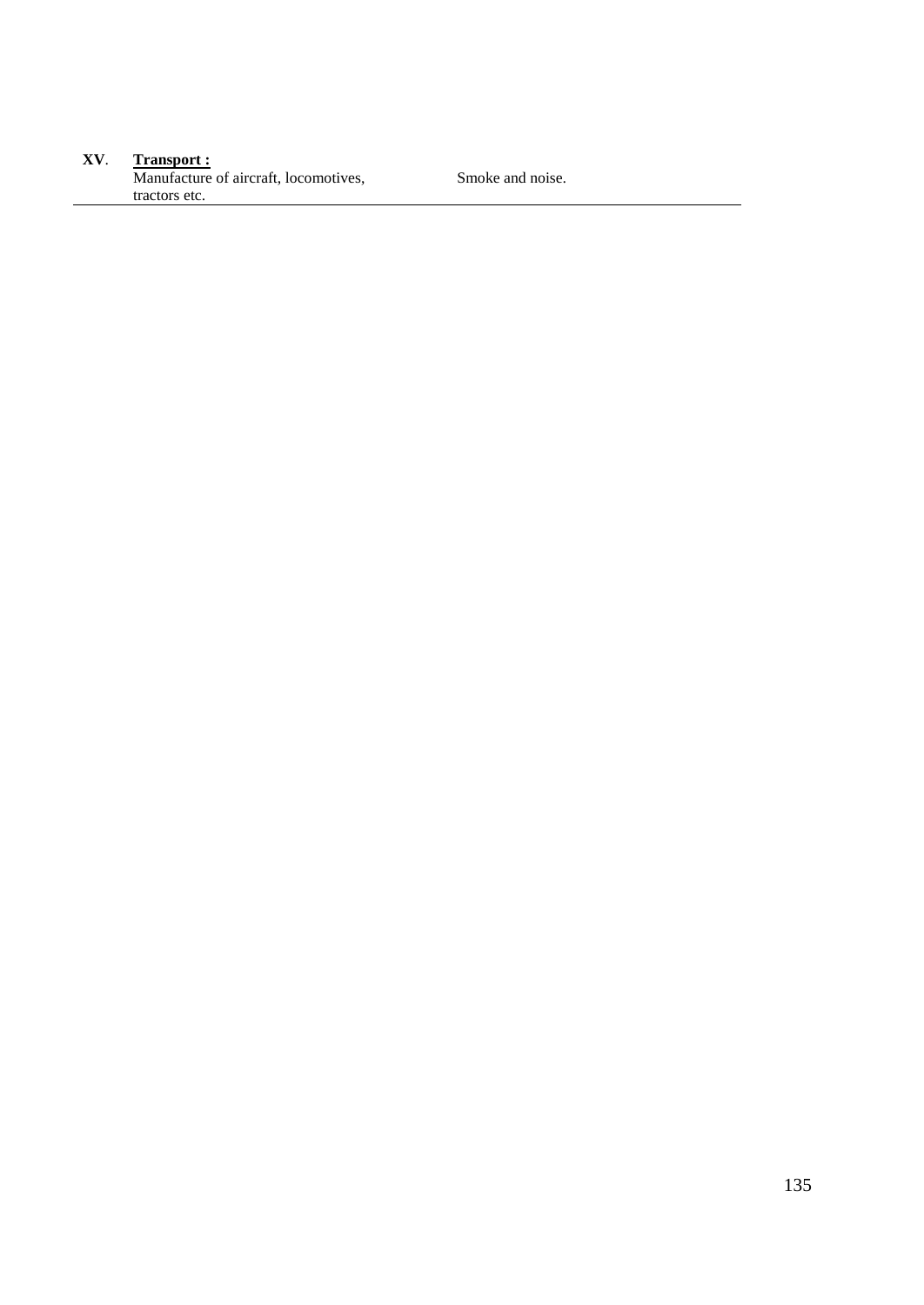| | | |
|---|---|---|
| **XV**. | **<u>Transport :</u>** Manufacture of aircraft, locomotives, tractors etc. | Smoke and noise. |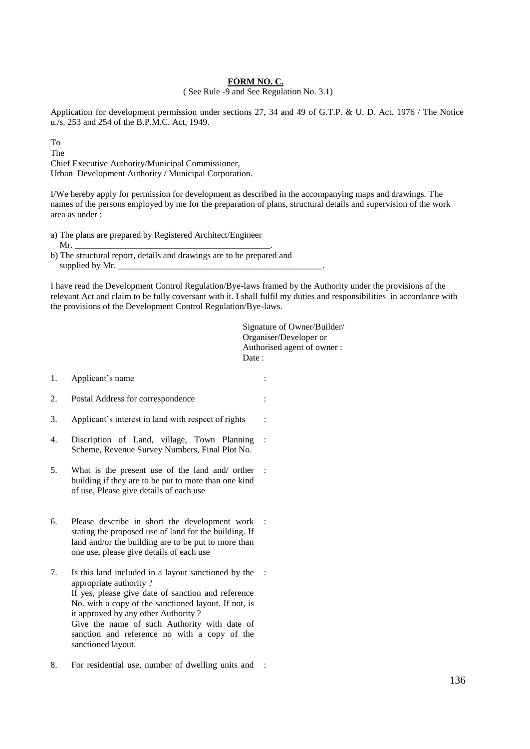**FORM NO. C.**

( See Rule -9 and See Regulation No. 3.1)

Application for development permission under sections 27, 34 and 49 of G.T.P. & U. D. Act. 1976 / The Notice u./s. 253 and 254 of the B.P.M.C. Act, 1949.

To
The
Chief Executive Authority/Municipal Commissioner,
Urban Development Authority / Municipal Corporation.

I/We hereby apply for permission for development as described in the accompanying maps and drawings. The names of the persons employed by me for the preparation of plans, structural details and supervision of the work area as under :

a) The plans are prepared by Registered Architect/Engineer
 Mr. _____________________________________________.

b) The structural report, details and drawings are to be prepared and
 supplied by Mr. _____________________________________________.

I have read the Development Control Regulation/Bye-laws framed by the Authority under the provisions of the relevant Act and claim to be fully coversant with it. I shall fulfil my duties and responsibilities in accordance with the provisions of the Development Control Regulation/Bye-laws.

Signature of Owner/Builder/
Organiser/Developer or
Authorised agent of owner :
Date :

1. Applicant's name :

2. Postal Address for correspondence :

3. Applicant's interest in land with respect of rights :

4. Discription of Land, village, Town Planning Scheme, Revenue Survey Numbers, Final Plot No. :

5. What is the present use of the land and/ orther building if they are to be put to more than one kind of use, Please give details of each use :

6. Please describe in short the development work stating the proposed use of land for the building. If land and/or the building are to be put to more than one use, please give details of each use :

7. Is this land included in a layout sanctioned by the appropriate authority ?
 If yes, please give date of sanction and reference No. with a copy of the sanctioned layout. If not, is it approved by any other Authority ?
 Give the name of such Authority with date of sanction and reference no with a copy of the sanctioned layout. :

8. For residential use, number of dwelling units and :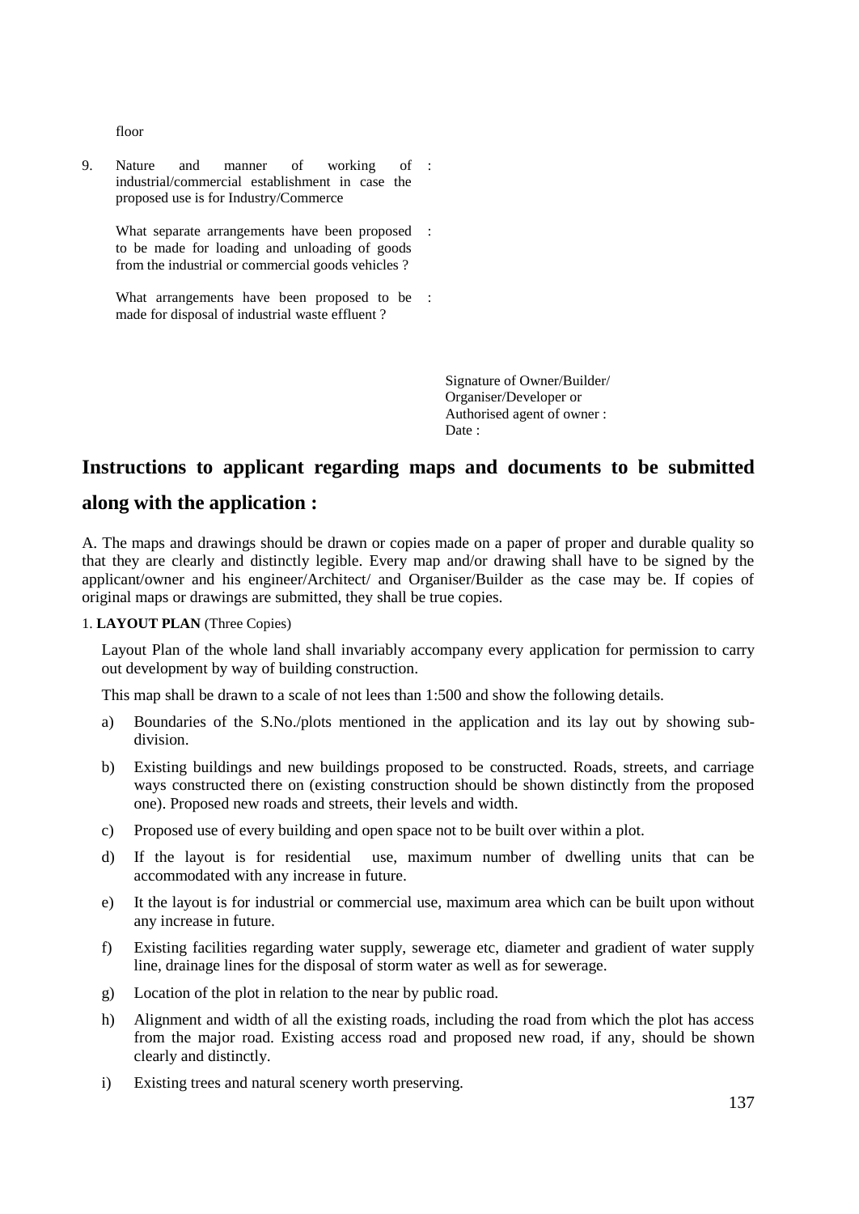floor

9. Nature and manner of working of industrial/commercial establishment in case the proposed use is for Industry/Commerce :

   What separate arrangements have been proposed to be made for loading and unloading of goods from the industrial or commercial goods vehicles ? :

   What arrangements have been proposed to be made for disposal of industrial waste effluent ? :

Signature of Owner/Builder/
Organiser/Developer or
Authorised agent of owner :
Date :

## Instructions to applicant regarding maps and documents to be submitted along with the application :

A. The maps and drawings should be drawn or copies made on a paper of proper and durable quality so that they are clearly and distinctly legible. Every map and/or drawing shall have to be signed by the applicant/owner and his engineer/Architect/ and Organiser/Builder as the case may be. If copies of original maps or drawings are submitted, they shall be true copies.

1. **LAYOUT PLAN** (Three Copies)

Layout Plan of the whole land shall invariably accompany every application for permission to carry out development by way of building construction.

This map shall be drawn to a scale of not lees than 1:500 and show the following details.

a) Boundaries of the S.No./plots mentioned in the application and its lay out by showing sub-division.

b) Existing buildings and new buildings proposed to be constructed. Roads, streets, and carriage ways constructed there on (existing construction should be shown distinctly from the proposed one). Proposed new roads and streets, their levels and width.

c) Proposed use of every building and open space not to be built over within a plot.

d) If the layout is for residential use, maximum number of dwelling units that can be accommodated with any increase in future.

e) It the layout is for industrial or commercial use, maximum area which can be built upon without any increase in future.

f) Existing facilities regarding water supply, sewerage etc, diameter and gradient of water supply line, drainage lines for the disposal of storm water as well as for sewerage.

g) Location of the plot in relation to the near by public road.

h) Alignment and width of all the existing roads, including the road from which the plot has access from the major road. Existing access road and proposed new road, if any, should be shown clearly and distinctly.

i) Existing trees and natural scenery worth preserving.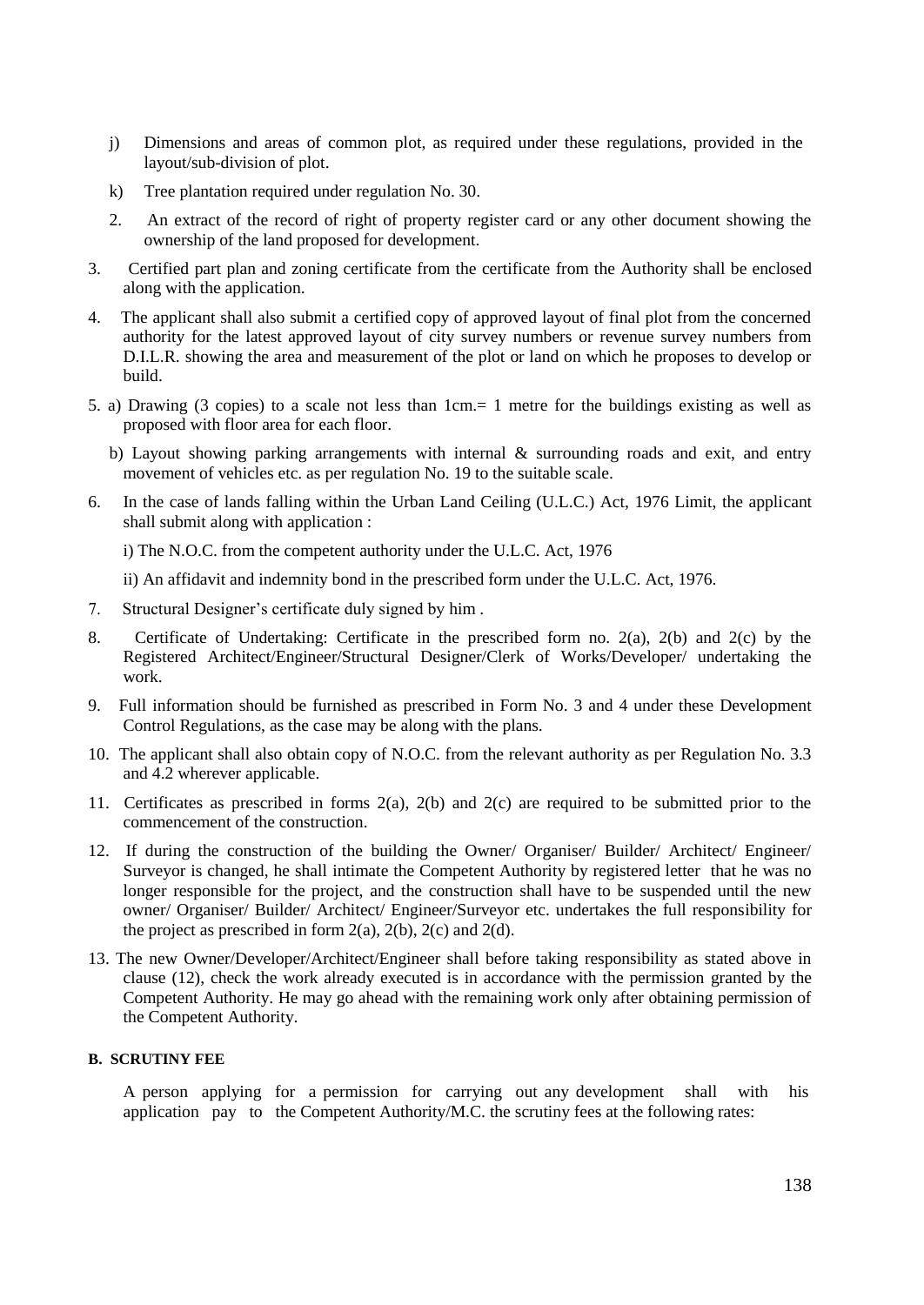j) Dimensions and areas of common plot, as required under these regulations, provided in the layout/sub-division of plot.

k) Tree plantation required under regulation No. 30.

2. An extract of the record of right of property register card or any other document showing the ownership of the land proposed for development.

3. Certified part plan and zoning certificate from the certificate from the Authority shall be enclosed along with the application.

4. The applicant shall also submit a certified copy of approved layout of final plot from the concerned authority for the latest approved layout of city survey numbers or revenue survey numbers from D.I.L.R. showing the area and measurement of the plot or land on which he proposes to develop or build.

5. a) Drawing (3 copies) to a scale not less than 1cm.= 1 metre for the buildings existing as well as proposed with floor area for each floor.

   b) Layout showing parking arrangements with internal & surrounding roads and exit, and entry movement of vehicles etc. as per regulation No. 19 to the suitable scale.

6. In the case of lands falling within the Urban Land Ceiling (U.L.C.) Act, 1976 Limit, the applicant shall submit along with application :

   i) The N.O.C. from the competent authority under the U.L.C. Act, 1976

   ii) An affidavit and indemnity bond in the prescribed form under the U.L.C. Act, 1976.

7. Structural Designer's certificate duly signed by him .

8. Certificate of Undertaking: Certificate in the prescribed form no. 2(a), 2(b) and 2(c) by the Registered Architect/Engineer/Structural Designer/Clerk of Works/Developer/ undertaking the work.

9. Full information should be furnished as prescribed in Form No. 3 and 4 under these Development Control Regulations, as the case may be along with the plans.

10. The applicant shall also obtain copy of N.O.C. from the relevant authority as per Regulation No. 3.3 and 4.2 wherever applicable.

11. Certificates as prescribed in forms 2(a), 2(b) and 2(c) are required to be submitted prior to the commencement of the construction.

12. If during the construction of the building the Owner/ Organiser/ Builder/ Architect/ Engineer/ Surveyor is changed, he shall intimate the Competent Authority by registered letter that he was no longer responsible for the project, and the construction shall have to be suspended until the new owner/ Organiser/ Builder/ Architect/ Engineer/Surveyor etc. undertakes the full responsibility for the project as prescribed in form 2(a), 2(b), 2(c) and 2(d).

13. The new Owner/Developer/Architect/Engineer shall before taking responsibility as stated above in clause (12), check the work already executed is in accordance with the permission granted by the Competent Authority. He may go ahead with the remaining work only after obtaining permission of the Competent Authority.

#### B. SCRUTINY FEE

A person applying for a permission for carrying out any development shall with his application pay to the Competent Authority/M.C. the scrutiny fees at the following rates: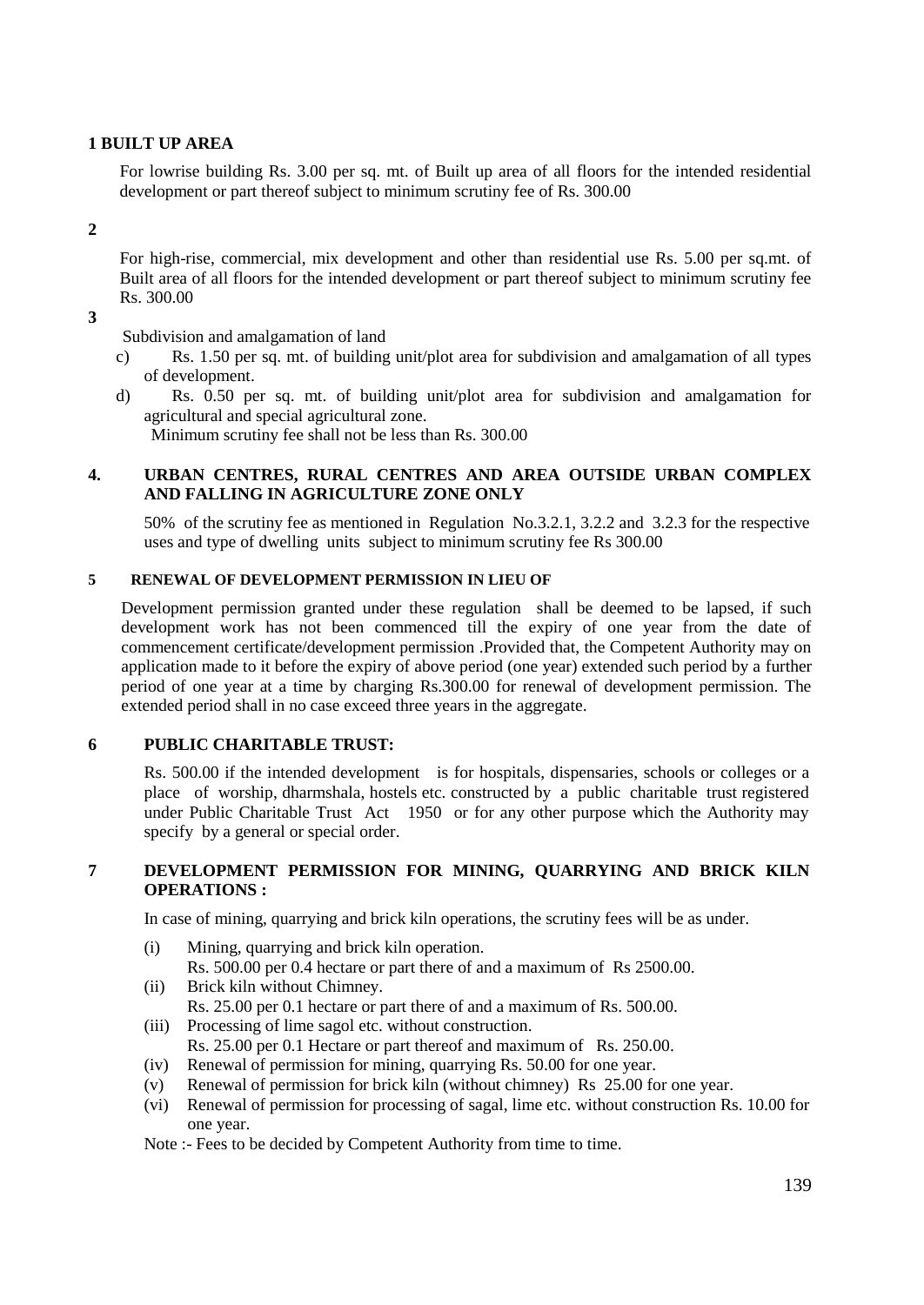**1 BUILT UP AREA**

For lowrise building Rs. 3.00 per sq. mt. of Built up area of all floors for the intended residential development or part thereof subject to minimum scrutiny fee of Rs. 300.00

**2**

For high-rise, commercial, mix development and other than residential use Rs. 5.00 per sq.mt. of Built area of all floors for the intended development or part thereof subject to minimum scrutiny fee Rs. 300.00

**3**

Subdivision and amalgamation of land

c) Rs. 1.50 per sq. mt. of building unit/plot area for subdivision and amalgamation of all types of development.

d) Rs. 0.50 per sq. mt. of building unit/plot area for subdivision and amalgamation for agricultural and special agricultural zone.

Minimum scrutiny fee shall not be less than Rs. 300.00

**4. URBAN CENTRES, RURAL CENTRES AND AREA OUTSIDE URBAN COMPLEX AND FALLING IN AGRICULTURE ZONE ONLY**

50% of the scrutiny fee as mentioned in Regulation No.3.2.1, 3.2.2 and 3.2.3 for the respective uses and type of dwelling units subject to minimum scrutiny fee Rs 300.00

**5 RENEWAL OF DEVELOPMENT PERMISSION IN LIEU OF**

Development permission granted under these regulation shall be deemed to be lapsed, if such development work has not been commenced till the expiry of one year from the date of commencement certificate/development permission .Provided that, the Competent Authority may on application made to it before the expiry of above period (one year) extended such period by a further period of one year at a time by charging Rs.300.00 for renewal of development permission. The extended period shall in no case exceed three years in the aggregate.

**6 PUBLIC CHARITABLE TRUST:**

Rs. 500.00 if the intended development is for hospitals, dispensaries, schools or colleges or a place of worship, dharmshala, hostels etc. constructed by a public charitable trust registered under Public Charitable Trust Act 1950 or for any other purpose which the Authority may specify by a general or special order.

**7 DEVELOPMENT PERMISSION FOR MINING, QUARRYING AND BRICK KILN OPERATIONS :**

In case of mining, quarrying and brick kiln operations, the scrutiny fees will be as under.

(i) Mining, quarrying and brick kiln operation.
Rs. 500.00 per 0.4 hectare or part there of and a maximum of Rs 2500.00.

(ii) Brick kiln without Chimney.
Rs. 25.00 per 0.1 hectare or part there of and a maximum of Rs. 500.00.

(iii) Processing of lime sagol etc. without construction.
Rs. 25.00 per 0.1 Hectare or part thereof and maximum of Rs. 250.00.

(iv) Renewal of permission for mining, quarrying Rs. 50.00 for one year.

(v) Renewal of permission for brick kiln (without chimney) Rs 25.00 for one year.

(vi) Renewal of permission for processing of sagal, lime etc. without construction Rs. 10.00 for one year.

Note :- Fees to be decided by Competent Authority from time to time.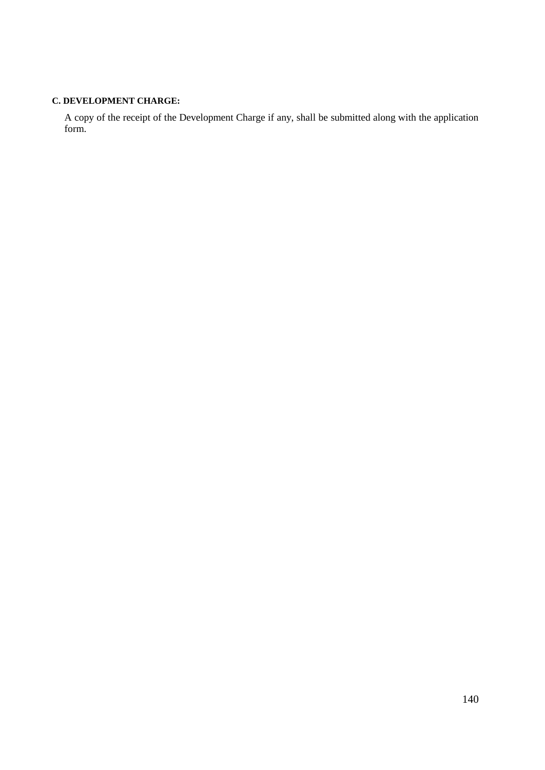**C. DEVELOPMENT CHARGE:**

A copy of the receipt of the Development Charge if any, shall be submitted along with the application form.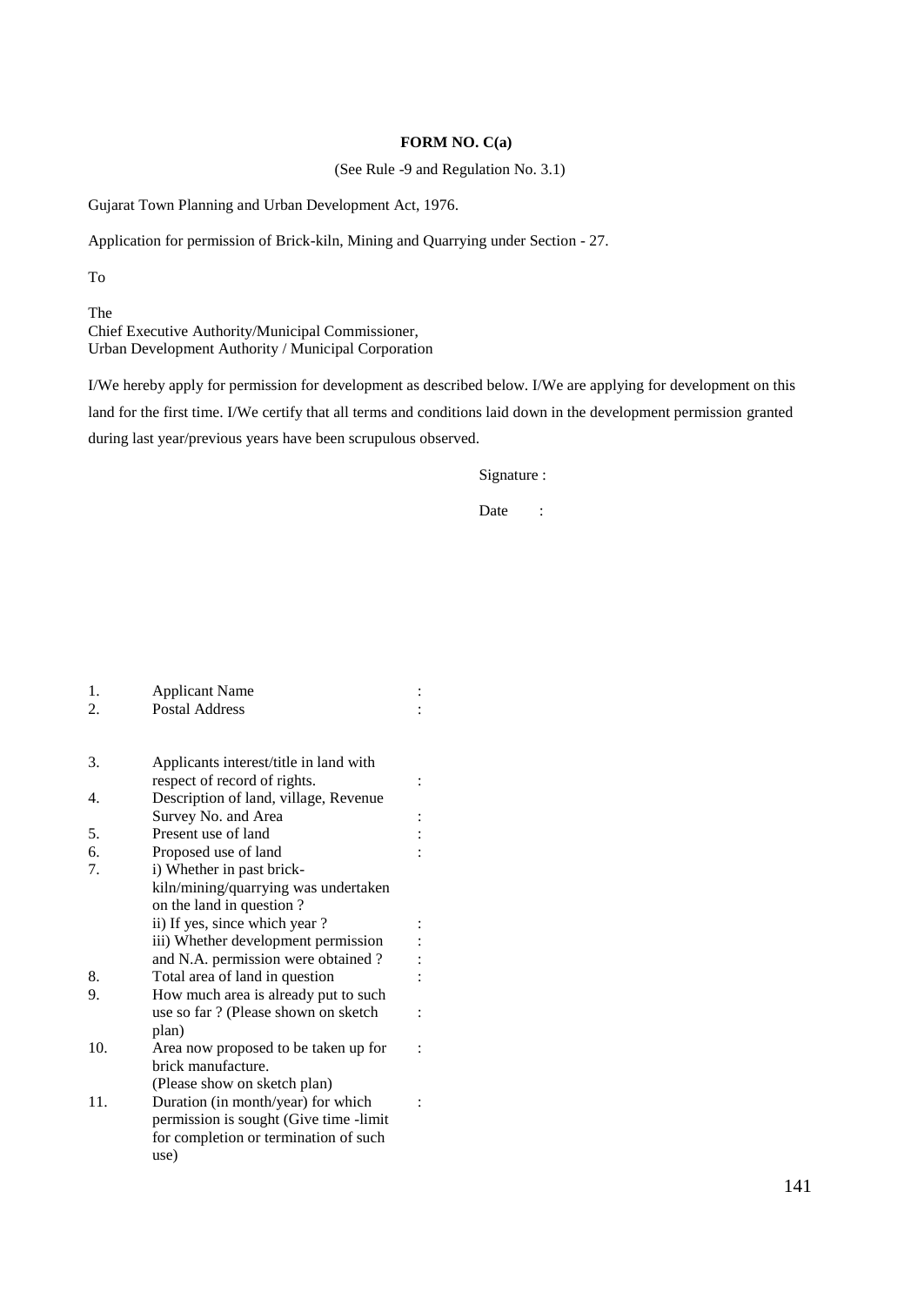**FORM NO. C(a)**

(See Rule -9 and Regulation No. 3.1)

Gujarat Town Planning and Urban Development Act, 1976.

Application for permission of Brick-kiln, Mining and Quarrying under Section - 27.

To

The
Chief Executive Authority/Municipal Commissioner,
Urban Development Authority / Municipal Corporation

I/We hereby apply for permission for development as described below. I/We are applying for development on this land for the first time. I/We certify that all terms and conditions laid down in the development permission granted during last year/previous years have been scrupulous observed.

Signature :

Date :

| | | |
|---|---|---|
| 1. | Applicant Name | : |
| 2. | Postal Address | : |
| 3. | Applicants interest/title in land with respect of record of rights. | : |
| 4. | Description of land, village, Revenue Survey No. and Area | : |
| 5. | Present use of land | : |
| 6. | Proposed use of land | : |
| 7. | i) Whether in past brick-kiln/mining/quarrying was undertaken on the land in question ? | |
| | ii) If yes, since which year ? | : |
| | iii) Whether development permission and N.A. permission were obtained ? | : |
| 8. | Total area of land in question | : |
| 9. | How much area is already put to such use so far ? (Please shown on sketch plan) | : |
| 10. | Area now proposed to be taken up for brick manufacture. (Please show on sketch plan) | : |
| 11. | Duration (in month/year) for which permission is sought (Give time -limit for completion or termination of such use) | : |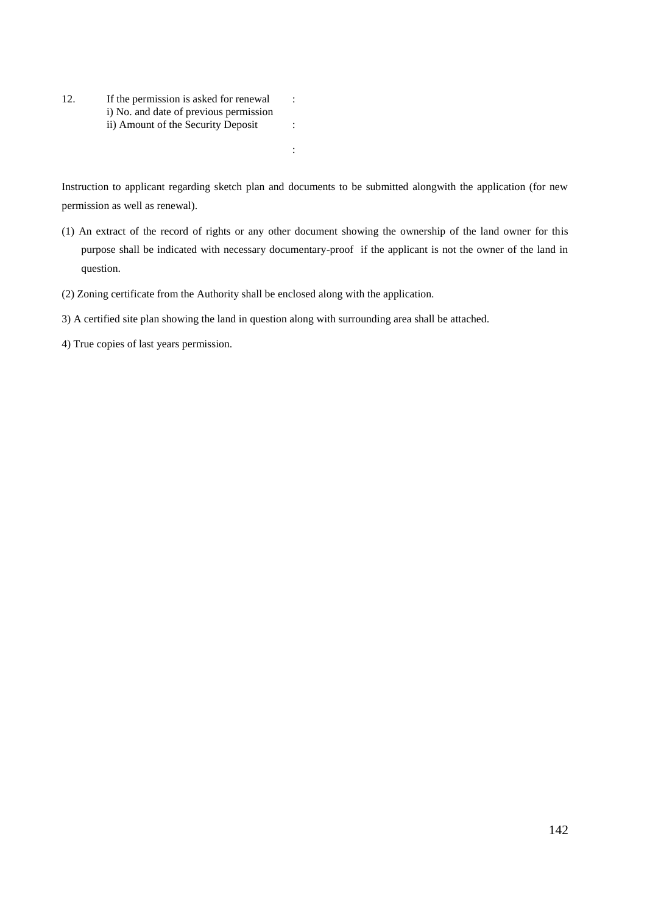12. If the permission is asked for renewal :
    i) No. and date of previous permission :
    ii) Amount of the Security Deposit :

Instruction to applicant regarding sketch plan and documents to be submitted alongwith the application (for new permission as well as renewal).

(1) An extract of the record of rights or any other document showing the ownership of the land owner for this purpose shall be indicated with necessary documentary-proof if the applicant is not the owner of the land in question.

(2) Zoning certificate from the Authority shall be enclosed along with the application.

3) A certified site plan showing the land in question along with surrounding area shall be attached.

4) True copies of last years permission.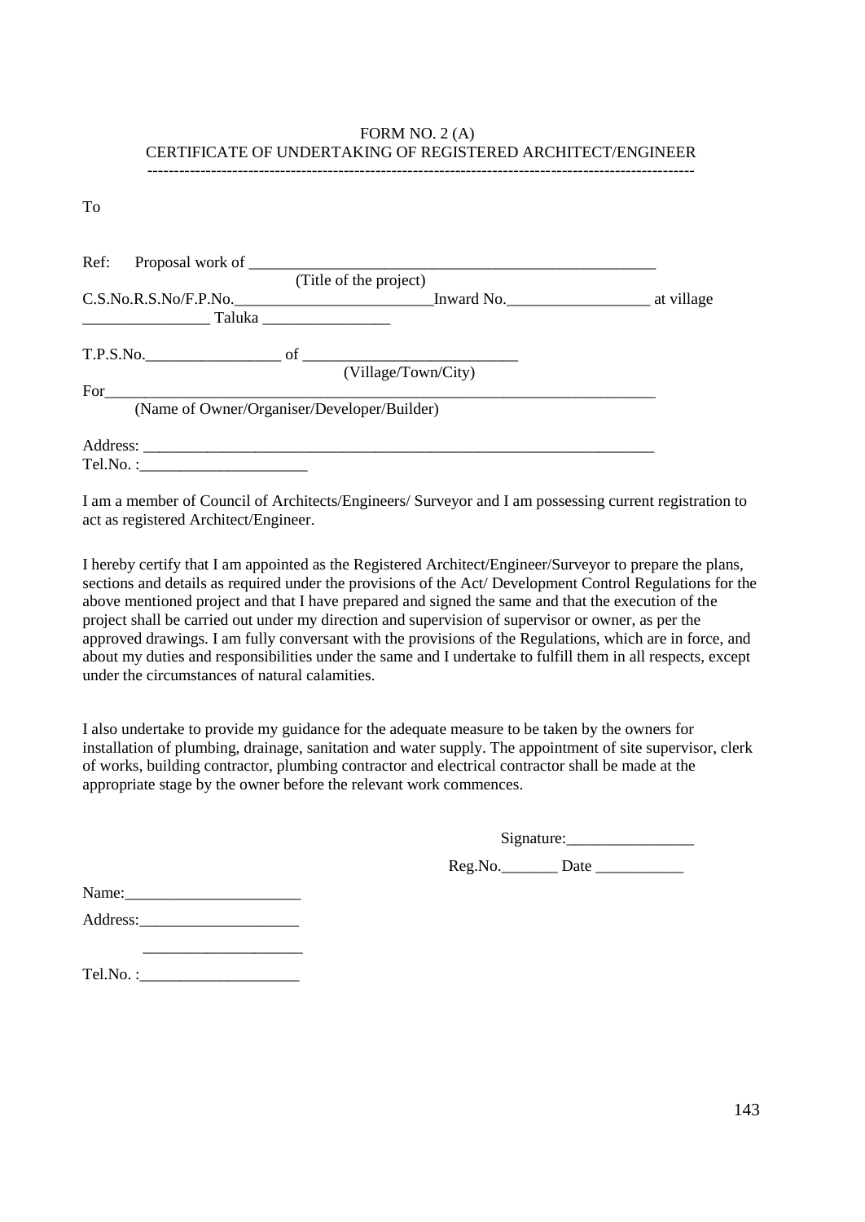# FORM NO. 2 (A)

## CERTIFICATE OF UNDERTAKING OF REGISTERED ARCHITECT/ENGINEER

---

To

Ref: Proposal work of ______________________________________________________
(Title of the project)

C.S.No.R.S.No/F.P.No.________________________Inward No.__________________ at village
________________ Taluka ________________

T.P.S.No._________________ of __________________________
(Village/Town/City)

For_______________________________________________________________________
(Name of Owner/Organiser/Developer/Builder)

Address: _________________________________________________________________
Tel.No. :_____________________

I am a member of Council of Architects/Engineers/ Surveyor and I am possessing current registration to act as registered Architect/Engineer.

I hereby certify that I am appointed as the Registered Architect/Engineer/Surveyor to prepare the plans, sections and details as required under the provisions of the Act/ Development Control Regulations for the above mentioned project and that I have prepared and signed the same and that the execution of the project shall be carried out under my direction and supervision of supervisor or owner, as per the approved drawings. I am fully conversant with the provisions of the Regulations, which are in force, and about my duties and responsibilities under the same and I undertake to fulfill them in all respects, except under the circumstances of natural calamities.

I also undertake to provide my guidance for the adequate measure to be taken by the owners for installation of plumbing, drainage, sanitation and water supply. The appointment of site supervisor, clerk of works, building contractor, plumbing contractor and electrical contractor shall be made at the appropriate stage by the owner before the relevant work commences.

Signature:________________

Reg.No._______ Date ___________

Name:______________________

Address:____________________

____________________

Tel.No. :____________________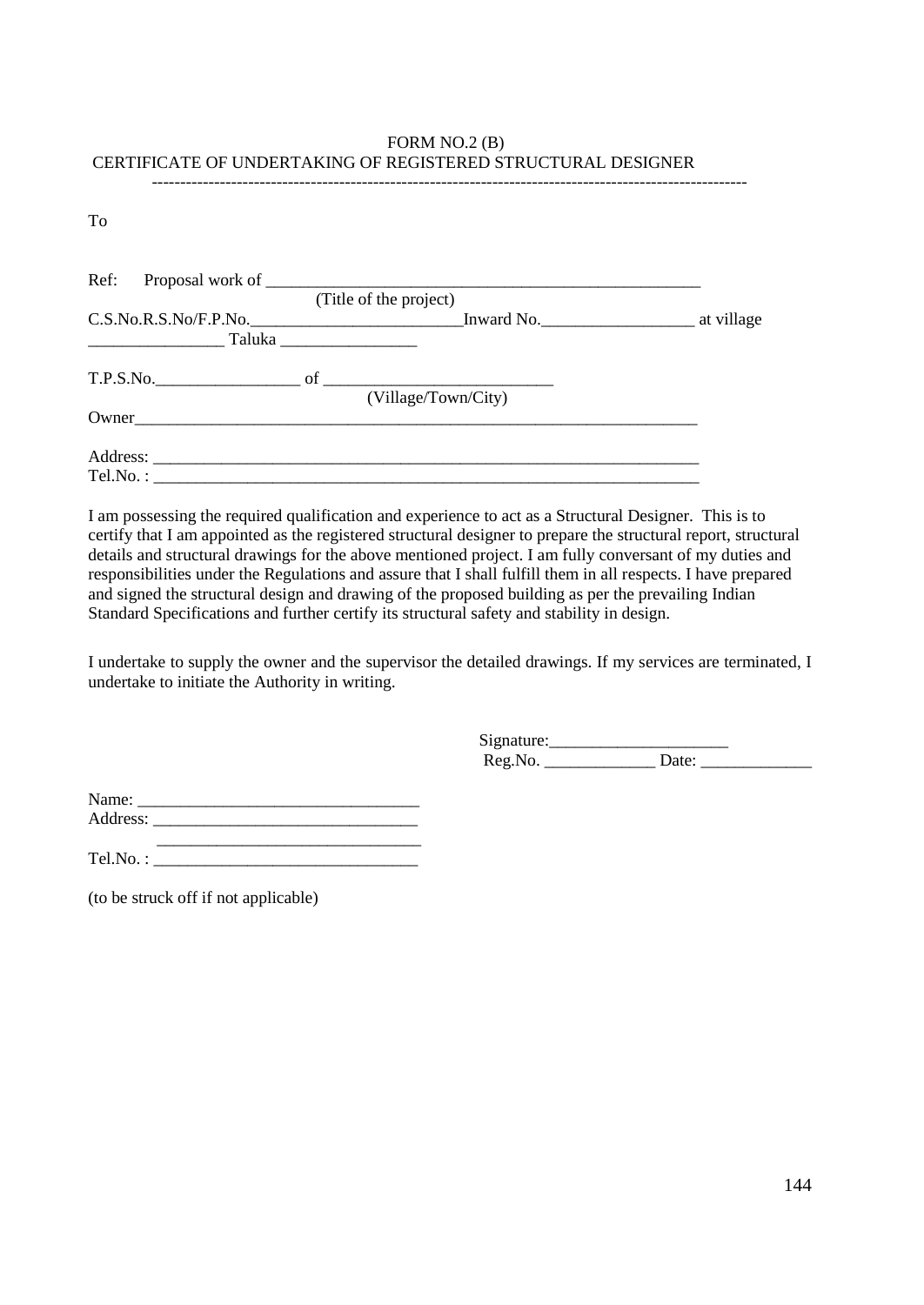FORM NO.2 (B)

CERTIFICATE OF UNDERTAKING OF REGISTERED STRUCTURAL DESIGNER

---

To

Ref: Proposal work of ____________________________________________________
(Title of the project)

C.S.No.R.S.No/F.P.No.________________________Inward No.__________________ at village ________________ Taluka ________________

T.P.S.No._________________ of ___________________________
(Village/Town/City)

Owner______________________________________________________________________

Address: ___________________________________________________________________

Tel.No. : ___________________________________________________________________

I am possessing the required qualification and experience to act as a Structural Designer. This is to certify that I am appointed as the registered structural designer to prepare the structural report, structural details and structural drawings for the above mentioned project. I am fully conversant of my duties and responsibilities under the Regulations and assure that I shall fulfill them in all respects. I have prepared and signed the structural design and drawing of the proposed building as per the prevailing Indian Standard Specifications and further certify its structural safety and stability in design.

I undertake to supply the owner and the supervisor the detailed drawings. If my services are terminated, I undertake to initiate the Authority in writing.

Signature:_____________________

Reg.No. _____________ Date: _____________

Name: _________________________________

Address: _______________________________

_______________________________

Tel.No. : _______________________________

(to be struck off if not applicable)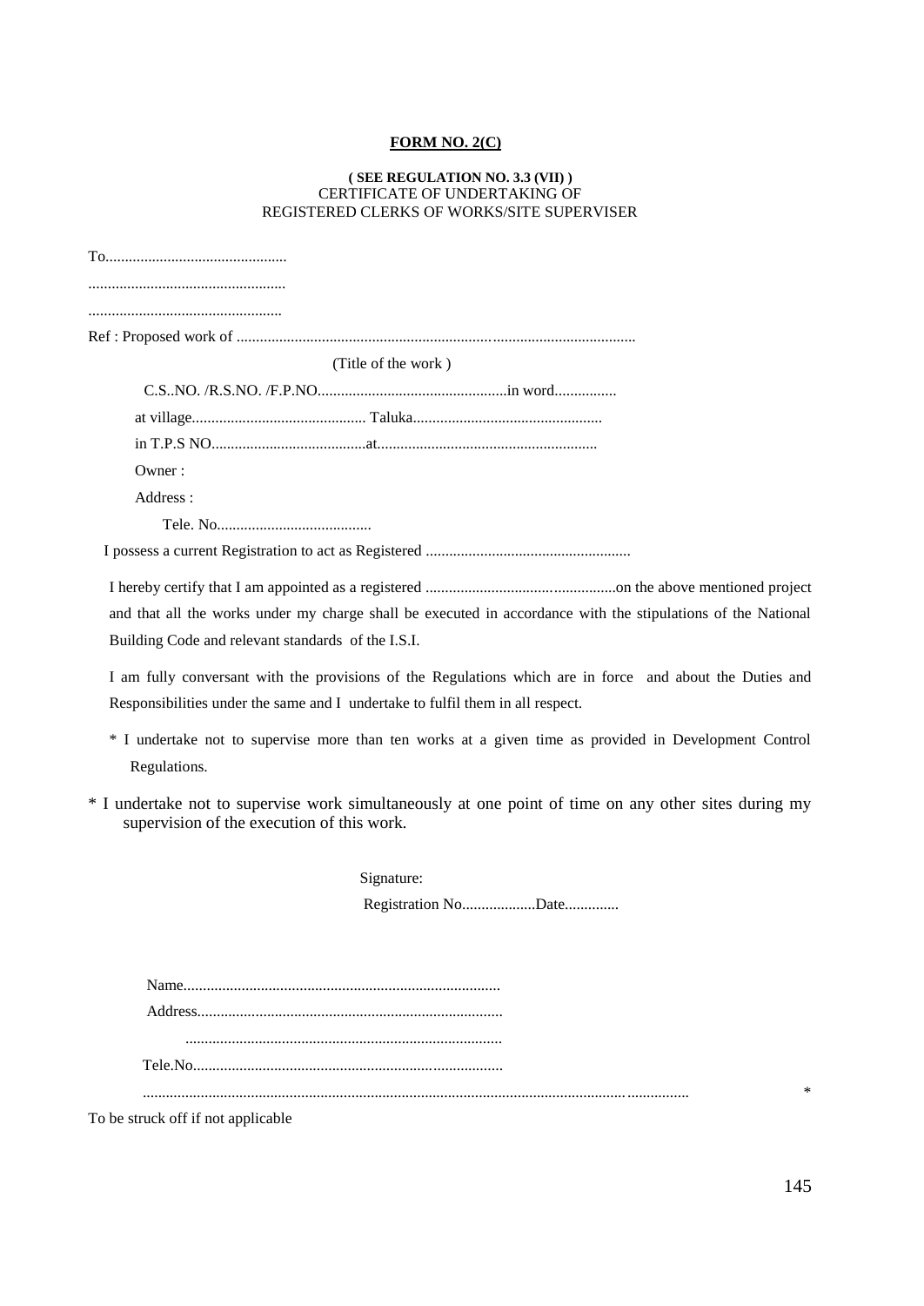**FORM NO. 2(C)**

**( SEE REGULATION NO. 3.3 (VII) )**
CERTIFICATE OF UNDERTAKING OF
REGISTERED CLERKS OF WORKS/SITE SUPERVISER

To..............................................
..................................................
.................................................

Ref : Proposed work of .....................................................................................................

(Title of the work )

C.S..NO. /R.S.NO. /F.P.NO................................................in word................

at village............................................ Taluka................................................

in T.P.S NO........................................at........................................................

Owner :

Address :

Tele. No........................................

I possess a current Registration to act as Registered ....................................................

I hereby certify that I am appointed as a registered ................................................on the above mentioned project and that all the works under my charge shall be executed in accordance with the stipulations of the National Building Code and relevant standards of the I.S.I.

I am fully conversant with the provisions of the Regulations which are in force and about the Duties and Responsibilities under the same and I undertake to fulfil them in all respect.

* I undertake not to supervise more than ten works at a given time as provided in Development Control Regulations.

* I undertake not to supervise work simultaneously at one point of time on any other sites during my supervision of the execution of this work.

Signature:

Registration No...................Date.............

Name.................................................................................

Address..............................................................................

.................................................................................

Tele.No...............................................................................

...........................................................................................................................................

* To be struck off if not applicable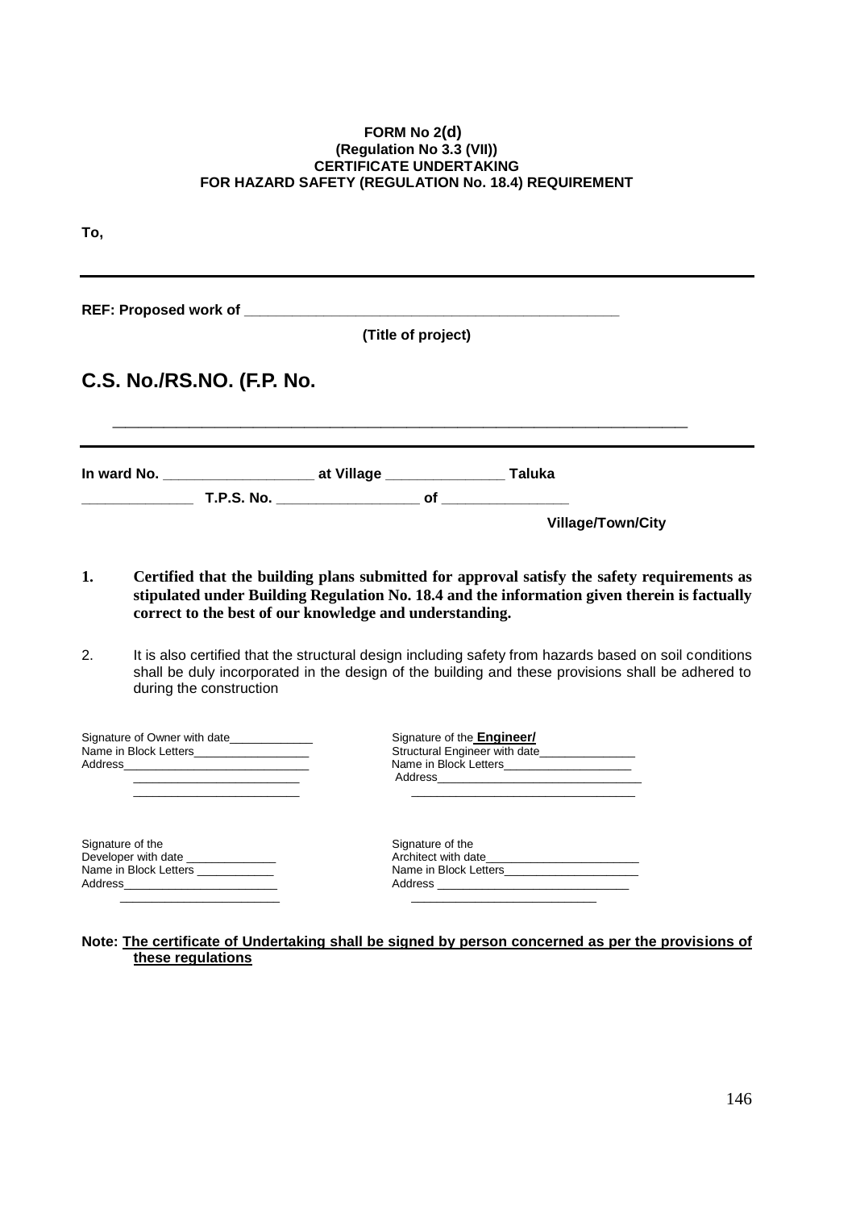**FORM No 2(d)**
**(Regulation No 3.3 (VII))**
**CERTIFICATE UNDERTAKING**
**FOR HAZARD SAFETY (REGULATION No. 18.4) REQUIREMENT**

**To,**

---

**REF: Proposed work of \_\_\_\_\_\_\_\_\_\_\_\_\_\_\_\_\_\_\_\_\_\_\_\_\_\_\_\_\_\_\_\_\_\_\_\_\_\_\_\_\_\_\_\_\_\_\_\_**

**(Title of project)**

## C.S. No./RS.NO. (F.P. No.

\_\_\_\_\_\_\_\_\_\_\_\_\_\_\_\_\_\_\_\_\_\_\_\_\_\_\_\_\_\_\_\_\_\_\_\_\_\_\_\_\_\_\_\_\_\_\_\_\_\_\_\_\_\_\_\_\_\_\_\_\_\_\_\_\_\_\_\_\_\_\_\_

---

**In ward No. \_\_\_\_\_\_\_\_\_\_\_\_\_\_\_\_\_\_\_ at Village \_\_\_\_\_\_\_\_\_\_\_\_\_\_\_ Taluka \_\_\_\_\_\_\_\_\_\_\_\_\_\_ T.P.S. No. \_\_\_\_\_\_\_\_\_\_\_\_\_\_\_\_\_ of \_\_\_\_\_\_\_\_\_\_\_\_\_\_\_\_ Village/Town/City**

1. **Certified that the building plans submitted for approval satisfy the safety requirements as stipulated under Building Regulation No. 18.4 and the information given therein is factually correct to the best of our knowledge and understanding.**

2. It is also certified that the structural design including safety from hazards based on soil conditions shall be duly incorporated in the design of the building and these provisions shall be adhered to during the construction

Signature of Owner with date\_\_\_\_\_\_\_\_\_\_\_\_\_
Name in Block Letters\_\_\_\_\_\_\_\_\_\_\_\_\_\_\_\_\_\_
Address\_\_\_\_\_\_\_\_\_\_\_\_\_\_\_\_\_\_\_\_\_\_\_\_\_\_\_\_\_
\_\_\_\_\_\_\_\_\_\_\_\_\_\_\_\_\_\_\_\_\_\_\_\_\_\_
\_\_\_\_\_\_\_\_\_\_\_\_\_\_\_\_\_\_\_\_\_\_\_\_\_\_

Signature of the **Engineer/**
Structural Engineer with date\_\_\_\_\_\_\_\_\_\_\_\_\_\_\_
Name in Block Letters\_\_\_\_\_\_\_\_\_\_\_\_\_\_\_\_\_\_\_\_
Address\_\_\_\_\_\_\_\_\_\_\_\_\_\_\_\_\_\_\_\_\_\_\_\_\_\_\_\_\_\_\_\_
\_\_\_\_\_\_\_\_\_\_\_\_\_\_\_\_\_\_\_\_\_\_\_\_\_\_\_\_\_\_\_\_\_\_\_

Signature of the
Developer with date \_\_\_\_\_\_\_\_\_\_\_\_\_\_
Name in Block Letters \_\_\_\_\_\_\_\_\_\_\_\_
Address\_\_\_\_\_\_\_\_\_\_\_\_\_\_\_\_\_\_\_\_\_\_\_\_
\_\_\_\_\_\_\_\_\_\_\_\_\_\_\_\_\_\_\_\_\_\_\_\_\_

Signature of the
Architect with date\_\_\_\_\_\_\_\_\_\_\_\_\_\_\_\_\_\_\_\_\_\_\_\_
Name in Block Letters\_\_\_\_\_\_\_\_\_\_\_\_\_\_\_\_\_\_\_\_\_
Address \_\_\_\_\_\_\_\_\_\_\_\_\_\_\_\_\_\_\_\_\_\_\_\_\_\_\_\_\_\_
\_\_\_\_\_\_\_\_\_\_\_\_\_\_\_\_\_\_\_\_\_\_\_\_\_\_\_\_\_

**Note: The certificate of Undertaking shall be signed by person concerned as per the provisions of these regulations**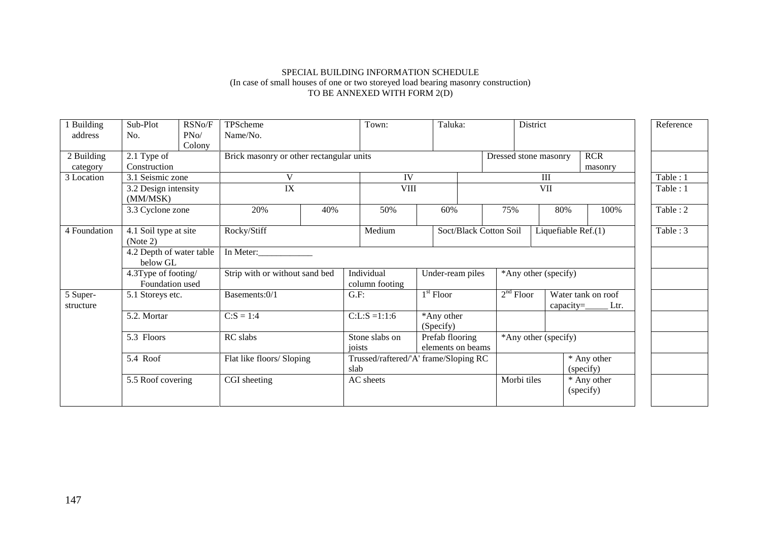SPECIAL BUILDING INFORMATION SCHEDULE
(In case of small houses of one or two storeyed load bearing masonry construction)
TO BE ANNEXED WITH FORM 2(D)

| 1 Building address | Sub-Plot No. | RSNo/F PNo/ Colony | TPScheme Name/No. | | Town: | | Taluka: | | District | | Reference |
|---|---|---|---|---|---|---|---|---|---|---|---|
| 2 Building category | 2.1 Type of Construction | | Brick masonry or other rectangular units | | | | | Dressed stone masonry | | RCR masonry | |
| 3 Location | 3.1 Seismic zone | | V | | IV | | III | | | | Table : 1 |
| | 3.2 Design intensity (MM/MSK) | | IX | | VIII | | VII | | | | Table : 1 |
| | 3.3 Cyclone zone | | 20% | 40% | 50% | 60% | 75% | | 80% | 100% | Table : 2 |
| 4 Foundation | 4.1 Soil type at site (Note 2) | | Rocky/Stiff | | Medium | | Soct/Black Cotton Soil | | Liquefiable Ref.(1) | | Table : 3 |
| | 4.2 Depth of water table below GL | | In Meter:____________ | | | | | | | | |
| | 4.3Type of footing/ Foundation used | | Strip with or without sand bed | | Individual column footing | Under-ream piles | | *Any other (specify) | | | |
| 5 Super-structure | 5.1 Storeys etc. | | Basements:0/1 | | G.F: | 1st Floor | | 2nd Floor | Water tank on roof capacity=_____ Ltr. | | |
| | 5.2. Mortar | | C:S = 1:4 | | C:L:S =1:1:6 | *Any other (Specify) | | | | | |
| | 5.3 Floors | | RC slabs | | Stone slabs on joists | Prefab flooring elements on beams | | *Any other (specify) | | | |
| | 5.4 Roof | | Flat like floors/ Sloping | | Trussed/raftered/'A' frame/Sloping RC slab | | | | * Any other (specify) | | |
| | 5.5 Roof covering | | CGI sheeting | | AC sheets | | | Morbi tiles | * Any other (specify) | | |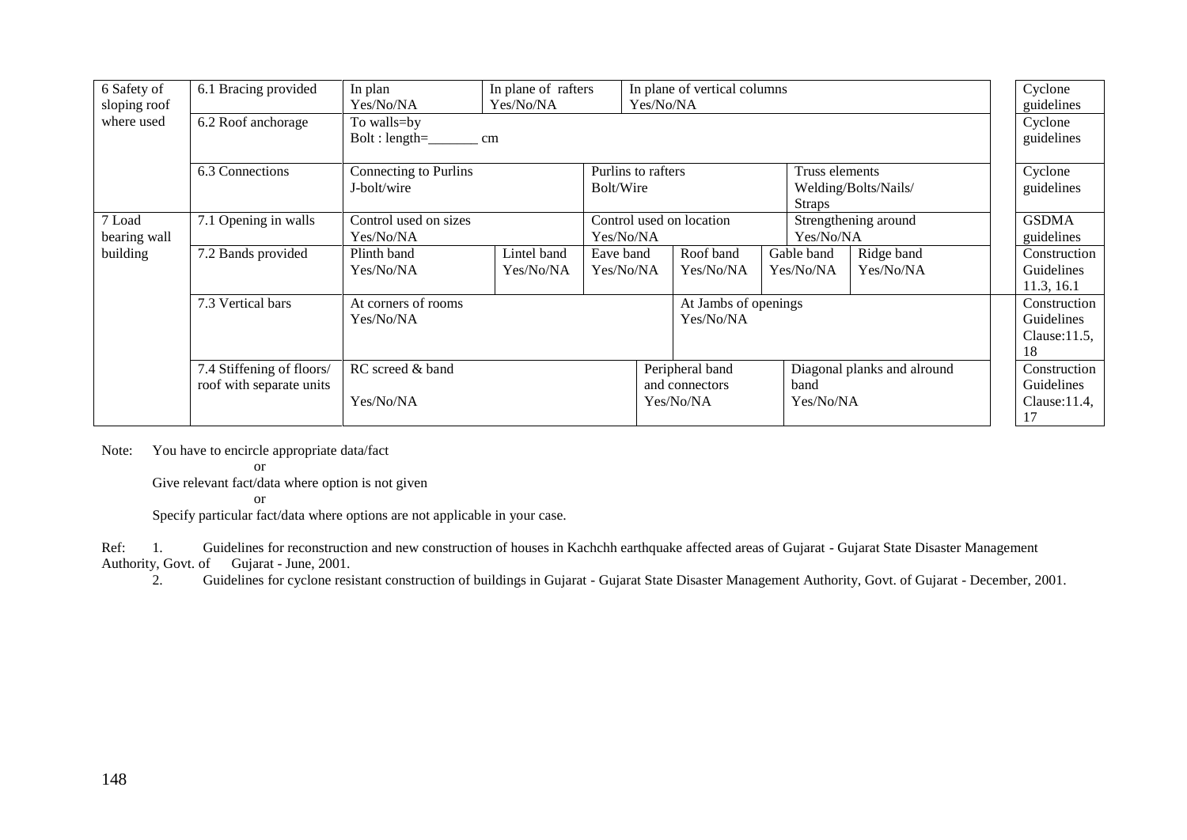| 6 Safety of sloping roof where used | 6.1 Bracing provided | In plan Yes/No/NA | In plane of rafters Yes/No/NA | In plane of vertical columns Yes/No/NA | | | Cyclone guidelines |
|---|---|---|---|---|---|---|---|
| | 6.2 Roof anchorage | To walls=by Bolt : length=_______ cm | | | | | Cyclone guidelines |
| | 6.3 Connections | Connecting to Purlins J-bolt/wire | | Purlins to rafters Bolt/Wire | | Truss elements Welding/Bolts/Nails/ Straps | Cyclone guidelines |
| 7 Load bearing wall building | 7.1 Opening in walls | Control used on sizes Yes/No/NA | | Control used on location Yes/No/NA | | Strengthening around Yes/No/NA | GSDMA guidelines |
| | 7.2 Bands provided | Plinth band Yes/No/NA | Lintel band Yes/No/NA | Eave band Yes/No/NA | Roof band Yes/No/NA | Gable band Yes/No/NA; Ridge band Yes/No/NA | Construction Guidelines 11.3, 16.1 |
| | 7.3 Vertical bars | At corners of rooms Yes/No/NA | | | At Jambs of openings Yes/No/NA | | Construction Guidelines Clause:11.5, 18 |
| | 7.4 Stiffening of floors/ roof with separate units | RC screed & band Yes/No/NA | | | Peripheral band and connectors Yes/No/NA | Diagonal planks and alround band Yes/No/NA | Construction Guidelines Clause:11.4, 17 |

Note: You have to encircle appropriate data/fact

or

Give relevant fact/data where option is not given

or

Specify particular fact/data where options are not applicable in your case.

Ref:
1. Guidelines for reconstruction and new construction of houses in Kachchh earthquake affected areas of Gujarat - Gujarat State Disaster Management Authority, Govt. of Gujarat - June, 2001.
2. Guidelines for cyclone resistant construction of buildings in Gujarat - Gujarat State Disaster Management Authority, Govt. of Gujarat - December, 2001.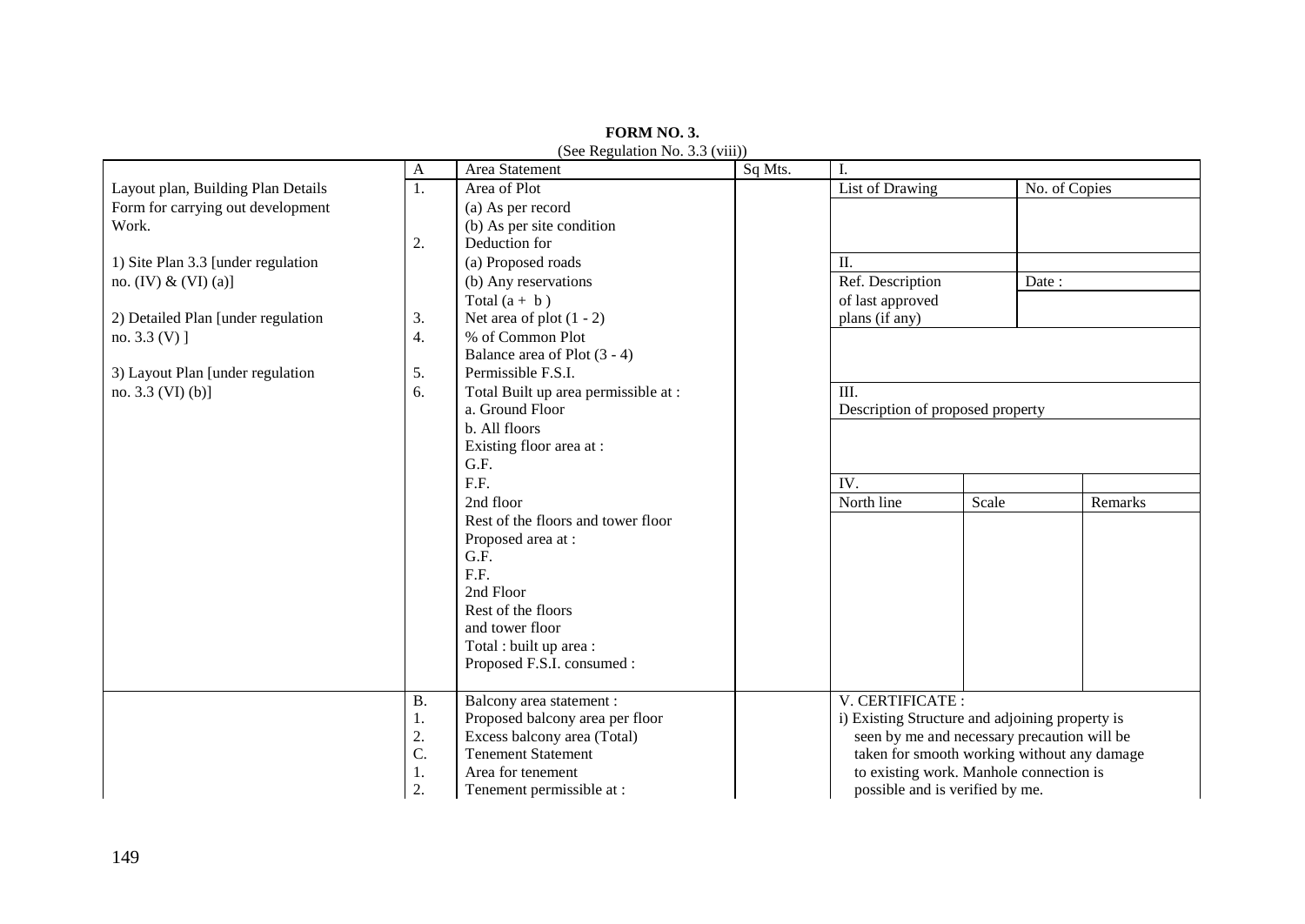**FORM NO. 3.**

(See Regulation No. 3.3 (viii))

| | A | Area Statement | Sq Mts. |
|---|---|---|---|
| Layout plan, Building Plan Details Form for carrying out development Work. | 1. | Area of Plot | |
| | | (a) As per record | |
| | | (b) As per site condition | |
| | 2. | Deduction for | |
| 1) Site Plan 3.3 [under regulation no. (IV) & (VI) (a)] | | (a) Proposed roads | |
| | | (b) Any reservations | |
| | | Total (a + b ) | |
| 2) Detailed Plan [under regulation no. 3.3 (V) ] | 3. | Net area of plot (1 - 2) | |
| | 4. | % of Common Plot | |
| | | Balance area of Plot (3 - 4) | |
| 3) Layout Plan [under regulation no. 3.3 (VI) (b)] | 5. | Permissible F.S.I. | |
| | 6. | Total Built up area permissible at : | |
| | | a. Ground Floor | |
| | | b. All floors | |
| | | Existing floor area at : | |
| | | G.F. | |
| | | F.F. | |
| | | 2nd floor | |
| | | Rest of the floors and tower floor | |
| | | Proposed area at : | |
| | | G.F. | |
| | | F.F. | |
| | | 2nd Floor | |
| | | Rest of the floors and tower floor | |
| | | Total : built up area : | |
| | | Proposed F.S.I. consumed : | |
| | B. | Balcony area statement : | |
| | 1. | Proposed balcony area per floor | |
| | 2. | Excess balcony area (Total) | |
| | C. | Tenement Statement | |
| | 1. | Area for tenement | |
| | 2. | Tenement permissible at : | |

I.

| List of Drawing | No. of Copies |
|---|---|
| | |

II.

| Ref. Description of last approved plans (if any) | Date : |
|---|---|
| | |

III.

Description of proposed property

IV.

| North line | Scale | Remarks |
|---|---|---|
| | | |

V. CERTIFICATE :

i) Existing Structure and adjoining property is seen by me and necessary precaution will be taken for smooth working without any damage to existing work. Manhole connection is possible and is verified by me.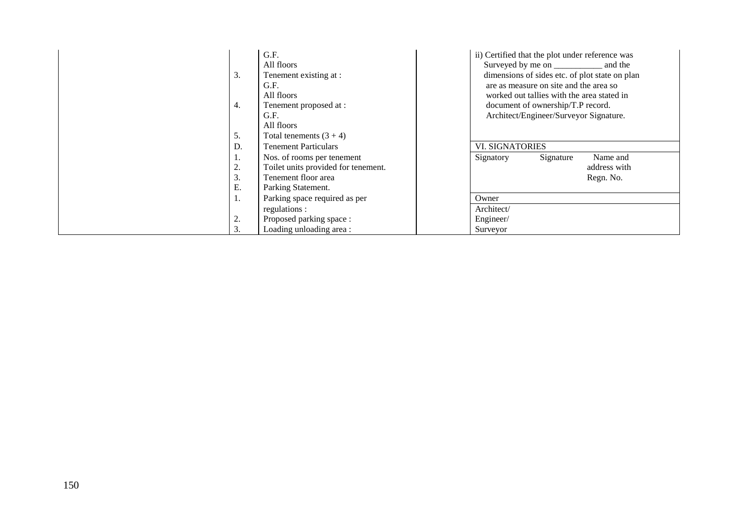| | | | |
|---|---|---|---|
| | | G.F.<br>All floors | |
| | 3. | Tenement existing at :<br>G.F.<br>All floors | |
| | 4. | Tenement proposed at :<br>G.F.<br>All floors | |
| | 5. | Total tenements (3 + 4) | |
| | D. | Tenement Particulars | |
| | 1. | Nos. of rooms per tenement | |
| | 2. | Toilet units provided for tenement. | |
| | 3. | Tenement floor area | |
| | E. | Parking Statement. | |
| | 1. | Parking space required as per regulations : | |
| | 2. | Proposed parking space : | |
| | 3. | Loading unloading area : | |

ii) Certified that the plot under reference was Surveyed by me on ___________ and the dimensions of sides etc. of plot state on plan are as measure on site and the area so worked out tallies with the area stated in document of ownership/T.P record.

Architect/Engineer/Surveyor Signature.

**VI. SIGNATORIES**

| Signatory | Signature | Name and address with Regn. No. |
|---|---|---|
| Owner | | |
| Architect/ Engineer/ Surveyor | | |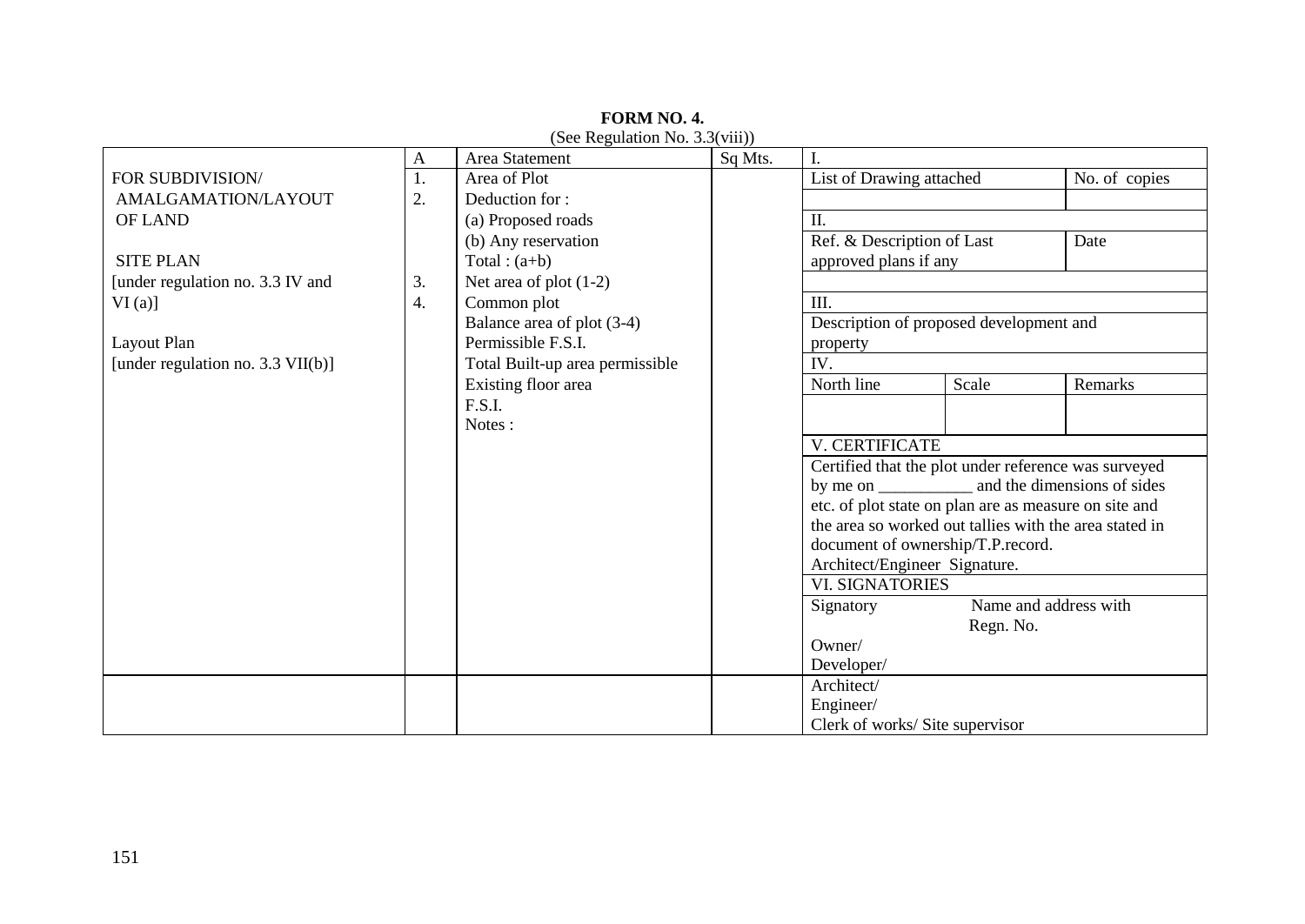**FORM NO. 4.**

(See Regulation No. 3.3(viii))

| | A | Area Statement | Sq Mts. | I. | | |
|---|---|---|---|---|---|---|
| FOR SUBDIVISION/ AMALGAMATION/LAYOUT OF LAND | 1. | Area of Plot | | List of Drawing attached | | No. of copies |
| | 2. | Deduction for : | | | | |
| | | (a) Proposed roads | | II. | | |
| SITE PLAN | | (b) Any reservation | | Ref. & Description of Last approved plans if any | | Date |
| [under regulation no. 3.3 IV and VI (a)] | | Total : (a+b) | | | | |
| | 3. | Net area of plot (1-2) | | | | |
| | 4. | Common plot | | III. | | |
| Layout Plan | | Balance area of plot (3-4) | | Description of proposed development and property | | |
| [under regulation no. 3.3 VII(b)] | | Permissible F.S.I. | | IV. | | |
| | | Total Built-up area permissible | | North line | Scale | Remarks |
| | | Existing floor area | | | | |
| | | F.S.I. | | | | |
| | | Notes : | | V. CERTIFICATE | | |
| | | | | Certified that the plot under reference was surveyed by me on ___________ and the dimensions of sides etc. of plot state on plan are as measure on site and the area so worked out tallies with the area stated in document of ownership/T.P.record. Architect/Engineer Signature. | | |
| | | | | VI. SIGNATORIES | | |
| | | | | Signatory | Name and address with Regn. No. | |
| | | | | Owner/ Developer/ | | |
| | | | | Architect/ Engineer/ Clerk of works/ Site supervisor | | |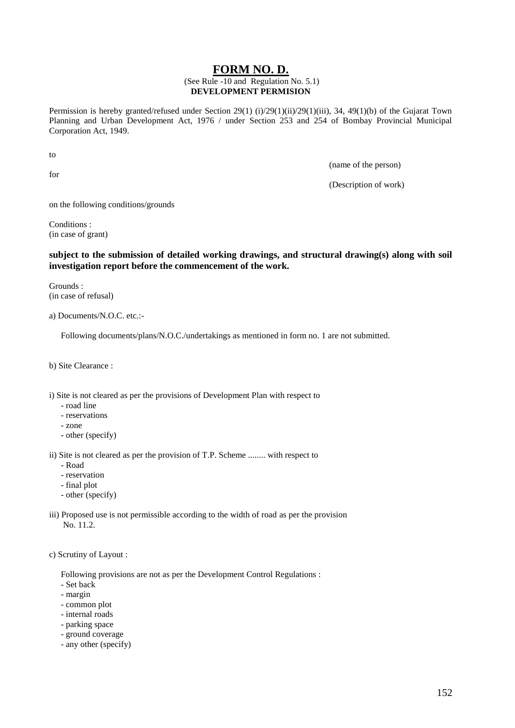# FORM NO. D.

(See Rule -10 and Regulation No. 5.1)

**DEVELOPMENT PERMISION**

Permission is hereby granted/refused under Section 29(1) (i)/29(1)(ii)/29(1)(iii), 34, 49(1)(b) of the Gujarat Town Planning and Urban Development Act, 1976 / under Section 253 and 254 of Bombay Provincial Municipal Corporation Act, 1949.

to

(name of the person)

for

(Description of work)

on the following conditions/grounds

Conditions :
(in case of grant)

**subject to the submission of detailed working drawings, and structural drawing(s) along with soil investigation report before the commencement of the work.**

Grounds :
(in case of refusal)

a) Documents/N.O.C. etc.:-

Following documents/plans/N.O.C./undertakings as mentioned in form no. 1 are not submitted.

b) Site Clearance :

i) Site is not cleared as per the provisions of Development Plan with respect to
- road line
- reservations
- zone
- other (specify)

ii) Site is not cleared as per the provision of T.P. Scheme ........ with respect to
- Road
- reservation
- final plot
- other (specify)

iii) Proposed use is not permissible according to the width of road as per the provision No. 11.2.

c) Scrutiny of Layout :

Following provisions are not as per the Development Control Regulations :
- Set back
- margin
- common plot
- internal roads
- parking space
- ground coverage
- any other (specify)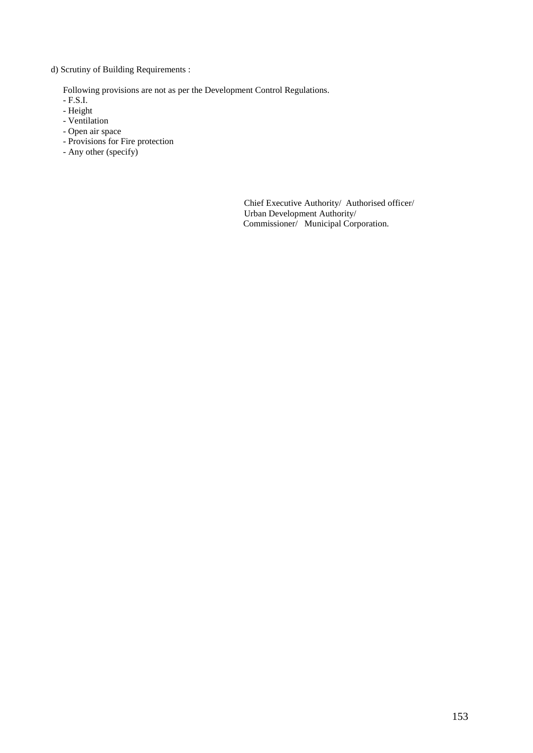d) Scrutiny of Building Requirements :

Following provisions are not as per the Development Control Regulations.

- F.S.I.
- Height
- Ventilation
- Open air space
- Provisions for Fire protection
- Any other (specify)

Chief Executive Authority/ Authorised officer/
Urban Development Authority/
Commissioner/ Municipal Corporation.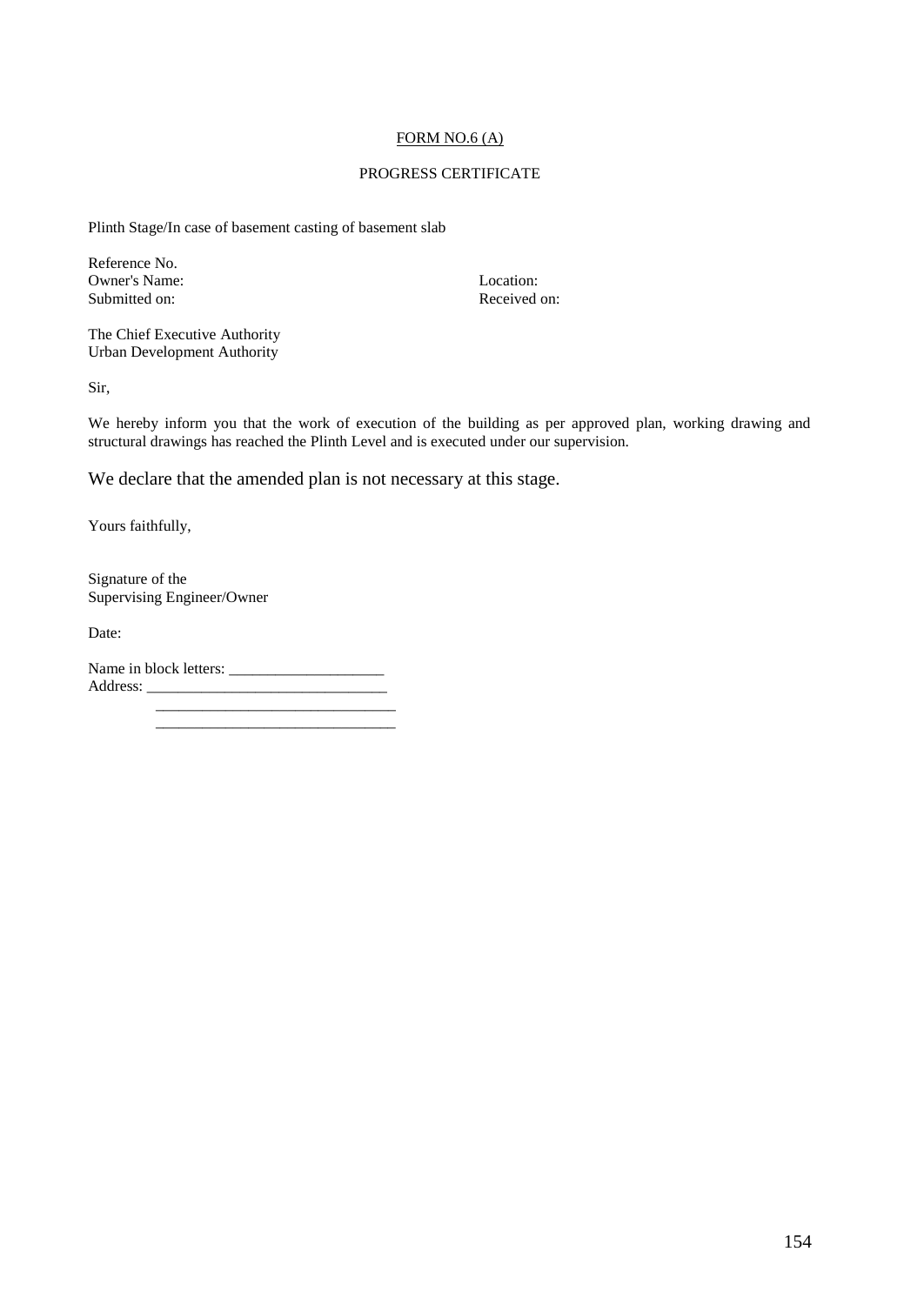<u>FORM NO.6 (A)</u>

PROGRESS CERTIFICATE

Plinth Stage/In case of basement casting of basement slab

Reference No.
Owner's Name: Location:
Submitted on: Received on:

The Chief Executive Authority
Urban Development Authority

Sir,

We hereby inform you that the work of execution of the building as per approved plan, working drawing and structural drawings has reached the Plinth Level and is executed under our supervision.

We declare that the amended plan is not necessary at this stage.

Yours faithfully,

Signature of the
Supervising Engineer/Owner

Date:

Name in block letters: ____________________
Address: _______________________________
_______________________________
_______________________________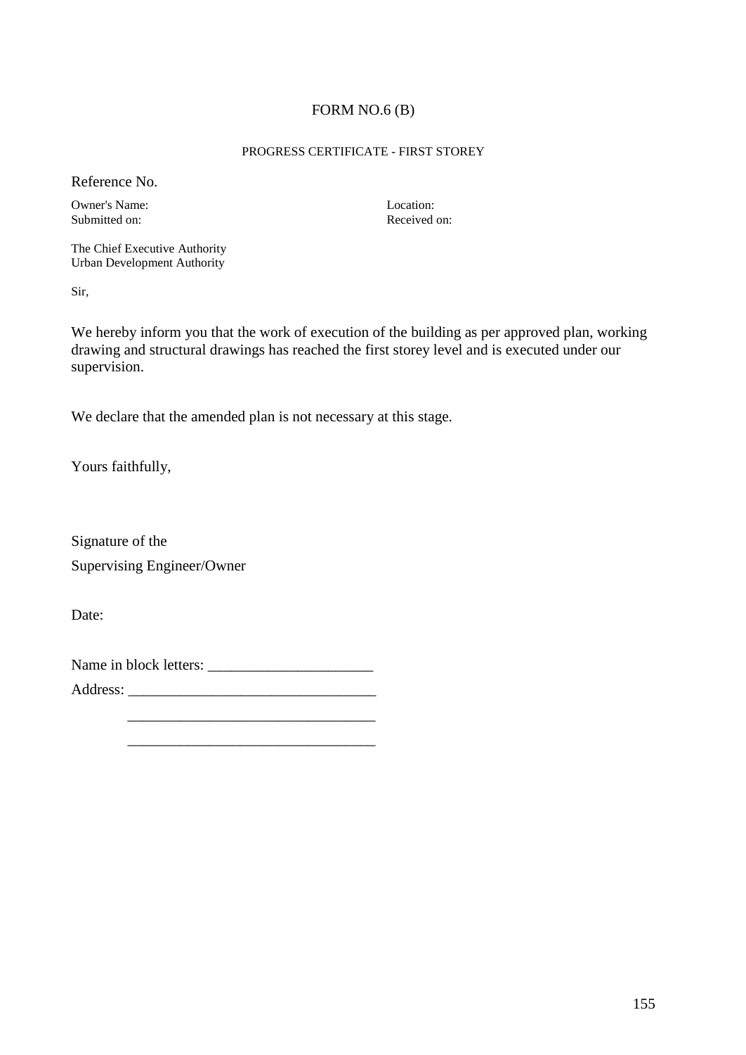# FORM NO.6 (B)

## PROGRESS CERTIFICATE - FIRST STOREY

Reference No.

Owner's Name: Location:
Submitted on: Received on:

The Chief Executive Authority
Urban Development Authority

Sir,

We hereby inform you that the work of execution of the building as per approved plan, working drawing and structural drawings has reached the first storey level and is executed under our supervision.

We declare that the amended plan is not necessary at this stage.

Yours faithfully,

Signature of the
Supervising Engineer/Owner

Date:

Name in block letters: ______________________

Address: _________________________________
_________________________________
_________________________________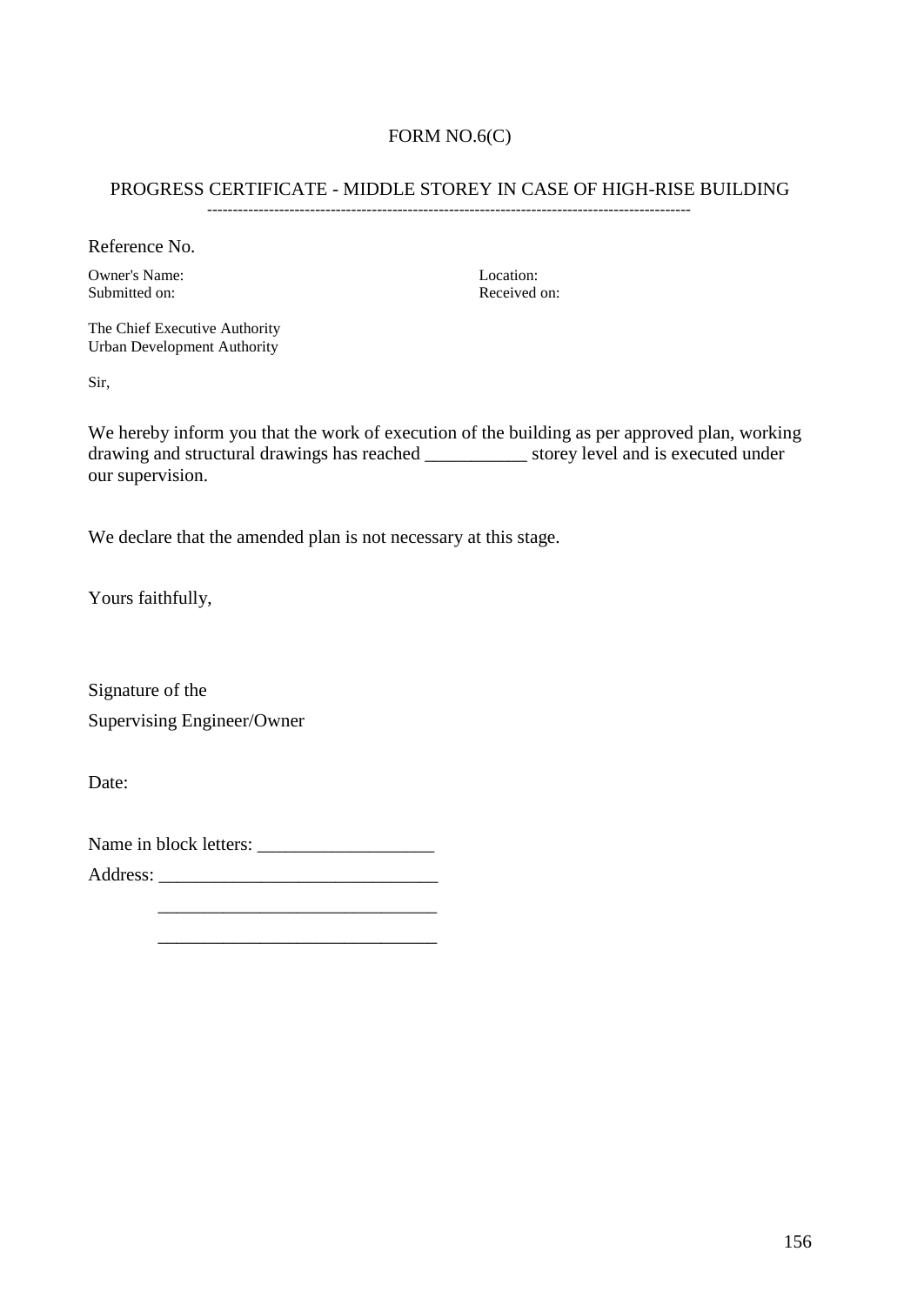FORM NO.6(C)

## PROGRESS CERTIFICATE - MIDDLE STOREY IN CASE OF HIGH-RISE BUILDING

Reference No.

Owner's Name:  
Location:  
Submitted on:  
Received on:

The Chief Executive Authority  
Urban Development Authority

Sir,

We hereby inform you that the work of execution of the building as per approved plan, working drawing and structural drawings has reached ___________ storey level and is executed under our supervision.

We declare that the amended plan is not necessary at this stage.

Yours faithfully,

Signature of the  
Supervising Engineer/Owner

Date:

Name in block letters: ___________________

Address: ______________________________  
______________________________  
______________________________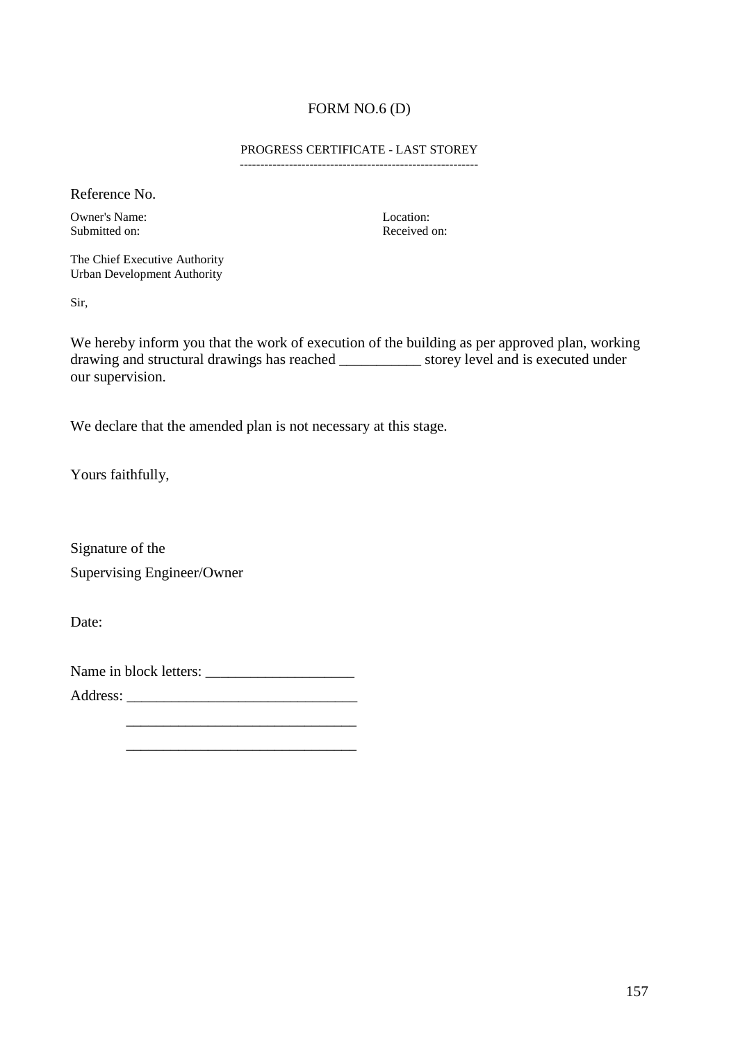# FORM NO.6 (D)

## PROGRESS CERTIFICATE - LAST STOREY

Reference No.

Owner's Name: Location:

Submitted on: Received on:

The Chief Executive Authority
Urban Development Authority

Sir,

We hereby inform you that the work of execution of the building as per approved plan, working drawing and structural drawings has reached ___________ storey level and is executed under our supervision.

We declare that the amended plan is not necessary at this stage.

Yours faithfully,

Signature of the
Supervising Engineer/Owner

Date:

Name in block letters: ____________________

Address: _______________________________
_______________________________
_______________________________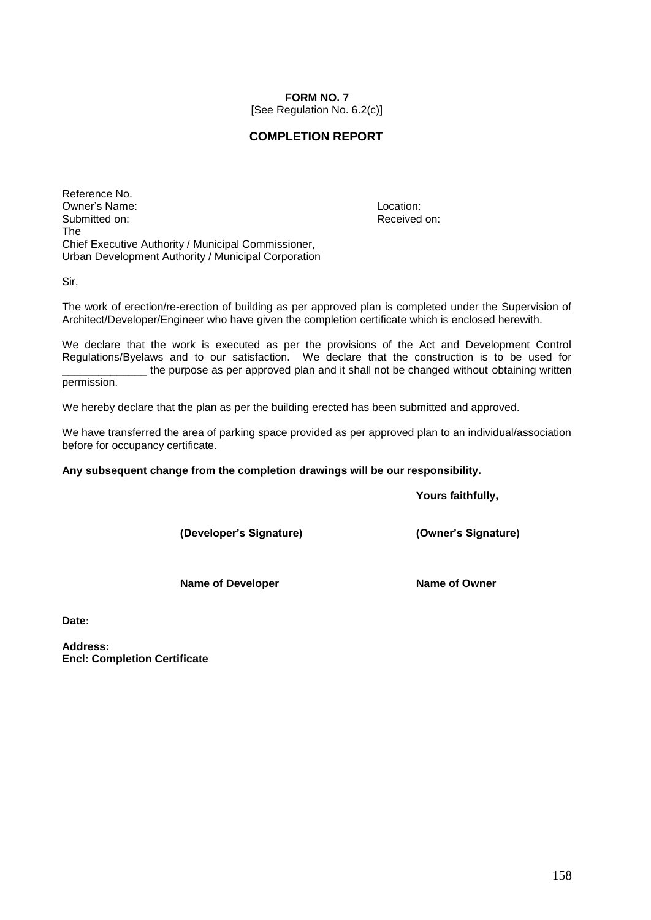**FORM NO. 7**
[See Regulation No. 6.2(c)]

## COMPLETION REPORT

Reference No.
Owner's Name: Location:
Submitted on: Received on:
The
Chief Executive Authority / Municipal Commissioner,
Urban Development Authority / Municipal Corporation

Sir,

The work of erection/re-erection of building as per approved plan is completed under the Supervision of Architect/Developer/Engineer who have given the completion certificate which is enclosed herewith.

We declare that the work is executed as per the provisions of the Act and Development Control Regulations/Byelaws and to our satisfaction. We declare that the construction is to be used for ______________ the purpose as per approved plan and it shall not be changed without obtaining written permission.

We hereby declare that the plan as per the building erected has been submitted and approved.

We have transferred the area of parking space provided as per approved plan to an individual/association before for occupancy certificate.

**Any subsequent change from the completion drawings will be our responsibility.**

**Yours faithfully,**

**(Developer's Signature)** **(Owner's Signature)**

**Name of Developer** **Name of Owner**

**Date:**

**Address:**
**Encl: Completion Certificate**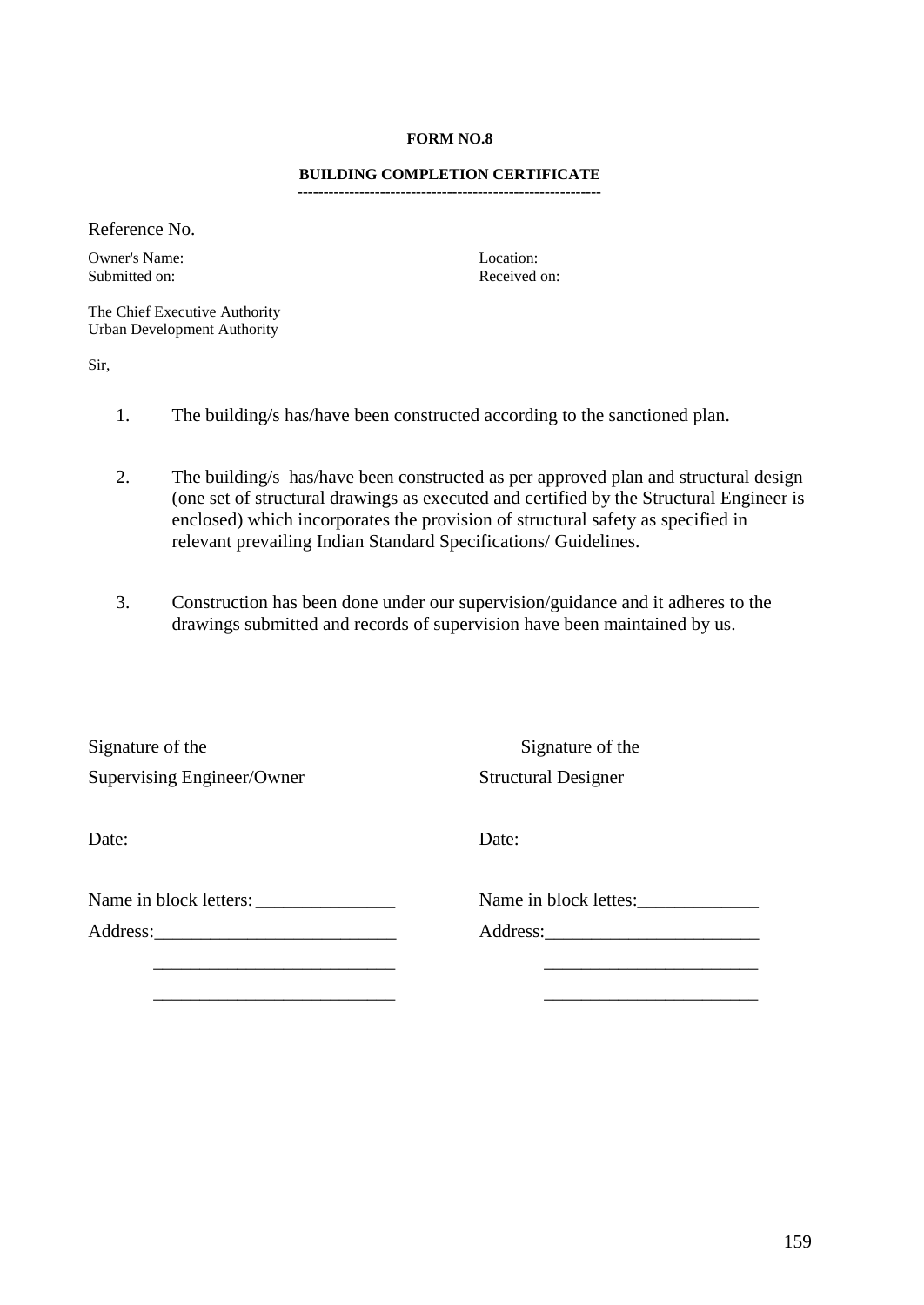**FORM NO.8**

**BUILDING COMPLETION CERTIFICATE**

Reference No.

Owner's Name: Location:
Submitted on: Received on:

The Chief Executive Authority
Urban Development Authority

Sir,

1. The building/s has/have been constructed according to the sanctioned plan.

2. The building/s has/have been constructed as per approved plan and structural design (one set of structural drawings as executed and certified by the Structural Engineer is enclosed) which incorporates the provision of structural safety as specified in relevant prevailing Indian Standard Specifications/ Guidelines.

3. Construction has been done under our supervision/guidance and it adheres to the drawings submitted and records of supervision have been maintained by us.

| | |
|---|---|
| Signature of the<br>Supervising Engineer/Owner | Signature of the<br>Structural Designer |
| Date: | Date: |
| Name in block letters: _______________ | Name in block lettes: _____________ |
| Address: __________________________<br>__________________________<br>__________________________ | Address: _______________________<br>_______________________<br>_______________________ |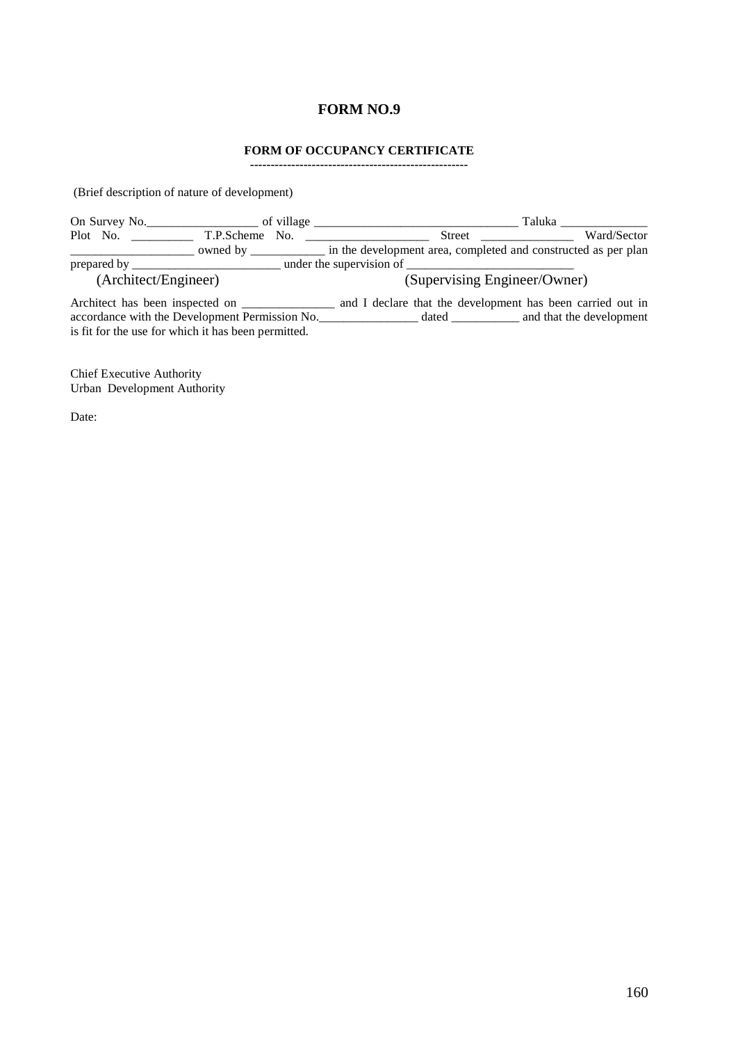# FORM NO.9

## FORM OF OCCUPANCY CERTIFICATE

(Brief description of nature of development)

On Survey No.__________________ of village _________________________________ Taluka ______________ Plot No. _________ T.P.Scheme No. ____________________ Street ______________ Ward/Sector ____________________ owned by ____________ in the development area, completed and constructed as per plan prepared by ________________________ under the supervision of ___________________________

(Architect/Engineer) (Supervising Engineer/Owner)

Architect has been inspected on _______________ and I declare that the development has been carried out in accordance with the Development Permission No.________________ dated ___________ and that the development is fit for the use for which it has been permitted.

Chief Executive Authority
Urban Development Authority

Date: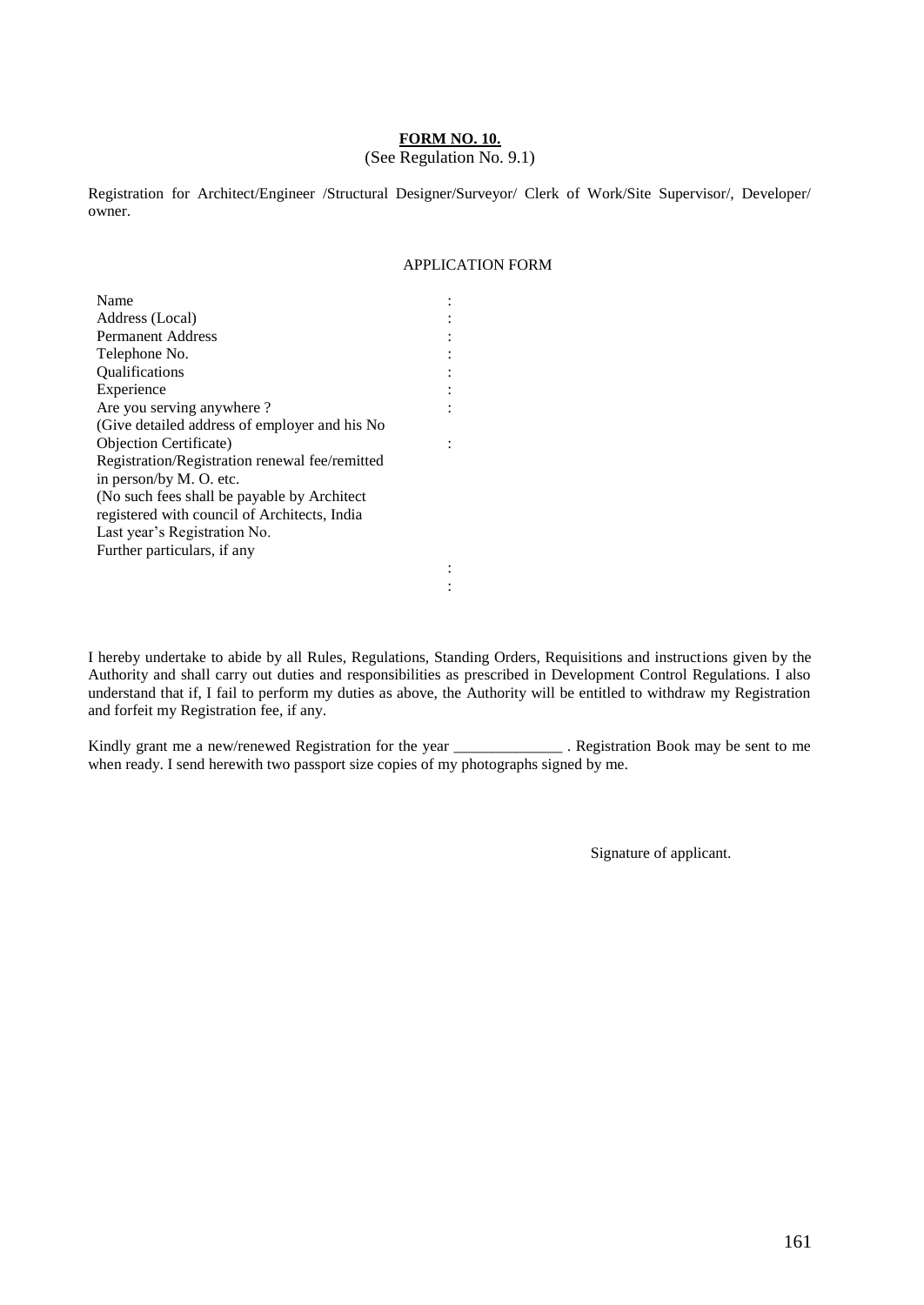**FORM NO. 10.**

(See Regulation No. 9.1)

Registration for Architect/Engineer /Structural Designer/Surveyor/ Clerk of Work/Site Supervisor/, Developer/ owner.

APPLICATION FORM

| | |
|---|---|
| Name | : |
| Address (Local) | : |
| Permanent Address | : |
| Telephone No. | : |
| Qualifications | : |
| Experience | : |
| Are you serving anywhere ? | : |
| (Give detailed address of employer and his No Objection Certificate) | : |
| Registration/Registration renewal fee/remitted in person/by M. O. etc. | |
| (No such fees shall be payable by Architect registered with council of Architects, India | |
| Last year's Registration No. | |
| Further particulars, if any | |
| | : |
| | : |

I hereby undertake to abide by all Rules, Regulations, Standing Orders, Requisitions and instructions given by the Authority and shall carry out duties and responsibilities as prescribed in Development Control Regulations. I also understand that if, I fail to perform my duties as above, the Authority will be entitled to withdraw my Registration and forfeit my Registration fee, if any.

Kindly grant me a new/renewed Registration for the year ______________ . Registration Book may be sent to me when ready. I send herewith two passport size copies of my photographs signed by me.

Signature of applicant.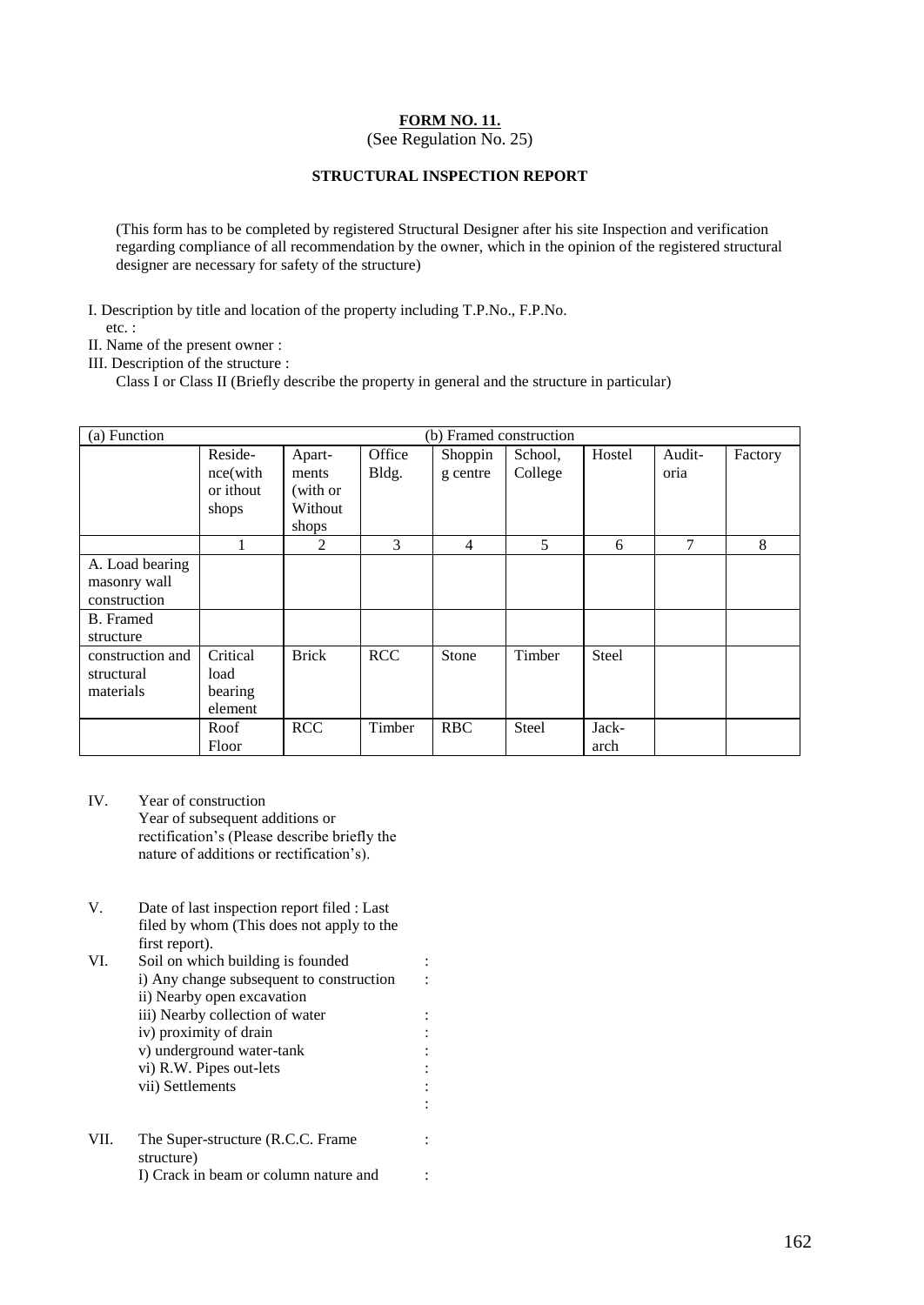**FORM NO. 11.**

(See Regulation No. 25)

**STRUCTURAL INSPECTION REPORT**

(This form has to be completed by registered Structural Designer after his site Inspection and verification regarding compliance of all recommendation by the owner, which in the opinion of the registered structural designer are necessary for safety of the structure)

I. Description by title and location of the property including T.P.No., F.P.No. etc. :

II. Name of the present owner :

III. Description of the structure :

Class I or Class II (Briefly describe the property in general and the structure in particular)

| (a) Function | (b) Framed construction | | | | | | | |
|---|---|---|---|---|---|---|---|---|
| | Reside-nce(with or ithout shops | Apart-ments (with or Without shops | Office Bldg. | Shoppin g centre | School, College | Hostel | Audit-oria | Factory |
| | 1 | 2 | 3 | 4 | 5 | 6 | 7 | 8 |
| A. Load bearing masonry wall construction | | | | | | | | |
| B. Framed structure | | | | | | | | |
| construction and structural materials | Critical load bearing element | Brick | RCC | Stone | Timber | Steel | | |
| | Roof Floor | RCC | Timber | RBC | Steel | Jack-arch | | |

IV. Year of construction
Year of subsequent additions or rectification's (Please describe briefly the nature of additions or rectification's).

V. Date of last inspection report filed : Last filed by whom (This does not apply to the first report).

VI. Soil on which building is founded :
i) Any change subsequent to construction :
ii) Nearby open excavation
iii) Nearby collection of water :
iv) proximity of drain :
v) underground water-tank :
vi) R.W. Pipes out-lets :
vii) Settlements :
:

VII. The Super-structure (R.C.C. Frame structure) :
I) Crack in beam or column nature and :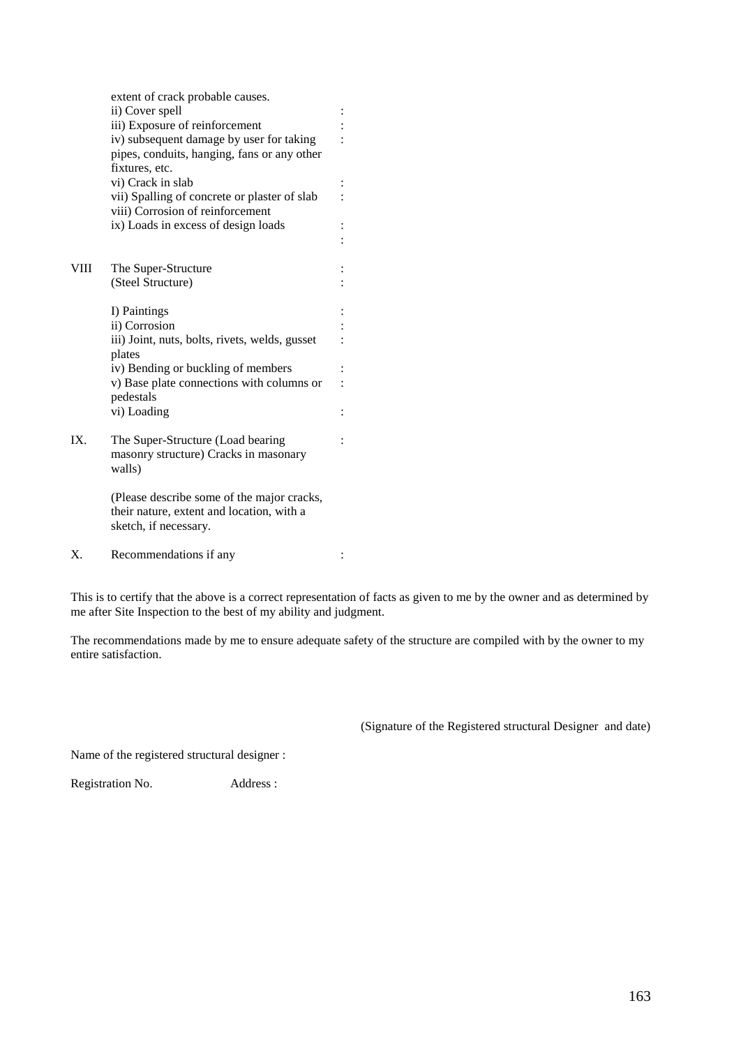| | | |
|---|---|---|
| | extent of crack probable causes. | |
| | ii) Cover spell | : |
| | iii) Exposure of reinforcement | : |
| | iv) subsequent damage by user for taking pipes, conduits, hanging, fans or any other fixtures, etc. | : |
| | vi) Crack in slab | : |
| | vii) Spalling of concrete or plaster of slab | : |
| | viii) Corrosion of reinforcement | |
| | ix) Loads in excess of design loads | : |
| | | : |
| VIII | The Super-Structure | : |
| | (Steel Structure) | : |
| | I) Paintings | : |
| | ii) Corrosion | : |
| | iii) Joint, nuts, bolts, rivets, welds, gusset plates | : |
| | iv) Bending or buckling of members | : |
| | v) Base plate connections with columns or pedestals | : |
| | vi) Loading | : |
| IX. | The Super-Structure (Load bearing masonry structure) Cracks in masonary walls) | : |
| | (Please describe some of the major cracks, their nature, extent and location, with a sketch, if necessary. | |
| X. | Recommendations if any | : |

This is to certify that the above is a correct representation of facts as given to me by the owner and as determined by me after Site Inspection to the best of my ability and judgment.

The recommendations made by me to ensure adequate safety of the structure are compiled with by the owner to my entire satisfaction.

(Signature of the Registered structural Designer and date)

Name of the registered structural designer :

Registration No. Address :